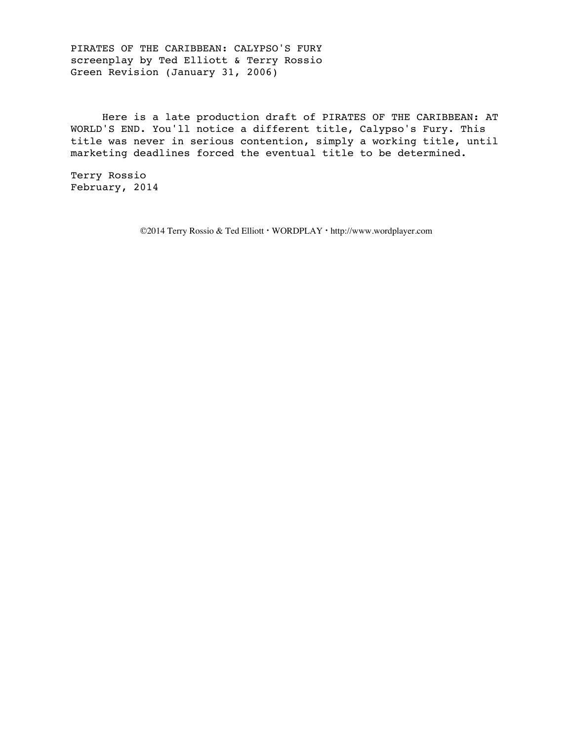PIRATES OF THE CARIBBEAN: CALYPSO'S FURY
screenplay by Ted Elliott & Terry Rossio
Green Revision (January 31, 2006)

Here is a late production draft of PIRATES OF THE CARIBBEAN: AT WORLD'S END. You'll notice a different title, Calypso's Fury. This title was never in serious contention, simply a working title, until marketing deadlines forced the eventual title to be determined.

Terry Rossio
February, 2014

©2014 Terry Rossio & Ted Elliott • WORDPLAY • http://www.wordplayer.com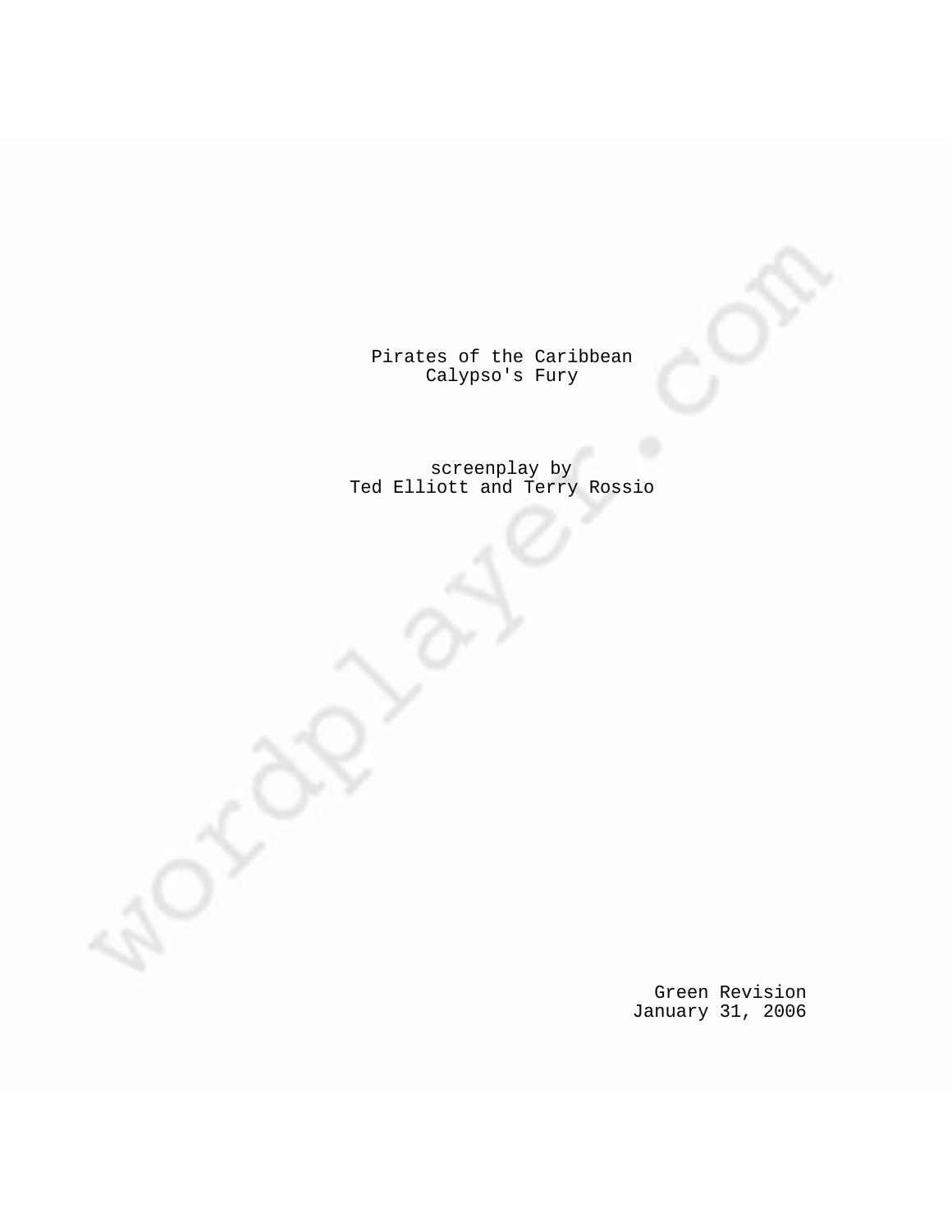Pirates of the Caribbean
Calypso's Fury

screenplay by
Ted Elliott and Terry Rossio

Green Revision
January 31, 2006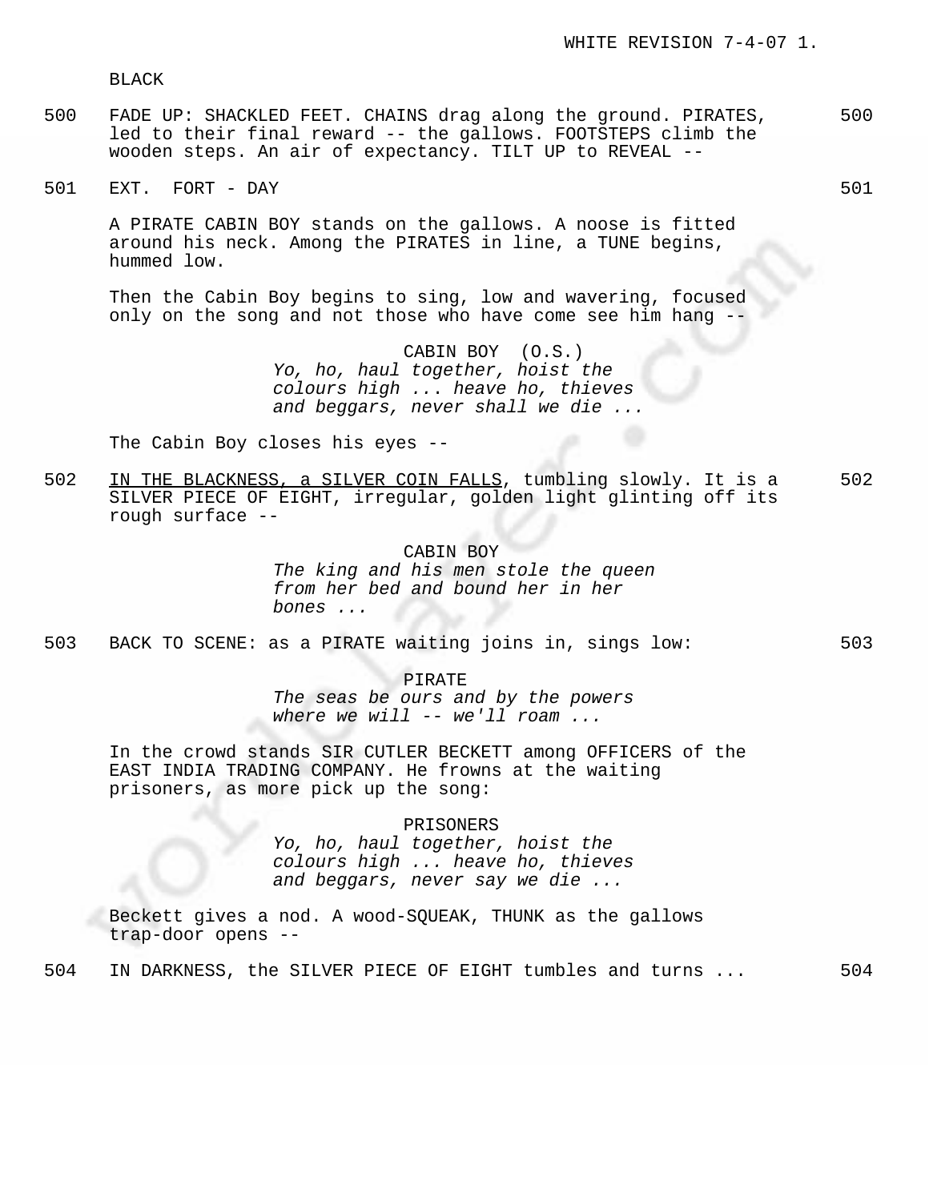BLACK

500 FADE UP: SHACKLED FEET. CHAINS drag along the ground. PIRATES, led to their final reward -- the gallows. FOOTSTEPS climb the wooden steps. An air of expectancy. TILT UP to REVEAL -- 500

501 EXT. FORT - DAY 501

A PIRATE CABIN BOY stands on the gallows. A noose is fitted around his neck. Among the PIRATES in line, a TUNE begins, hummed low.

Then the Cabin Boy begins to sing, low and wavering, focused only on the song and not those who have come see him hang --

CABIN BOY (O.S.)
*Yo, ho, haul together, hoist the colours high ... heave ho, thieves and beggars, never shall we die ...*

The Cabin Boy closes his eyes --

502 <u>IN THE BLACKNESS, a SILVER COIN FALLS</u>, tumbling slowly. It is a SILVER PIECE OF EIGHT, irregular, golden light glinting off its rough surface -- 502

CABIN BOY
*The king and his men stole the queen from her bed and bound her in her bones ...*

503 BACK TO SCENE: as a PIRATE waiting joins in, sings low: 503

PIRATE
*The seas be ours and by the powers where we will -- we'll roam ...*

In the crowd stands SIR CUTLER BECKETT among OFFICERS of the EAST INDIA TRADING COMPANY. He frowns at the waiting prisoners, as more pick up the song:

PRISONERS
*Yo, ho, haul together, hoist the colours high ... heave ho, thieves and beggars, never say we die ...*

Beckett gives a nod. A wood-SQUEAK, THUNK as the gallows trap-door opens --

504 IN DARKNESS, the SILVER PIECE OF EIGHT tumbles and turns ... 504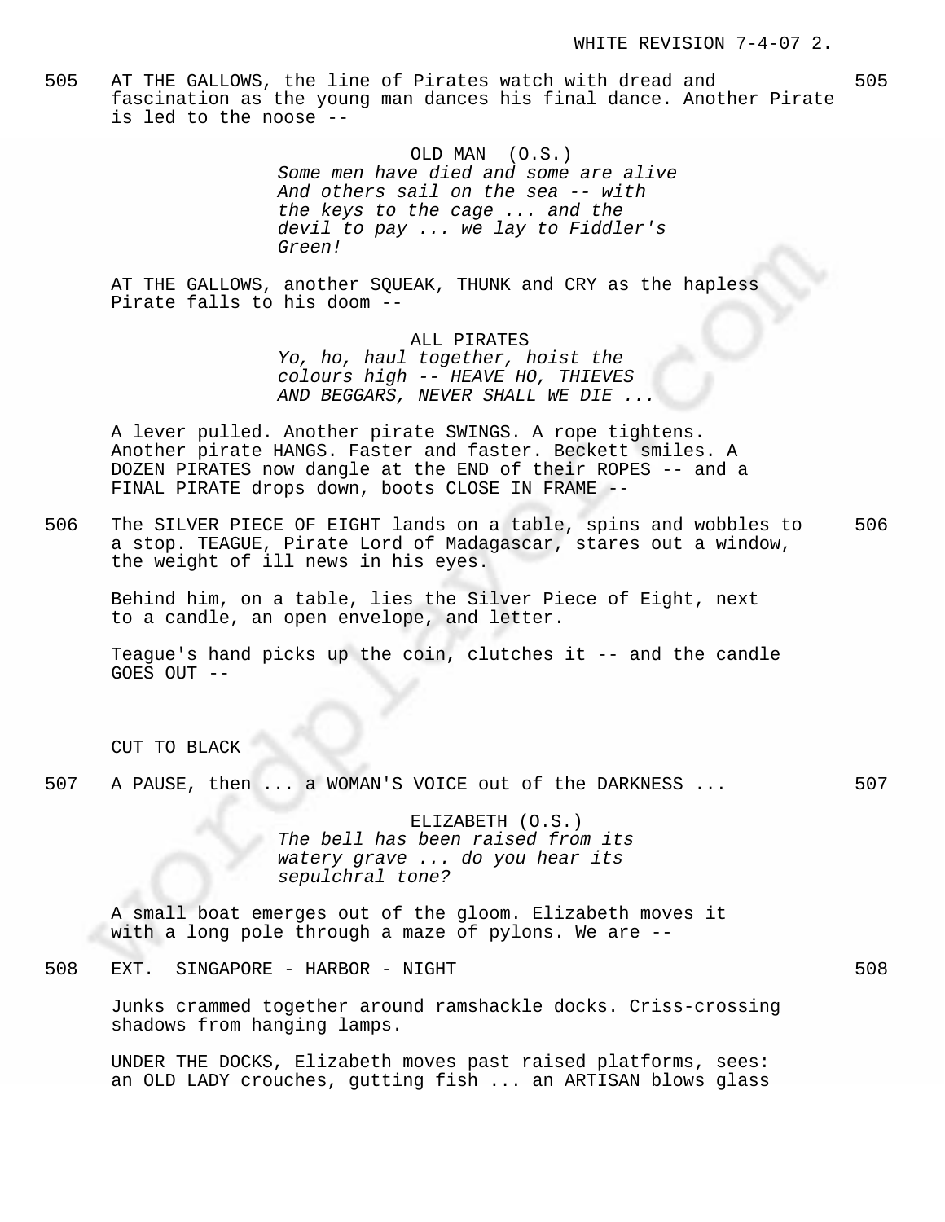505 AT THE GALLOWS, the line of Pirates watch with dread and fascination as the young man dances his final dance. Another Pirate is led to the noose -- 505

OLD MAN (O.S.)
*Some men have died and some are alive And others sail on the sea -- with the keys to the cage ... and the devil to pay ... we lay to Fiddler's Green!*

AT THE GALLOWS, another SQUEAK, THUNK and CRY as the hapless Pirate falls to his doom --

ALL PIRATES
*Yo, ho, haul together, hoist the colours high -- HEAVE HO, THIEVES AND BEGGARS, NEVER SHALL WE DIE ...*

A lever pulled. Another pirate SWINGS. A rope tightens. Another pirate HANGS. Faster and faster. Beckett smiles. A DOZEN PIRATES now dangle at the END of their ROPES -- and a FINAL PIRATE drops down, boots CLOSE IN FRAME --

506 The SILVER PIECE OF EIGHT lands on a table, spins and wobbles to a stop. TEAGUE, Pirate Lord of Madagascar, stares out a window, the weight of ill news in his eyes. 506

Behind him, on a table, lies the Silver Piece of Eight, next to a candle, an open envelope, and letter.

Teague's hand picks up the coin, clutches it -- and the candle GOES OUT --

CUT TO BLACK

507 A PAUSE, then ... a WOMAN'S VOICE out of the DARKNESS ... 507

ELIZABETH (O.S.)
*The bell has been raised from its watery grave ... do you hear its sepulchral tone?*

A small boat emerges out of the gloom. Elizabeth moves it with a long pole through a maze of pylons. We are --

508 EXT. SINGAPORE - HARBOR - NIGHT 508

Junks crammed together around ramshackle docks. Criss-crossing shadows from hanging lamps.

UNDER THE DOCKS, Elizabeth moves past raised platforms, sees: an OLD LADY crouches, gutting fish ... an ARTISAN blows glass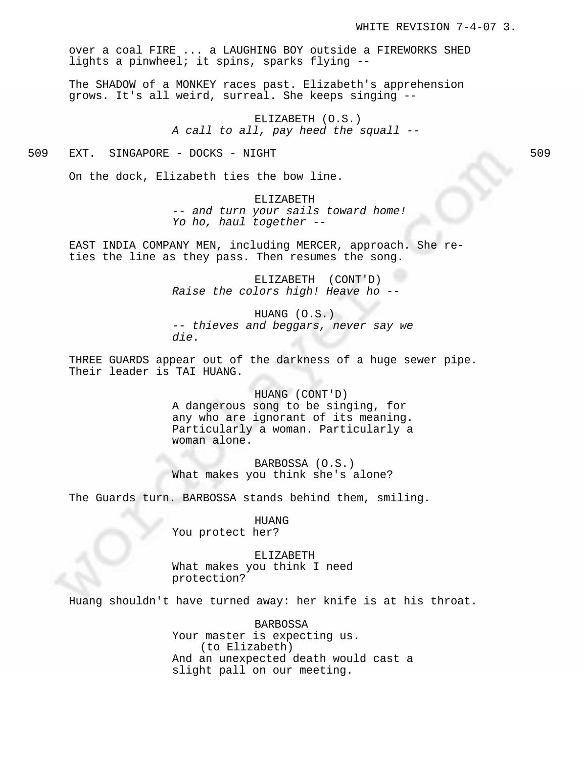over a coal FIRE ... a LAUGHING BOY outside a FIREWORKS SHED lights a pinwheel; it spins, sparks flying --

The SHADOW of a MONKEY races past. Elizabeth's apprehension grows. It's all weird, surreal. She keeps singing --

ELIZABETH (O.S.)
*A call to all, pay heed the squall --*

509 EXT. SINGAPORE - DOCKS - NIGHT 509

On the dock, Elizabeth ties the bow line.

ELIZABETH
*-- and turn your sails toward home!*
*Yo ho, haul together --*

EAST INDIA COMPANY MEN, including MERCER, approach. She re-ties the line as they pass. Then resumes the song.

ELIZABETH (CONT'D)
*Raise the colors high! Heave ho --*

HUANG (O.S.)
*-- thieves and beggars, never say we die.*

THREE GUARDS appear out of the darkness of a huge sewer pipe. Their leader is TAI HUANG.

HUANG (CONT'D)
A dangerous song to be singing, for any who are ignorant of its meaning. Particularly a woman. Particularly a woman alone.

BARBOSSA (O.S.)
What makes you think she's alone?

The Guards turn. BARBOSSA stands behind them, smiling.

HUANG
You protect her?

ELIZABETH
What makes you think I need protection?

Huang shouldn't have turned away: her knife is at his throat.

BARBOSSA
Your master is expecting us.
(to Elizabeth)
And an unexpected death would cast a slight pall on our meeting.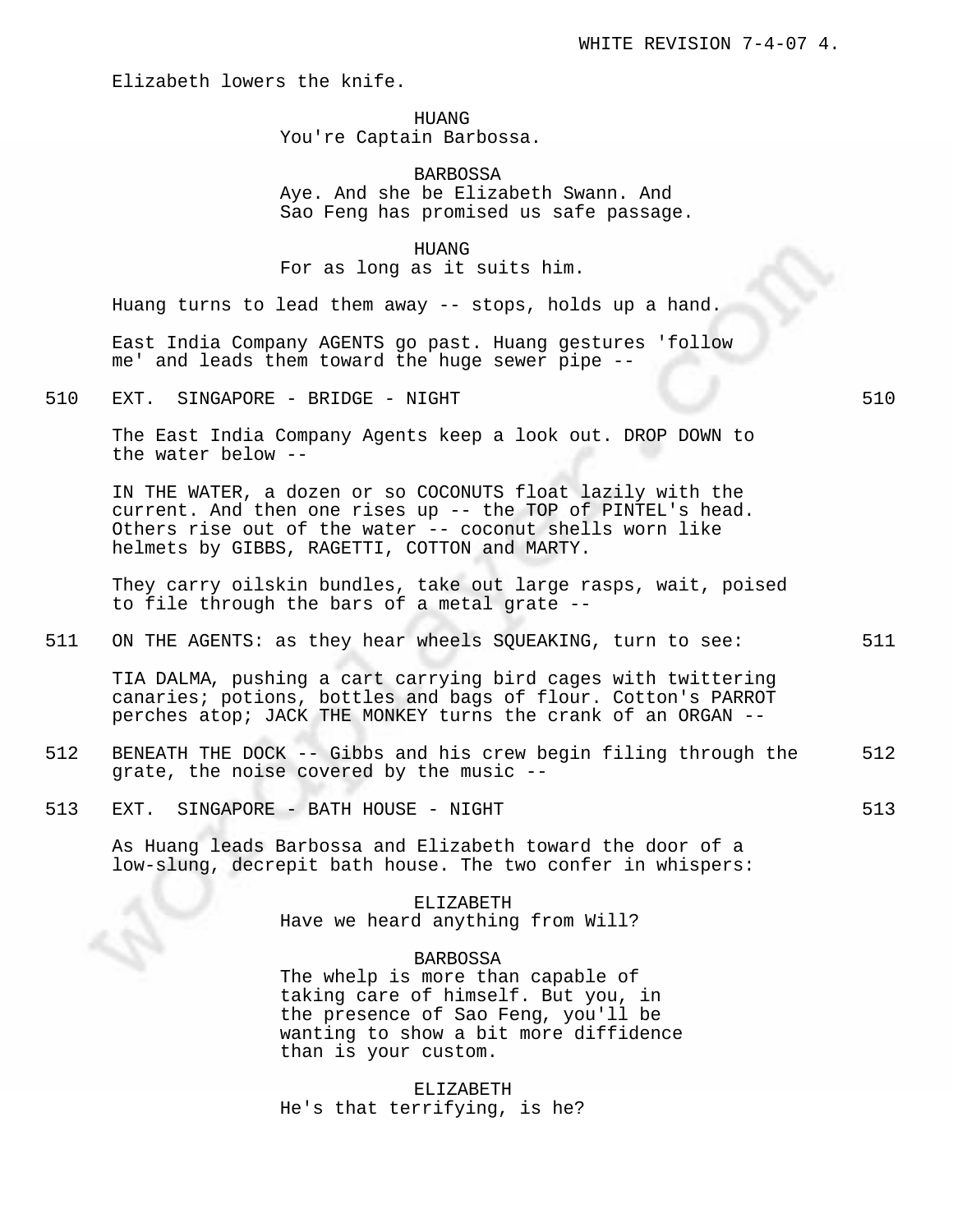Elizabeth lowers the knife.

HUANG
You're Captain Barbossa.

BARBOSSA
Aye. And she be Elizabeth Swann. And Sao Feng has promised us safe passage.

HUANG
For as long as it suits him.

Huang turns to lead them away -- stops, holds up a hand.

East India Company AGENTS go past. Huang gestures 'follow me' and leads them toward the huge sewer pipe --

510 EXT. SINGAPORE - BRIDGE - NIGHT 510

The East India Company Agents keep a look out. DROP DOWN to the water below --

IN THE WATER, a dozen or so COCONUTS float lazily with the current. And then one rises up -- the TOP of PINTEL's head. Others rise out of the water -- coconut shells worn like helmets by GIBBS, RAGETTI, COTTON and MARTY.

They carry oilskin bundles, take out large rasps, wait, poised to file through the bars of a metal grate --

511 ON THE AGENTS: as they hear wheels SQUEAKING, turn to see: 511

TIA DALMA, pushing a cart carrying bird cages with twittering canaries; potions, bottles and bags of flour. Cotton's PARROT perches atop; JACK THE MONKEY turns the crank of an ORGAN --

512 BENEATH THE DOCK -- Gibbs and his crew begin filing through the grate, the noise covered by the music -- 512

513 EXT. SINGAPORE - BATH HOUSE - NIGHT 513

As Huang leads Barbossa and Elizabeth toward the door of a low-slung, decrepit bath house. The two confer in whispers:

ELIZABETH
Have we heard anything from Will?

BARBOSSA
The whelp is more than capable of taking care of himself. But you, in the presence of Sao Feng, you'll be wanting to show a bit more diffidence than is your custom.

ELIZABETH
He's that terrifying, is he?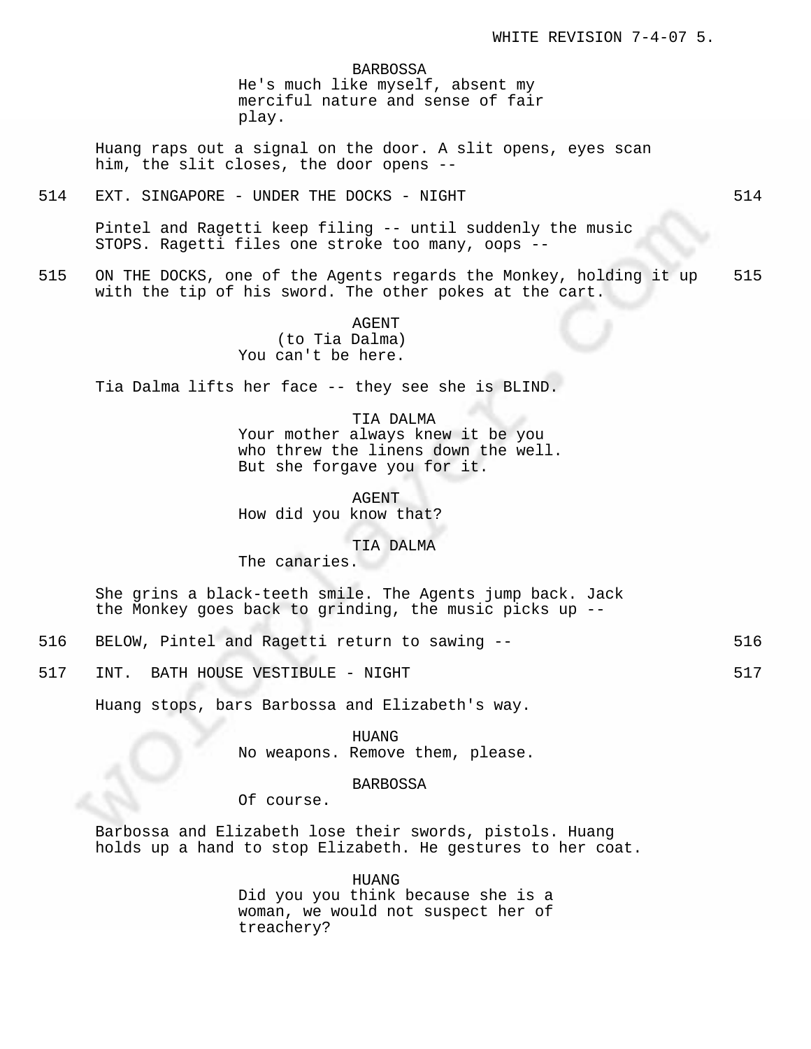BARBOSSA
He's much like myself, absent my merciful nature and sense of fair play.

Huang raps out a signal on the door. A slit opens, eyes scan him, the slit closes, the door opens --

514 EXT. SINGAPORE - UNDER THE DOCKS - NIGHT 514

Pintel and Ragetti keep filing -- until suddenly the music STOPS. Ragetti files one stroke too many, oops --

515 ON THE DOCKS, one of the Agents regards the Monkey, holding it up with the tip of his sword. The other pokes at the cart. 515

AGENT
(to Tia Dalma)
You can't be here.

Tia Dalma lifts her face -- they see she is BLIND.

TIA DALMA
Your mother always knew it be you who threw the linens down the well. But she forgave you for it.

AGENT
How did you know that?

TIA DALMA
The canaries.

She grins a black-teeth smile. The Agents jump back. Jack the Monkey goes back to grinding, the music picks up --

516 BELOW, Pintel and Ragetti return to sawing -- 516

517 INT. BATH HOUSE VESTIBULE - NIGHT 517

Huang stops, bars Barbossa and Elizabeth's way.

HUANG
No weapons. Remove them, please.

BARBOSSA
Of course.

Barbossa and Elizabeth lose their swords, pistols. Huang holds up a hand to stop Elizabeth. He gestures to her coat.

HUANG
Did you you think because she is a woman, we would not suspect her of treachery?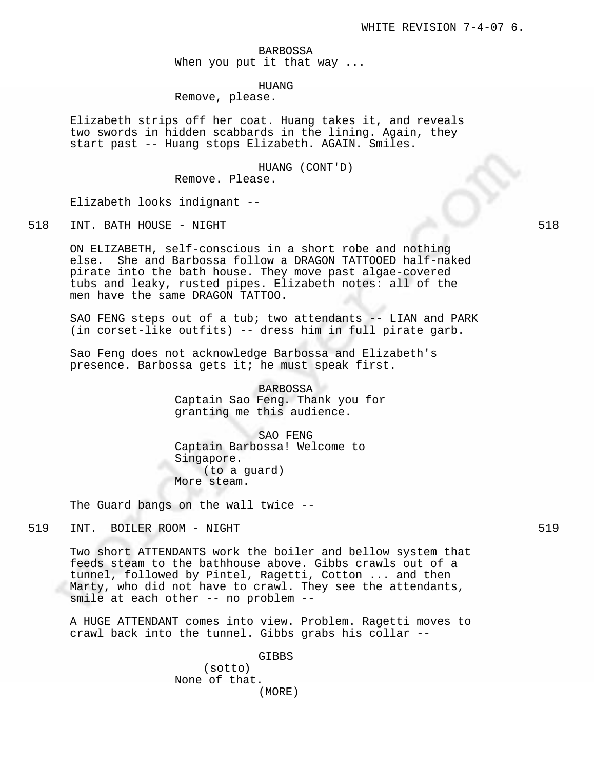BARBOSSA
When you put it that way ...

HUANG
Remove, please.

Elizabeth strips off her coat. Huang takes it, and reveals two swords in hidden scabbards in the lining. Again, they start past -- Huang stops Elizabeth. AGAIN. Smiles.

HUANG (CONT'D)
Remove. Please.

Elizabeth looks indignant --

518 INT. BATH HOUSE - NIGHT 518

ON ELIZABETH, self-conscious in a short robe and nothing else. She and Barbossa follow a DRAGON TATTOOED half-naked pirate into the bath house. They move past algae-covered tubs and leaky, rusted pipes. Elizabeth notes: all of the men have the same DRAGON TATTOO.

SAO FENG steps out of a tub; two attendants -- LIAN and PARK (in corset-like outfits) -- dress him in full pirate garb.

Sao Feng does not acknowledge Barbossa and Elizabeth's presence. Barbossa gets it; he must speak first.

BARBOSSA
Captain Sao Feng. Thank you for granting me this audience.

SAO FENG
Captain Barbossa! Welcome to Singapore.
(to a guard)
More steam.

The Guard bangs on the wall twice --

519 INT. BOILER ROOM - NIGHT 519

Two short ATTENDANTS work the boiler and bellow system that feeds steam to the bathhouse above. Gibbs crawls out of a tunnel, followed by Pintel, Ragetti, Cotton ... and then Marty, who did not have to crawl. They see the attendants, smile at each other -- no problem --

A HUGE ATTENDANT comes into view. Problem. Ragetti moves to crawl back into the tunnel. Gibbs grabs his collar --

GIBBS
(sotto)
None of that.
(MORE)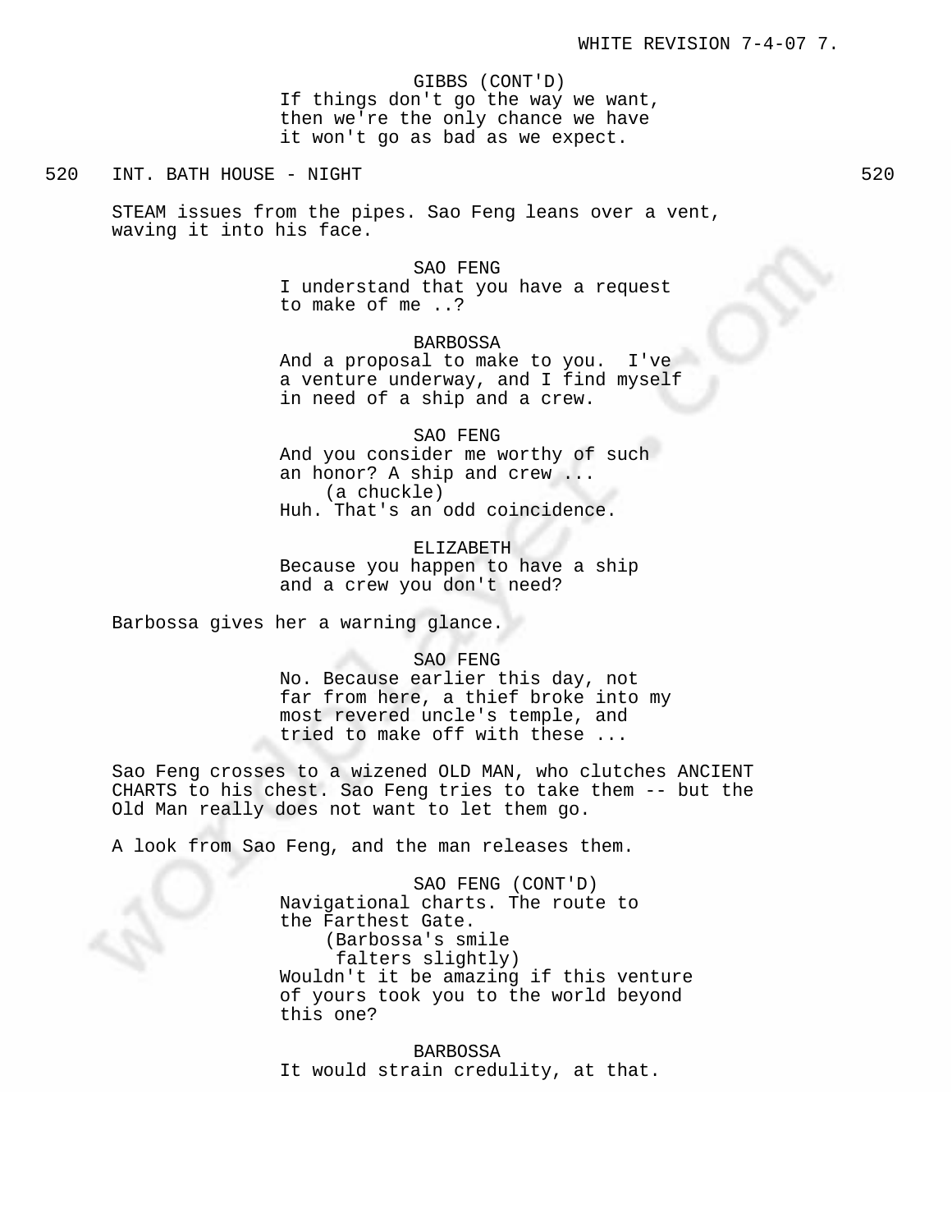GIBBS (CONT'D)
If things don't go the way we want, then we're the only chance we have it won't go as bad as we expect.

520 INT. BATH HOUSE - NIGHT 520

STEAM issues from the pipes. Sao Feng leans over a vent, waving it into his face.

SAO FENG
I understand that you have a request to make of me ..?

BARBOSSA
And a proposal to make to you. I've a venture underway, and I find myself in need of a ship and a crew.

SAO FENG
And you consider me worthy of such an honor? A ship and crew ...
(a chuckle)
Huh. That's an odd coincidence.

ELIZABETH
Because you happen to have a ship and a crew you don't need?

Barbossa gives her a warning glance.

SAO FENG
No. Because earlier this day, not far from here, a thief broke into my most revered uncle's temple, and tried to make off with these ...

Sao Feng crosses to a wizened OLD MAN, who clutches ANCIENT CHARTS to his chest. Sao Feng tries to take them -- but the Old Man really does not want to let them go.

A look from Sao Feng, and the man releases them.

SAO FENG (CONT'D)
Navigational charts. The route to the Farthest Gate.
(Barbossa's smile falters slightly)
Wouldn't it be amazing if this venture of yours took you to the world beyond this one?

BARBOSSA
It would strain credulity, at that.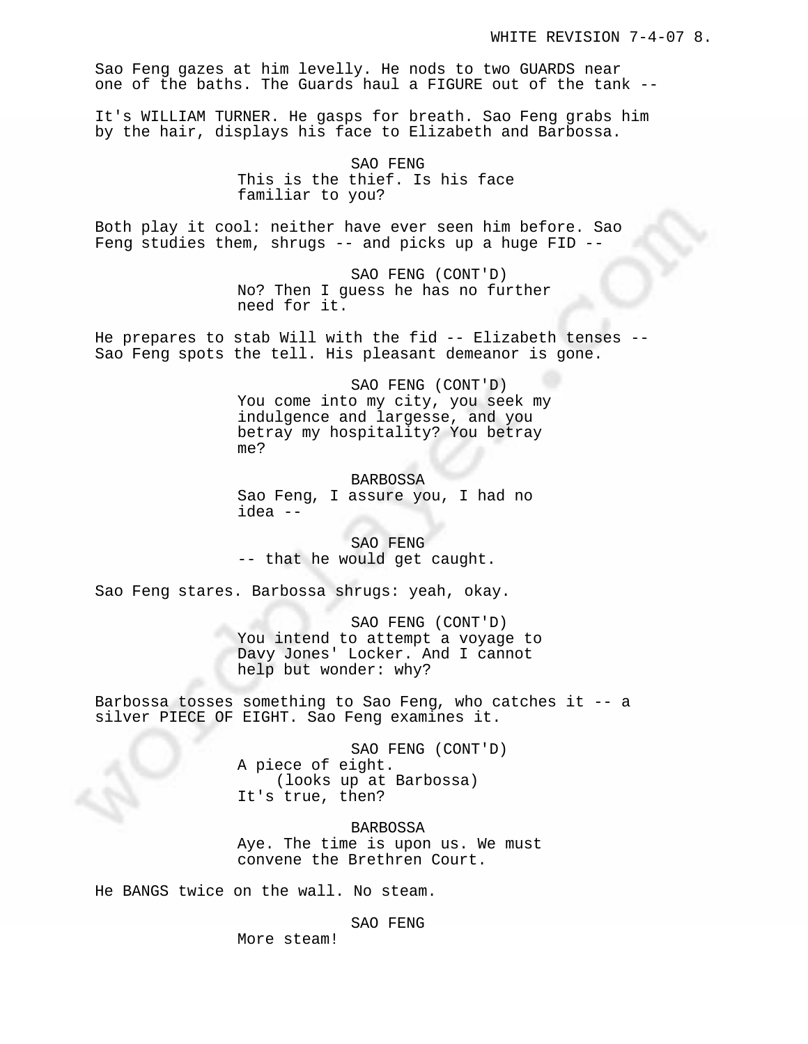Sao Feng gazes at him levelly. He nods to two GUARDS near one of the baths. The Guards haul a FIGURE out of the tank --

It's WILLIAM TURNER. He gasps for breath. Sao Feng grabs him by the hair, displays his face to Elizabeth and Barbossa.

SAO FENG
This is the thief. Is his face familiar to you?

Both play it cool: neither have ever seen him before. Sao Feng studies them, shrugs -- and picks up a huge FID --

SAO FENG (CONT'D)
No? Then I guess he has no further need for it.

He prepares to stab Will with the fid -- Elizabeth tenses -- Sao Feng spots the tell. His pleasant demeanor is gone.

SAO FENG (CONT'D)
You come into my city, you seek my indulgence and largesse, and you betray my hospitality? You betray me?

BARBOSSA
Sao Feng, I assure you, I had no idea --

SAO FENG
-- that he would get caught.

Sao Feng stares. Barbossa shrugs: yeah, okay.

SAO FENG (CONT'D)
You intend to attempt a voyage to Davy Jones' Locker. And I cannot help but wonder: why?

Barbossa tosses something to Sao Feng, who catches it -- a silver PIECE OF EIGHT. Sao Feng examines it.

SAO FENG (CONT'D)
A piece of eight.
(looks up at Barbossa)
It's true, then?

BARBOSSA
Aye. The time is upon us. We must convene the Brethren Court.

He BANGS twice on the wall. No steam.

SAO FENG
More steam!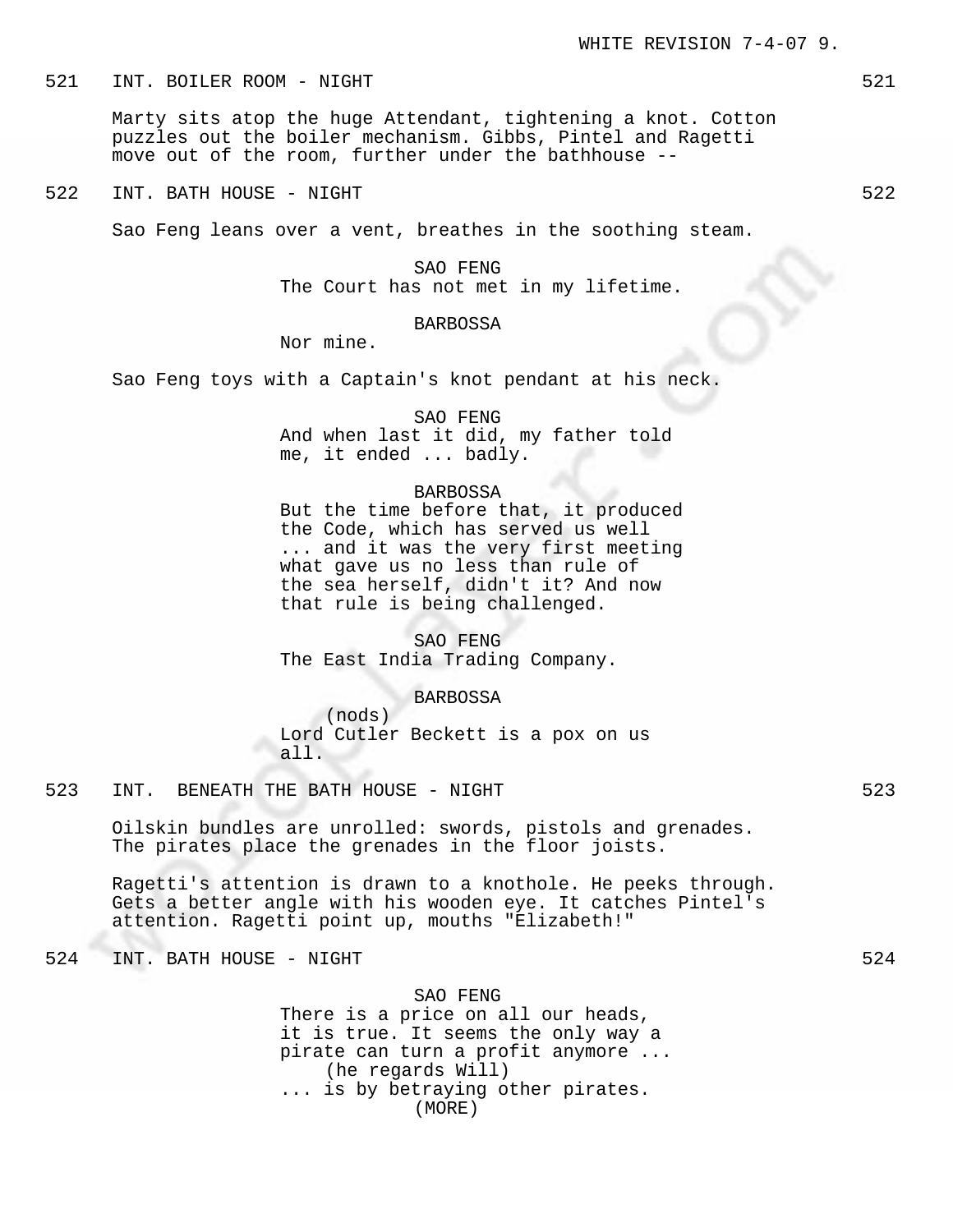521 INT. BOILER ROOM - NIGHT 521

Marty sits atop the huge Attendant, tightening a knot. Cotton puzzles out the boiler mechanism. Gibbs, Pintel and Ragetti move out of the room, further under the bathhouse --

522 INT. BATH HOUSE - NIGHT 522

Sao Feng leans over a vent, breathes in the soothing steam.

SAO FENG
The Court has not met in my lifetime.

BARBOSSA
Nor mine.

Sao Feng toys with a Captain's knot pendant at his neck.

SAO FENG
And when last it did, my father told me, it ended ... badly.

BARBOSSA
But the time before that, it produced the Code, which has served us well ... and it was the very first meeting what gave us no less than rule of the sea herself, didn't it? And now that rule is being challenged.

SAO FENG
The East India Trading Company.

BARBOSSA
(nods)
Lord Cutler Beckett is a pox on us all.

523 INT. BENEATH THE BATH HOUSE - NIGHT 523

Oilskin bundles are unrolled: swords, pistols and grenades. The pirates place the grenades in the floor joists.

Ragetti's attention is drawn to a knothole. He peeks through. Gets a better angle with his wooden eye. It catches Pintel's attention. Ragetti point up, mouths "Elizabeth!"

524 INT. BATH HOUSE - NIGHT 524

SAO FENG
There is a price on all our heads, it is true. It seems the only way a pirate can turn a profit anymore ...
(he regards Will)
... is by betraying other pirates.
(MORE)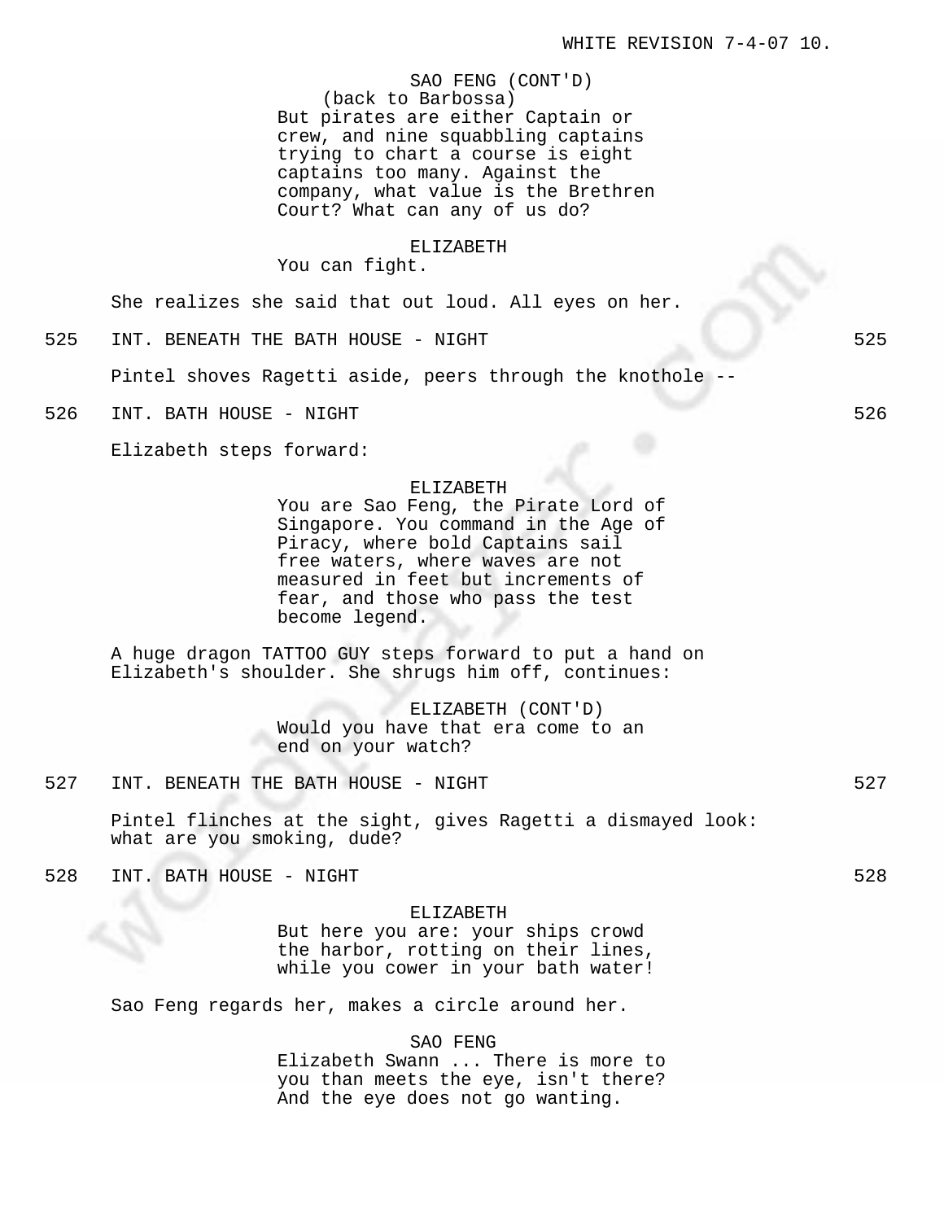SAO FENG (CONT'D)
(back to Barbossa)
But pirates are either Captain or crew, and nine squabbling captains trying to chart a course is eight captains too many. Against the company, what value is the Brethren Court? What can any of us do?

ELIZABETH
You can fight.

She realizes she said that out loud. All eyes on her.

525 INT. BENEATH THE BATH HOUSE - NIGHT 525

Pintel shoves Ragetti aside, peers through the knothole --

526 INT. BATH HOUSE - NIGHT 526

Elizabeth steps forward:

ELIZABETH
You are Sao Feng, the Pirate Lord of Singapore. You command in the Age of Piracy, where bold Captains sail free waters, where waves are not measured in feet but increments of fear, and those who pass the test become legend.

A huge dragon TATTOO GUY steps forward to put a hand on Elizabeth's shoulder. She shrugs him off, continues:

ELIZABETH (CONT'D)
Would you have that era come to an end on your watch?

527 INT. BENEATH THE BATH HOUSE - NIGHT 527

Pintel flinches at the sight, gives Ragetti a dismayed look: what are you smoking, dude?

528 INT. BATH HOUSE - NIGHT 528

ELIZABETH
But here you are: your ships crowd the harbor, rotting on their lines, while you cower in your bath water!

Sao Feng regards her, makes a circle around her.

SAO FENG
Elizabeth Swann ... There is more to you than meets the eye, isn't there? And the eye does not go wanting.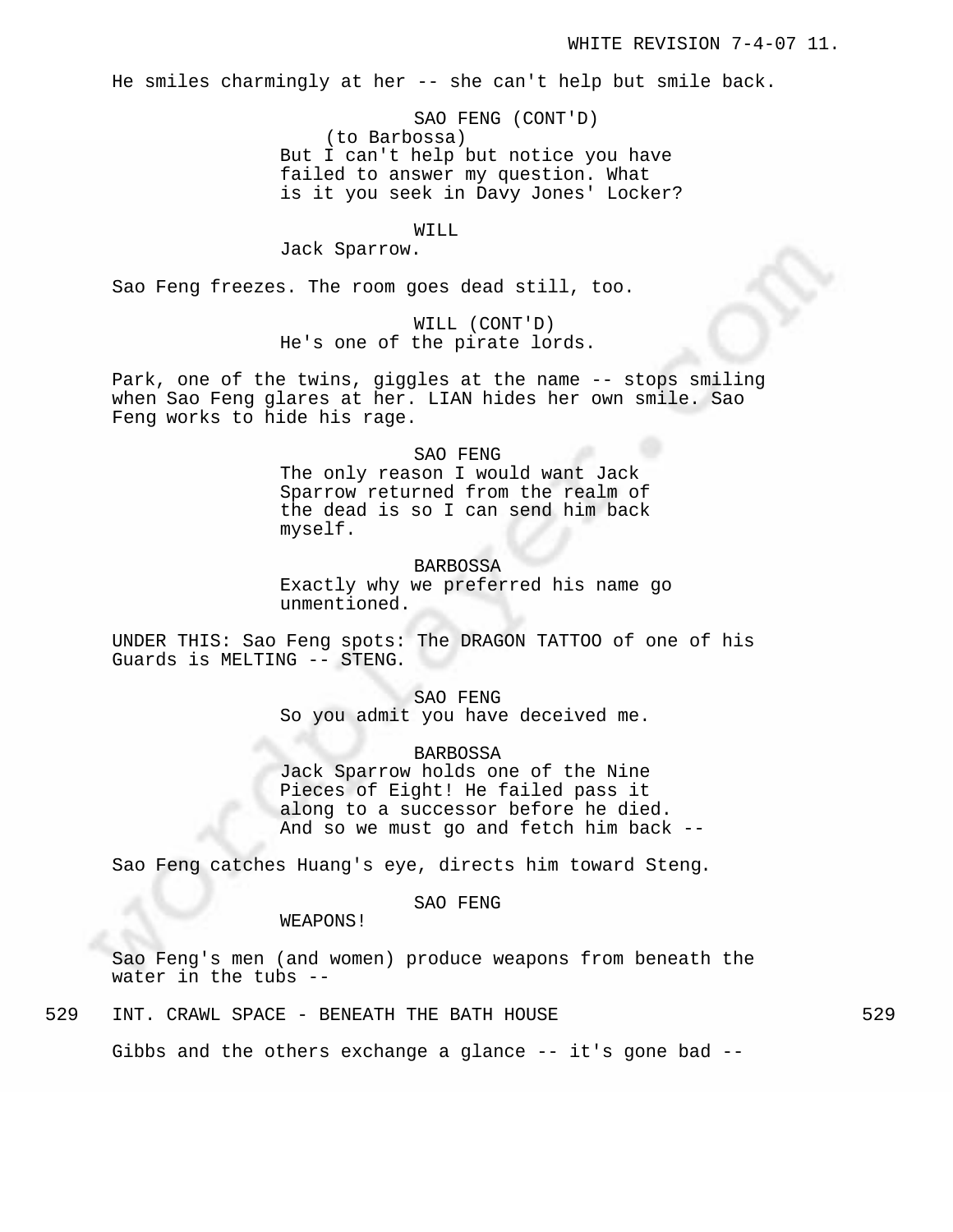He smiles charmingly at her -- she can't help but smile back.

SAO FENG (CONT'D)
(to Barbossa)
But I can't help but notice you have failed to answer my question. What is it you seek in Davy Jones' Locker?

WILL
Jack Sparrow.

Sao Feng freezes. The room goes dead still, too.

WILL (CONT'D)
He's one of the pirate lords.

Park, one of the twins, giggles at the name -- stops smiling when Sao Feng glares at her. LIAN hides her own smile. Sao Feng works to hide his rage.

SAO FENG
The only reason I would want Jack Sparrow returned from the realm of the dead is so I can send him back myself.

BARBOSSA
Exactly why we preferred his name go unmentioned.

UNDER THIS: Sao Feng spots: The DRAGON TATTOO of one of his Guards is MELTING -- STENG.

SAO FENG
So you admit you have deceived me.

BARBOSSA
Jack Sparrow holds one of the Nine Pieces of Eight! He failed pass it along to a successor before he died. And so we must go and fetch him back --

Sao Feng catches Huang's eye, directs him toward Steng.

SAO FENG
WEAPONS!

Sao Feng's men (and women) produce weapons from beneath the water in the tubs --

529 INT. CRAWL SPACE - BENEATH THE BATH HOUSE 529

Gibbs and the others exchange a glance -- it's gone bad --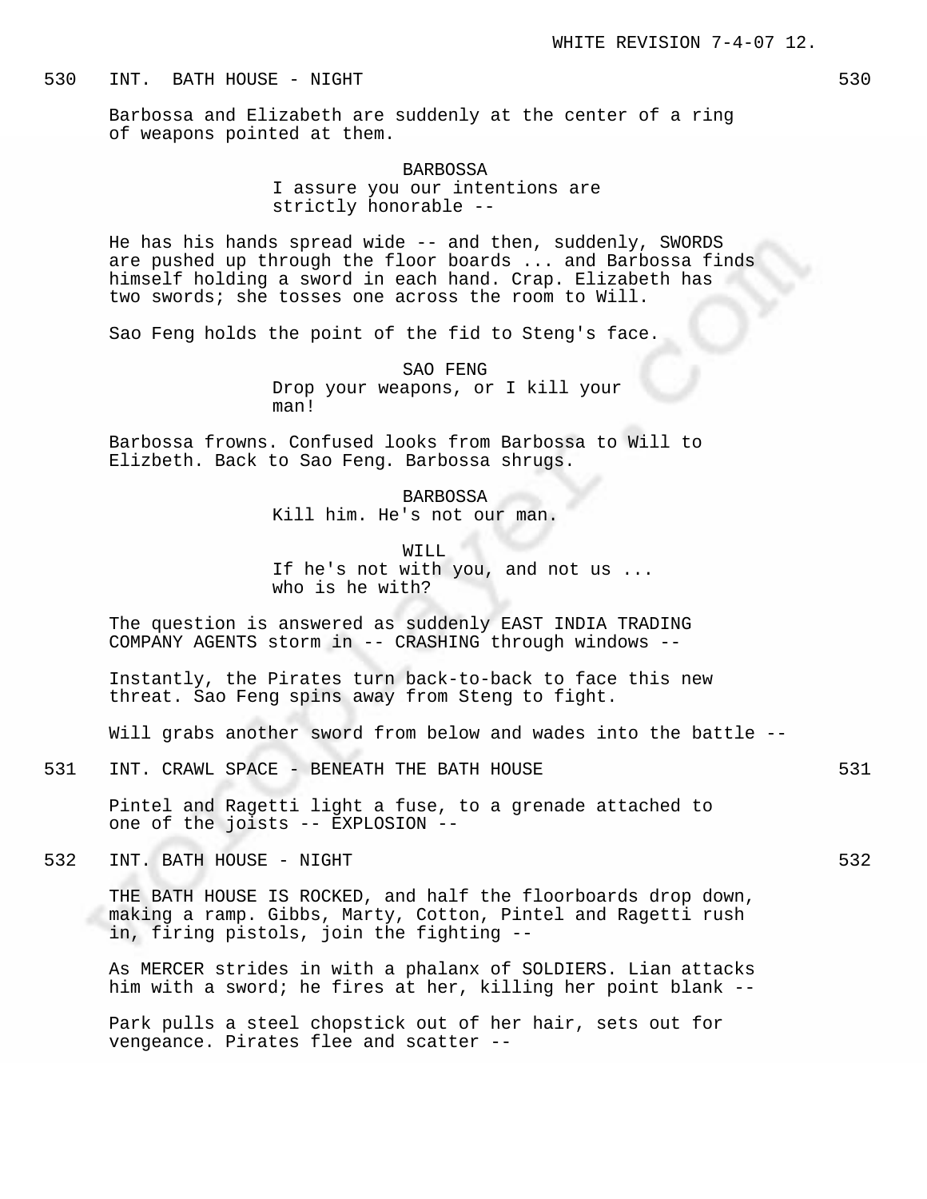530 INT. BATH HOUSE - NIGHT 530

Barbossa and Elizabeth are suddenly at the center of a ring of weapons pointed at them.

BARBOSSA
I assure you our intentions are strictly honorable --

He has his hands spread wide -- and then, suddenly, SWORDS are pushed up through the floor boards ... and Barbossa finds himself holding a sword in each hand. Crap. Elizabeth has two swords; she tosses one across the room to Will.

Sao Feng holds the point of the fid to Steng's face.

SAO FENG
Drop your weapons, or I kill your man!

Barbossa frowns. Confused looks from Barbossa to Will to Elizbeth. Back to Sao Feng. Barbossa shrugs.

BARBOSSA
Kill him. He's not our man.

WILL
If he's not with you, and not us ... who is he with?

The question is answered as suddenly EAST INDIA TRADING COMPANY AGENTS storm in -- CRASHING through windows --

Instantly, the Pirates turn back-to-back to face this new threat. Sao Feng spins away from Steng to fight.

Will grabs another sword from below and wades into the battle --

531 INT. CRAWL SPACE - BENEATH THE BATH HOUSE 531

Pintel and Ragetti light a fuse, to a grenade attached to one of the joists -- EXPLOSION --

532 INT. BATH HOUSE - NIGHT 532

THE BATH HOUSE IS ROCKED, and half the floorboards drop down, making a ramp. Gibbs, Marty, Cotton, Pintel and Ragetti rush in, firing pistols, join the fighting --

As MERCER strides in with a phalanx of SOLDIERS. Lian attacks him with a sword; he fires at her, killing her point blank --

Park pulls a steel chopstick out of her hair, sets out for vengeance. Pirates flee and scatter --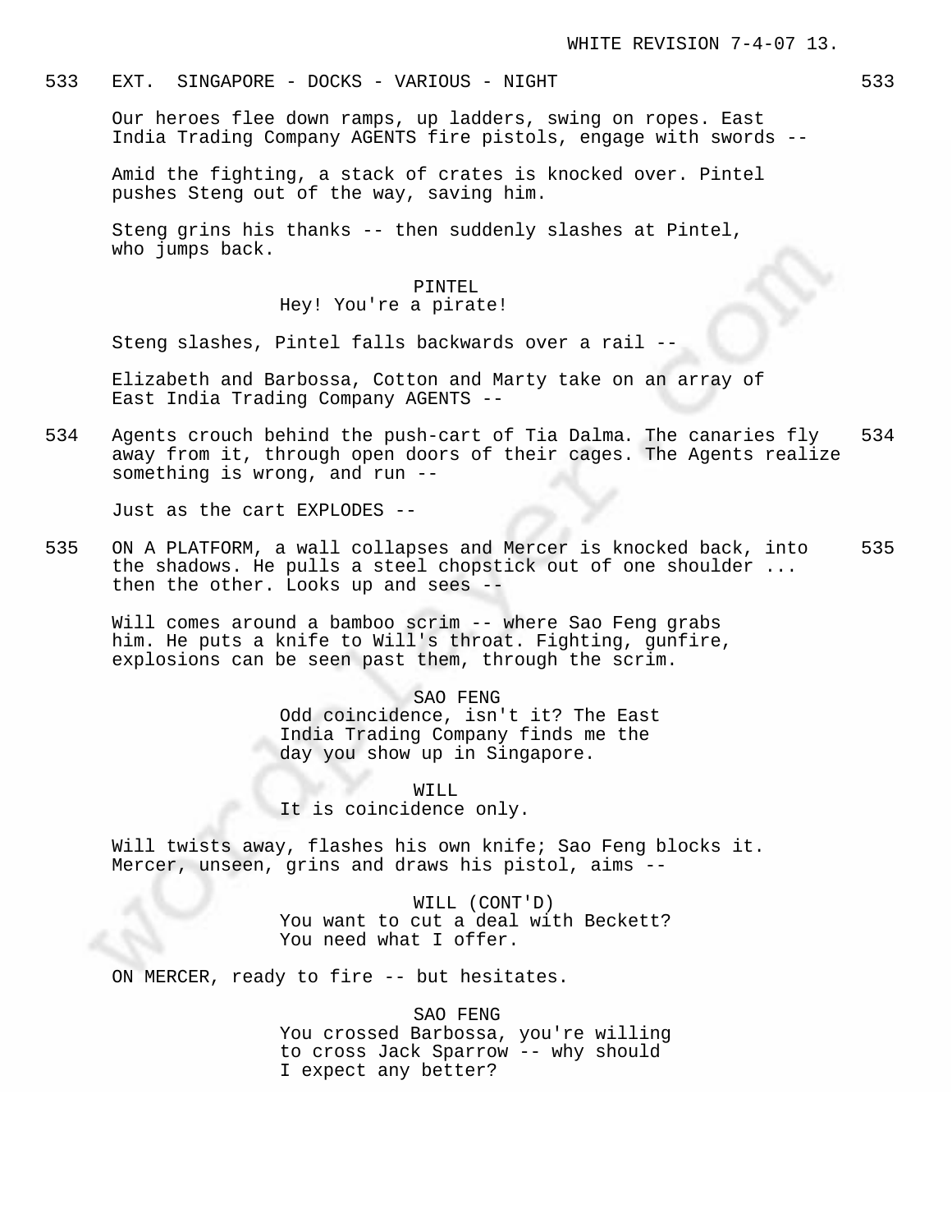533 EXT. SINGAPORE - DOCKS - VARIOUS - NIGHT 533

Our heroes flee down ramps, up ladders, swing on ropes. East India Trading Company AGENTS fire pistols, engage with swords --

Amid the fighting, a stack of crates is knocked over. Pintel pushes Steng out of the way, saving him.

Steng grins his thanks -- then suddenly slashes at Pintel, who jumps back.

PINTEL
Hey! You're a pirate!

Steng slashes, Pintel falls backwards over a rail --

Elizabeth and Barbossa, Cotton and Marty take on an array of East India Trading Company AGENTS --

534 Agents crouch behind the push-cart of Tia Dalma. The canaries fly away from it, through open doors of their cages. The Agents realize something is wrong, and run -- 534

Just as the cart EXPLODES --

535 ON A PLATFORM, a wall collapses and Mercer is knocked back, into the shadows. He pulls a steel chopstick out of one shoulder ... then the other. Looks up and sees -- 535

Will comes around a bamboo scrim -- where Sao Feng grabs him. He puts a knife to Will's throat. Fighting, gunfire, explosions can be seen past them, through the scrim.

SAO FENG
Odd coincidence, isn't it? The East India Trading Company finds me the day you show up in Singapore.

WILL
It is coincidence only.

Will twists away, flashes his own knife; Sao Feng blocks it. Mercer, unseen, grins and draws his pistol, aims --

WILL (CONT'D)
You want to cut a deal with Beckett? You need what I offer.

ON MERCER, ready to fire -- but hesitates.

SAO FENG
You crossed Barbossa, you're willing to cross Jack Sparrow -- why should I expect any better?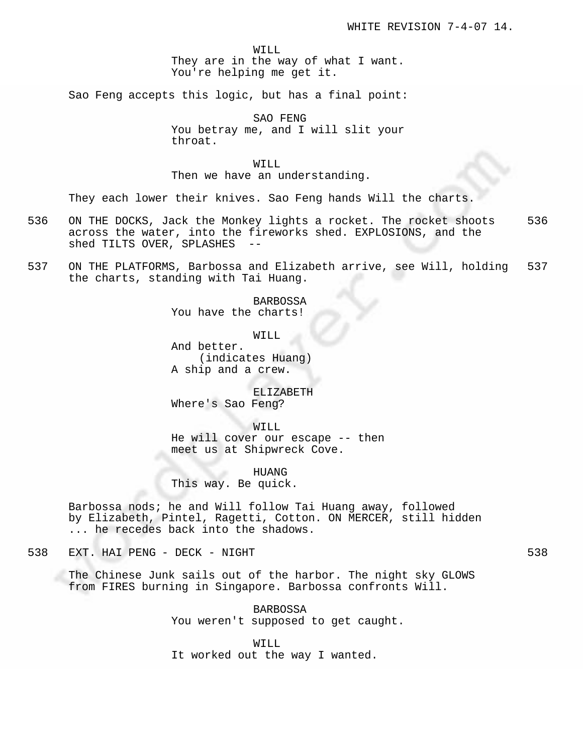WILL
They are in the way of what I want.
You're helping me get it.

Sao Feng accepts this logic, but has a final point:

SAO FENG
You betray me, and I will slit your throat.

WILL
Then we have an understanding.

They each lower their knives. Sao Feng hands Will the charts.

536 ON THE DOCKS, Jack the Monkey lights a rocket. The rocket shoots across the water, into the fireworks shed. EXPLOSIONS, and the shed TILTS OVER, SPLASHES -- 536

537 ON THE PLATFORMS, Barbossa and Elizabeth arrive, see Will, holding the charts, standing with Tai Huang. 537

BARBOSSA
You have the charts!

WILL
And better.
(indicates Huang)
A ship and a crew.

ELIZABETH
Where's Sao Feng?

WILL
He will cover our escape -- then meet us at Shipwreck Cove.

HUANG
This way. Be quick.

Barbossa nods; he and Will follow Tai Huang away, followed by Elizabeth, Pintel, Ragetti, Cotton. ON MERCER, still hidden ... he recedes back into the shadows.

538 EXT. HAI PENG - DECK - NIGHT 538

The Chinese Junk sails out of the harbor. The night sky GLOWS from FIRES burning in Singapore. Barbossa confronts Will.

BARBOSSA
You weren't supposed to get caught.

WILL
It worked out the way I wanted.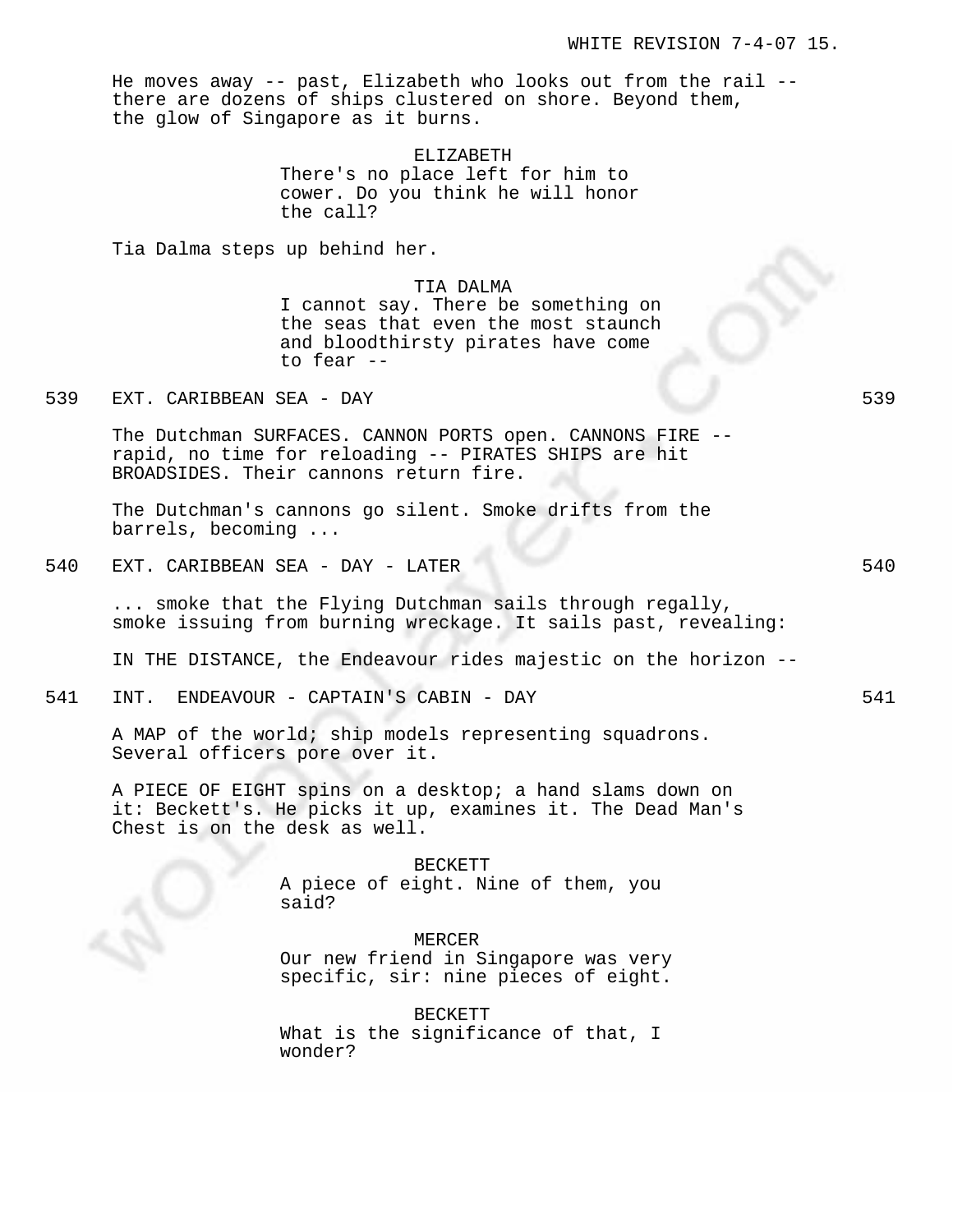He moves away -- past, Elizabeth who looks out from the rail -- there are dozens of ships clustered on shore. Beyond them, the glow of Singapore as it burns.

ELIZABETH
There's no place left for him to cower. Do you think he will honor the call?

Tia Dalma steps up behind her.

TIA DALMA
I cannot say. There be something on the seas that even the most staunch and bloodthirsty pirates have come to fear --

539 EXT. CARIBBEAN SEA - DAY 539

The Dutchman SURFACES. CANNON PORTS open. CANNONS FIRE -- rapid, no time for reloading -- PIRATES SHIPS are hit BROADSIDES. Their cannons return fire.

The Dutchman's cannons go silent. Smoke drifts from the barrels, becoming ...

540 EXT. CARIBBEAN SEA - DAY - LATER 540

... smoke that the Flying Dutchman sails through regally, smoke issuing from burning wreckage. It sails past, revealing:

IN THE DISTANCE, the Endeavour rides majestic on the horizon --

541 INT. ENDEAVOUR - CAPTAIN'S CABIN - DAY 541

A MAP of the world; ship models representing squadrons. Several officers pore over it.

A PIECE OF EIGHT spins on a desktop; a hand slams down on it: Beckett's. He picks it up, examines it. The Dead Man's Chest is on the desk as well.

BECKETT
A piece of eight. Nine of them, you said?

MERCER
Our new friend in Singapore was very specific, sir: nine pieces of eight.

BECKETT
What is the significance of that, I wonder?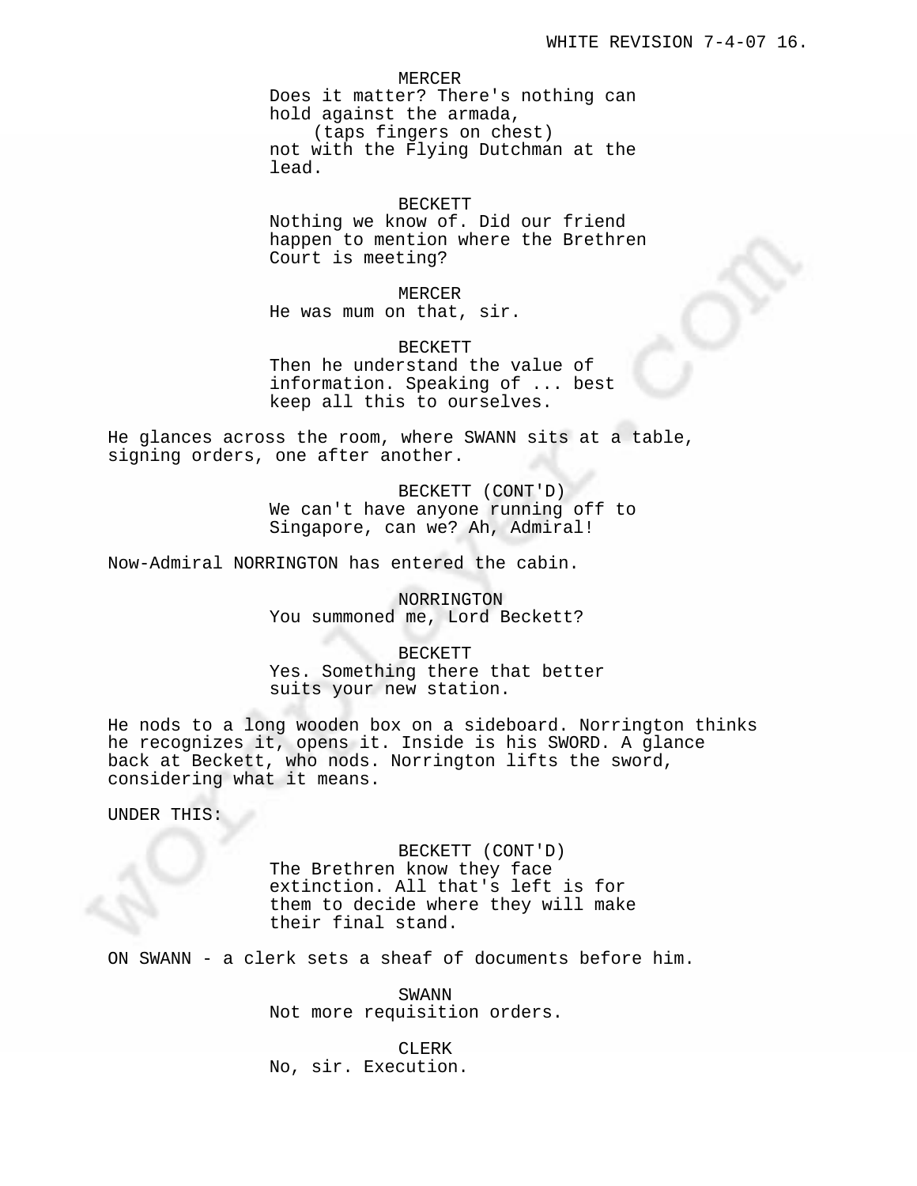MERCER
Does it matter? There's nothing can hold against the armada,
(taps fingers on chest)
not with the Flying Dutchman at the lead.

BECKETT
Nothing we know of. Did our friend happen to mention where the Brethren Court is meeting?

MERCER
He was mum on that, sir.

BECKETT
Then he understand the value of information. Speaking of ... best keep all this to ourselves.

He glances across the room, where SWANN sits at a table, signing orders, one after another.

BECKETT (CONT'D)
We can't have anyone running off to Singapore, can we? Ah, Admiral!

Now-Admiral NORRINGTON has entered the cabin.

NORRINGTON
You summoned me, Lord Beckett?

BECKETT
Yes. Something there that better suits your new station.

He nods to a long wooden box on a sideboard. Norrington thinks he recognizes it, opens it. Inside is his SWORD. A glance back at Beckett, who nods. Norrington lifts the sword, considering what it means.

UNDER THIS:

BECKETT (CONT'D)
The Brethren know they face extinction. All that's left is for them to decide where they will make their final stand.

ON SWANN - a clerk sets a sheaf of documents before him.

SWANN
Not more requisition orders.

CLERK
No, sir. Execution.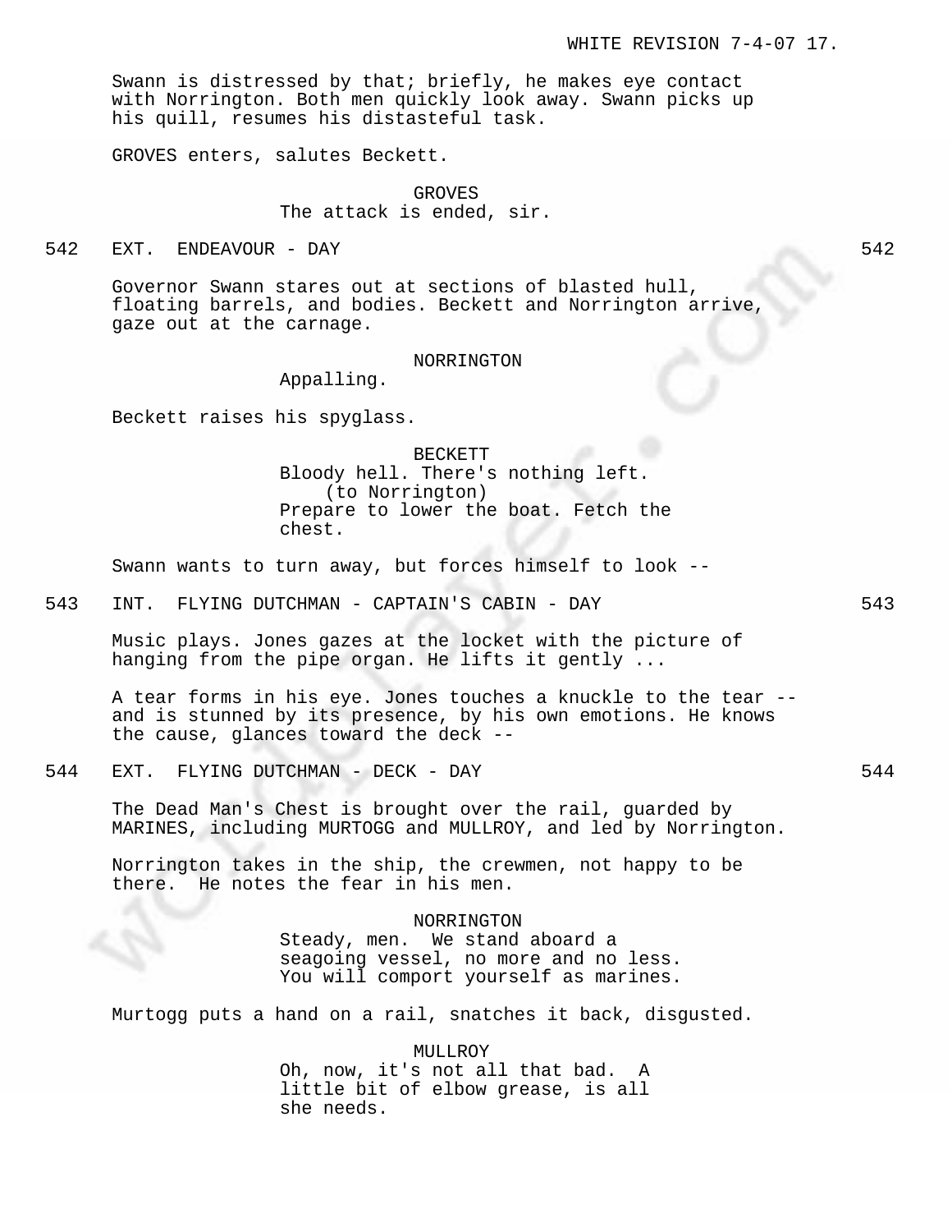Swann is distressed by that; briefly, he makes eye contact with Norrington. Both men quickly look away. Swann picks up his quill, resumes his distasteful task.

GROVES enters, salutes Beckett.

GROVES
The attack is ended, sir.

542 EXT. ENDEAVOUR - DAY 542

Governor Swann stares out at sections of blasted hull, floating barrels, and bodies. Beckett and Norrington arrive, gaze out at the carnage.

NORRINGTON
Appalling.

Beckett raises his spyglass.

BECKETT
Bloody hell. There's nothing left.
(to Norrington)
Prepare to lower the boat. Fetch the chest.

Swann wants to turn away, but forces himself to look --

543 INT. FLYING DUTCHMAN - CAPTAIN'S CABIN - DAY 543

Music plays. Jones gazes at the locket with the picture of hanging from the pipe organ. He lifts it gently ...

A tear forms in his eye. Jones touches a knuckle to the tear -- and is stunned by its presence, by his own emotions. He knows the cause, glances toward the deck --

544 EXT. FLYING DUTCHMAN - DECK - DAY 544

The Dead Man's Chest is brought over the rail, guarded by MARINES, including MURTOGG and MULLROY, and led by Norrington.

Norrington takes in the ship, the crewmen, not happy to be there. He notes the fear in his men.

NORRINGTON
Steady, men. We stand aboard a seagoing vessel, no more and no less. You will comport yourself as marines.

Murtogg puts a hand on a rail, snatches it back, disgusted.

MULLROY
Oh, now, it's not all that bad. A little bit of elbow grease, is all she needs.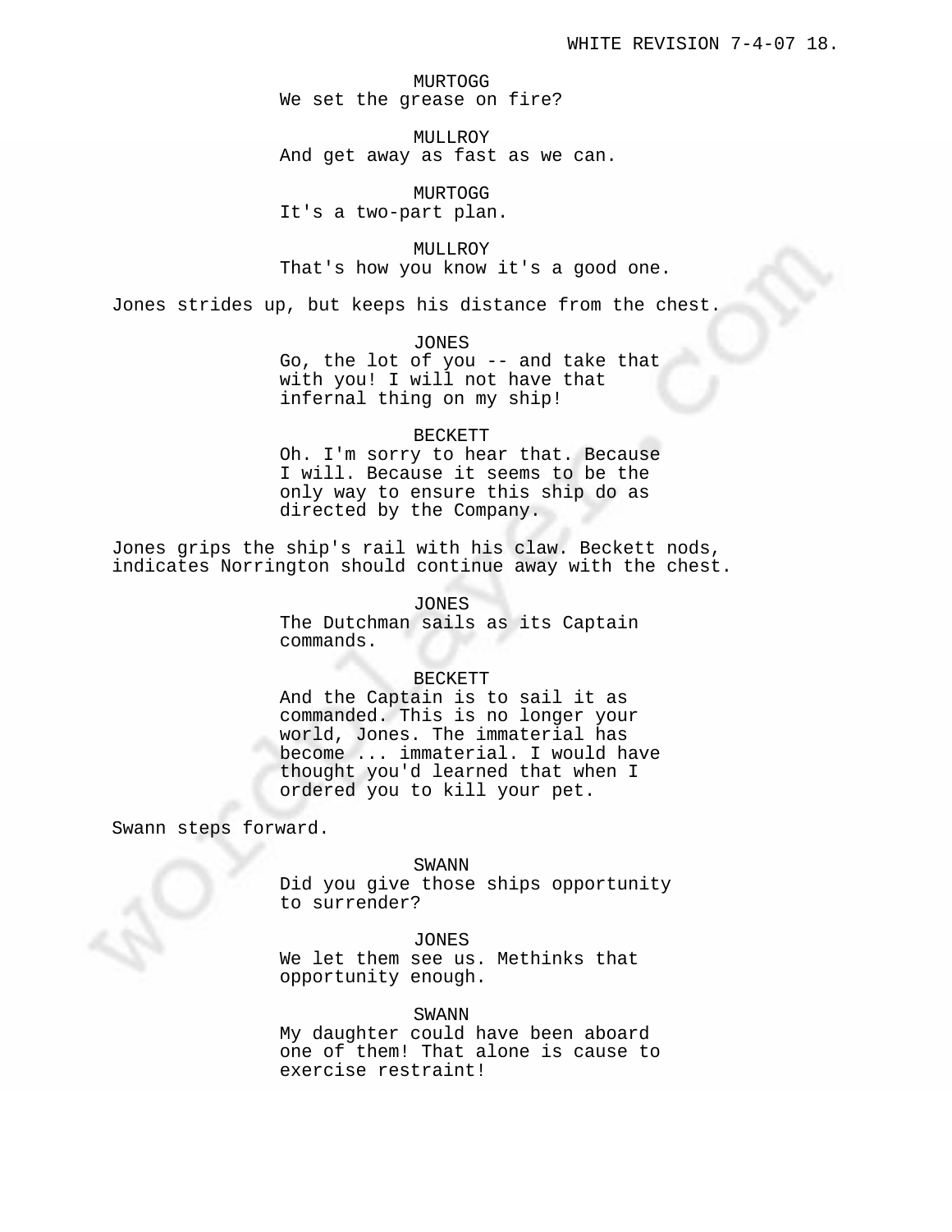MURTOGG
We set the grease on fire?

MULLROY
And get away as fast as we can.

MURTOGG
It's a two-part plan.

MULLROY
That's how you know it's a good one.

Jones strides up, but keeps his distance from the chest.

JONES
Go, the lot of you -- and take that with you! I will not have that infernal thing on my ship!

BECKETT
Oh. I'm sorry to hear that. Because I will. Because it seems to be the only way to ensure this ship do as directed by the Company.

Jones grips the ship's rail with his claw. Beckett nods, indicates Norrington should continue away with the chest.

JONES
The Dutchman sails as its Captain commands.

BECKETT
And the Captain is to sail it as commanded. This is no longer your world, Jones. The immaterial has become ... immaterial. I would have thought you'd learned that when I ordered you to kill your pet.

Swann steps forward.

SWANN
Did you give those ships opportunity to surrender?

JONES
We let them see us. Methinks that opportunity enough.

SWANN
My daughter could have been aboard one of them! That alone is cause to exercise restraint!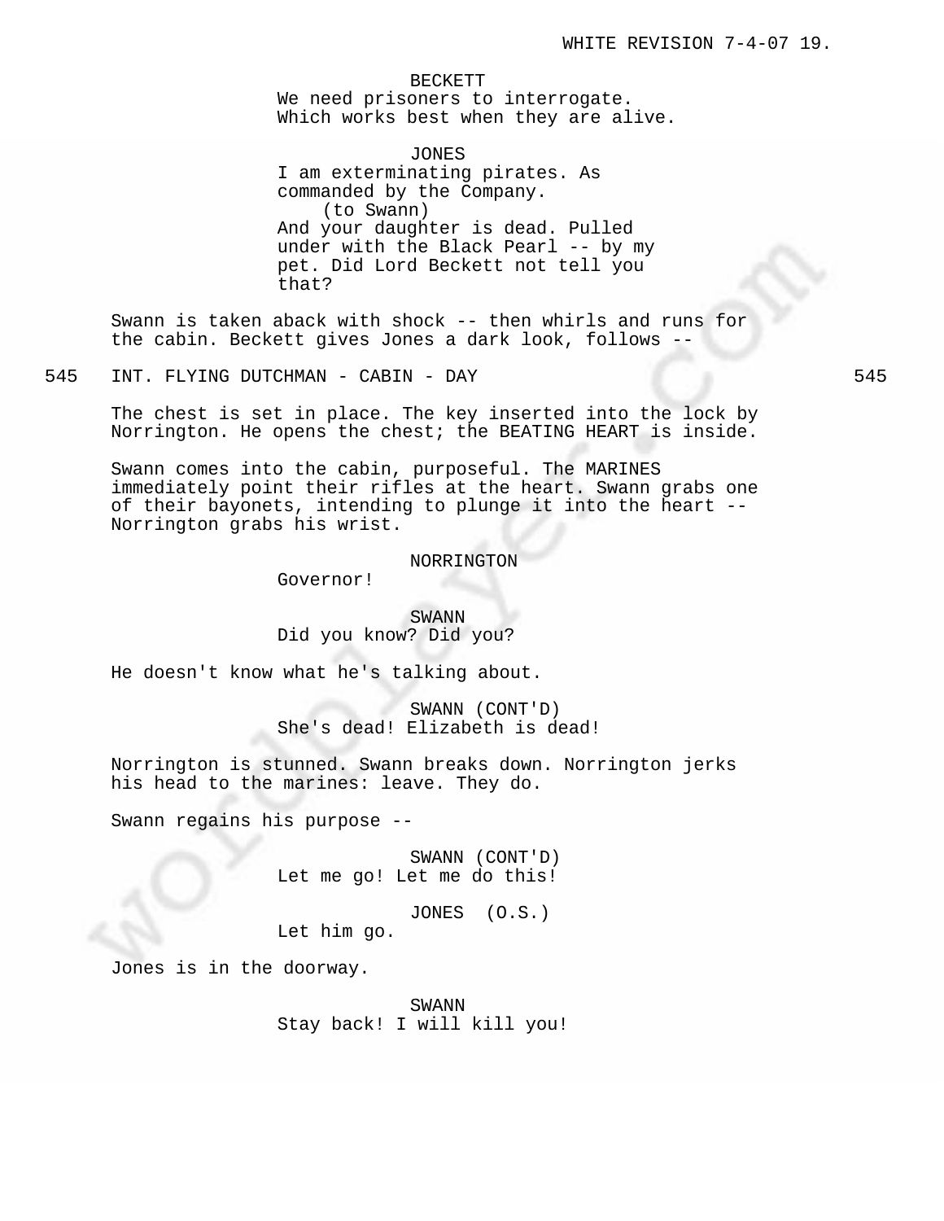BECKETT
We need prisoners to interrogate.
Which works best when they are alive.

JONES
I am exterminating pirates. As
commanded by the Company.
(to Swann)
And your daughter is dead. Pulled
under with the Black Pearl -- by my
pet. Did Lord Beckett not tell you
that?

Swann is taken aback with shock -- then whirls and runs for the cabin. Beckett gives Jones a dark look, follows --

545 INT. FLYING DUTCHMAN - CABIN - DAY 545

The chest is set in place. The key inserted into the lock by Norrington. He opens the chest; the BEATING HEART is inside.

Swann comes into the cabin, purposeful. The MARINES immediately point their rifles at the heart. Swann grabs one of their bayonets, intending to plunge it into the heart -- Norrington grabs his wrist.

NORRINGTON
Governor!

SWANN
Did you know? Did you?

He doesn't know what he's talking about.

SWANN (CONT'D)
She's dead! Elizabeth is dead!

Norrington is stunned. Swann breaks down. Norrington jerks his head to the marines: leave. They do.

Swann regains his purpose --

SWANN (CONT'D)
Let me go! Let me do this!

JONES (O.S.)
Let him go.

Jones is in the doorway.

SWANN
Stay back! I will kill you!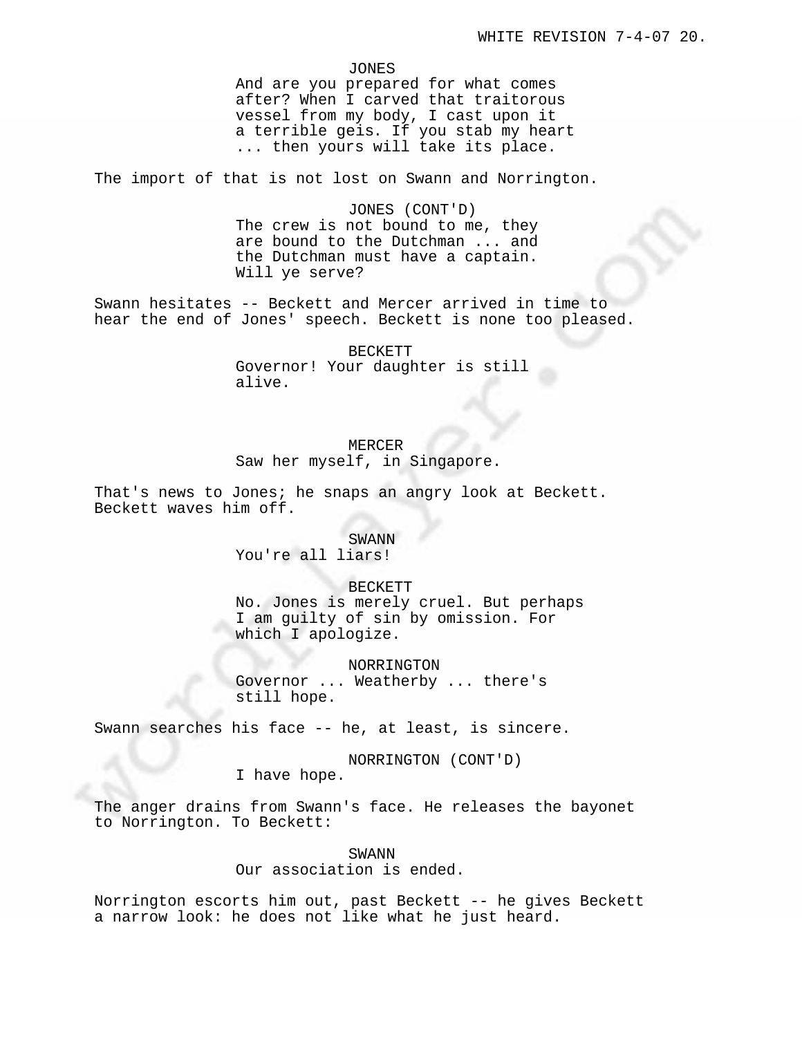JONES
And are you prepared for what comes after? When I carved that traitorous vessel from my body, I cast upon it a terrible geis. If you stab my heart ... then yours will take its place.

The import of that is not lost on Swann and Norrington.

JONES (CONT'D)
The crew is not bound to me, they are bound to the Dutchman ... and the Dutchman must have a captain. Will ye serve?

Swann hesitates -- Beckett and Mercer arrived in time to hear the end of Jones' speech. Beckett is none too pleased.

BECKETT
Governor! Your daughter is still alive.

MERCER
Saw her myself, in Singapore.

That's news to Jones; he snaps an angry look at Beckett. Beckett waves him off.

SWANN
You're all liars!

BECKETT
No. Jones is merely cruel. But perhaps I am guilty of sin by omission. For which I apologize.

NORRINGTON
Governor ... Weatherby ... there's still hope.

Swann searches his face -- he, at least, is sincere.

NORRINGTON (CONT'D)
I have hope.

The anger drains from Swann's face. He releases the bayonet to Norrington. To Beckett:

SWANN
Our association is ended.

Norrington escorts him out, past Beckett -- he gives Beckett a narrow look: he does not like what he just heard.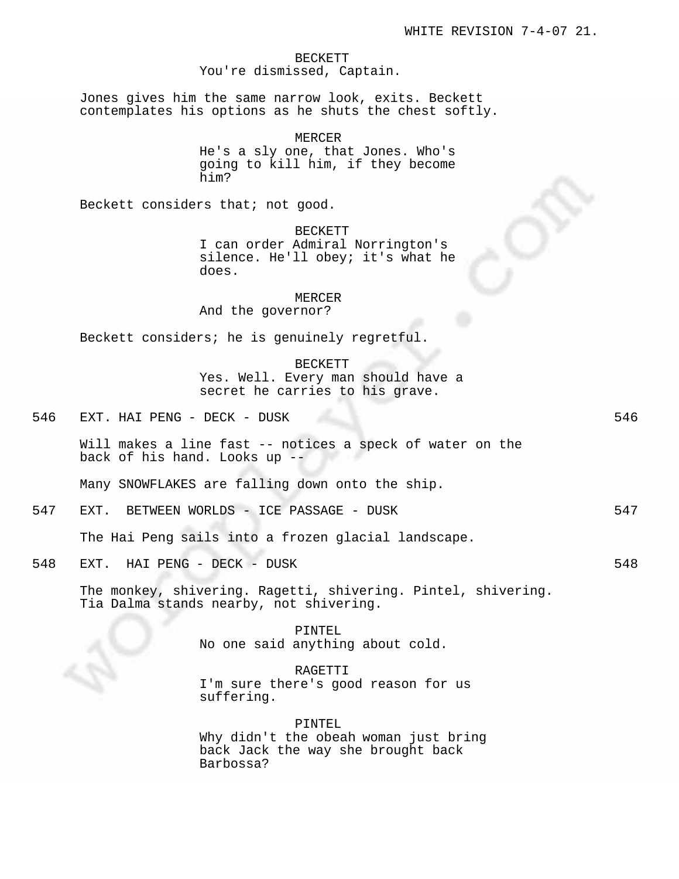BECKETT
You're dismissed, Captain.

Jones gives him the same narrow look, exits. Beckett contemplates his options as he shuts the chest softly.

MERCER
He's a sly one, that Jones. Who's going to kill him, if they become him?

Beckett considers that; not good.

BECKETT
I can order Admiral Norrington's silence. He'll obey; it's what he does.

MERCER
And the governor?

Beckett considers; he is genuinely regretful.

BECKETT
Yes. Well. Every man should have a secret he carries to his grave.

546 EXT. HAI PENG - DECK - DUSK 546

Will makes a line fast -- notices a speck of water on the back of his hand. Looks up --

Many SNOWFLAKES are falling down onto the ship.

547 EXT. BETWEEN WORLDS - ICE PASSAGE - DUSK 547

The Hai Peng sails into a frozen glacial landscape.

548 EXT. HAI PENG - DECK - DUSK 548

The monkey, shivering. Ragetti, shivering. Pintel, shivering. Tia Dalma stands nearby, not shivering.

PINTEL
No one said anything about cold.

RAGETTI
I'm sure there's good reason for us suffering.

PINTEL
Why didn't the obeah woman just bring back Jack the way she brought back Barbossa?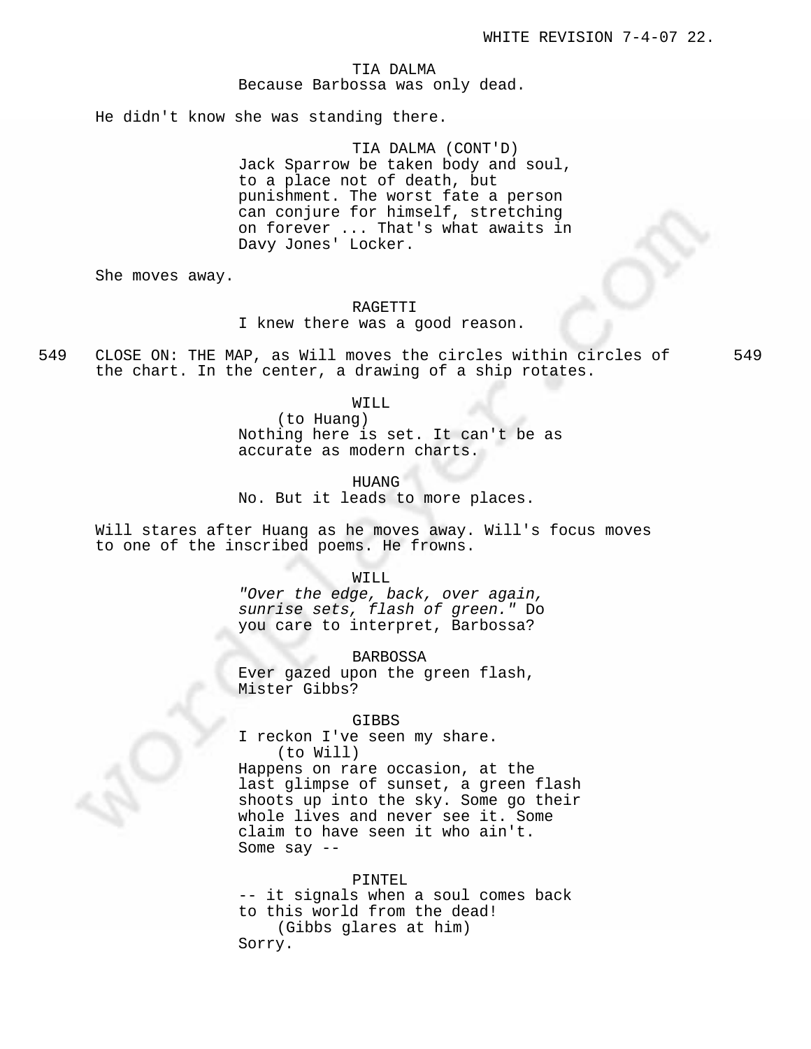TIA DALMA

Because Barbossa was only dead.

He didn't know she was standing there.

TIA DALMA (CONT'D)

Jack Sparrow be taken body and soul, to a place not of death, but punishment. The worst fate a person can conjure for himself, stretching on forever ... That's what awaits in Davy Jones' Locker.

She moves away.

RAGETTI

I knew there was a good reason.

549 CLOSE ON: THE MAP, as Will moves the circles within circles of the chart. In the center, a drawing of a ship rotates. 549

WILL

(to Huang)

Nothing here is set. It can't be as accurate as modern charts.

HUANG

No. But it leads to more places.

Will stares after Huang as he moves away. Will's focus moves to one of the inscribed poems. He frowns.

WILL

*"Over the edge, back, over again, sunrise sets, flash of green."* Do you care to interpret, Barbossa?

BARBOSSA

Ever gazed upon the green flash, Mister Gibbs?

GIBBS

I reckon I've seen my share.

(to Will)

Happens on rare occasion, at the last glimpse of sunset, a green flash shoots up into the sky. Some go their whole lives and never see it. Some claim to have seen it who ain't. Some say --

PINTEL

-- it signals when a soul comes back to this world from the dead!

(Gibbs glares at him)

Sorry.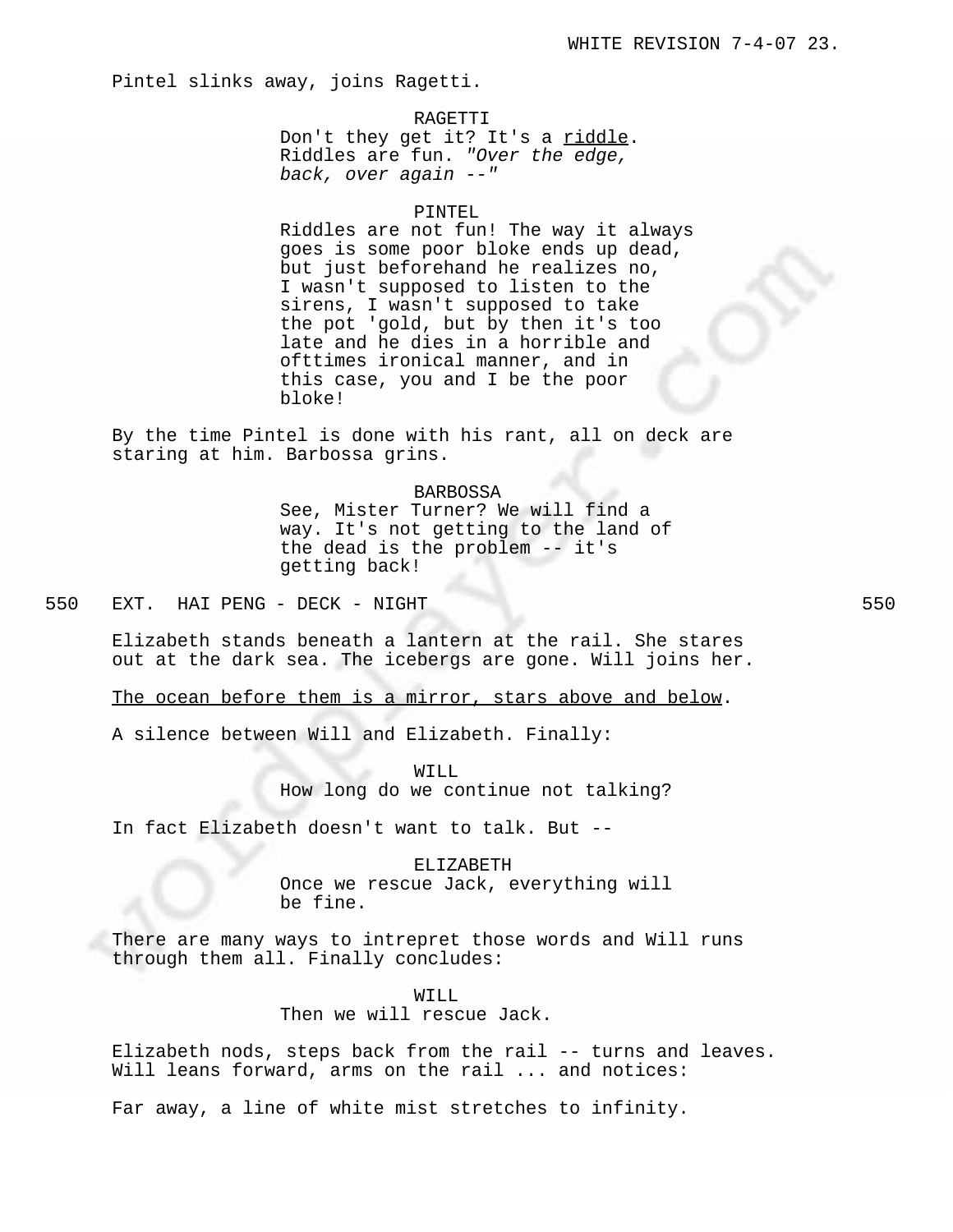Pintel slinks away, joins Ragetti.

RAGETTI
Don't they get it? It's a riddle. Riddles are fun. *"Over the edge, back, over again --"*

PINTEL
Riddles are not fun! The way it always goes is some poor bloke ends up dead, but just beforehand he realizes no, I wasn't supposed to listen to the sirens, I wasn't supposed to take the pot 'gold, but by then it's too late and he dies in a horrible and ofttimes ironical manner, and in this case, you and I be the poor bloke!

By the time Pintel is done with his rant, all on deck are staring at him. Barbossa grins.

BARBOSSA
See, Mister Turner? We will find a way. It's not getting to the land of the dead is the problem -- it's getting back!

550 EXT. HAI PENG - DECK - NIGHT 550

Elizabeth stands beneath a lantern at the rail. She stares out at the dark sea. The icebergs are gone. Will joins her.

The ocean before them is a mirror, stars above and below.

A silence between Will and Elizabeth. Finally:

WILL
How long do we continue not talking?

In fact Elizabeth doesn't want to talk. But --

ELIZABETH
Once we rescue Jack, everything will be fine.

There are many ways to intrepret those words and Will runs through them all. Finally concludes:

WILL
Then we will rescue Jack.

Elizabeth nods, steps back from the rail -- turns and leaves. Will leans forward, arms on the rail ... and notices:

Far away, a line of white mist stretches to infinity.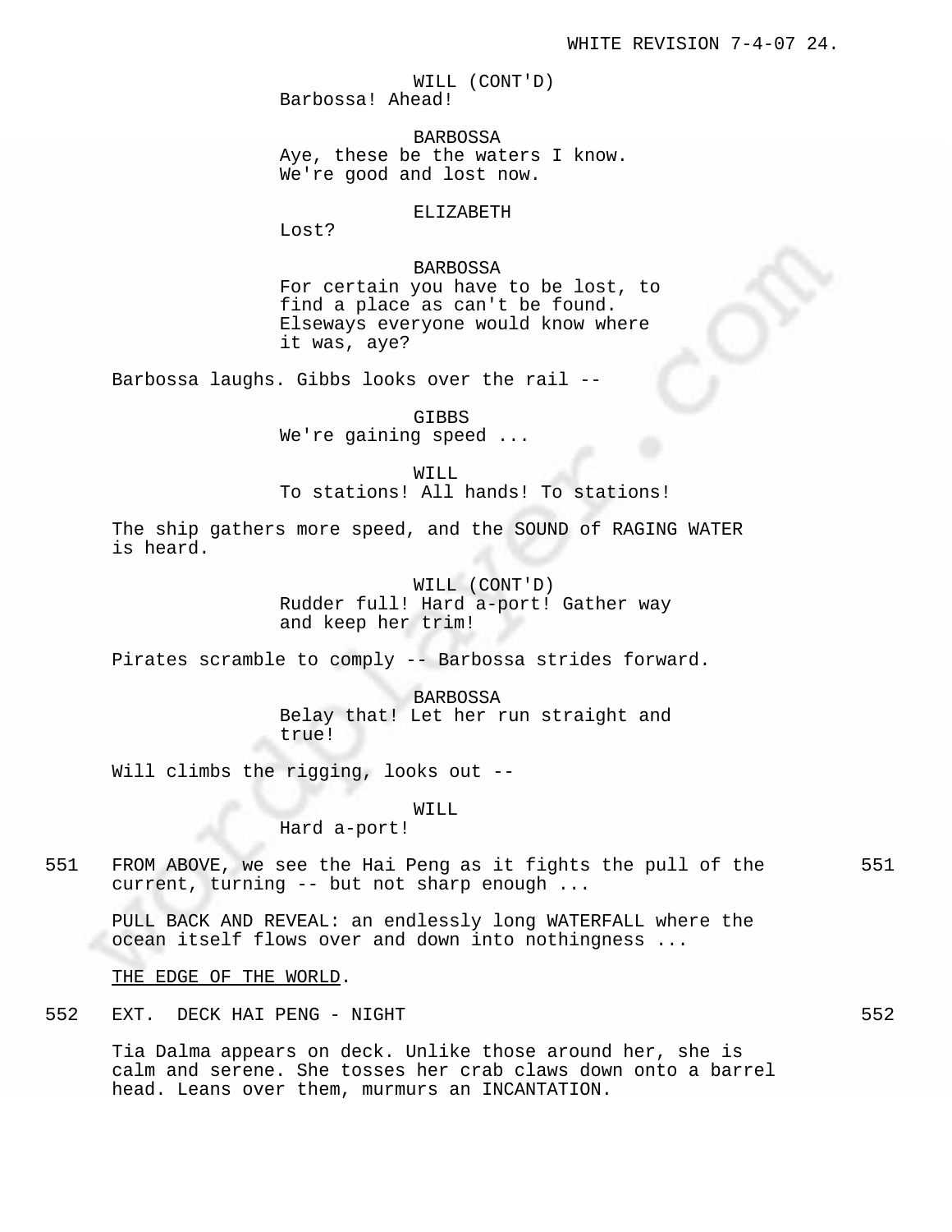WILL (CONT'D)
Barbossa! Ahead!

BARBOSSA
Aye, these be the waters I know.
We're good and lost now.

ELIZABETH
Lost?

BARBOSSA
For certain you have to be lost, to
find a place as can't be found.
Elseways everyone would know where
it was, aye?

Barbossa laughs. Gibbs looks over the rail --

GIBBS
We're gaining speed ...

WILL
To stations! All hands! To stations!

The ship gathers more speed, and the SOUND of RAGING WATER is heard.

WILL (CONT'D)
Rudder full! Hard a-port! Gather way
and keep her trim!

Pirates scramble to comply -- Barbossa strides forward.

BARBOSSA
Belay that! Let her run straight and
true!

Will climbs the rigging, looks out --

WILL
Hard a-port!

551 FROM ABOVE, we see the Hai Peng as it fights the pull of the current, turning -- but not sharp enough ... 551

PULL BACK AND REVEAL: an endlessly long WATERFALL where the ocean itself flows over and down into nothingness ...

<u>THE EDGE OF THE WORLD</u>.

552 EXT. DECK HAI PENG - NIGHT 552

Tia Dalma appears on deck. Unlike those around her, she is calm and serene. She tosses her crab claws down onto a barrel head. Leans over them, murmurs an INCANTATION.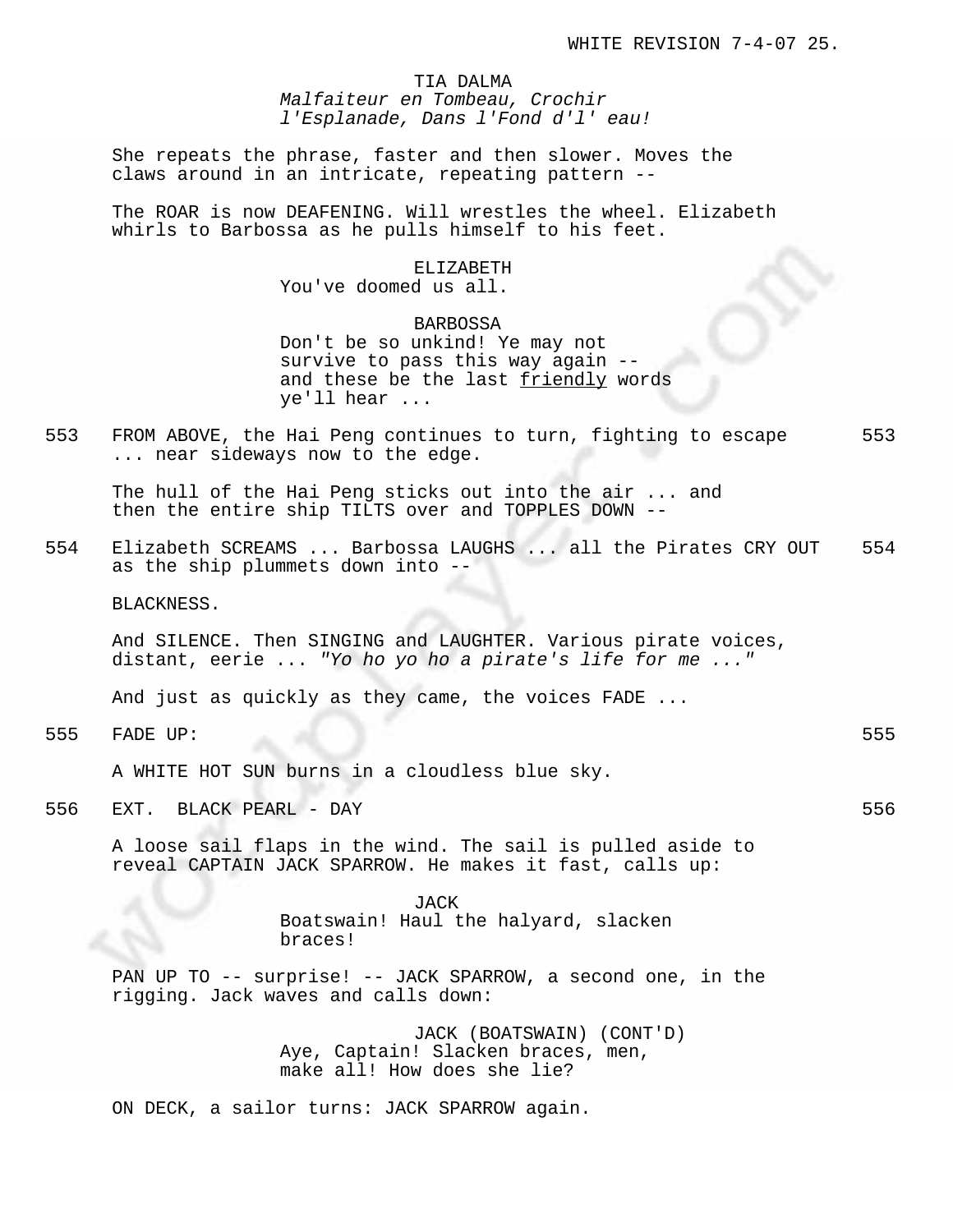TIA DALMA
*Malfaiteur en Tombeau, Crochir l'Esplanade, Dans l'Fond d'l' eau!*

She repeats the phrase, faster and then slower. Moves the claws around in an intricate, repeating pattern --

The ROAR is now DEAFENING. Will wrestles the wheel. Elizabeth whirls to Barbossa as he pulls himself to his feet.

ELIZABETH
You've doomed us all.

BARBOSSA
Don't be so unkind! Ye may not survive to pass this way again -- and these be the last friendly words ye'll hear ...

553 FROM ABOVE, the Hai Peng continues to turn, fighting to escape ... near sideways now to the edge. 553

The hull of the Hai Peng sticks out into the air ... and then the entire ship TILTS over and TOPPLES DOWN --

554 Elizabeth SCREAMS ... Barbossa LAUGHS ... all the Pirates CRY OUT as the ship plummets down into -- 554

BLACKNESS.

And SILENCE. Then SINGING and LAUGHTER. Various pirate voices, distant, eerie ... *"Yo ho yo ho a pirate's life for me ..."*

And just as quickly as they came, the voices FADE ...

555 FADE UP: 555

A WHITE HOT SUN burns in a cloudless blue sky.

556 EXT. BLACK PEARL - DAY 556

A loose sail flaps in the wind. The sail is pulled aside to reveal CAPTAIN JACK SPARROW. He makes it fast, calls up:

JACK
Boatswain! Haul the halyard, slacken braces!

PAN UP TO -- surprise! -- JACK SPARROW, a second one, in the rigging. Jack waves and calls down:

JACK (BOATSWAIN) (CONT'D)
Aye, Captain! Slacken braces, men, make all! How does she lie?

ON DECK, a sailor turns: JACK SPARROW again.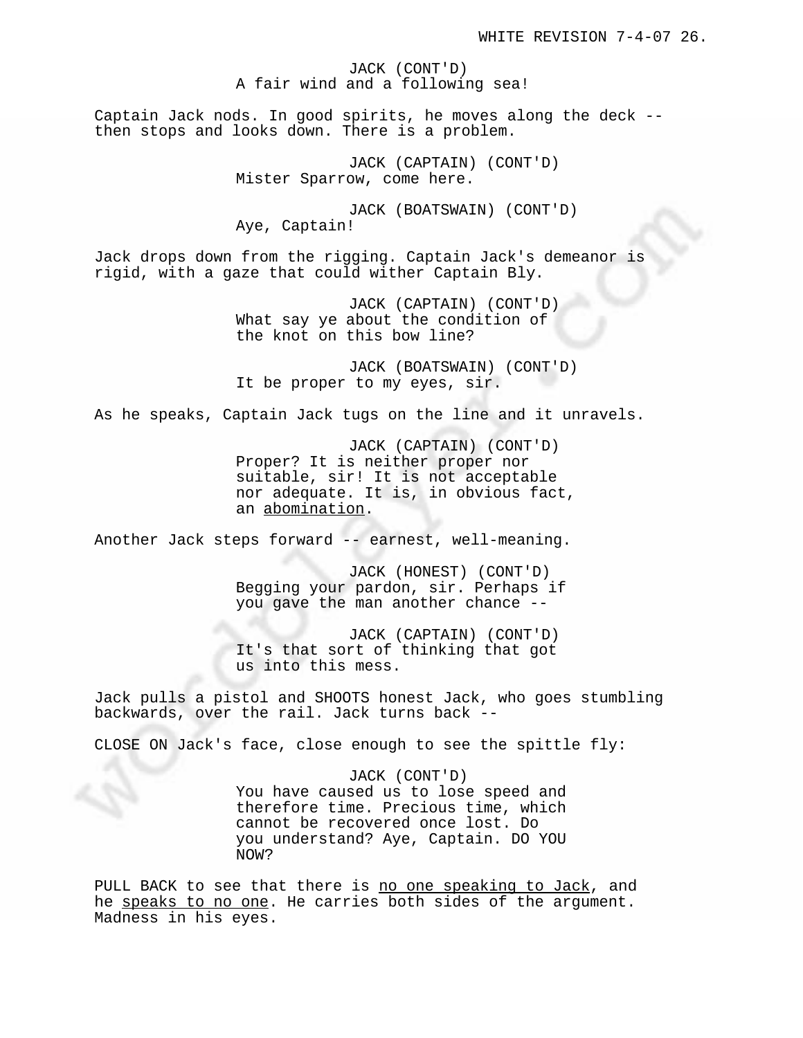JACK (CONT'D)
A fair wind and a following sea!

Captain Jack nods. In good spirits, he moves along the deck -- then stops and looks down. There is a problem.

JACK (CAPTAIN) (CONT'D)
Mister Sparrow, come here.

JACK (BOATSWAIN) (CONT'D)
Aye, Captain!

Jack drops down from the rigging. Captain Jack's demeanor is rigid, with a gaze that could wither Captain Bly.

JACK (CAPTAIN) (CONT'D)
What say ye about the condition of the knot on this bow line?

JACK (BOATSWAIN) (CONT'D)
It be proper to my eyes, sir.

As he speaks, Captain Jack tugs on the line and it unravels.

JACK (CAPTAIN) (CONT'D)
Proper? It is neither proper nor suitable, sir! It is not acceptable nor adequate. It is, in obvious fact, an <u>abomination</u>.

Another Jack steps forward -- earnest, well-meaning.

JACK (HONEST) (CONT'D)
Begging your pardon, sir. Perhaps if you gave the man another chance --

JACK (CAPTAIN) (CONT'D)
It's that sort of thinking that got us into this mess.

Jack pulls a pistol and SHOOTS honest Jack, who goes stumbling backwards, over the rail. Jack turns back --

CLOSE ON Jack's face, close enough to see the spittle fly:

JACK (CONT'D)
You have caused us to lose speed and therefore time. Precious time, which cannot be recovered once lost. Do you understand? Aye, Captain. DO YOU NOW?

PULL BACK to see that there is <u>no one speaking to Jack</u>, and he <u>speaks to no one</u>. He carries both sides of the argument. Madness in his eyes.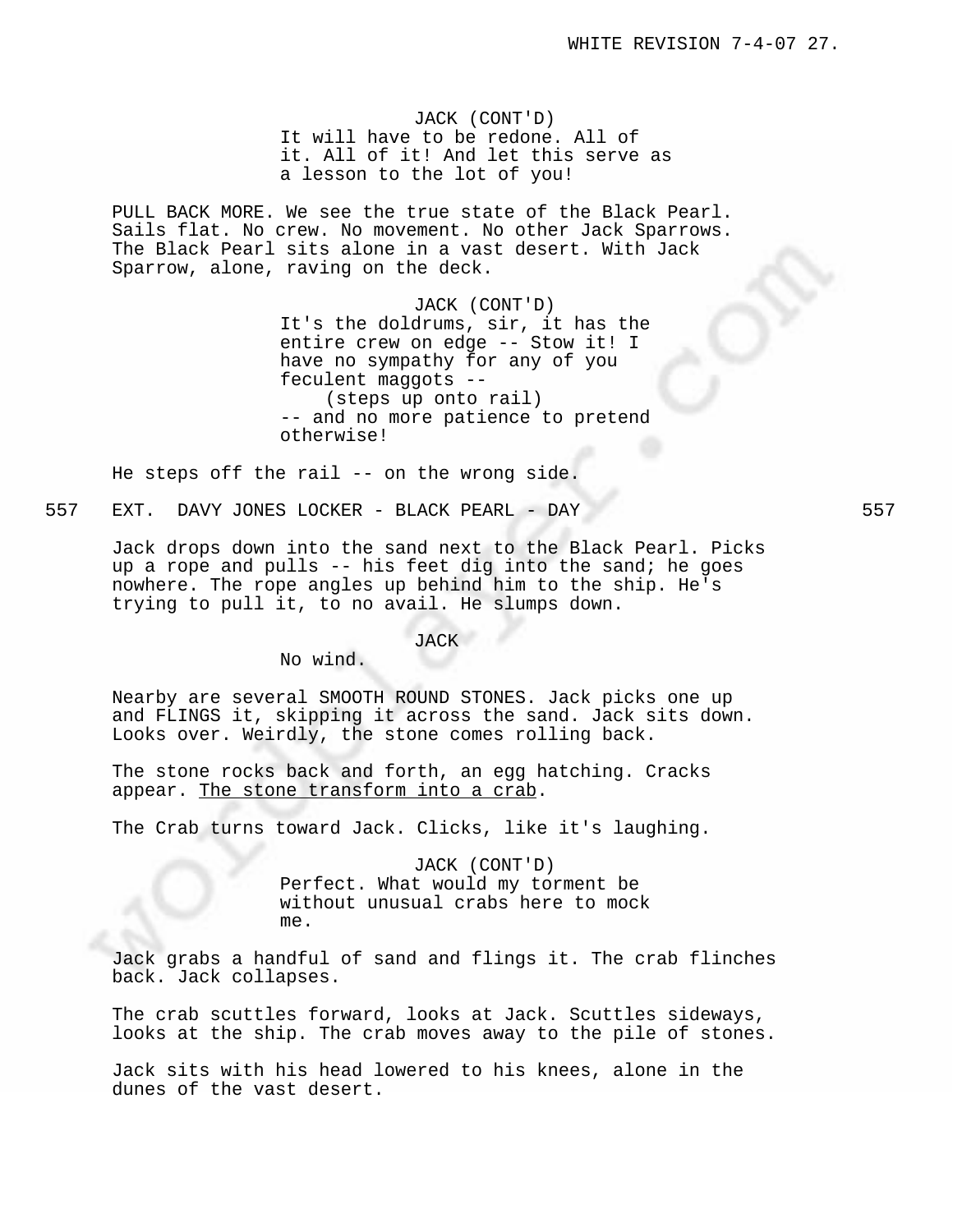JACK (CONT'D)
It will have to be redone. All of it. All of it! And let this serve as a lesson to the lot of you!

PULL BACK MORE. We see the true state of the Black Pearl. Sails flat. No crew. No movement. No other Jack Sparrows. The Black Pearl sits alone in a vast desert. With Jack Sparrow, alone, raving on the deck.

JACK (CONT'D)
It's the doldrums, sir, it has the entire crew on edge -- Stow it! I have no sympathy for any of you feculent maggots --
(steps up onto rail)
-- and no more patience to pretend otherwise!

He steps off the rail -- on the wrong side.

557 EXT. DAVY JONES LOCKER - BLACK PEARL - DAY 557

Jack drops down into the sand next to the Black Pearl. Picks up a rope and pulls -- his feet dig into the sand; he goes nowhere. The rope angles up behind him to the ship. He's trying to pull it, to no avail. He slumps down.

JACK
No wind.

Nearby are several SMOOTH ROUND STONES. Jack picks one up and FLINGS it, skipping it across the sand. Jack sits down. Looks over. Weirdly, the stone comes rolling back.

The stone rocks back and forth, an egg hatching. Cracks appear. <u>The stone transform into a crab</u>.

The Crab turns toward Jack. Clicks, like it's laughing.

JACK (CONT'D)
Perfect. What would my torment be without unusual crabs here to mock me.

Jack grabs a handful of sand and flings it. The crab flinches back. Jack collapses.

The crab scuttles forward, looks at Jack. Scuttles sideways, looks at the ship. The crab moves away to the pile of stones.

Jack sits with his head lowered to his knees, alone in the dunes of the vast desert.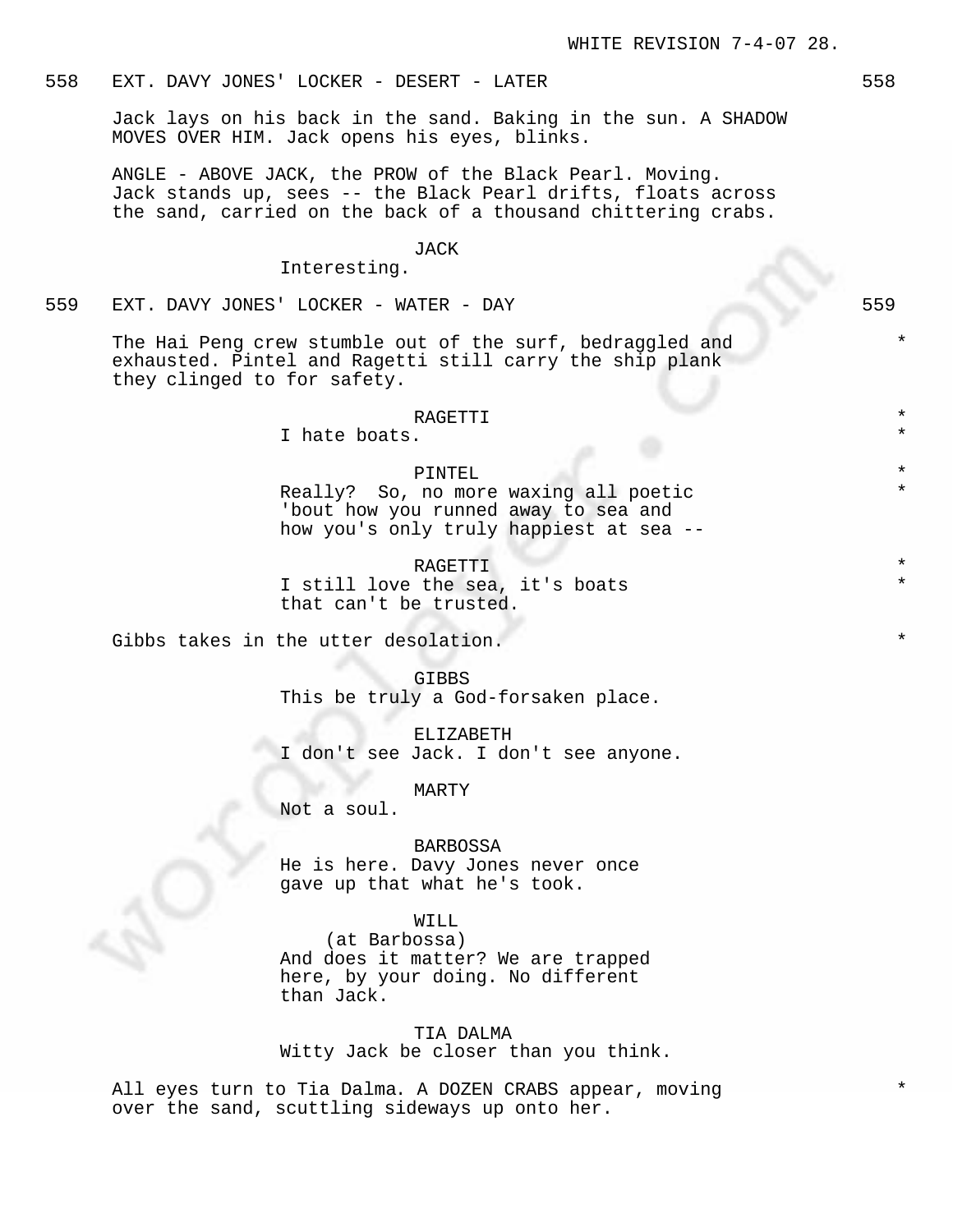558 EXT. DAVY JONES' LOCKER - DESERT - LATER 558

Jack lays on his back in the sand. Baking in the sun. A SHADOW MOVES OVER HIM. Jack opens his eyes, blinks.

ANGLE - ABOVE JACK, the PROW of the Black Pearl. Moving. Jack stands up, sees -- the Black Pearl drifts, floats across the sand, carried on the back of a thousand chittering crabs.

JACK
Interesting.

559 EXT. DAVY JONES' LOCKER - WATER - DAY 559

The Hai Peng crew stumble out of the surf, bedraggled and exhausted. Pintel and Ragetti still carry the ship plank they clinged to for safety. *

RAGETTI *
I hate boats. *

PINTEL *
Really? So, no more waxing all poetic 'bout how you runned away to sea and how you's only truly happiest at sea -- *

RAGETTI *
I still love the sea, it's boats that can't be trusted. *

Gibbs takes in the utter desolation. *

GIBBS
This be truly a God-forsaken place.

ELIZABETH
I don't see Jack. I don't see anyone.

MARTY
Not a soul.

BARBOSSA
He is here. Davy Jones never once gave up that what he's took.

WILL
(at Barbossa)
And does it matter? We are trapped here, by your doing. No different than Jack.

TIA DALMA
Witty Jack be closer than you think.

All eyes turn to Tia Dalma. A DOZEN CRABS appear, moving over the sand, scuttling sideways up onto her. *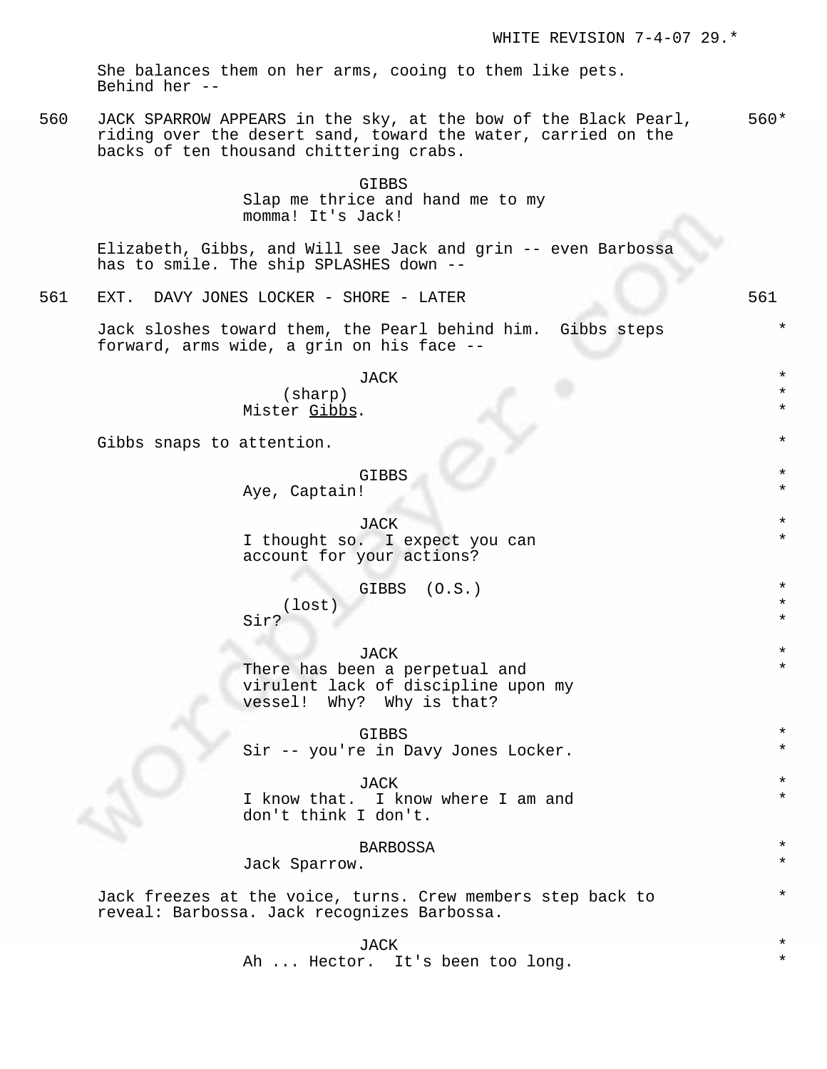She balances them on her arms, cooing to them like pets. Behind her --

560 JACK SPARROW APPEARS in the sky, at the bow of the Black Pearl, riding over the desert sand, toward the water, carried on the backs of ten thousand chittering crabs. 560*

GIBBS
Slap me thrice and hand me to my momma! It's Jack!

Elizabeth, Gibbs, and Will see Jack and grin -- even Barbossa has to smile. The ship SPLASHES down --

561 EXT. DAVY JONES LOCKER - SHORE - LATER 561

Jack sloshes toward them, the Pearl behind him. Gibbs steps forward, arms wide, a grin on his face -- *

JACK *
(sharp) *
Mister Gibbs. *

Gibbs snaps to attention. *

GIBBS *
Aye, Captain! *

JACK *
I thought so. I expect you can account for your actions? *

GIBBS (O.S.) *
(lost) *
Sir? *

JACK *
There has been a perpetual and virulent lack of discipline upon my vessel! Why? Why is that? *

GIBBS *
Sir -- you're in Davy Jones Locker. *

JACK *
I know that. I know where I am and don't think I don't. *

BARBOSSA *
Jack Sparrow. *

Jack freezes at the voice, turns. Crew members step back to reveal: Barbossa. Jack recognizes Barbossa. *

JACK *
Ah ... Hector. It's been too long. *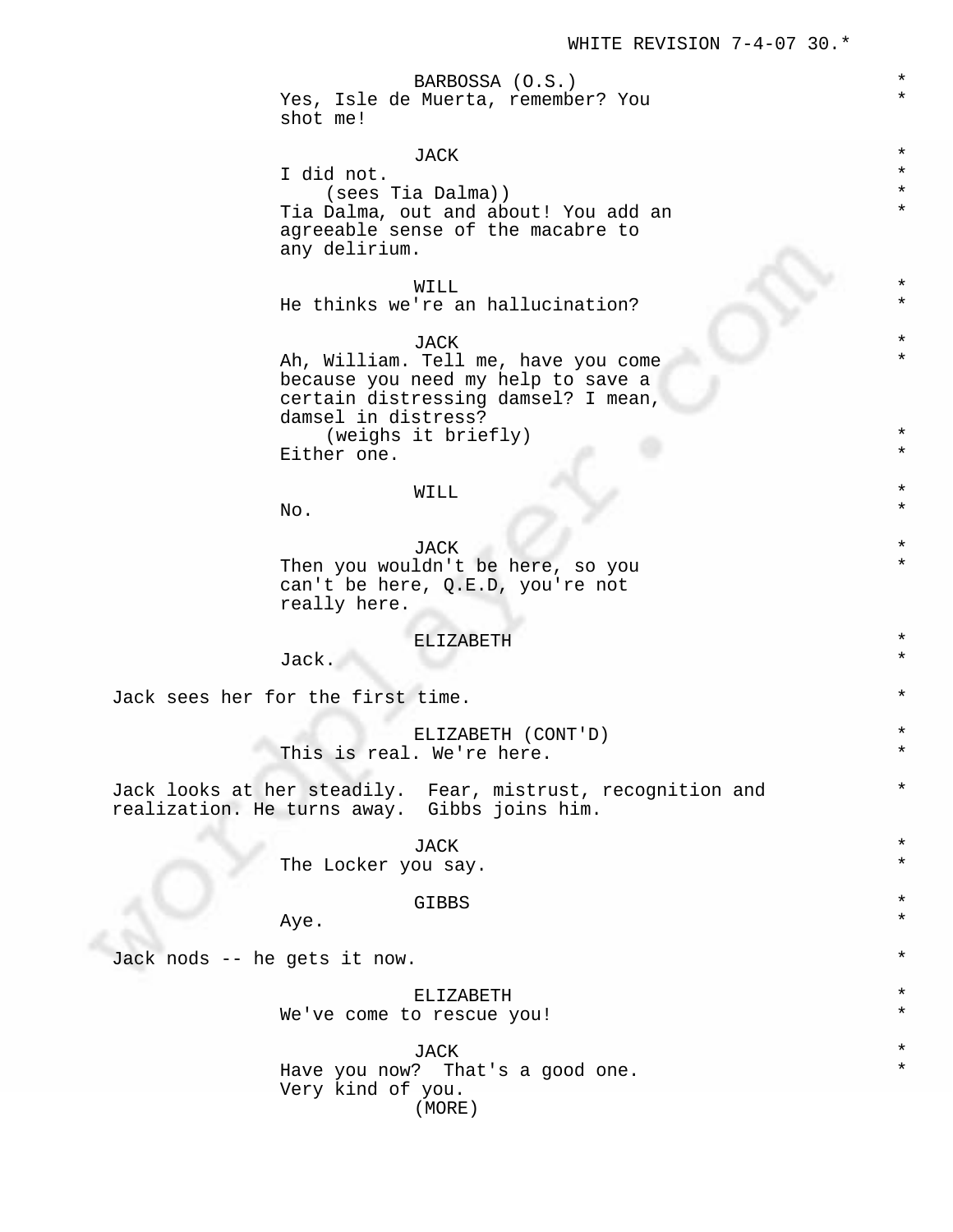BARBOSSA (O.S.)
Yes, Isle de Muerta, remember? You shot me!

JACK
I did not.
(sees Tia Dalma))
Tia Dalma, out and about! You add an agreeable sense of the macabre to any delirium.

WILL
He thinks we're an hallucination?

JACK
Ah, William. Tell me, have you come because you need my help to save a certain distressing damsel? I mean, damsel in distress?
(weighs it briefly)
Either one.

WILL
No.

JACK
Then you wouldn't be here, so you can't be here, Q.E.D, you're not really here.

ELIZABETH
Jack.

Jack sees her for the first time.

ELIZABETH (CONT'D)
This is real. We're here.

Jack looks at her steadily. Fear, mistrust, recognition and realization. He turns away. Gibbs joins him.

JACK
The Locker you say.

GIBBS
Aye.

Jack nods -- he gets it now.

ELIZABETH
We've come to rescue you!

JACK
Have you now? That's a good one. Very kind of you.
(MORE)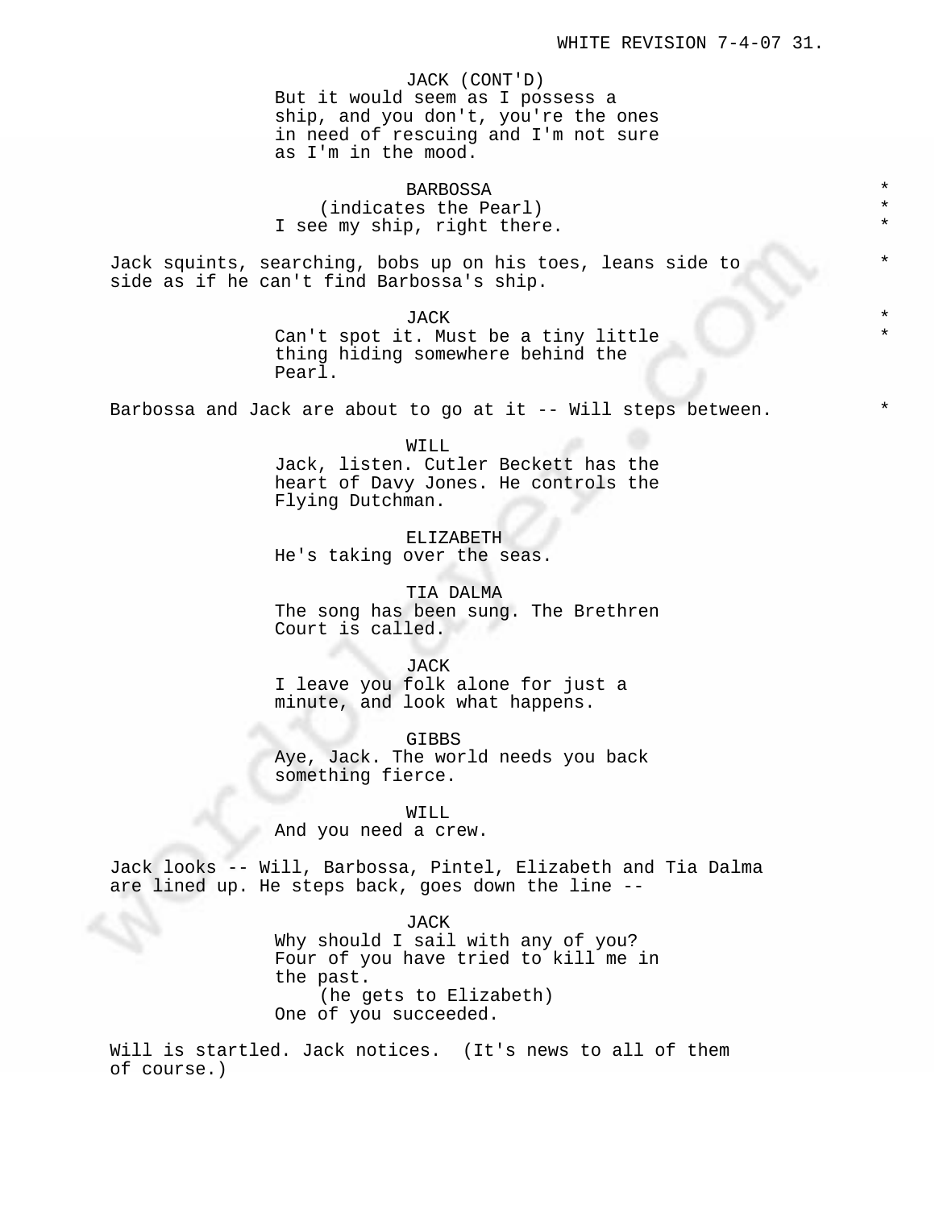JACK (CONT'D)
But it would seem as I possess a ship, and you don't, you're the ones in need of rescuing and I'm not sure as I'm in the mood.

BARBOSSA
(indicates the Pearl)
I see my ship, right there.

Jack squints, searching, bobs up on his toes, leans side to side as if he can't find Barbossa's ship.

JACK
Can't spot it. Must be a tiny little thing hiding somewhere behind the Pearl.

Barbossa and Jack are about to go at it -- Will steps between.

WILL
Jack, listen. Cutler Beckett has the heart of Davy Jones. He controls the Flying Dutchman.

ELIZABETH
He's taking over the seas.

TIA DALMA
The song has been sung. The Brethren Court is called.

JACK
I leave you folk alone for just a minute, and look what happens.

GIBBS
Aye, Jack. The world needs you back something fierce.

WILL
And you need a crew.

Jack looks -- Will, Barbossa, Pintel, Elizabeth and Tia Dalma are lined up. He steps back, goes down the line --

JACK
Why should I sail with any of you? Four of you have tried to kill me in the past.
(he gets to Elizabeth)
One of you succeeded.

Will is startled. Jack notices. (It's news to all of them of course.)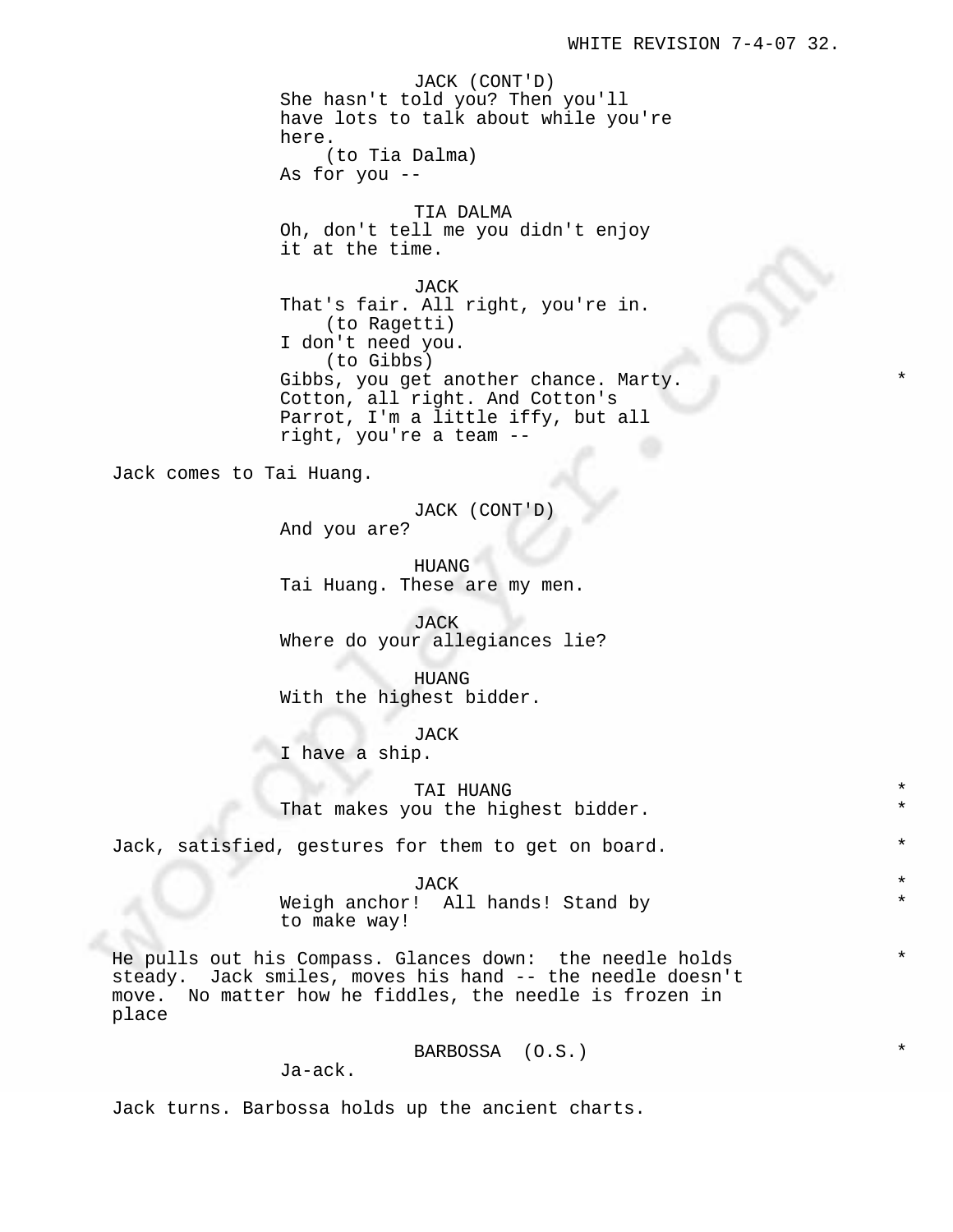JACK (CONT'D)
She hasn't told you? Then you'll have lots to talk about while you're here.
(to Tia Dalma)
As for you --

TIA DALMA
Oh, don't tell me you didn't enjoy it at the time.

JACK
That's fair. All right, you're in.
(to Ragetti)
I don't need you.
(to Gibbs)
Gibbs, you get another chance. Marty. Cotton, all right. And Cotton's Parrot, I'm a little iffy, but all right, you're a team -- *

Jack comes to Tai Huang.

JACK (CONT'D)
And you are?

HUANG
Tai Huang. These are my men.

JACK
Where do your allegiances lie?

HUANG
With the highest bidder.

JACK
I have a ship.

TAI HUANG *
That makes you the highest bidder. *

Jack, satisfied, gestures for them to get on board. *

JACK *
Weigh anchor! All hands! Stand by to make way! *

He pulls out his Compass. Glances down: the needle holds steady. Jack smiles, moves his hand -- the needle doesn't move. No matter how he fiddles, the needle is frozen in place *

BARBOSSA (O.S.) *
Ja-ack.

Jack turns. Barbossa holds up the ancient charts.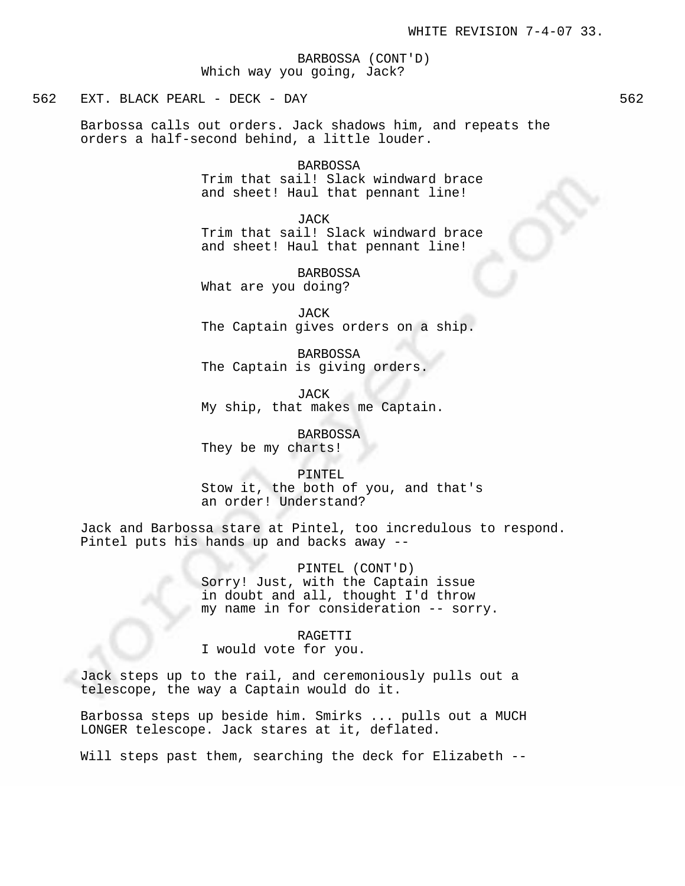BARBOSSA (CONT'D)
Which way you going, Jack?

562 EXT. BLACK PEARL - DECK - DAY 562

Barbossa calls out orders. Jack shadows him, and repeats the orders a half-second behind, a little louder.

BARBOSSA
Trim that sail! Slack windward brace and sheet! Haul that pennant line!

JACK
Trim that sail! Slack windward brace and sheet! Haul that pennant line!

BARBOSSA
What are you doing?

JACK
The Captain gives orders on a ship.

BARBOSSA
The Captain is giving orders.

JACK
My ship, that makes me Captain.

BARBOSSA
They be my charts!

PINTEL
Stow it, the both of you, and that's an order! Understand?

Jack and Barbossa stare at Pintel, too incredulous to respond. Pintel puts his hands up and backs away --

PINTEL (CONT'D)
Sorry! Just, with the Captain issue in doubt and all, thought I'd throw my name in for consideration -- sorry.

RAGETTI
I would vote for you.

Jack steps up to the rail, and ceremoniously pulls out a telescope, the way a Captain would do it.

Barbossa steps up beside him. Smirks ... pulls out a MUCH LONGER telescope. Jack stares at it, deflated.

Will steps past them, searching the deck for Elizabeth --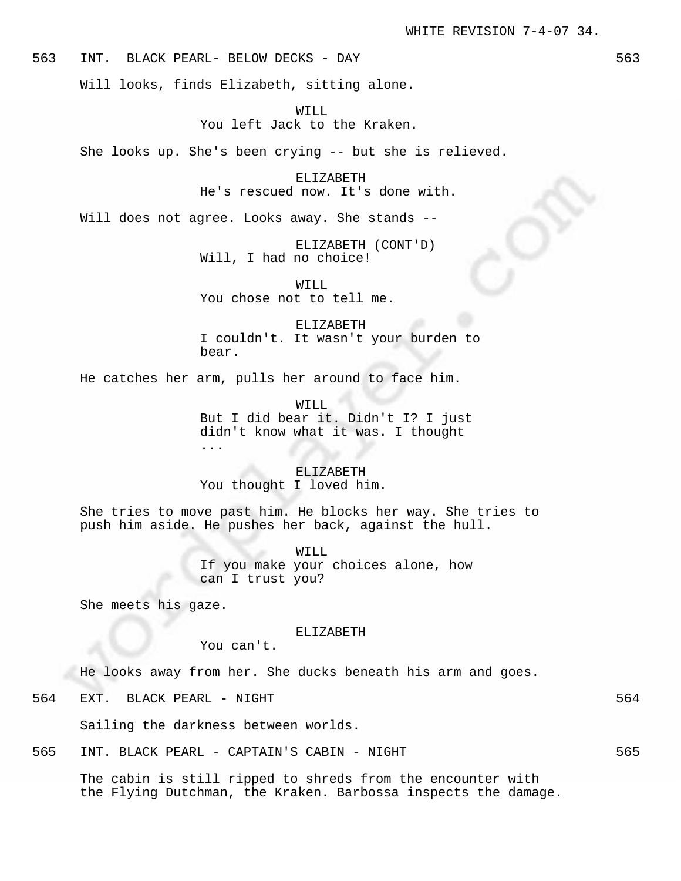563 INT. BLACK PEARL- BELOW DECKS - DAY 563

Will looks, finds Elizabeth, sitting alone.

WILL
You left Jack to the Kraken.

She looks up. She's been crying -- but she is relieved.

ELIZABETH
He's rescued now. It's done with.

Will does not agree. Looks away. She stands --

ELIZABETH (CONT'D)
Will, I had no choice!

WILL
You chose not to tell me.

ELIZABETH
I couldn't. It wasn't your burden to bear.

He catches her arm, pulls her around to face him.

WILL
But I did bear it. Didn't I? I just didn't know what it was. I thought ...

ELIZABETH
You thought I loved him.

She tries to move past him. He blocks her way. She tries to push him aside. He pushes her back, against the hull.

WILL
If you make your choices alone, how can I trust you?

She meets his gaze.

ELIZABETH
You can't.

He looks away from her. She ducks beneath his arm and goes.

564 EXT. BLACK PEARL - NIGHT 564

Sailing the darkness between worlds.

565 INT. BLACK PEARL - CAPTAIN'S CABIN - NIGHT 565

The cabin is still ripped to shreds from the encounter with the Flying Dutchman, the Kraken. Barbossa inspects the damage.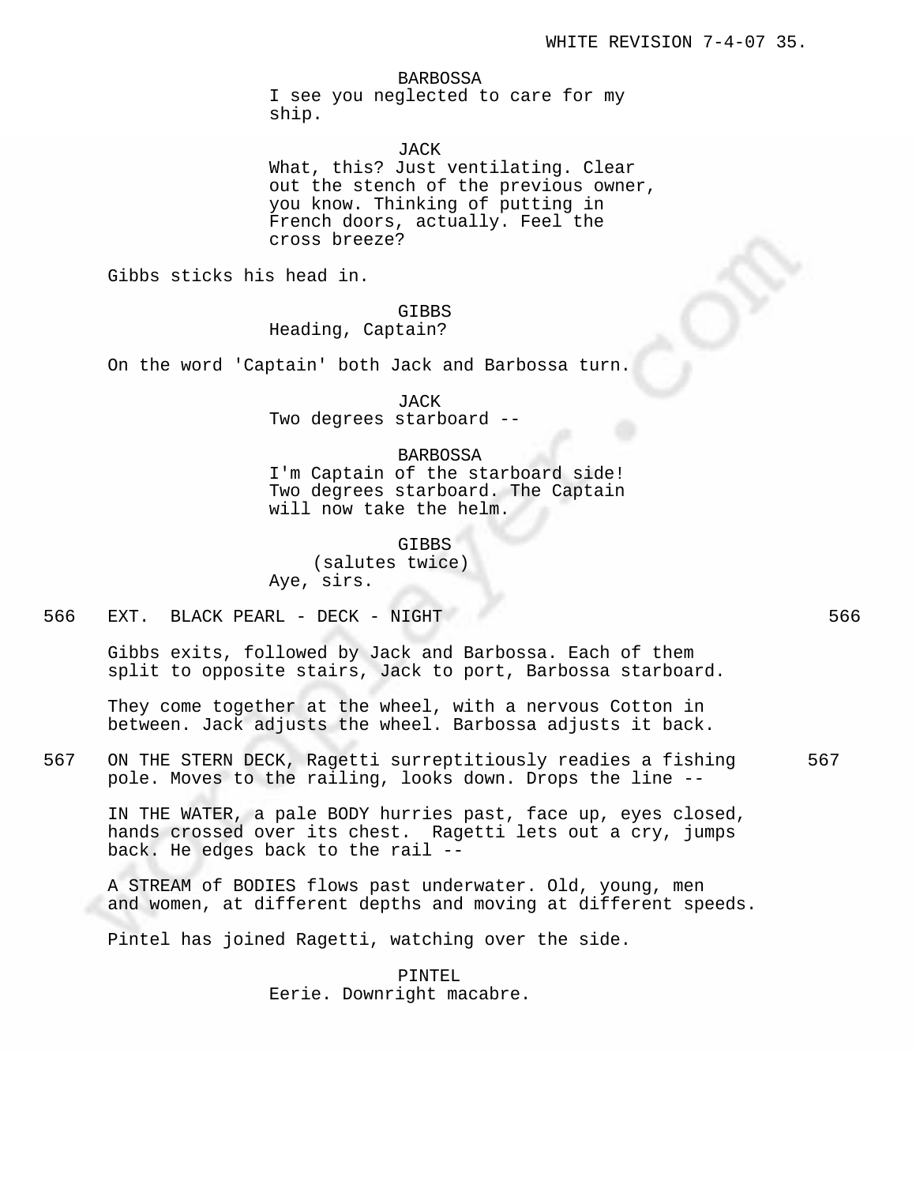BARBOSSA
I see you neglected to care for my ship.

JACK
What, this? Just ventilating. Clear out the stench of the previous owner, you know. Thinking of putting in French doors, actually. Feel the cross breeze?

Gibbs sticks his head in.

GIBBS
Heading, Captain?

On the word 'Captain' both Jack and Barbossa turn.

JACK
Two degrees starboard --

BARBOSSA
I'm Captain of the starboard side! Two degrees starboard. The Captain will now take the helm.

GIBBS
(salutes twice)
Aye, sirs.

566 EXT. BLACK PEARL - DECK - NIGHT 566

Gibbs exits, followed by Jack and Barbossa. Each of them split to opposite stairs, Jack to port, Barbossa starboard.

They come together at the wheel, with a nervous Cotton in between. Jack adjusts the wheel. Barbossa adjusts it back.

567 ON THE STERN DECK, Ragetti surreptitiously readies a fishing pole. Moves to the railing, looks down. Drops the line -- 567

IN THE WATER, a pale BODY hurries past, face up, eyes closed, hands crossed over its chest. Ragetti lets out a cry, jumps back. He edges back to the rail --

A STREAM of BODIES flows past underwater. Old, young, men and women, at different depths and moving at different speeds.

Pintel has joined Ragetti, watching over the side.

PINTEL
Eerie. Downright macabre.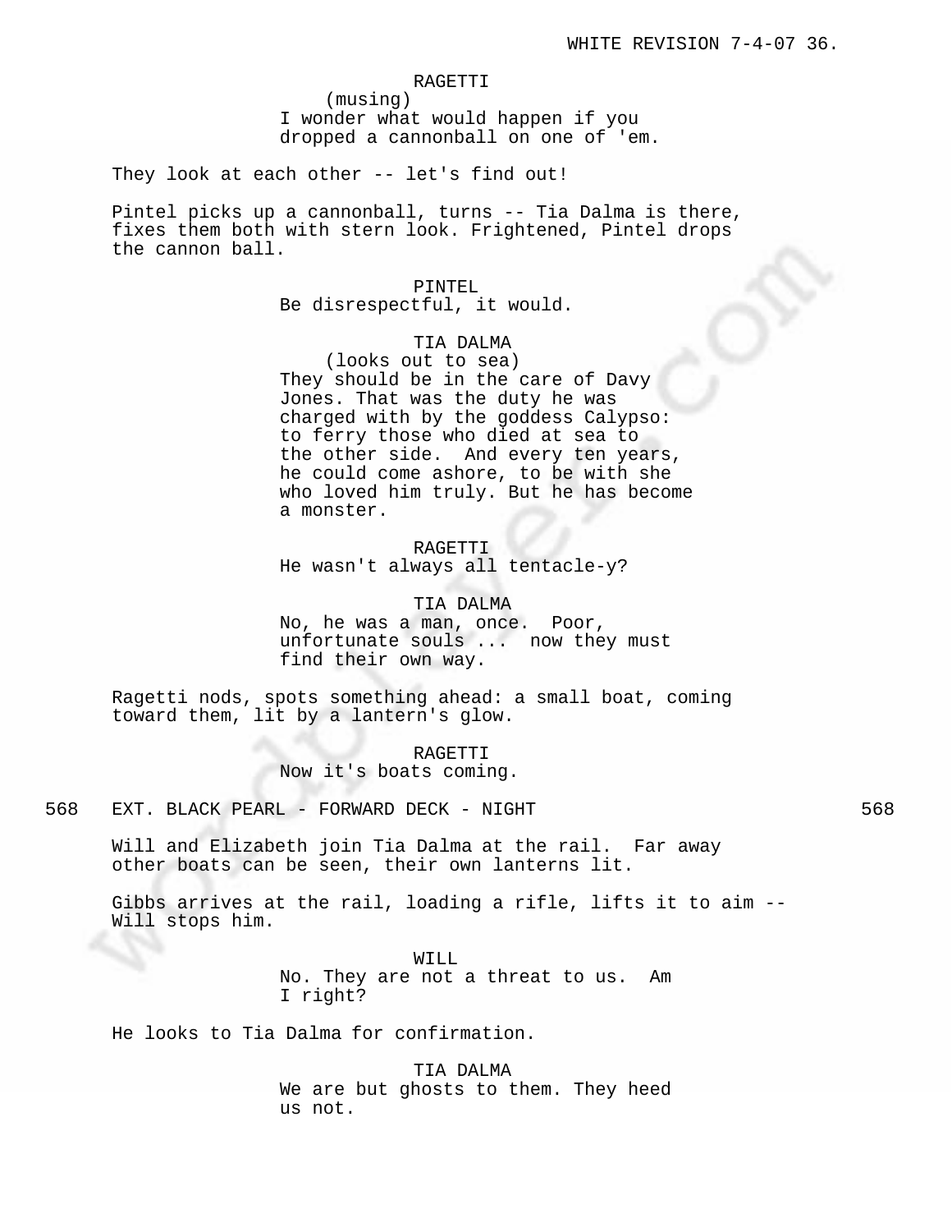RAGETTI
(musing)
I wonder what would happen if you dropped a cannonball on one of 'em.

They look at each other -- let's find out!

Pintel picks up a cannonball, turns -- Tia Dalma is there, fixes them both with stern look. Frightened, Pintel drops the cannon ball.

PINTEL
Be disrespectful, it would.

TIA DALMA
(looks out to sea)
They should be in the care of Davy Jones. That was the duty he was charged with by the goddess Calypso: to ferry those who died at sea to the other side. And every ten years, he could come ashore, to be with she who loved him truly. But he has become a monster.

RAGETTI
He wasn't always all tentacle-y?

TIA DALMA
No, he was a man, once. Poor, unfortunate souls ... now they must find their own way.

Ragetti nods, spots something ahead: a small boat, coming toward them, lit by a lantern's glow.

RAGETTI
Now it's boats coming.

568 EXT. BLACK PEARL - FORWARD DECK - NIGHT 568

Will and Elizabeth join Tia Dalma at the rail. Far away other boats can be seen, their own lanterns lit.

Gibbs arrives at the rail, loading a rifle, lifts it to aim -- Will stops him.

WILL
No. They are not a threat to us. Am I right?

He looks to Tia Dalma for confirmation.

TIA DALMA
We are but ghosts to them. They heed us not.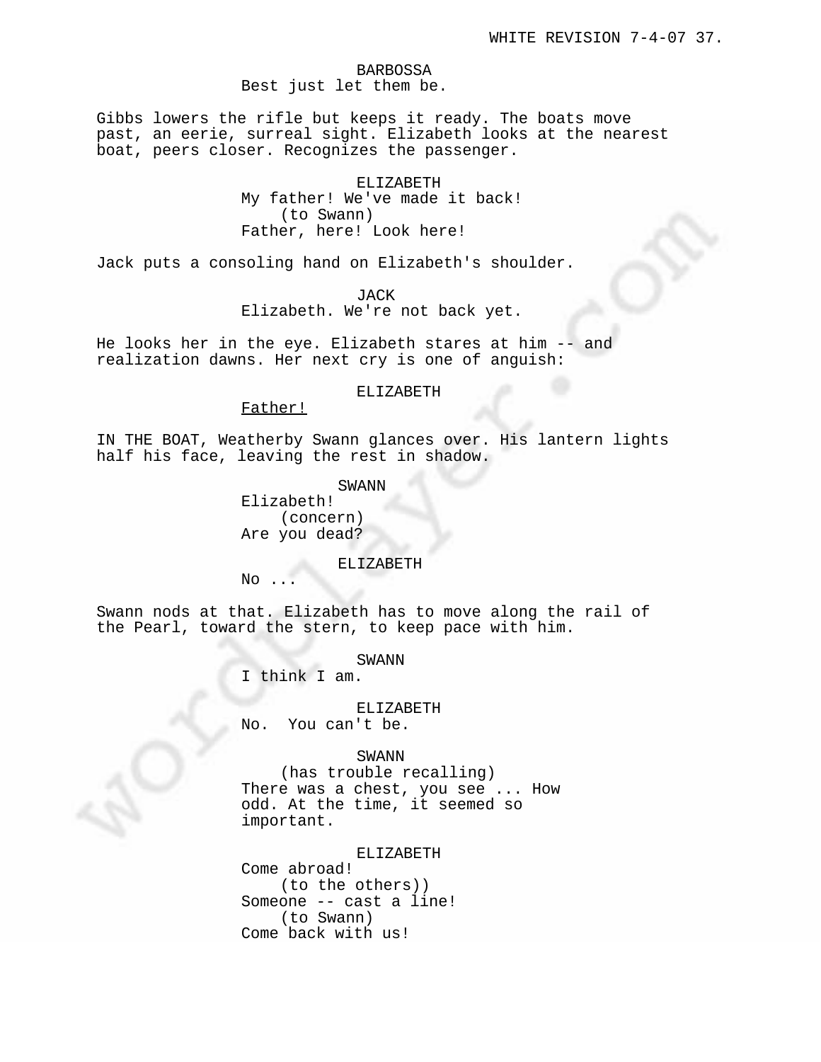BARBOSSA
Best just let them be.

Gibbs lowers the rifle but keeps it ready. The boats move past, an eerie, surreal sight. Elizabeth looks at the nearest boat, peers closer. Recognizes the passenger.

ELIZABETH
My father! We've made it back!
(to Swann)
Father, here! Look here!

Jack puts a consoling hand on Elizabeth's shoulder.

JACK
Elizabeth. We're not back yet.

He looks her in the eye. Elizabeth stares at him -- and realization dawns. Her next cry is one of anguish:

ELIZABETH
<u>Father!</u>

IN THE BOAT, Weatherby Swann glances over. His lantern lights half his face, leaving the rest in shadow.

SWANN
Elizabeth!
(concern)
Are you dead?

ELIZABETH
No ...

Swann nods at that. Elizabeth has to move along the rail of the Pearl, toward the stern, to keep pace with him.

SWANN
I think I am.

ELIZABETH
No. You can't be.

SWANN
(has trouble recalling)
There was a chest, you see ... How odd. At the time, it seemed so important.

ELIZABETH
Come abroad!
(to the others))
Someone -- cast a line!
(to Swann)
Come back with us!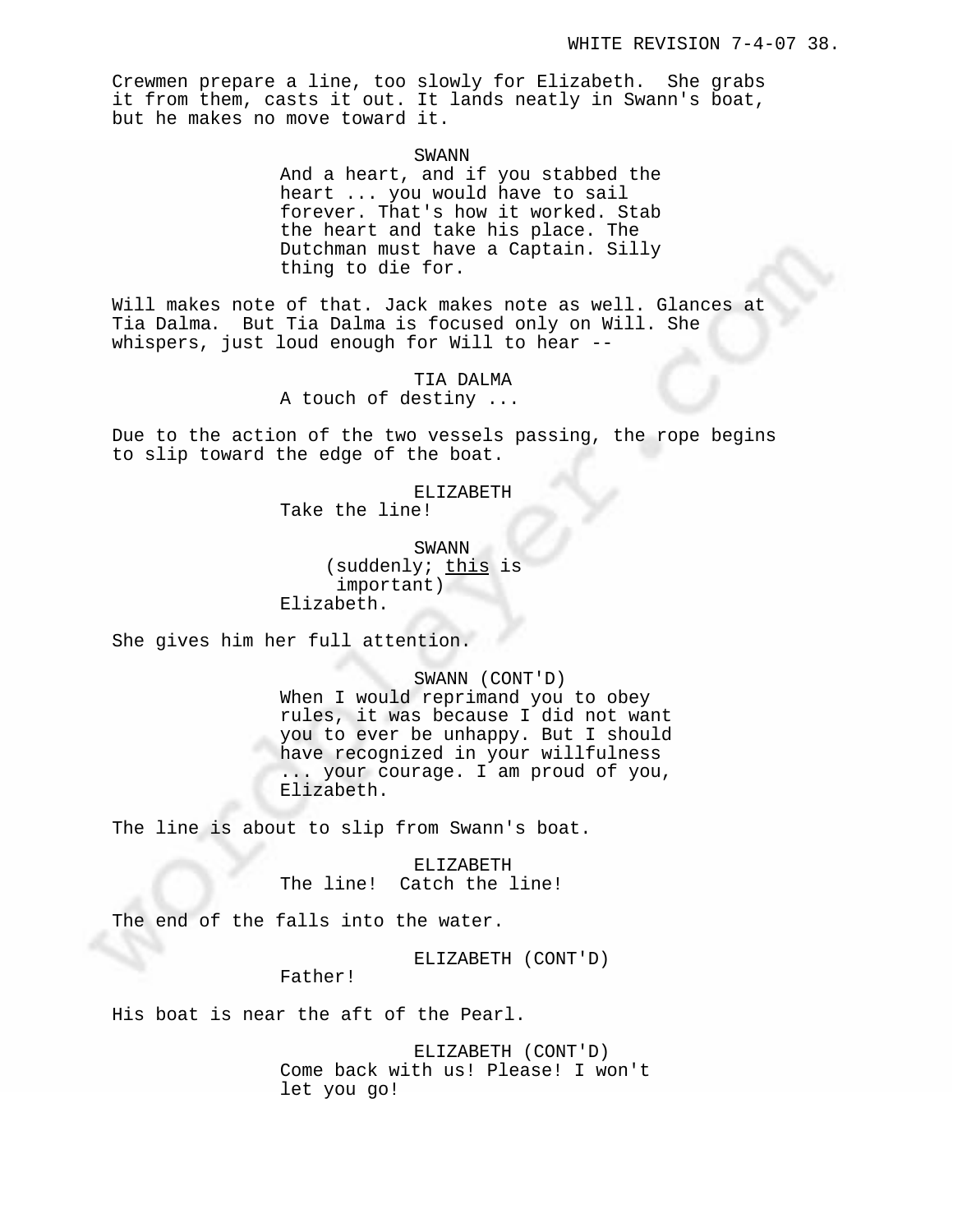Crewmen prepare a line, too slowly for Elizabeth. She grabs it from them, casts it out. It lands neatly in Swann's boat, but he makes no move toward it.

SWANN
And a heart, and if you stabbed the heart ... you would have to sail forever. That's how it worked. Stab the heart and take his place. The Dutchman must have a Captain. Silly thing to die for.

Will makes note of that. Jack makes note as well. Glances at Tia Dalma. But Tia Dalma is focused only on Will. She whispers, just loud enough for Will to hear --

TIA DALMA
A touch of destiny ...

Due to the action of the two vessels passing, the rope begins to slip toward the edge of the boat.

ELIZABETH
Take the line!

SWANN
(suddenly; <u>this</u> is important)
Elizabeth.

She gives him her full attention.

SWANN (CONT'D)
When I would reprimand you to obey rules, it was because I did not want you to ever be unhappy. But I should have recognized in your willfulness ... your courage. I am proud of you, Elizabeth.

The line is about to slip from Swann's boat.

ELIZABETH
The line! Catch the line!

The end of the falls into the water.

ELIZABETH (CONT'D)
Father!

His boat is near the aft of the Pearl.

ELIZABETH (CONT'D)
Come back with us! Please! I won't let you go!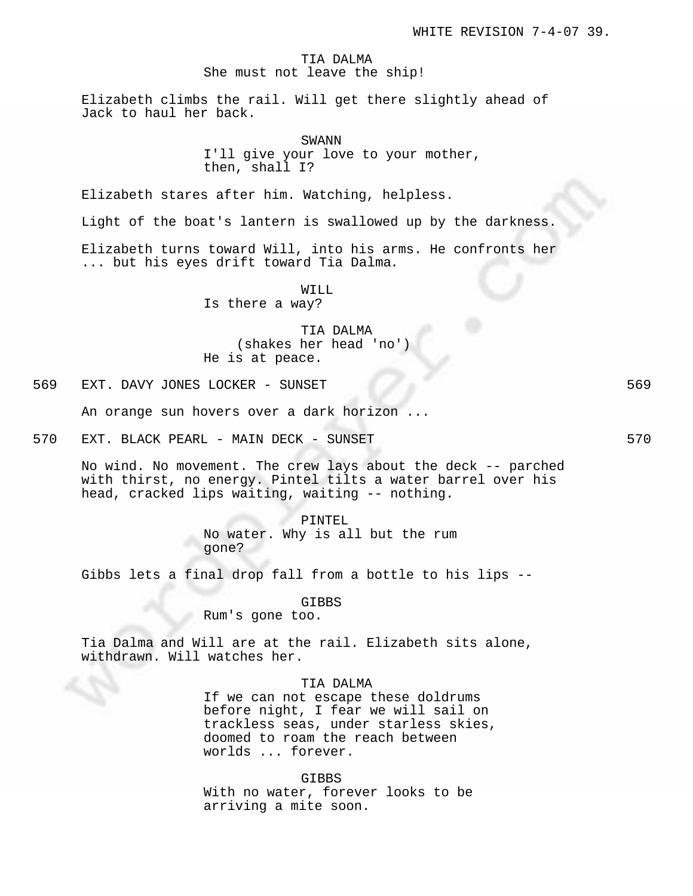TIA DALMA
She must not leave the ship!

Elizabeth climbs the rail. Will get there slightly ahead of Jack to haul her back.

SWANN
I'll give your love to your mother, then, shall I?

Elizabeth stares after him. Watching, helpless.

Light of the boat's lantern is swallowed up by the darkness.

Elizabeth turns toward Will, into his arms. He confronts her ... but his eyes drift toward Tia Dalma.

WILL
Is there a way?

TIA DALMA
(shakes her head 'no')
He is at peace.

569 EXT. DAVY JONES LOCKER - SUNSET 569

An orange sun hovers over a dark horizon ...

570 EXT. BLACK PEARL - MAIN DECK - SUNSET 570

No wind. No movement. The crew lays about the deck -- parched with thirst, no energy. Pintel tilts a water barrel over his head, cracked lips waiting, waiting -- nothing.

PINTEL
No water. Why is all but the rum gone?

Gibbs lets a final drop fall from a bottle to his lips --

GIBBS
Rum's gone too.

Tia Dalma and Will are at the rail. Elizabeth sits alone, withdrawn. Will watches her.

TIA DALMA
If we can not escape these doldrums before night, I fear we will sail on trackless seas, under starless skies, doomed to roam the reach between worlds ... forever.

GIBBS
With no water, forever looks to be arriving a mite soon.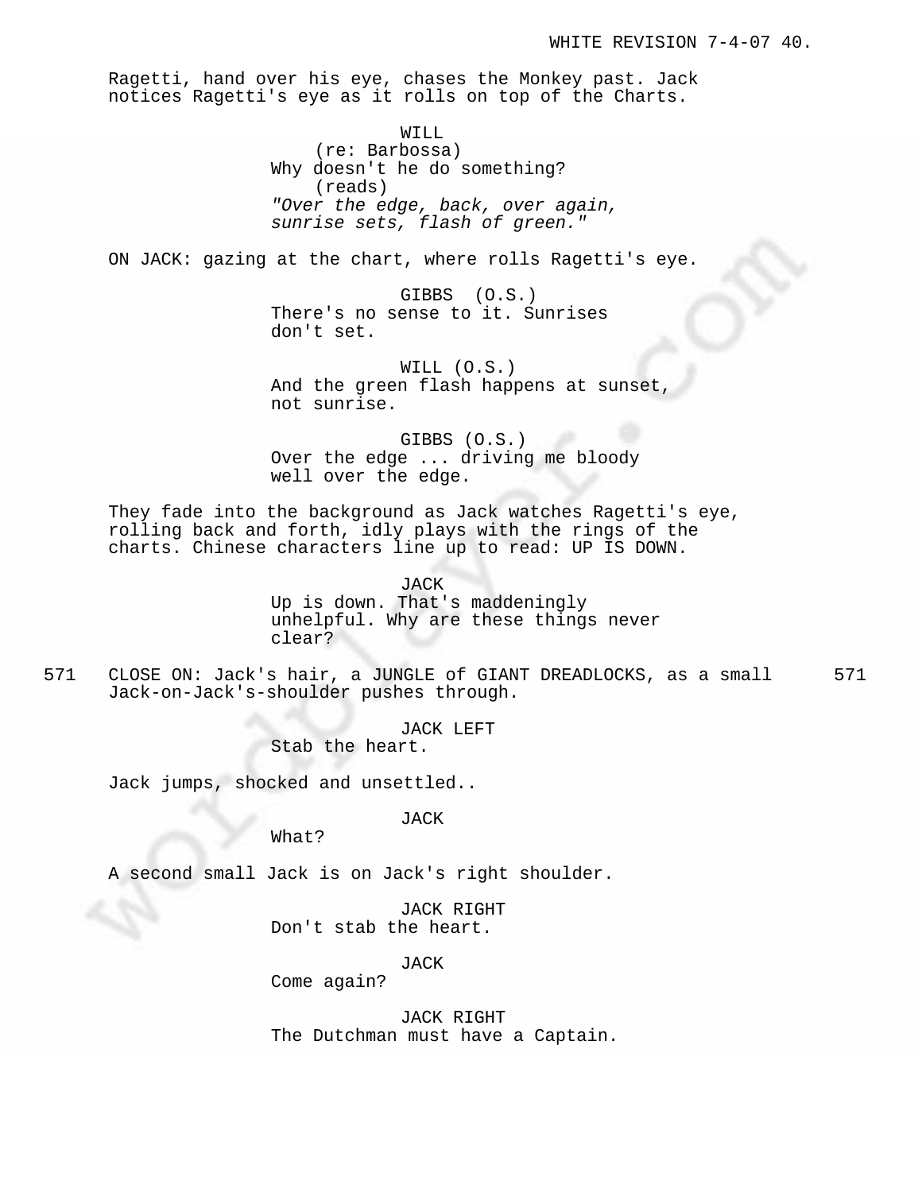Ragetti, hand over his eye, chases the Monkey past. Jack notices Ragetti's eye as it rolls on top of the Charts.

WILL
(re: Barbossa)
Why doesn't he do something?
(reads)
*"Over the edge, back, over again, sunrise sets, flash of green."*

ON JACK: gazing at the chart, where rolls Ragetti's eye.

GIBBS (O.S.)
There's no sense to it. Sunrises don't set.

WILL (O.S.)
And the green flash happens at sunset, not sunrise.

GIBBS (O.S.)
Over the edge ... driving me bloody well over the edge.

They fade into the background as Jack watches Ragetti's eye, rolling back and forth, idly plays with the rings of the charts. Chinese characters line up to read: UP IS DOWN.

JACK
Up is down. That's maddeningly unhelpful. Why are these things never clear?

571 CLOSE ON: Jack's hair, a JUNGLE of GIANT DREADLOCKS, as a small Jack-on-Jack's-shoulder pushes through. 571

JACK LEFT
Stab the heart.

Jack jumps, shocked and unsettled..

JACK
What?

A second small Jack is on Jack's right shoulder.

JACK RIGHT
Don't stab the heart.

JACK
Come again?

JACK RIGHT
The Dutchman must have a Captain.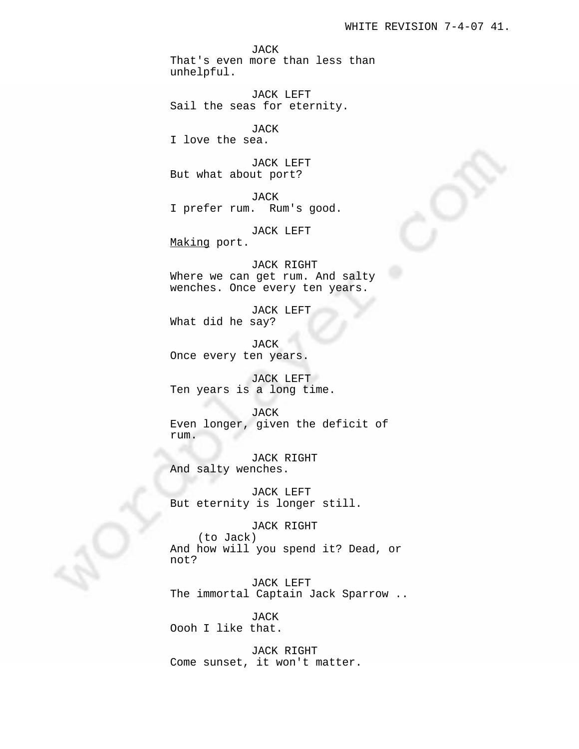JACK
That's even more than less than unhelpful.

JACK LEFT
Sail the seas for eternity.

JACK
I love the sea.

JACK LEFT
But what about port?

JACK
I prefer rum.  Rum's good.

JACK LEFT
<u>Making</u> port.

JACK RIGHT
Where we can get rum. And salty wenches. Once every ten years.

JACK LEFT
What did he say?

JACK
Once every ten years.

JACK LEFT
Ten years is a long time.

JACK
Even longer, given the deficit of rum.

JACK RIGHT
And salty wenches.

JACK LEFT
But eternity is longer still.

JACK RIGHT
(to Jack)
And how will you spend it? Dead, or not?

JACK LEFT
The immortal Captain Jack Sparrow ..

JACK
Oooh I like that.

JACK RIGHT
Come sunset, it won't matter.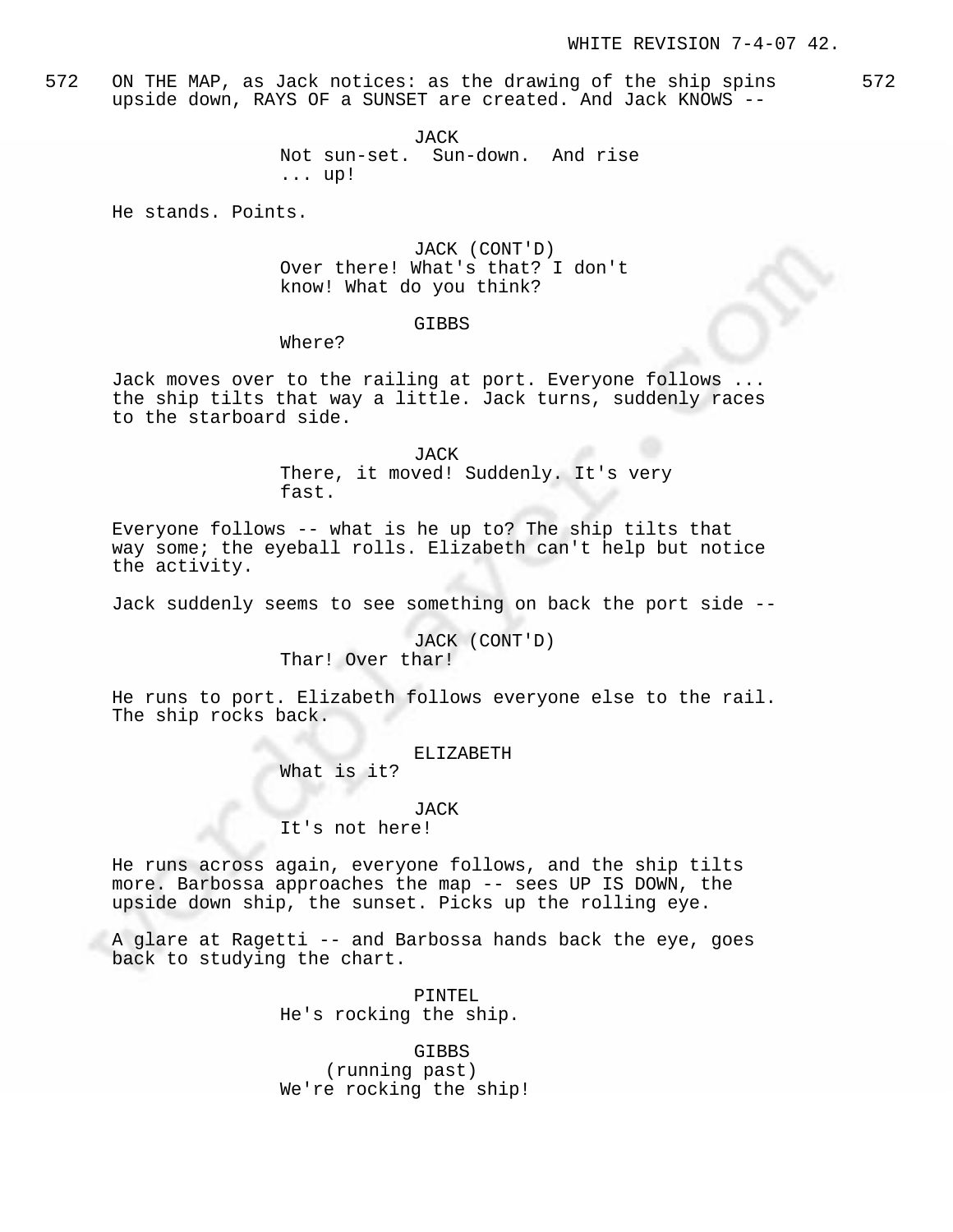572 ON THE MAP, as Jack notices: as the drawing of the ship spins upside down, RAYS OF a SUNSET are created. And Jack KNOWS -- 572

JACK
Not sun-set. Sun-down. And rise ... up!

He stands. Points.

JACK (CONT'D)
Over there! What's that? I don't know! What do you think?

GIBBS
Where?

Jack moves over to the railing at port. Everyone follows ... the ship tilts that way a little. Jack turns, suddenly races to the starboard side.

JACK
There, it moved! Suddenly. It's very fast.

Everyone follows -- what is he up to? The ship tilts that way some; the eyeball rolls. Elizabeth can't help but notice the activity.

Jack suddenly seems to see something on back the port side --

JACK (CONT'D)
Thar! Over thar!

He runs to port. Elizabeth follows everyone else to the rail. The ship rocks back.

ELIZABETH
What is it?

JACK
It's not here!

He runs across again, everyone follows, and the ship tilts more. Barbossa approaches the map -- sees UP IS DOWN, the upside down ship, the sunset. Picks up the rolling eye.

A glare at Ragetti -- and Barbossa hands back the eye, goes back to studying the chart.

PINTEL
He's rocking the ship.

GIBBS
(running past)
We're rocking the ship!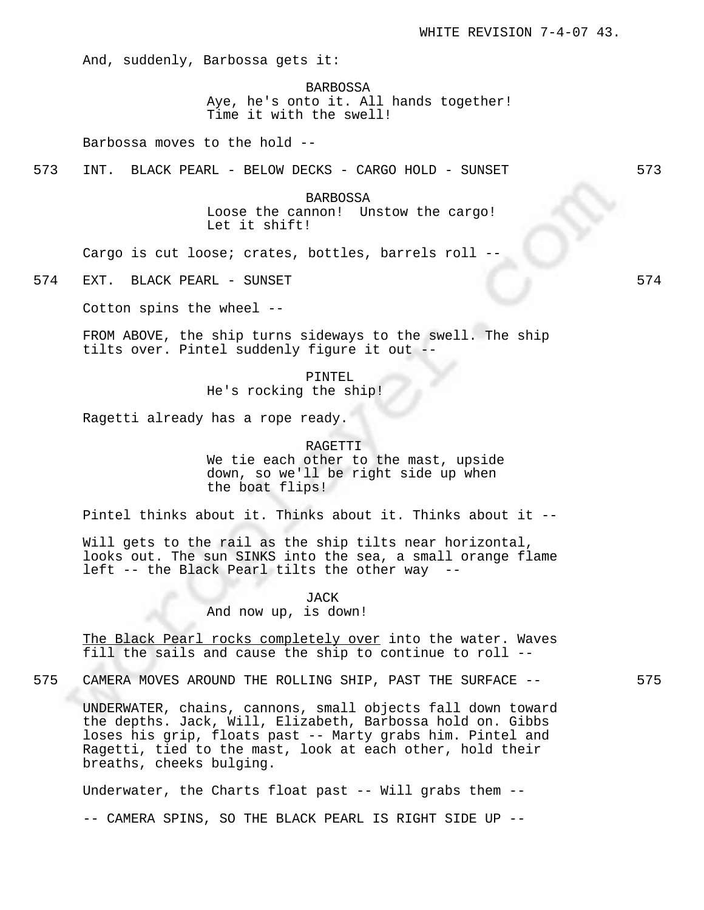And, suddenly, Barbossa gets it:

BARBOSSA
Aye, he's onto it. All hands together! Time it with the swell!

Barbossa moves to the hold --

573 INT. BLACK PEARL - BELOW DECKS - CARGO HOLD - SUNSET 573

BARBOSSA
Loose the cannon! Unstow the cargo! Let it shift!

Cargo is cut loose; crates, bottles, barrels roll --

574 EXT. BLACK PEARL - SUNSET 574

Cotton spins the wheel --

FROM ABOVE, the ship turns sideways to the swell. The ship tilts over. Pintel suddenly figure it out --

PINTEL
He's rocking the ship!

Ragetti already has a rope ready.

RAGETTI
We tie each other to the mast, upside down, so we'll be right side up when the boat flips!

Pintel thinks about it. Thinks about it. Thinks about it --

Will gets to the rail as the ship tilts near horizontal, looks out. The sun SINKS into the sea, a small orange flame left -- the Black Pearl tilts the other way --

JACK
And now up, is down!

<u>The Black Pearl rocks completely over</u> into the water. Waves fill the sails and cause the ship to continue to roll --

575 CAMERA MOVES AROUND THE ROLLING SHIP, PAST THE SURFACE -- 575

UNDERWATER, chains, cannons, small objects fall down toward the depths. Jack, Will, Elizabeth, Barbossa hold on. Gibbs loses his grip, floats past -- Marty grabs him. Pintel and Ragetti, tied to the mast, look at each other, hold their breaths, cheeks bulging.

Underwater, the Charts float past -- Will grabs them --

-- CAMERA SPINS, SO THE BLACK PEARL IS RIGHT SIDE UP --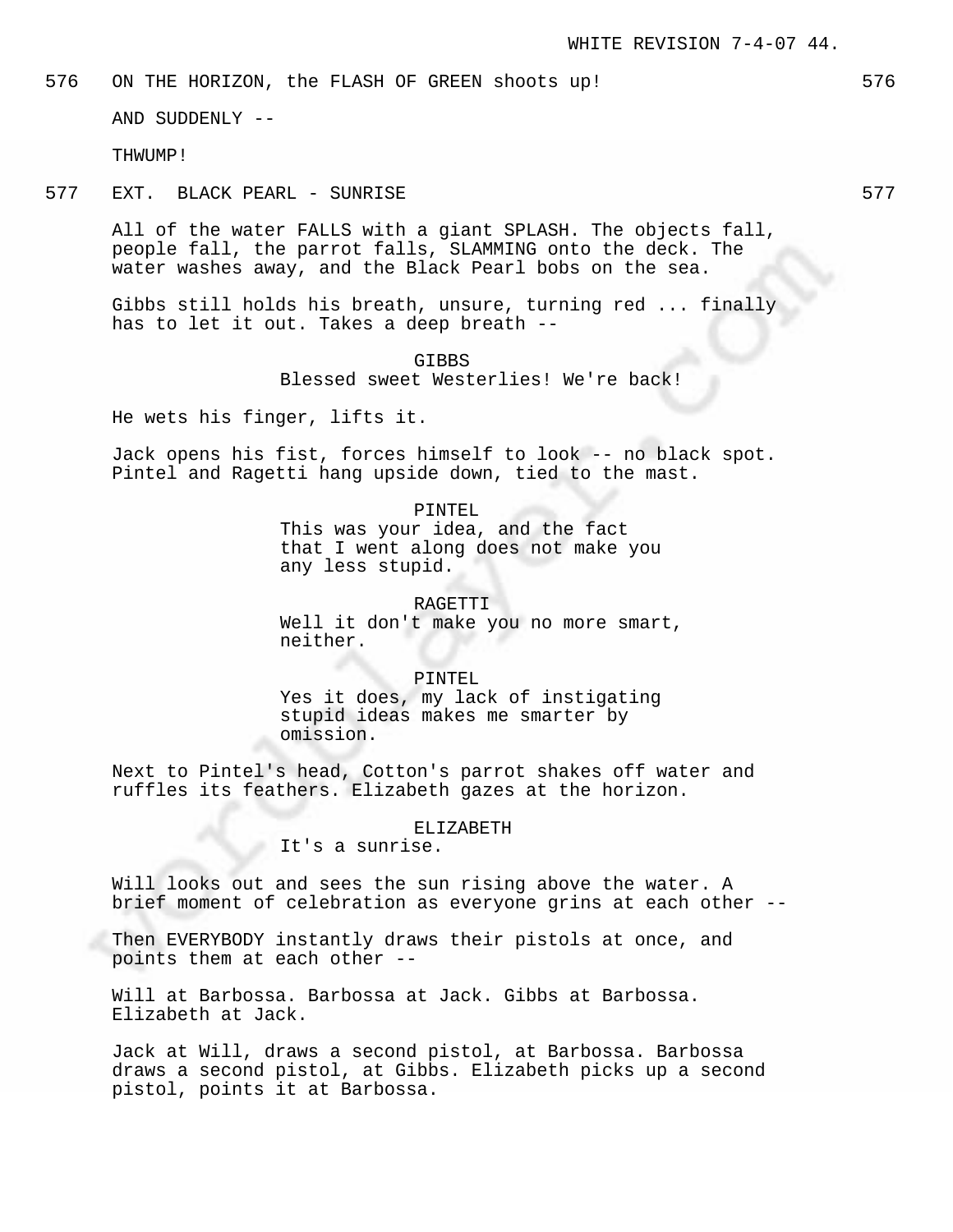576 ON THE HORIZON, the FLASH OF GREEN shoots up! 576

AND SUDDENLY --

THWUMP!

577 EXT. BLACK PEARL - SUNRISE 577

All of the water FALLS with a giant SPLASH. The objects fall, people fall, the parrot falls, SLAMMING onto the deck. The water washes away, and the Black Pearl bobs on the sea.

Gibbs still holds his breath, unsure, turning red ... finally has to let it out. Takes a deep breath --

GIBBS
Blessed sweet Westerlies! We're back!

He wets his finger, lifts it.

Jack opens his fist, forces himself to look -- no black spot. Pintel and Ragetti hang upside down, tied to the mast.

PINTEL
This was your idea, and the fact that I went along does not make you any less stupid.

RAGETTI
Well it don't make you no more smart, neither.

PINTEL
Yes it does, my lack of instigating stupid ideas makes me smarter by omission.

Next to Pintel's head, Cotton's parrot shakes off water and ruffles its feathers. Elizabeth gazes at the horizon.

ELIZABETH
It's a sunrise.

Will looks out and sees the sun rising above the water. A brief moment of celebration as everyone grins at each other --

Then EVERYBODY instantly draws their pistols at once, and points them at each other --

Will at Barbossa. Barbossa at Jack. Gibbs at Barbossa. Elizabeth at Jack.

Jack at Will, draws a second pistol, at Barbossa. Barbossa draws a second pistol, at Gibbs. Elizabeth picks up a second pistol, points it at Barbossa.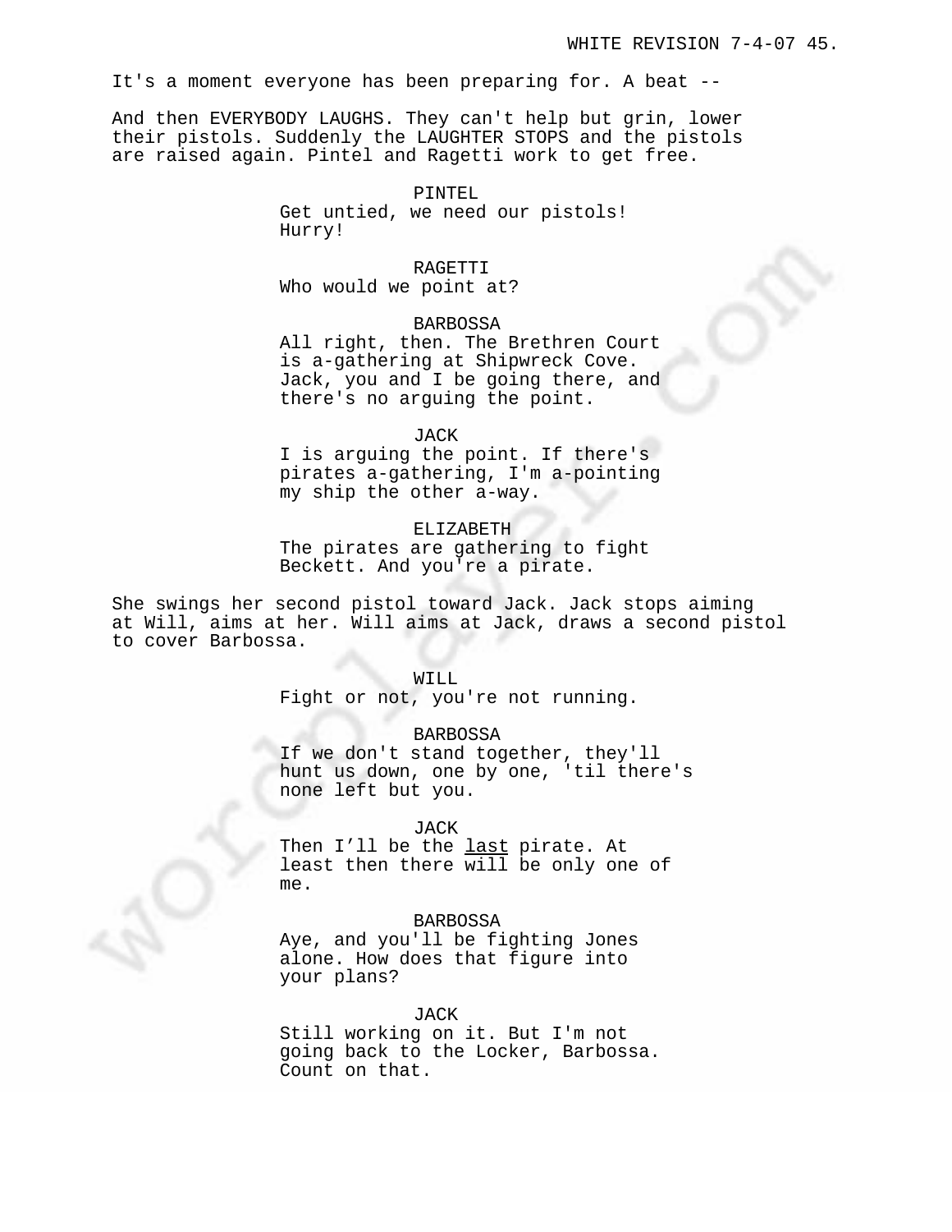It's a moment everyone has been preparing for. A beat --

And then EVERYBODY LAUGHS. They can't help but grin, lower their pistols. Suddenly the LAUGHTER STOPS and the pistols are raised again. Pintel and Ragetti work to get free.

PINTEL
Get untied, we need our pistols! Hurry!

RAGETTI
Who would we point at?

BARBOSSA
All right, then. The Brethren Court is a-gathering at Shipwreck Cove. Jack, you and I be going there, and there's no arguing the point.

JACK
I is arguing the point. If there's pirates a-gathering, I'm a-pointing my ship the other a-way.

ELIZABETH
The pirates are gathering to fight Beckett. And you're a pirate.

She swings her second pistol toward Jack. Jack stops aiming at Will, aims at her. Will aims at Jack, draws a second pistol to cover Barbossa.

WILL
Fight or not, you're not running.

BARBOSSA
If we don't stand together, they'll hunt us down, one by one, 'til there's none left but you.

JACK
Then I'll be the last pirate. At least then there will be only one of me.

BARBOSSA
Aye, and you'll be fighting Jones alone. How does that figure into your plans?

JACK
Still working on it. But I'm not going back to the Locker, Barbossa. Count on that.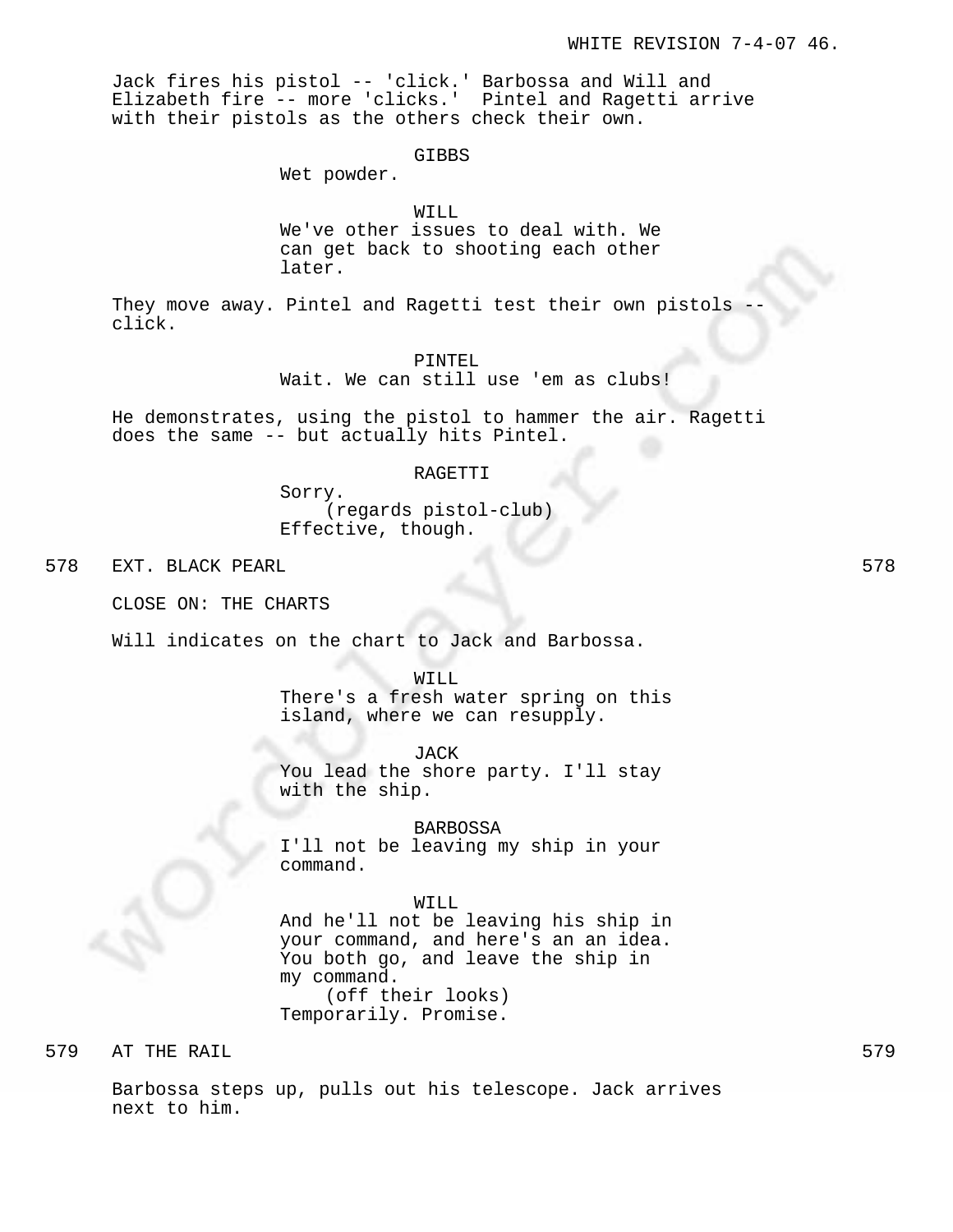Jack fires his pistol -- 'click.' Barbossa and Will and Elizabeth fire -- more 'clicks.' Pintel and Ragetti arrive with their pistols as the others check their own.

GIBBS
Wet powder.

WILL
We've other issues to deal with. We can get back to shooting each other later.

They move away. Pintel and Ragetti test their own pistols -- click.

PINTEL
Wait. We can still use 'em as clubs!

He demonstrates, using the pistol to hammer the air. Ragetti does the same -- but actually hits Pintel.

RAGETTI
Sorry.
(regards pistol-club)
Effective, though.

578 EXT. BLACK PEARL 578

CLOSE ON: THE CHARTS

Will indicates on the chart to Jack and Barbossa.

WILL
There's a fresh water spring on this island, where we can resupply.

JACK
You lead the shore party. I'll stay with the ship.

BARBOSSA
I'll not be leaving my ship in your command.

WILL
And he'll not be leaving his ship in your command, and here's an an idea. You both go, and leave the ship in my command.
(off their looks)
Temporarily. Promise.

579 AT THE RAIL 579

Barbossa steps up, pulls out his telescope. Jack arrives next to him.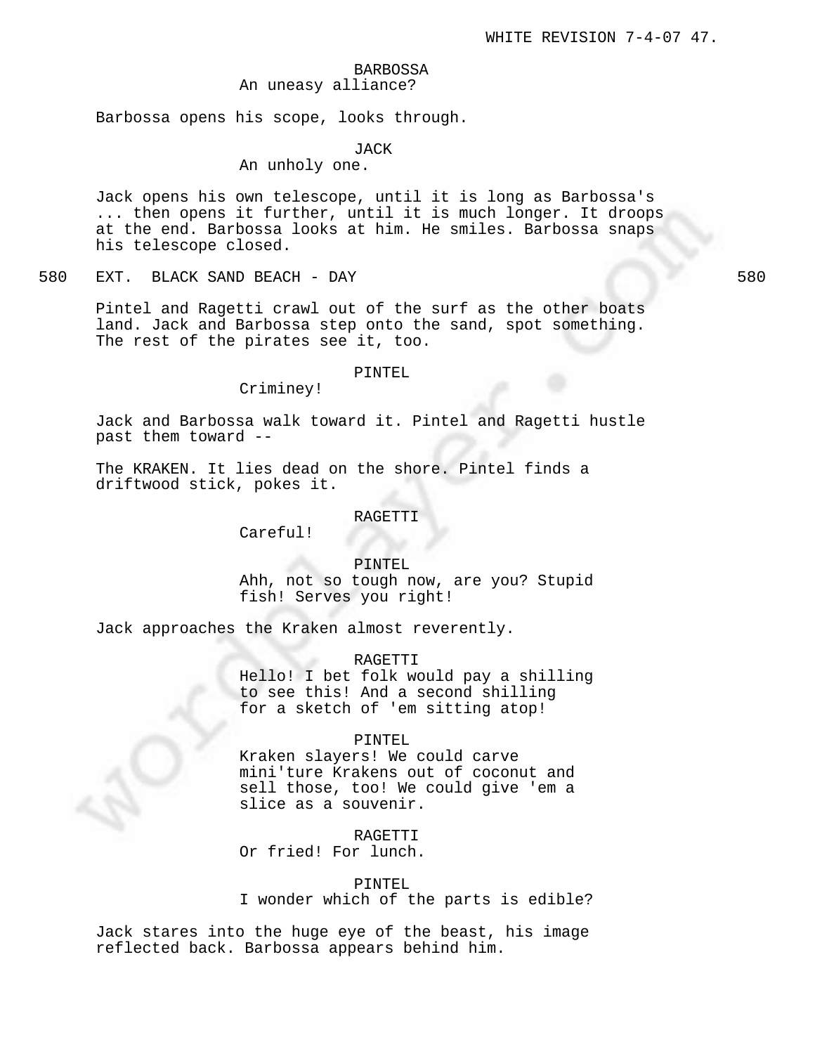BARBOSSA
An uneasy alliance?

Barbossa opens his scope, looks through.

JACK
An unholy one.

Jack opens his own telescope, until it is long as Barbossa's ... then opens it further, until it is much longer. It droops at the end. Barbossa looks at him. He smiles. Barbossa snaps his telescope closed.

580 EXT. BLACK SAND BEACH - DAY 580

Pintel and Ragetti crawl out of the surf as the other boats land. Jack and Barbossa step onto the sand, spot something. The rest of the pirates see it, too.

PINTEL
Criminey!

Jack and Barbossa walk toward it. Pintel and Ragetti hustle past them toward --

The KRAKEN. It lies dead on the shore. Pintel finds a driftwood stick, pokes it.

RAGETTI
Careful!

PINTEL
Ahh, not so tough now, are you? Stupid fish! Serves you right!

Jack approaches the Kraken almost reverently.

RAGETTI
Hello! I bet folk would pay a shilling to see this! And a second shilling for a sketch of 'em sitting atop!

PINTEL
Kraken slayers! We could carve mini'ture Krakens out of coconut and sell those, too! We could give 'em a slice as a souvenir.

RAGETTI
Or fried! For lunch.

PINTEL
I wonder which of the parts is edible?

Jack stares into the huge eye of the beast, his image reflected back. Barbossa appears behind him.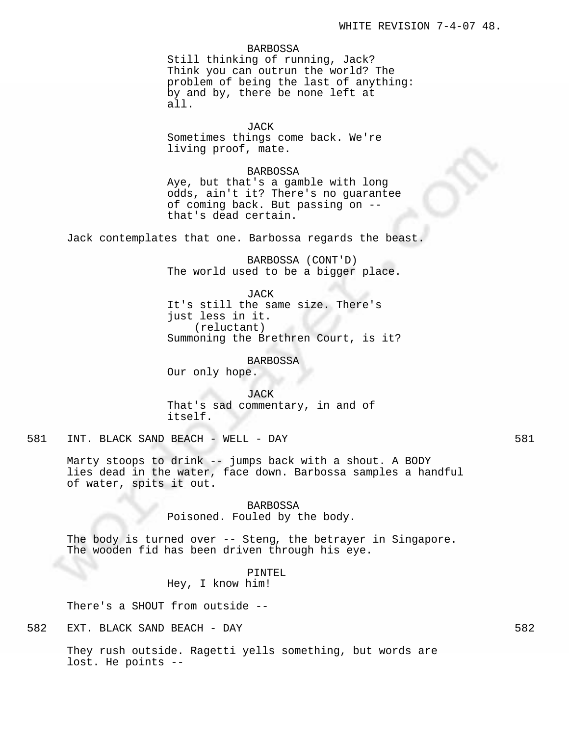BARBOSSA
Still thinking of running, Jack? Think you can outrun the world? The problem of being the last of anything: by and by, there be none left at all.

JACK
Sometimes things come back. We're living proof, mate.

BARBOSSA
Aye, but that's a gamble with long odds, ain't it? There's no guarantee of coming back. But passing on -- that's dead certain.

Jack contemplates that one. Barbossa regards the beast.

BARBOSSA (CONT'D)
The world used to be a bigger place.

JACK
It's still the same size. There's just less in it.
(reluctant)
Summoning the Brethren Court, is it?

BARBOSSA
Our only hope.

JACK
That's sad commentary, in and of itself.

581 INT. BLACK SAND BEACH - WELL - DAY 581

Marty stoops to drink -- jumps back with a shout. A BODY lies dead in the water, face down. Barbossa samples a handful of water, spits it out.

BARBOSSA
Poisoned. Fouled by the body.

The body is turned over -- Steng, the betrayer in Singapore. The wooden fid has been driven through his eye.

PINTEL
Hey, I know him!

There's a SHOUT from outside --

582 EXT. BLACK SAND BEACH - DAY 582

They rush outside. Ragetti yells something, but words are lost. He points --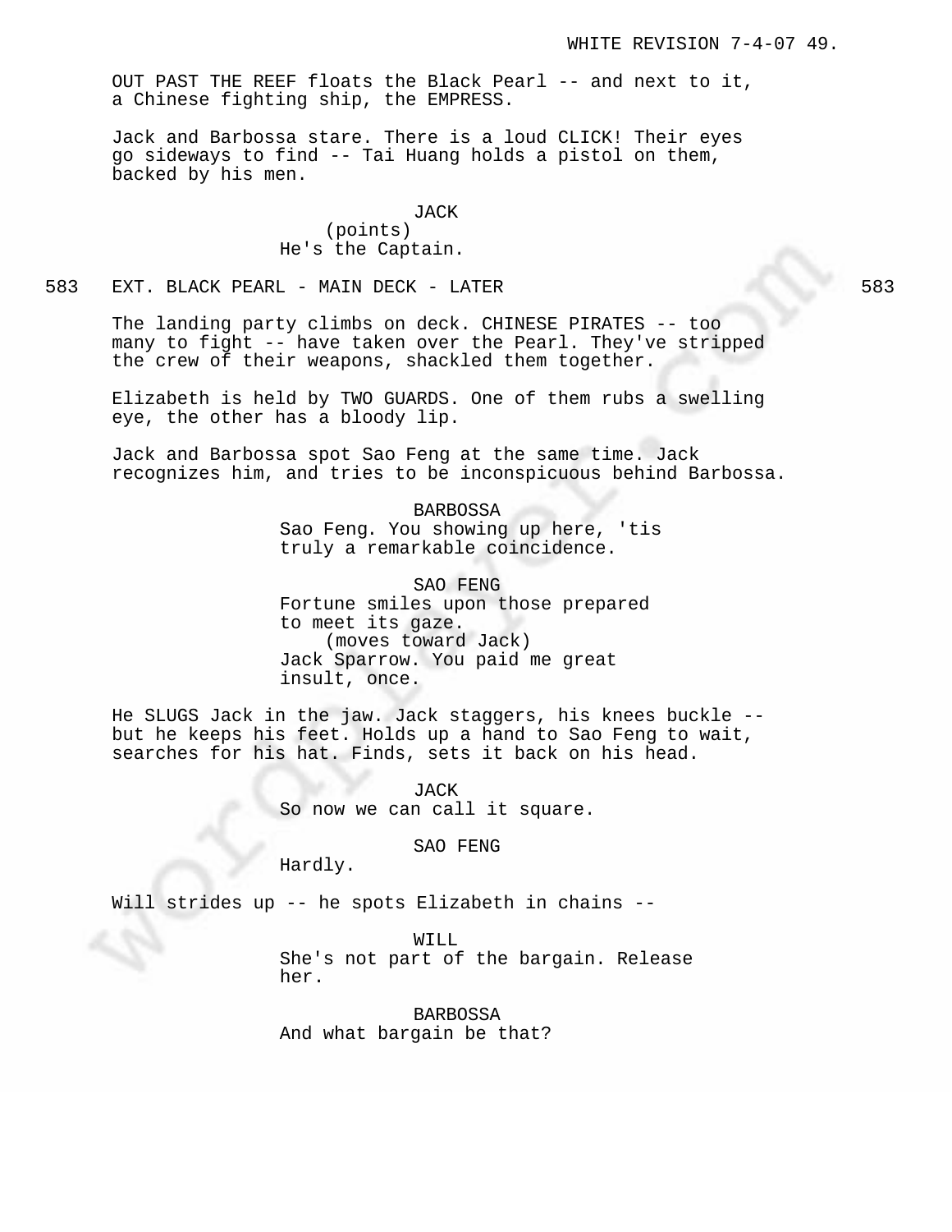OUT PAST THE REEF floats the Black Pearl -- and next to it, a Chinese fighting ship, the EMPRESS.

Jack and Barbossa stare. There is a loud CLICK! Their eyes go sideways to find -- Tai Huang holds a pistol on them, backed by his men.

JACK
(points)
He's the Captain.

583 EXT. BLACK PEARL - MAIN DECK - LATER 583

The landing party climbs on deck. CHINESE PIRATES -- too many to fight -- have taken over the Pearl. They've stripped the crew of their weapons, shackled them together.

Elizabeth is held by TWO GUARDS. One of them rubs a swelling eye, the other has a bloody lip.

Jack and Barbossa spot Sao Feng at the same time. Jack recognizes him, and tries to be inconspicuous behind Barbossa.

BARBOSSA
Sao Feng. You showing up here, 'tis truly a remarkable coincidence.

SAO FENG
Fortune smiles upon those prepared to meet its gaze.
(moves toward Jack)
Jack Sparrow. You paid me great insult, once.

He SLUGS Jack in the jaw. Jack staggers, his knees buckle -- but he keeps his feet. Holds up a hand to Sao Feng to wait, searches for his hat. Finds, sets it back on his head.

JACK
So now we can call it square.

SAO FENG
Hardly.

Will strides up -- he spots Elizabeth in chains --

WILL
She's not part of the bargain. Release her.

BARBOSSA
And what bargain be that?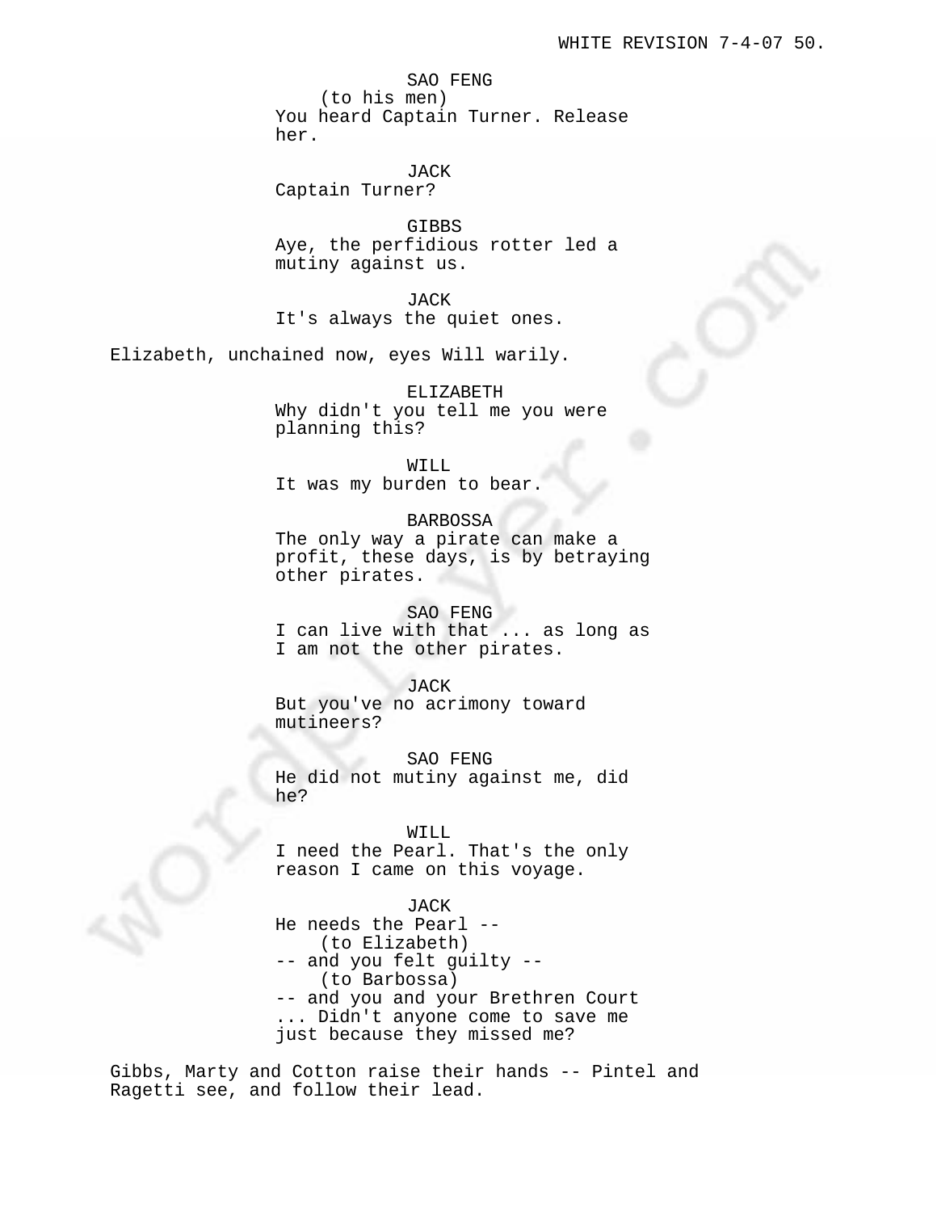SAO FENG
(to his men)
You heard Captain Turner. Release her.

JACK
Captain Turner?

GIBBS
Aye, the perfidious rotter led a mutiny against us.

JACK
It's always the quiet ones.

Elizabeth, unchained now, eyes Will warily.

ELIZABETH
Why didn't you tell me you were planning this?

WILL
It was my burden to bear.

BARBOSSA
The only way a pirate can make a profit, these days, is by betraying other pirates.

SAO FENG
I can live with that ... as long as I am not the other pirates.

JACK
But you've no acrimony toward mutineers?

SAO FENG
He did not mutiny against me, did he?

WILL
I need the Pearl. That's the only reason I came on this voyage.

JACK
He needs the Pearl --
(to Elizabeth)
-- and you felt guilty --
(to Barbossa)
-- and you and your Brethren Court ... Didn't anyone come to save me just because they missed me?

Gibbs, Marty and Cotton raise their hands -- Pintel and Ragetti see, and follow their lead.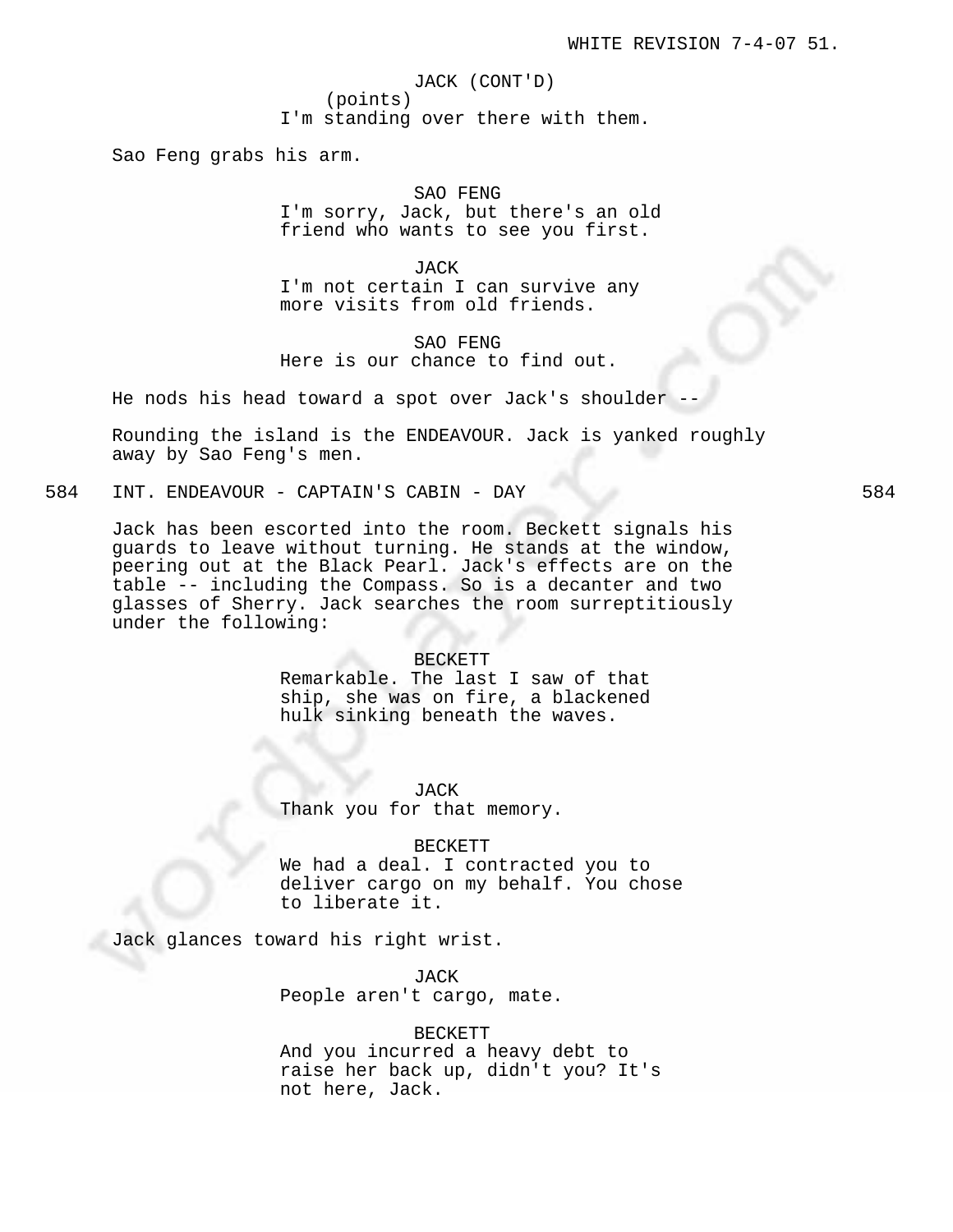JACK (CONT'D)
(points)
I'm standing over there with them.

Sao Feng grabs his arm.

SAO FENG
I'm sorry, Jack, but there's an old friend who wants to see you first.

JACK
I'm not certain I can survive any more visits from old friends.

SAO FENG
Here is our chance to find out.

He nods his head toward a spot over Jack's shoulder --

Rounding the island is the ENDEAVOUR. Jack is yanked roughly away by Sao Feng's men.

584 INT. ENDEAVOUR - CAPTAIN'S CABIN - DAY 584

Jack has been escorted into the room. Beckett signals his guards to leave without turning. He stands at the window, peering out at the Black Pearl. Jack's effects are on the table -- including the Compass. So is a decanter and two glasses of Sherry. Jack searches the room surreptitiously under the following:

BECKETT
Remarkable. The last I saw of that ship, she was on fire, a blackened hulk sinking beneath the waves.

JACK
Thank you for that memory.

BECKETT
We had a deal. I contracted you to deliver cargo on my behalf. You chose to liberate it.

Jack glances toward his right wrist.

JACK
People aren't cargo, mate.

BECKETT
And you incurred a heavy debt to raise her back up, didn't you? It's not here, Jack.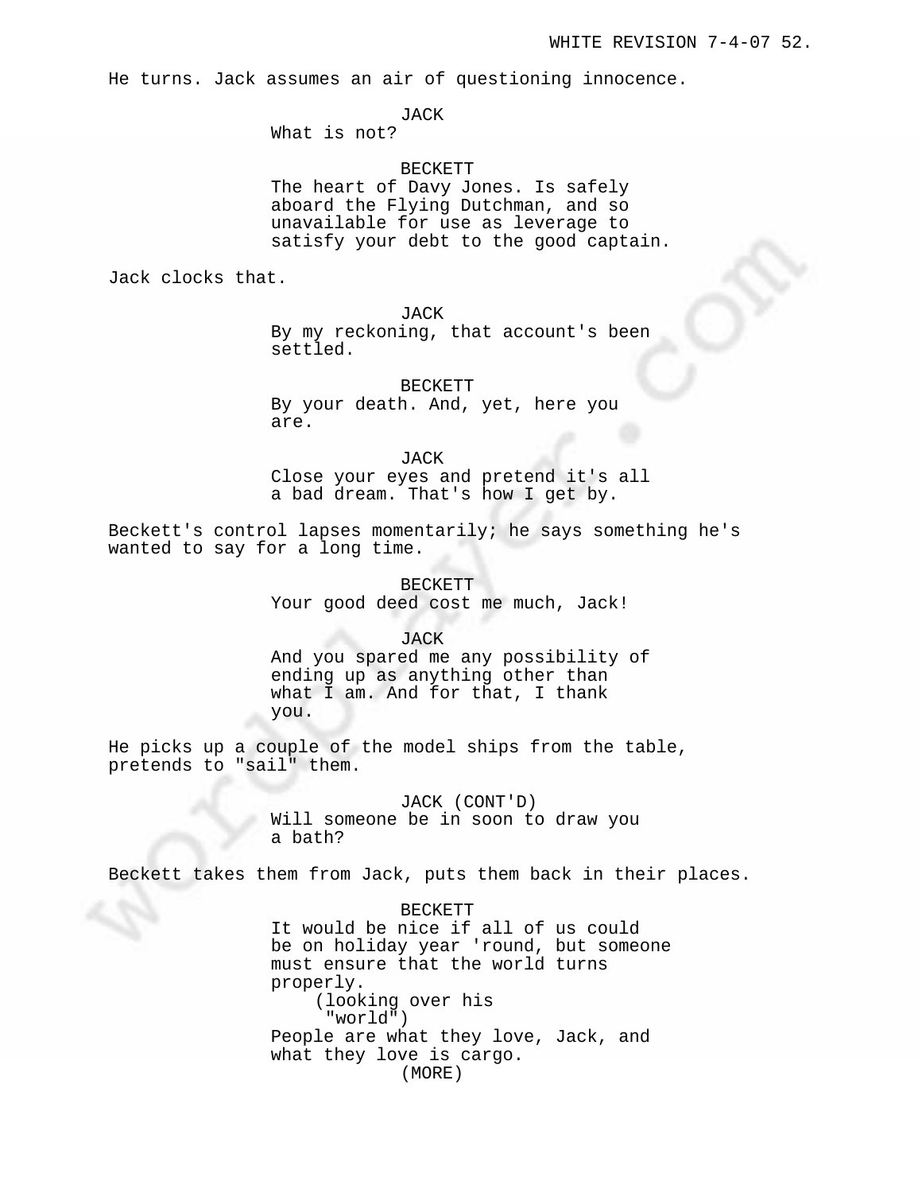He turns. Jack assumes an air of questioning innocence.

JACK
What is not?

BECKETT
The heart of Davy Jones. Is safely aboard the Flying Dutchman, and so unavailable for use as leverage to satisfy your debt to the good captain.

Jack clocks that.

JACK
By my reckoning, that account's been settled.

BECKETT
By your death. And, yet, here you are.

JACK
Close your eyes and pretend it's all a bad dream. That's how I get by.

Beckett's control lapses momentarily; he says something he's wanted to say for a long time.

BECKETT
Your good deed cost me much, Jack!

JACK
And you spared me any possibility of ending up as anything other than what I am. And for that, I thank you.

He picks up a couple of the model ships from the table, pretends to "sail" them.

JACK (CONT'D)
Will someone be in soon to draw you a bath?

Beckett takes them from Jack, puts them back in their places.

BECKETT
It would be nice if all of us could be on holiday year 'round, but someone must ensure that the world turns properly.
(looking over his "world")
People are what they love, Jack, and what they love is cargo.
(MORE)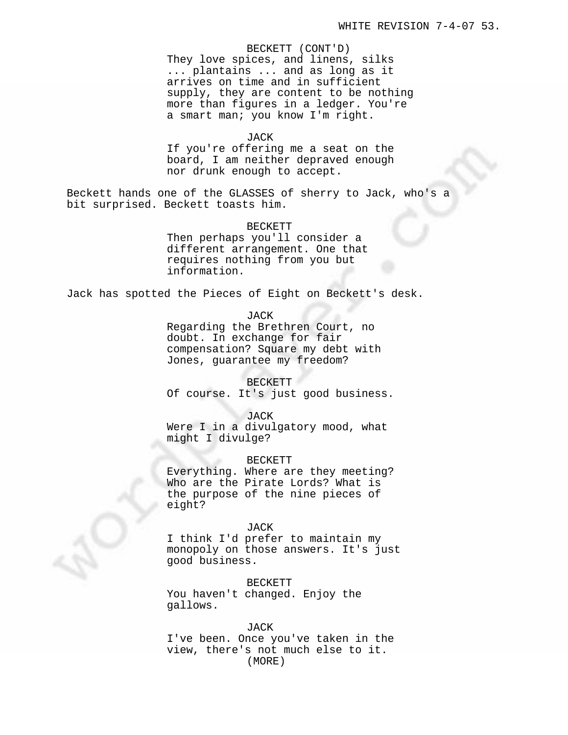BECKETT (CONT'D)
They love spices, and linens, silks ... plantains ... and as long as it arrives on time and in sufficient supply, they are content to be nothing more than figures in a ledger. You're a smart man; you know I'm right.

JACK
If you're offering me a seat on the board, I am neither depraved enough nor drunk enough to accept.

Beckett hands one of the GLASSES of sherry to Jack, who's a bit surprised. Beckett toasts him.

BECKETT
Then perhaps you'll consider a different arrangement. One that requires nothing from you but information.

Jack has spotted the Pieces of Eight on Beckett's desk.

JACK
Regarding the Brethren Court, no doubt. In exchange for fair compensation? Square my debt with Jones, guarantee my freedom?

BECKETT
Of course. It's just good business.

JACK
Were I in a divulgatory mood, what might I divulge?

BECKETT
Everything. Where are they meeting? Who are the Pirate Lords? What is the purpose of the nine pieces of eight?

JACK
I think I'd prefer to maintain my monopoly on those answers. It's just good business.

BECKETT
You haven't changed. Enjoy the gallows.

JACK
I've been. Once you've taken in the view, there's not much else to it.
(MORE)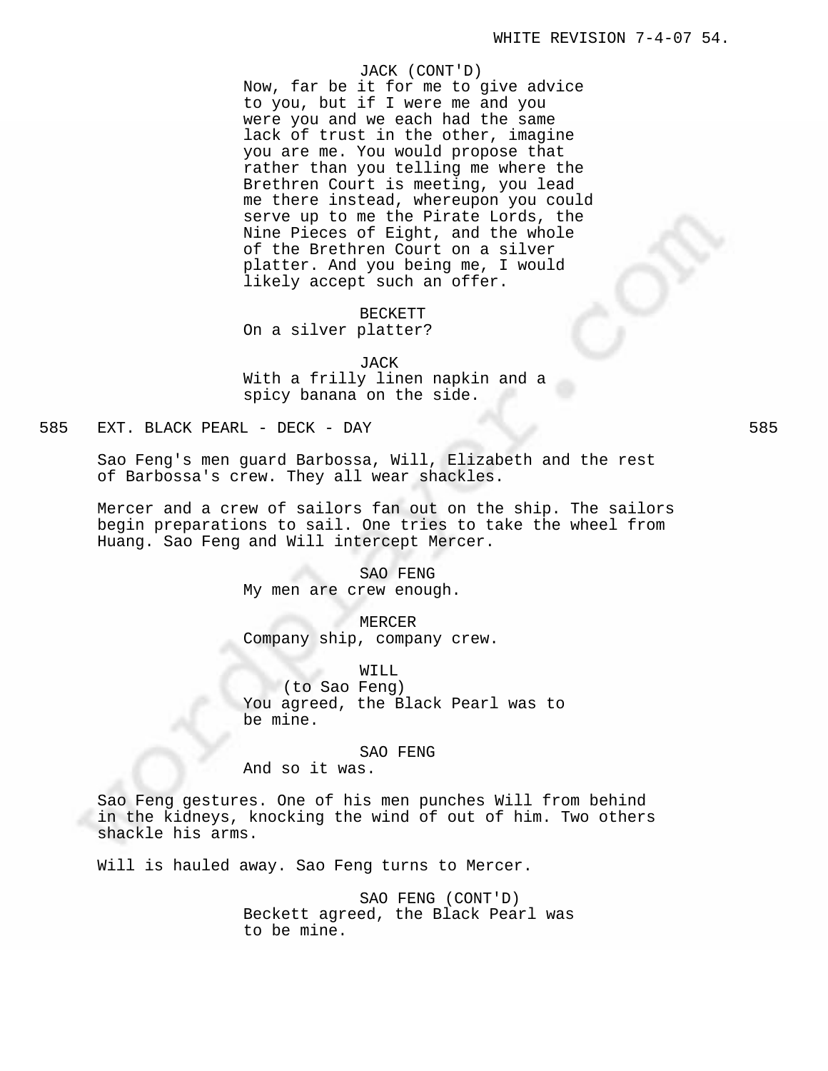JACK (CONT'D)
Now, far be it for me to give advice to you, but if I were me and you were you and we each had the same lack of trust in the other, imagine you are me. You would propose that rather than you telling me where the Brethren Court is meeting, you lead me there instead, whereupon you could serve up to me the Pirate Lords, the Nine Pieces of Eight, and the whole of the Brethren Court on a silver platter. And you being me, I would likely accept such an offer.

BECKETT
On a silver platter?

JACK
With a frilly linen napkin and a spicy banana on the side.

585 EXT. BLACK PEARL - DECK - DAY 585

Sao Feng's men guard Barbossa, Will, Elizabeth and the rest of Barbossa's crew. They all wear shackles.

Mercer and a crew of sailors fan out on the ship. The sailors begin preparations to sail. One tries to take the wheel from Huang. Sao Feng and Will intercept Mercer.

SAO FENG
My men are crew enough.

MERCER
Company ship, company crew.

WILL
(to Sao Feng)
You agreed, the Black Pearl was to be mine.

SAO FENG
And so it was.

Sao Feng gestures. One of his men punches Will from behind in the kidneys, knocking the wind of out of him. Two others shackle his arms.

Will is hauled away. Sao Feng turns to Mercer.

SAO FENG (CONT'D)
Beckett agreed, the Black Pearl was to be mine.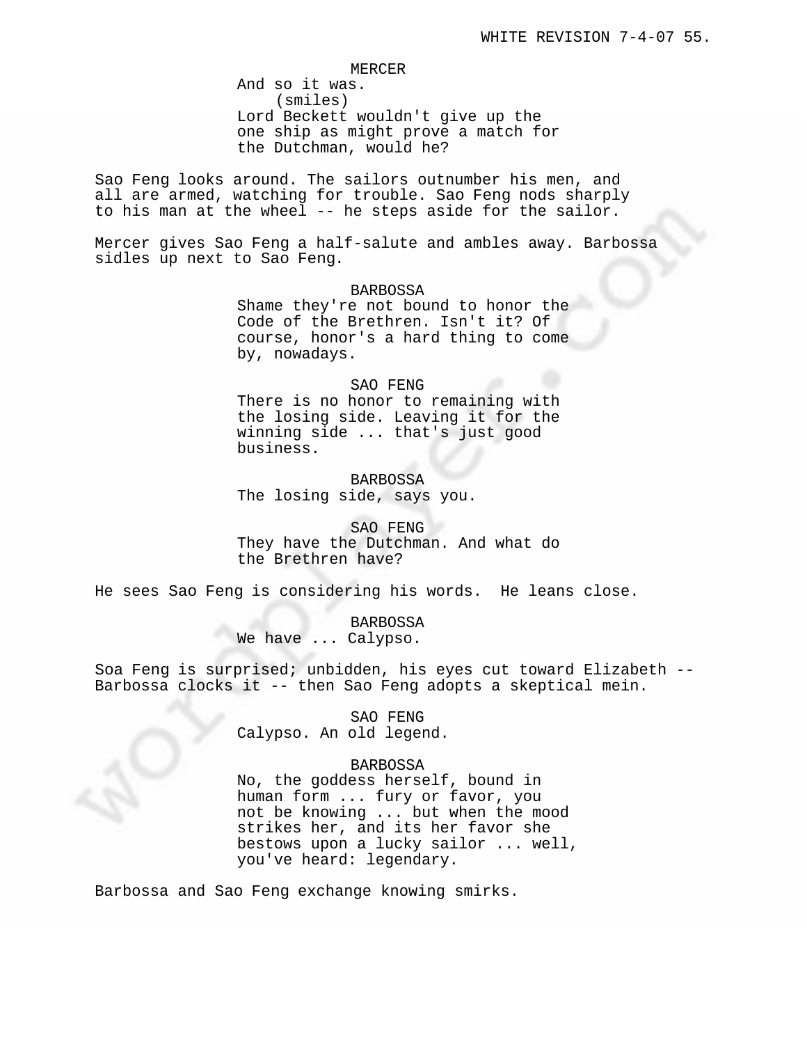MERCER
And so it was.
(smiles)
Lord Beckett wouldn't give up the one ship as might prove a match for the Dutchman, would he?

Sao Feng looks around. The sailors outnumber his men, and all are armed, watching for trouble. Sao Feng nods sharply to his man at the wheel -- he steps aside for the sailor.

Mercer gives Sao Feng a half-salute and ambles away. Barbossa sidles up next to Sao Feng.

BARBOSSA
Shame they're not bound to honor the Code of the Brethren. Isn't it? Of course, honor's a hard thing to come by, nowadays.

SAO FENG
There is no honor to remaining with the losing side. Leaving it for the winning side ... that's just good business.

BARBOSSA
The losing side, says you.

SAO FENG
They have the Dutchman. And what do the Brethren have?

He sees Sao Feng is considering his words. He leans close.

BARBOSSA
We have ... Calypso.

Soa Feng is surprised; unbidden, his eyes cut toward Elizabeth -- Barbossa clocks it -- then Sao Feng adopts a skeptical mein.

SAO FENG
Calypso. An old legend.

BARBOSSA
No, the goddess herself, bound in human form ... fury or favor, you not be knowing ... but when the mood strikes her, and its her favor she bestows upon a lucky sailor ... well, you've heard: legendary.

Barbossa and Sao Feng exchange knowing smirks.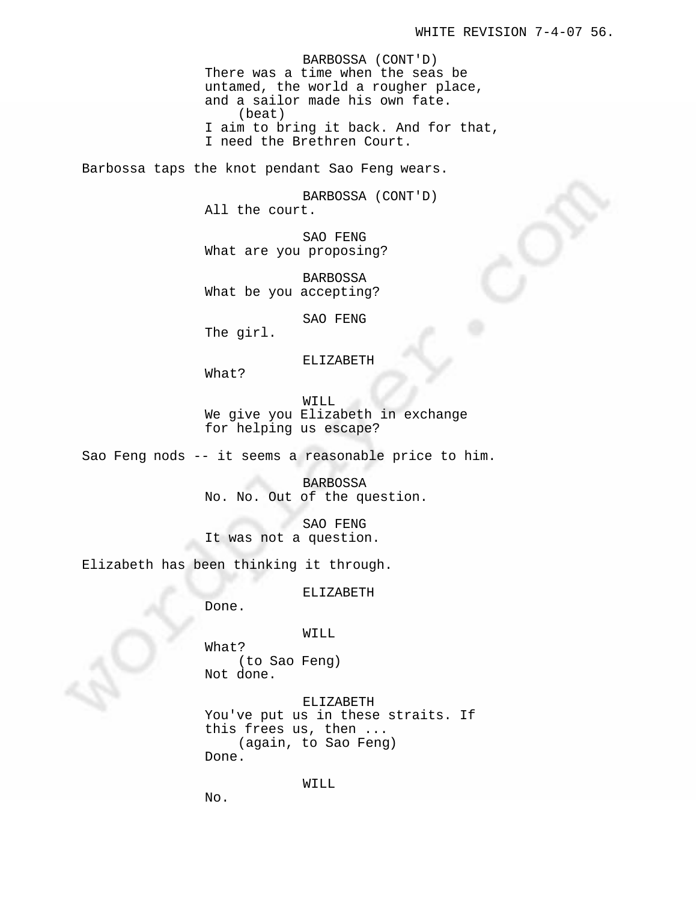BARBOSSA (CONT'D)
There was a time when the seas be untamed, the world a rougher place, and a sailor made his own fate.
(beat)
I aim to bring it back. And for that, I need the Brethren Court.

Barbossa taps the knot pendant Sao Feng wears.

BARBOSSA (CONT'D)
All the court.

SAO FENG
What are you proposing?

BARBOSSA
What be you accepting?

SAO FENG
The girl.

ELIZABETH
What?

WILL
We give you Elizabeth in exchange for helping us escape?

Sao Feng nods -- it seems a reasonable price to him.

BARBOSSA
No. No. Out of the question.

SAO FENG
It was not a question.

Elizabeth has been thinking it through.

ELIZABETH
Done.

WILL
What?
(to Sao Feng)
Not done.

ELIZABETH
You've put us in these straits. If this frees us, then ...
(again, to Sao Feng)
Done.

WILL
No.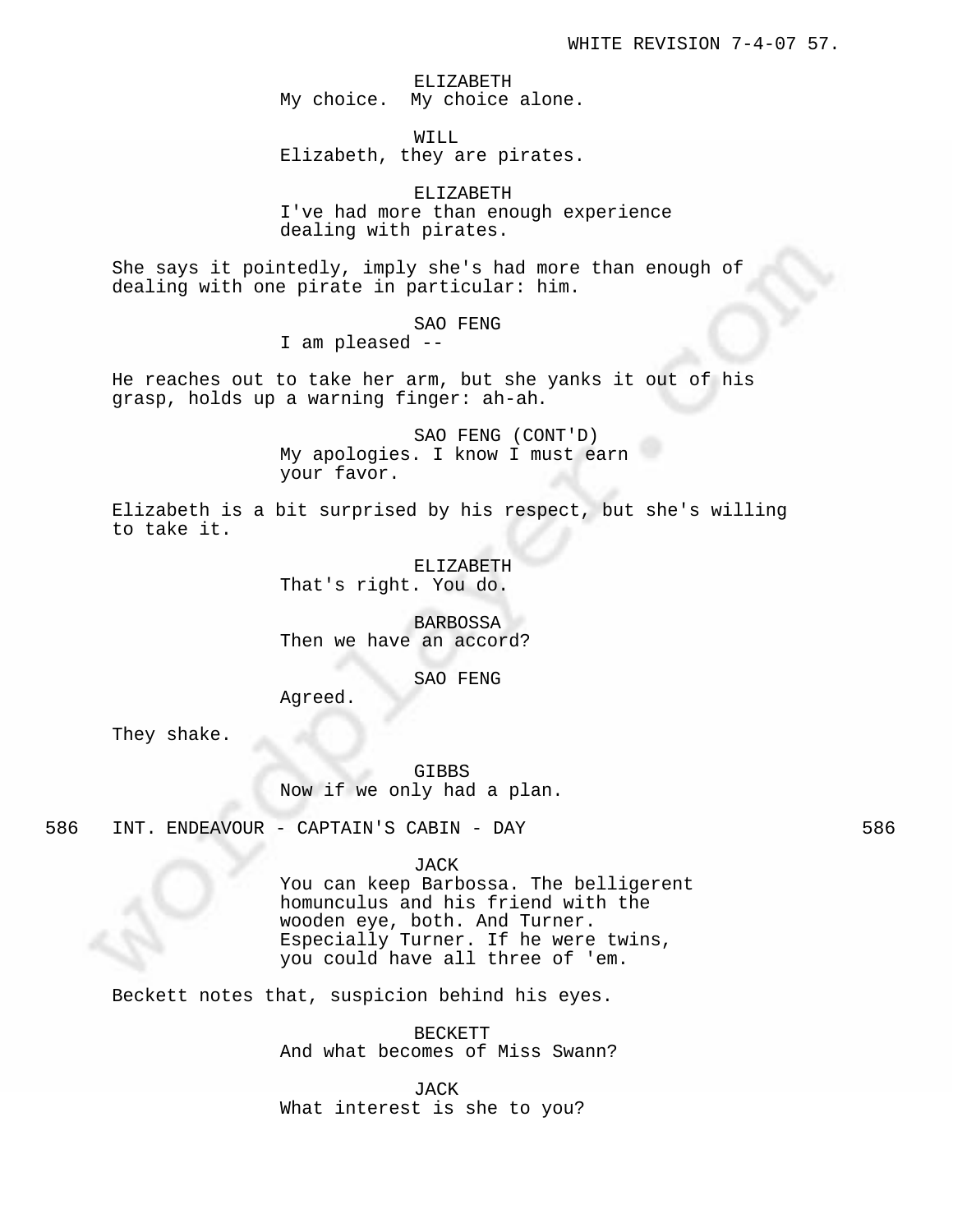ELIZABETH
My choice. My choice alone.

WILL
Elizabeth, they are pirates.

ELIZABETH
I've had more than enough experience dealing with pirates.

She says it pointedly, imply she's had more than enough of dealing with one pirate in particular: him.

SAO FENG
I am pleased --

He reaches out to take her arm, but she yanks it out of his grasp, holds up a warning finger: ah-ah.

SAO FENG (CONT'D)
My apologies. I know I must earn your favor.

Elizabeth is a bit surprised by his respect, but she's willing to take it.

ELIZABETH
That's right. You do.

BARBOSSA
Then we have an accord?

SAO FENG
Agreed.

They shake.

GIBBS
Now if we only had a plan.

586 INT. ENDEAVOUR - CAPTAIN'S CABIN - DAY 586

JACK
You can keep Barbossa. The belligerent homunculus and his friend with the wooden eye, both. And Turner. Especially Turner. If he were twins, you could have all three of 'em.

Beckett notes that, suspicion behind his eyes.

BECKETT
And what becomes of Miss Swann?

JACK
What interest is she to you?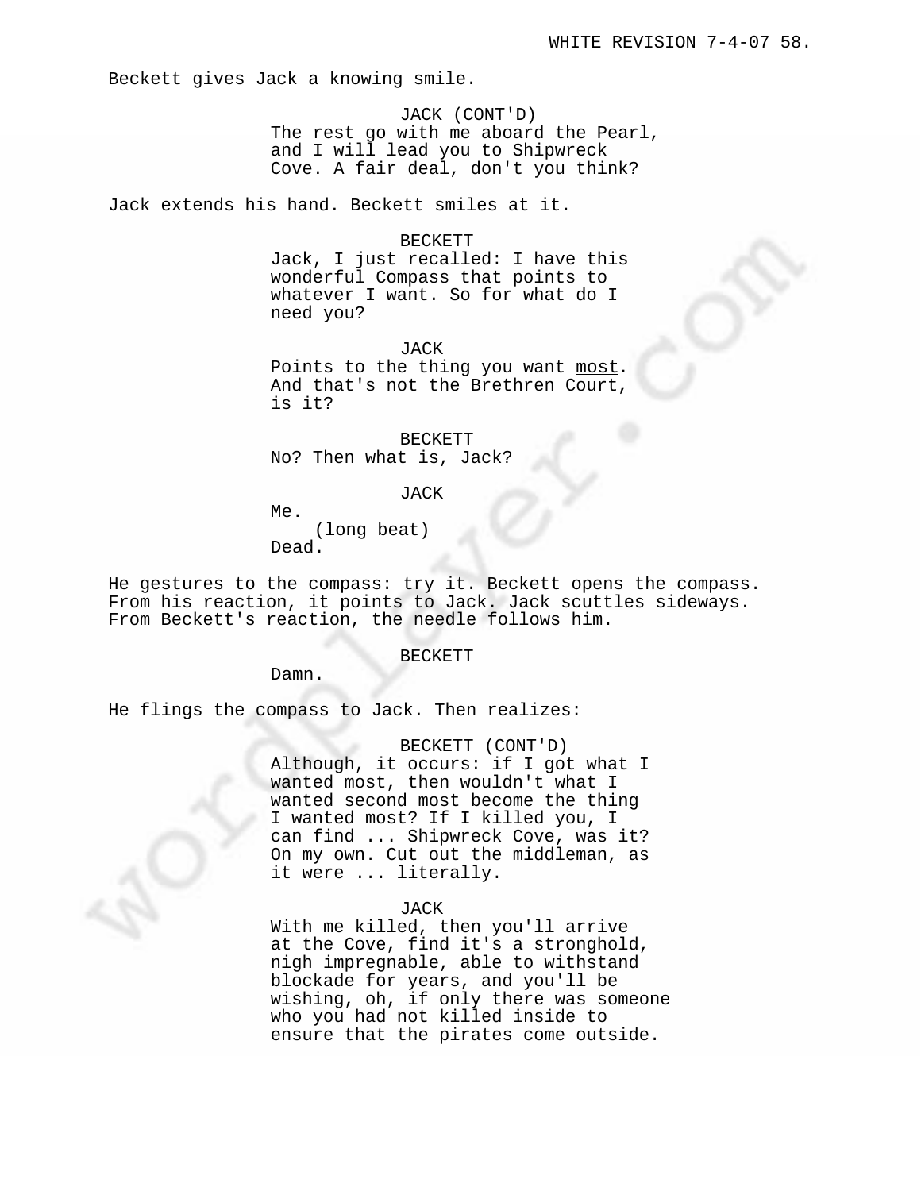Beckett gives Jack a knowing smile.

JACK (CONT'D)
The rest go with me aboard the Pearl, and I will lead you to Shipwreck Cove. A fair deal, don't you think?

Jack extends his hand. Beckett smiles at it.

BECKETT
Jack, I just recalled: I have this wonderful Compass that points to whatever I want. So for what do I need you?

JACK
Points to the thing you want <u>most</u>. And that's not the Brethren Court, is it?

BECKETT
No? Then what is, Jack?

JACK
Me.
(long beat)
Dead.

He gestures to the compass: try it. Beckett opens the compass. From his reaction, it points to Jack. Jack scuttles sideways. From Beckett's reaction, the needle follows him.

BECKETT
Damn.

He flings the compass to Jack. Then realizes:

BECKETT (CONT'D)
Although, it occurs: if I got what I wanted most, then wouldn't what I wanted second most become the thing I wanted most? If I killed you, I can find ... Shipwreck Cove, was it? On my own. Cut out the middleman, as it were ... literally.

JACK
With me killed, then you'll arrive at the Cove, find it's a stronghold, nigh impregnable, able to withstand blockade for years, and you'll be wishing, oh, if only there was someone who you had not killed inside to ensure that the pirates come outside.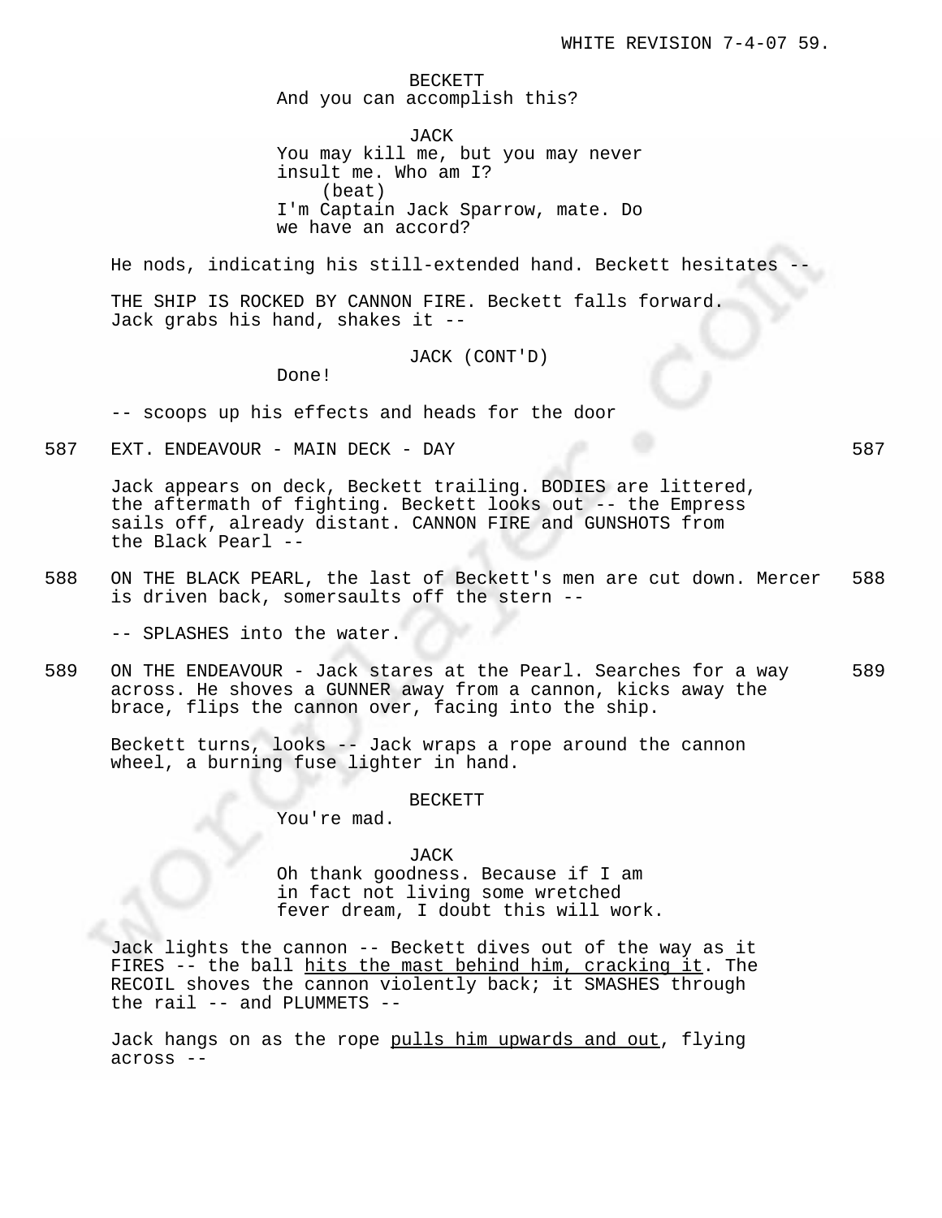BECKETT
And you can accomplish this?

JACK
You may kill me, but you may never insult me. Who am I?
(beat)
I'm Captain Jack Sparrow, mate. Do we have an accord?

He nods, indicating his still-extended hand. Beckett hesitates --

THE SHIP IS ROCKED BY CANNON FIRE. Beckett falls forward. Jack grabs his hand, shakes it --

JACK (CONT'D)
Done!

-- scoops up his effects and heads for the door

587 EXT. ENDEAVOUR - MAIN DECK - DAY 587

Jack appears on deck, Beckett trailing. BODIES are littered, the aftermath of fighting. Beckett looks out -- the Empress sails off, already distant. CANNON FIRE and GUNSHOTS from the Black Pearl --

588 ON THE BLACK PEARL, the last of Beckett's men are cut down. Mercer is driven back, somersaults off the stern -- 588

-- SPLASHES into the water.

589 ON THE ENDEAVOUR - Jack stares at the Pearl. Searches for a way across. He shoves a GUNNER away from a cannon, kicks away the brace, flips the cannon over, facing into the ship. 589

Beckett turns, looks -- Jack wraps a rope around the cannon wheel, a burning fuse lighter in hand.

BECKETT
You're mad.

JACK
Oh thank goodness. Because if I am in fact not living some wretched fever dream, I doubt this will work.

Jack lights the cannon -- Beckett dives out of the way as it FIRES -- the ball hits the mast behind him, cracking it. The RECOIL shoves the cannon violently back; it SMASHES through the rail -- and PLUMMETS --

Jack hangs on as the rope pulls him upwards and out, flying across --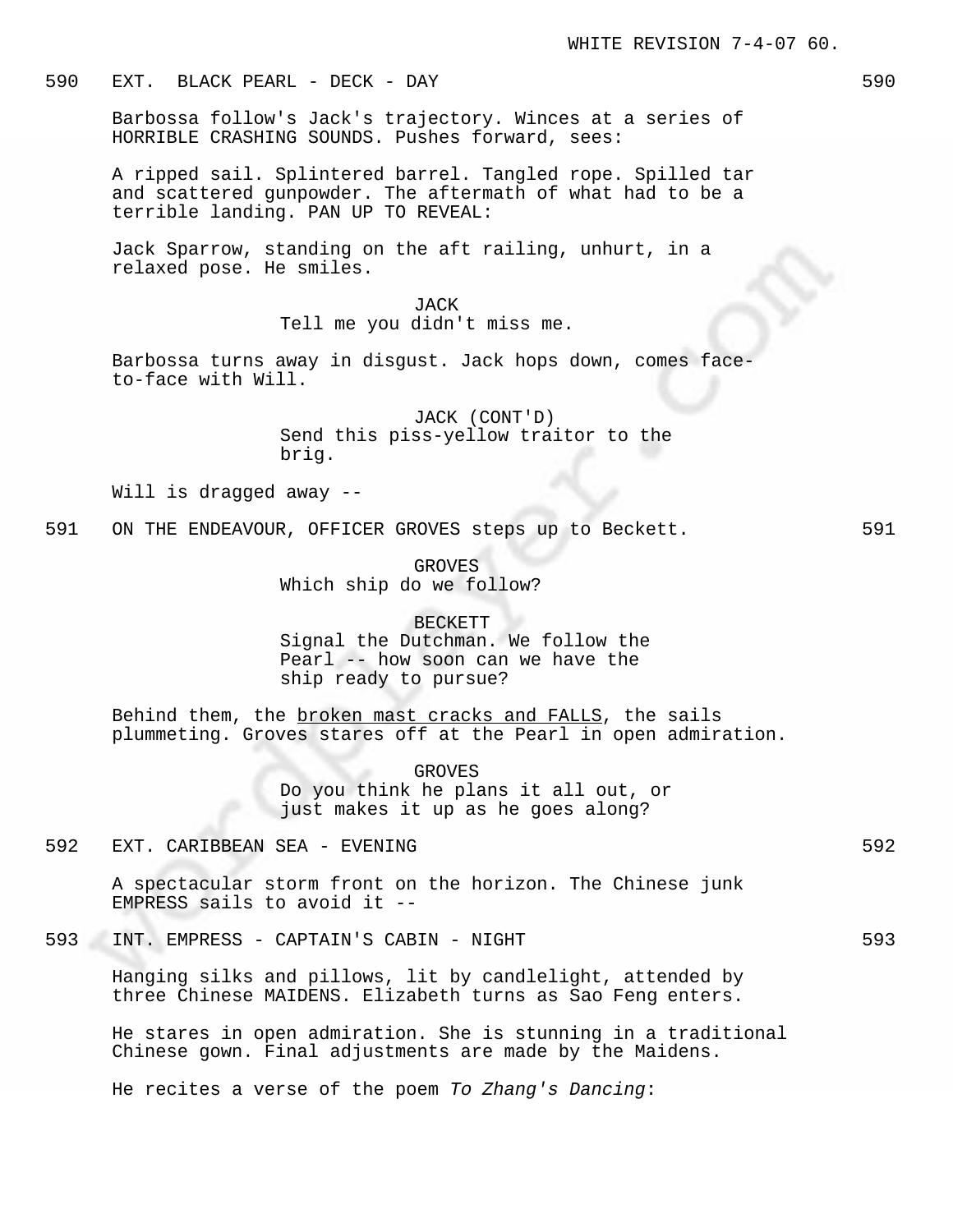590 EXT. BLACK PEARL - DECK - DAY 590

Barbossa follow's Jack's trajectory. Winces at a series of HORRIBLE CRASHING SOUNDS. Pushes forward, sees:

A ripped sail. Splintered barrel. Tangled rope. Spilled tar and scattered gunpowder. The aftermath of what had to be a terrible landing. PAN UP TO REVEAL:

Jack Sparrow, standing on the aft railing, unhurt, in a relaxed pose. He smiles.

JACK
Tell me you didn't miss me.

Barbossa turns away in disgust. Jack hops down, comes face-to-face with Will.

JACK (CONT'D)
Send this piss-yellow traitor to the brig.

Will is dragged away --

591 ON THE ENDEAVOUR, OFFICER GROVES steps up to Beckett. 591

GROVES
Which ship do we follow?

BECKETT
Signal the Dutchman. We follow the Pearl -- how soon can we have the ship ready to pursue?

Behind them, the broken mast cracks and FALLS, the sails plummeting. Groves stares off at the Pearl in open admiration.

GROVES
Do you think he plans it all out, or just makes it up as he goes along?

592 EXT. CARIBBEAN SEA - EVENING 592

A spectacular storm front on the horizon. The Chinese junk EMPRESS sails to avoid it --

593 INT. EMPRESS - CAPTAIN'S CABIN - NIGHT 593

Hanging silks and pillows, lit by candlelight, attended by three Chinese MAIDENS. Elizabeth turns as Sao Feng enters.

He stares in open admiration. She is stunning in a traditional Chinese gown. Final adjustments are made by the Maidens.

He recites a verse of the poem *To Zhang's Dancing*: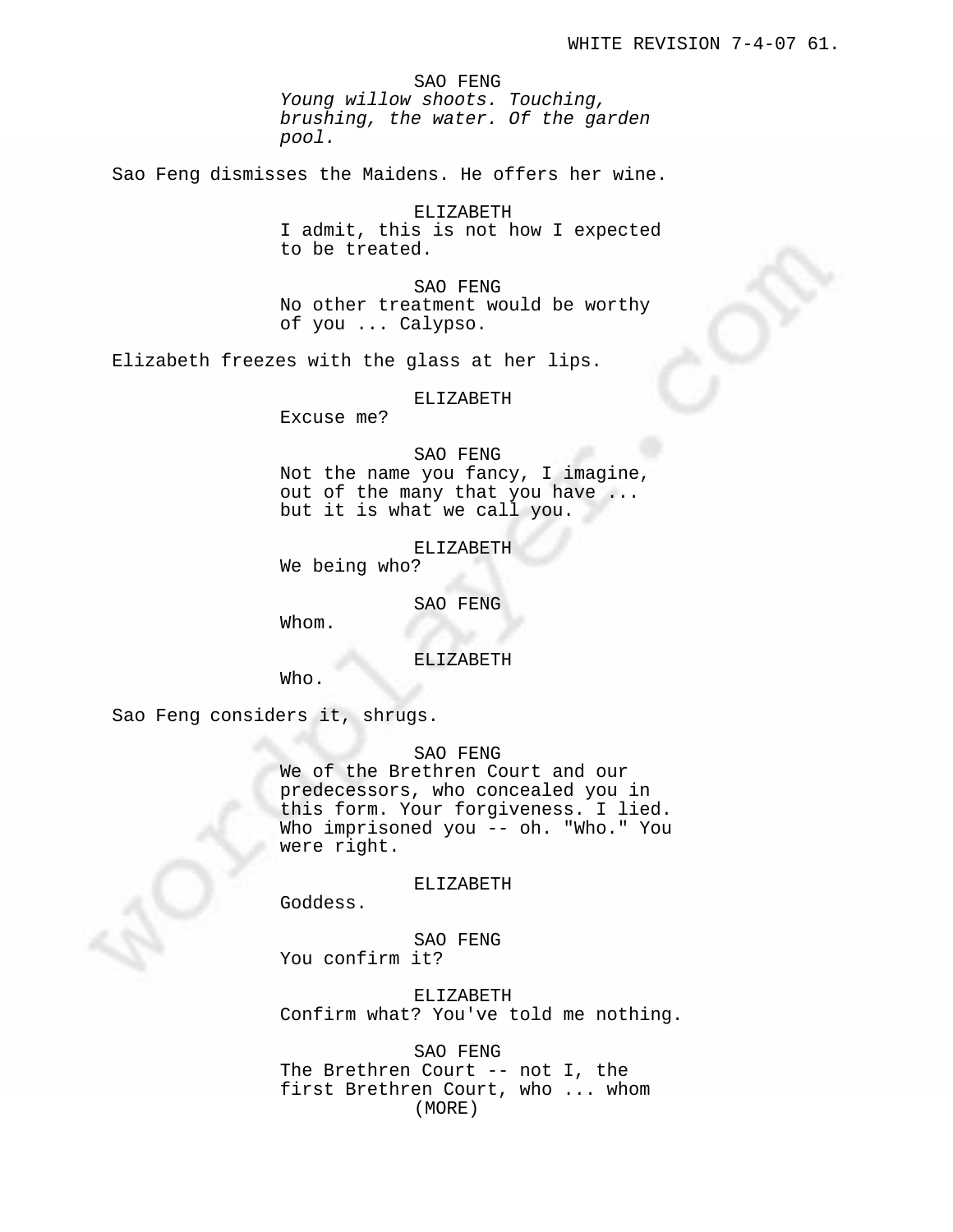SAO FENG
*Young willow shoots. Touching, brushing, the water. Of the garden pool.*

Sao Feng dismisses the Maidens. He offers her wine.

ELIZABETH
I admit, this is not how I expected to be treated.

SAO FENG
No other treatment would be worthy of you ... Calypso.

Elizabeth freezes with the glass at her lips.

ELIZABETH
Excuse me?

SAO FENG
Not the name you fancy, I imagine, out of the many that you have ... but it is what we call you.

ELIZABETH
We being who?

SAO FENG
Whom.

ELIZABETH
Who.

Sao Feng considers it, shrugs.

SAO FENG
We of the Brethren Court and our predecessors, who concealed you in this form. Your forgiveness. I lied. Who imprisoned you -- oh. "Who." You were right.

ELIZABETH
Goddess.

SAO FENG
You confirm it?

ELIZABETH
Confirm what? You've told me nothing.

SAO FENG
The Brethren Court -- not I, the first Brethren Court, who ... whom
(MORE)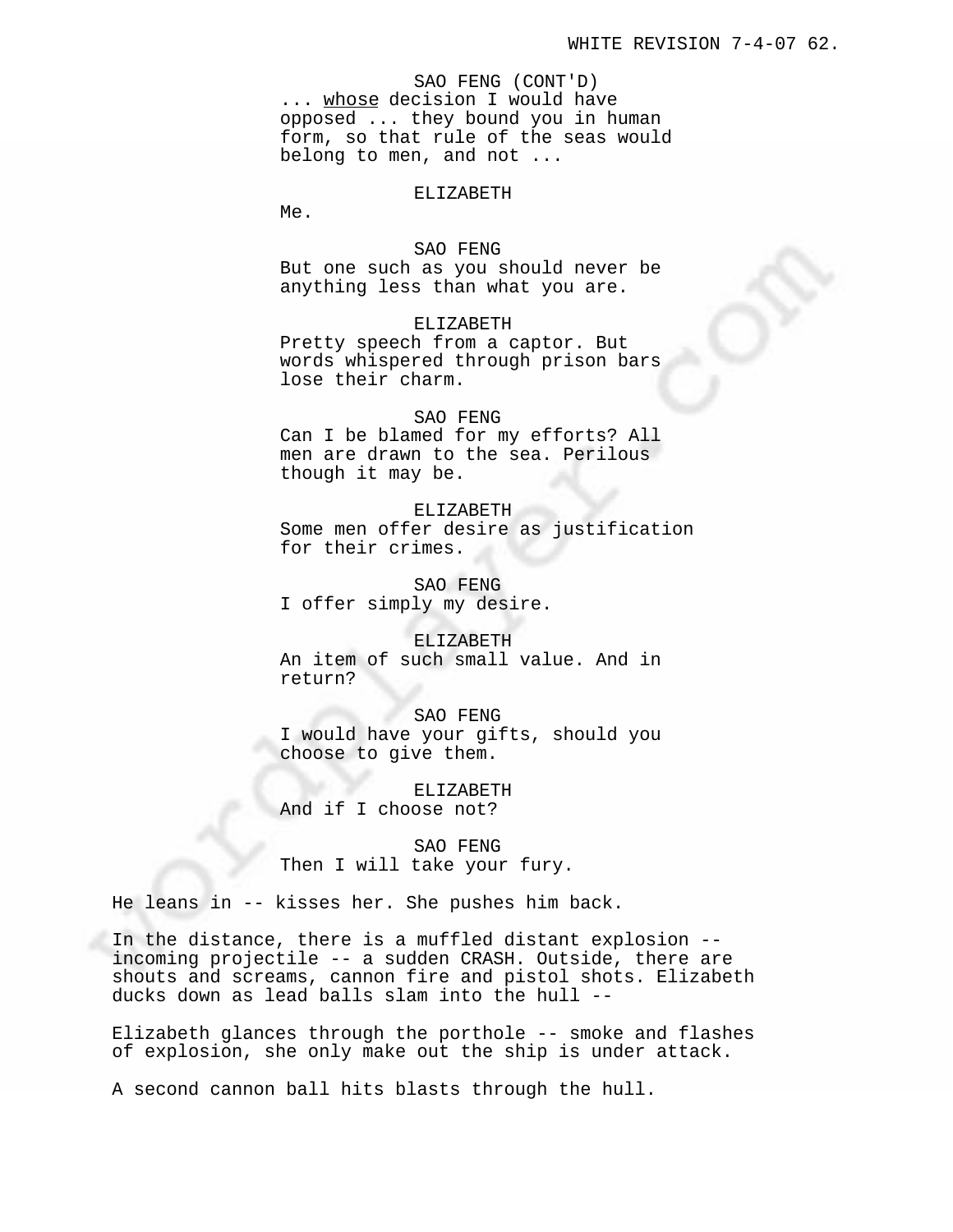SAO FENG (CONT'D)
... <u>whose</u> decision I would have opposed ... they bound you in human form, so that rule of the seas would belong to men, and not ...

ELIZABETH
Me.

SAO FENG
But one such as you should never be anything less than what you are.

ELIZABETH
Pretty speech from a captor. But words whispered through prison bars lose their charm.

SAO FENG
Can I be blamed for my efforts? All men are drawn to the sea. Perilous though it may be.

ELIZABETH
Some men offer desire as justification for their crimes.

SAO FENG
I offer simply my desire.

ELIZABETH
An item of such small value. And in return?

SAO FENG
I would have your gifts, should you choose to give them.

ELIZABETH
And if I choose not?

SAO FENG
Then I will take your fury.

He leans in -- kisses her. She pushes him back.

In the distance, there is a muffled distant explosion -- incoming projectile -- a sudden CRASH. Outside, there are shouts and screams, cannon fire and pistol shots. Elizabeth ducks down as lead balls slam into the hull --

Elizabeth glances through the porthole -- smoke and flashes of explosion, she only make out the ship is under attack.

A second cannon ball hits blasts through the hull.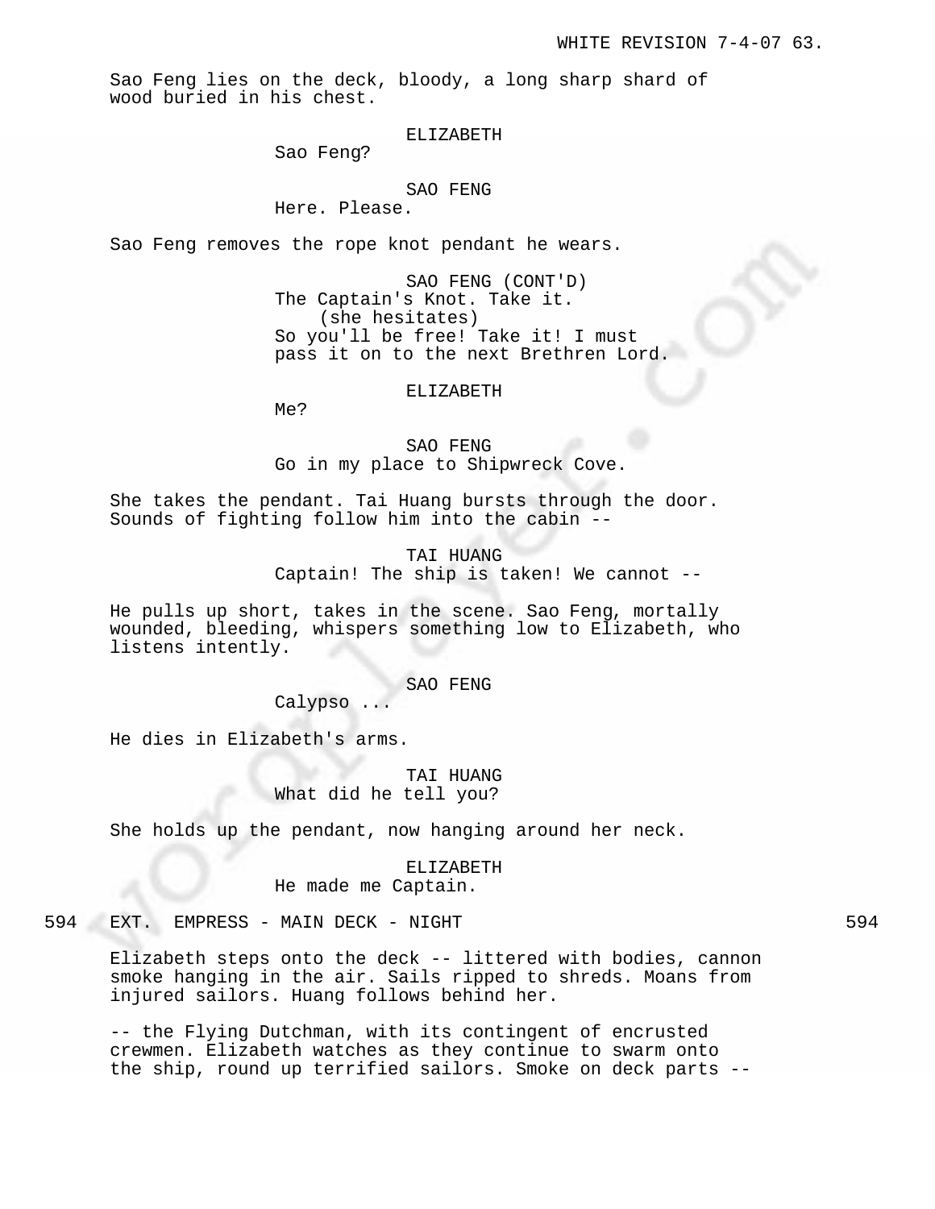Sao Feng lies on the deck, bloody, a long sharp shard of wood buried in his chest.

ELIZABETH
Sao Feng?

SAO FENG
Here. Please.

Sao Feng removes the rope knot pendant he wears.

SAO FENG (CONT'D)
The Captain's Knot. Take it.
(she hesitates)
So you'll be free! Take it! I must pass it on to the next Brethren Lord.

ELIZABETH
Me?

SAO FENG
Go in my place to Shipwreck Cove.

She takes the pendant. Tai Huang bursts through the door. Sounds of fighting follow him into the cabin --

TAI HUANG
Captain! The ship is taken! We cannot --

He pulls up short, takes in the scene. Sao Feng, mortally wounded, bleeding, whispers something low to Elizabeth, who listens intently.

SAO FENG
Calypso ...

He dies in Elizabeth's arms.

TAI HUANG
What did he tell you?

She holds up the pendant, now hanging around her neck.

ELIZABETH
He made me Captain.

594 EXT. EMPRESS - MAIN DECK - NIGHT 594

Elizabeth steps onto the deck -- littered with bodies, cannon smoke hanging in the air. Sails ripped to shreds. Moans from injured sailors. Huang follows behind her.

-- the Flying Dutchman, with its contingent of encrusted crewmen. Elizabeth watches as they continue to swarm onto the ship, round up terrified sailors. Smoke on deck parts --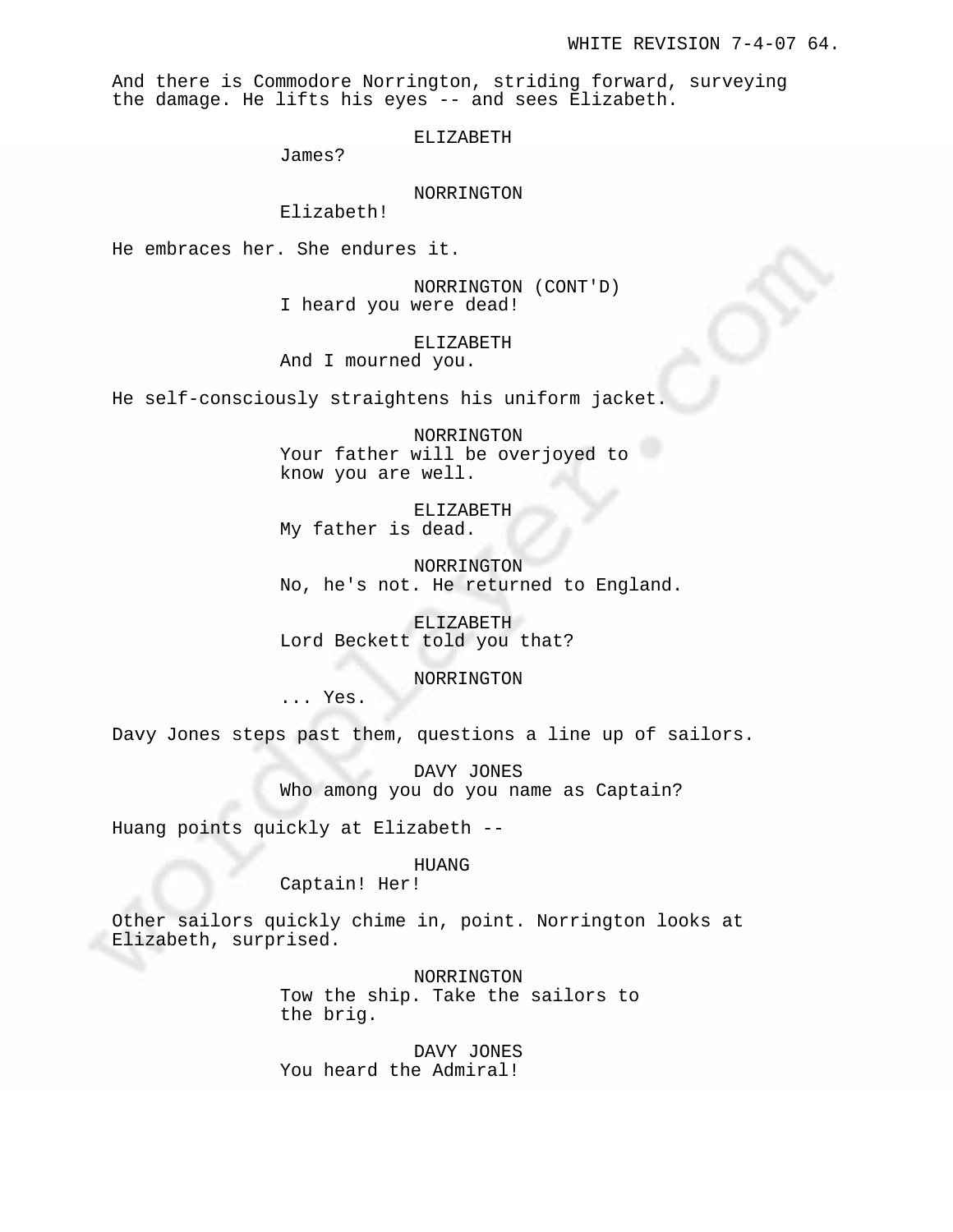And there is Commodore Norrington, striding forward, surveying the damage. He lifts his eyes -- and sees Elizabeth.

ELIZABETH
James?

NORRINGTON
Elizabeth!

He embraces her. She endures it.

NORRINGTON (CONT'D)
I heard you were dead!

ELIZABETH
And I mourned you.

He self-consciously straightens his uniform jacket.

NORRINGTON
Your father will be overjoyed to know you are well.

ELIZABETH
My father is dead.

NORRINGTON
No, he's not. He returned to England.

ELIZABETH
Lord Beckett told you that?

NORRINGTON
... Yes.

Davy Jones steps past them, questions a line up of sailors.

DAVY JONES
Who among you do you name as Captain?

Huang points quickly at Elizabeth --

HUANG
Captain! Her!

Other sailors quickly chime in, point. Norrington looks at Elizabeth, surprised.

NORRINGTON
Tow the ship. Take the sailors to the brig.

DAVY JONES
You heard the Admiral!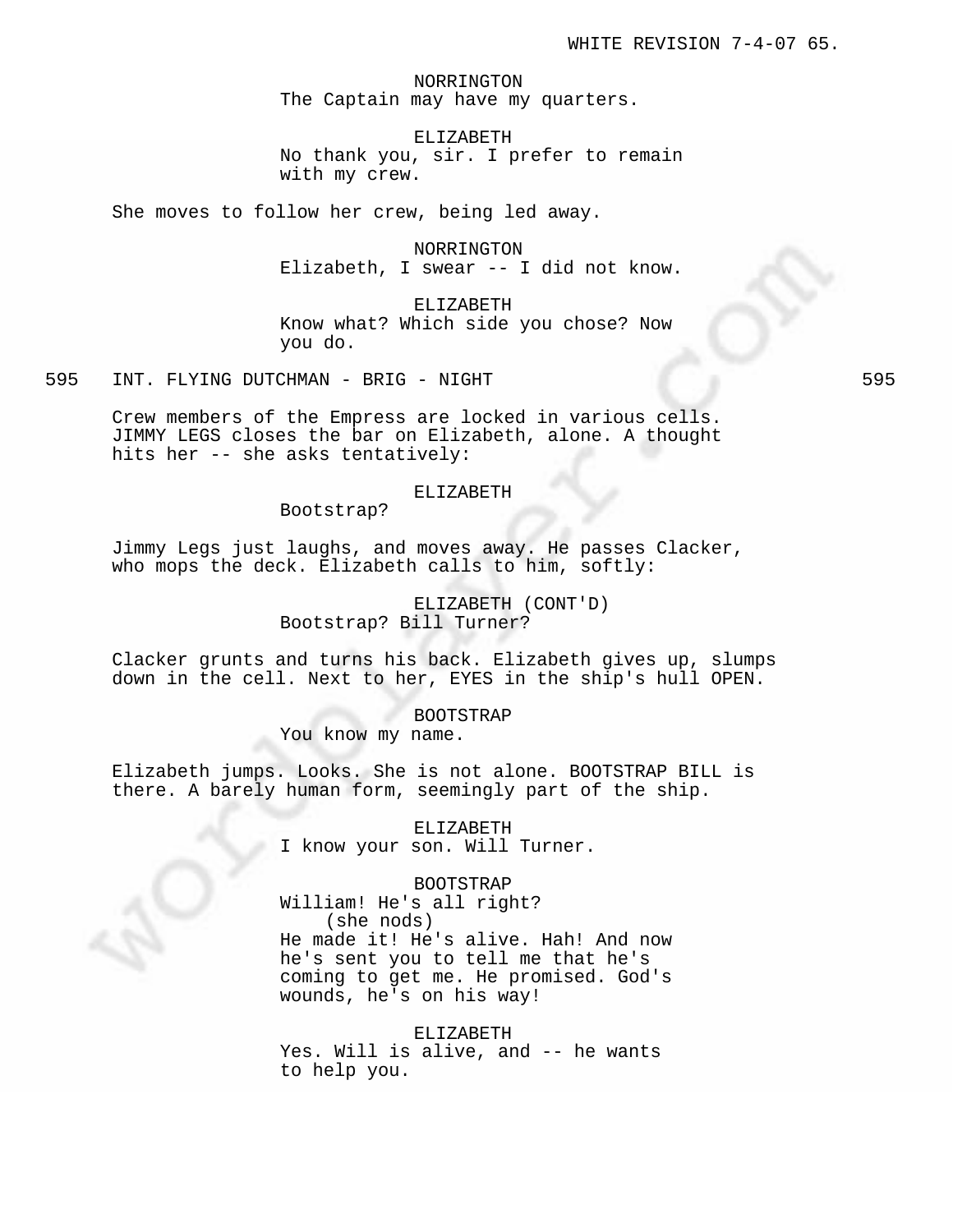NORRINGTON
The Captain may have my quarters.

ELIZABETH
No thank you, sir. I prefer to remain with my crew.

She moves to follow her crew, being led away.

NORRINGTON
Elizabeth, I swear -- I did not know.

ELIZABETH
Know what? Which side you chose? Now you do.

595 INT. FLYING DUTCHMAN - BRIG - NIGHT 595

Crew members of the Empress are locked in various cells. JIMMY LEGS closes the bar on Elizabeth, alone. A thought hits her -- she asks tentatively:

ELIZABETH
Bootstrap?

Jimmy Legs just laughs, and moves away. He passes Clacker, who mops the deck. Elizabeth calls to him, softly:

ELIZABETH (CONT'D)
Bootstrap? Bill Turner?

Clacker grunts and turns his back. Elizabeth gives up, slumps down in the cell. Next to her, EYES in the ship's hull OPEN.

BOOTSTRAP
You know my name.

Elizabeth jumps. Looks. She is not alone. BOOTSTRAP BILL is there. A barely human form, seemingly part of the ship.

ELIZABETH
I know your son. Will Turner.

BOOTSTRAP
William! He's all right?
(she nods)
He made it! He's alive. Hah! And now he's sent you to tell me that he's coming to get me. He promised. God's wounds, he's on his way!

ELIZABETH
Yes. Will is alive, and -- he wants to help you.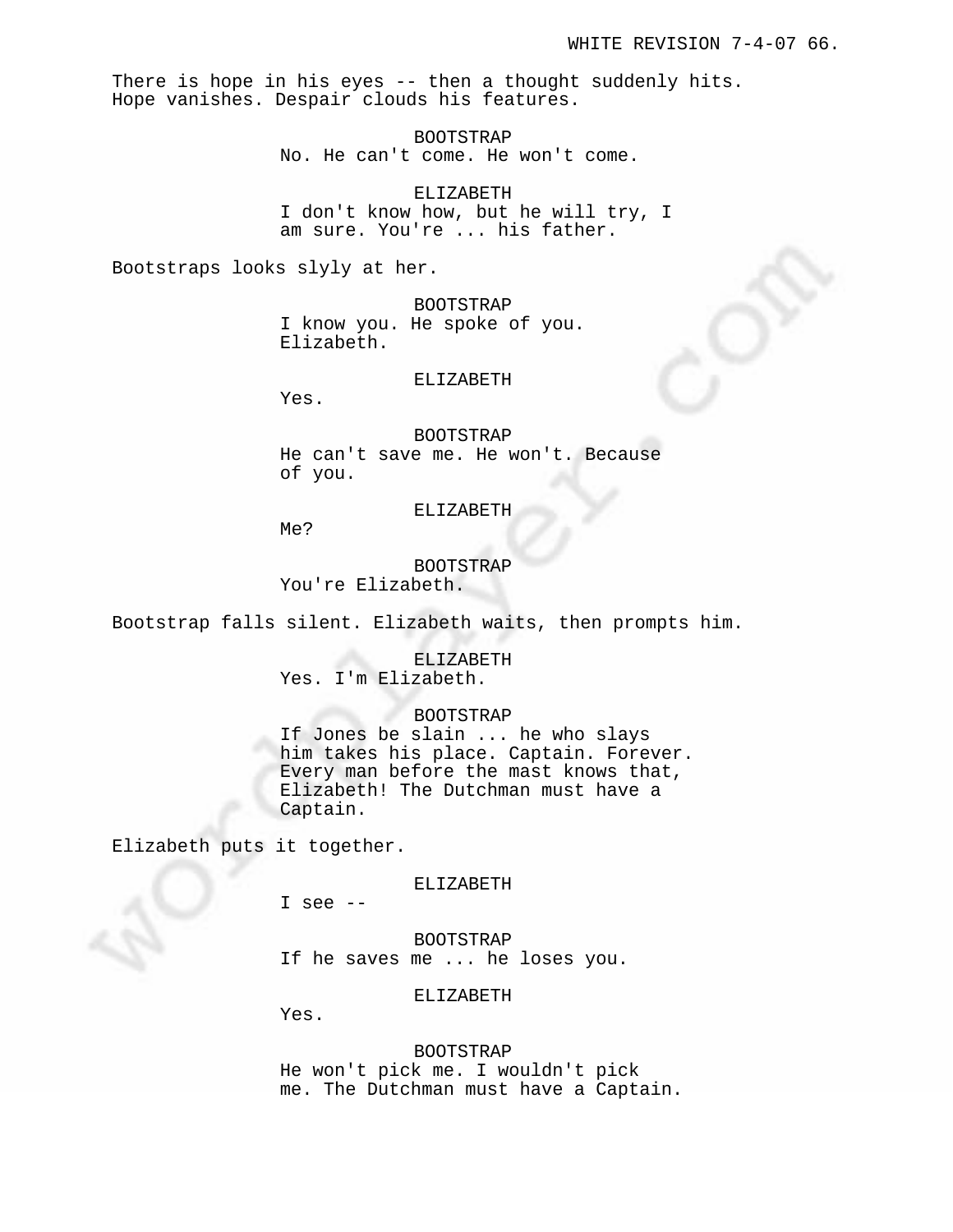There is hope in his eyes -- then a thought suddenly hits. Hope vanishes. Despair clouds his features.

BOOTSTRAP
No. He can't come. He won't come.

ELIZABETH
I don't know how, but he will try, I am sure. You're ... his father.

Bootstraps looks slyly at her.

BOOTSTRAP
I know you. He spoke of you. Elizabeth.

ELIZABETH
Yes.

BOOTSTRAP
He can't save me. He won't. Because of you.

ELIZABETH
Me?

BOOTSTRAP
You're Elizabeth.

Bootstrap falls silent. Elizabeth waits, then prompts him.

ELIZABETH
Yes. I'm Elizabeth.

BOOTSTRAP
If Jones be slain ... he who slays him takes his place. Captain. Forever. Every man before the mast knows that, Elizabeth! The Dutchman must have a Captain.

Elizabeth puts it together.

ELIZABETH
I see --

BOOTSTRAP
If he saves me ... he loses you.

ELIZABETH
Yes.

BOOTSTRAP
He won't pick me. I wouldn't pick me. The Dutchman must have a Captain.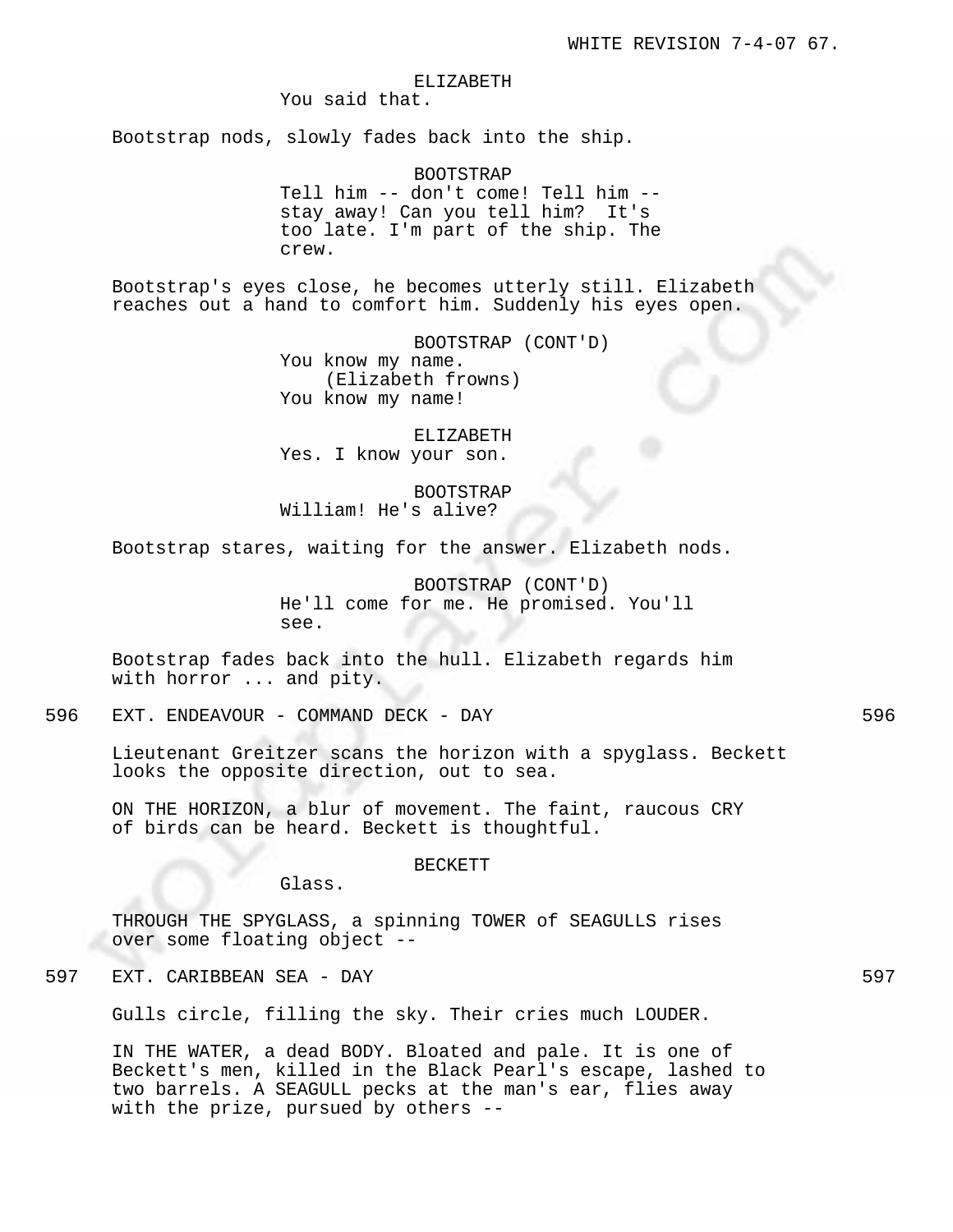ELIZABETH
You said that.

Bootstrap nods, slowly fades back into the ship.

BOOTSTRAP
Tell him -- don't come! Tell him -- stay away! Can you tell him?  It's too late. I'm part of the ship. The crew.

Bootstrap's eyes close, he becomes utterly still. Elizabeth reaches out a hand to comfort him. Suddenly his eyes open.

BOOTSTRAP (CONT'D)
You know my name.
(Elizabeth frowns)
You know my name!

ELIZABETH
Yes. I know your son.

BOOTSTRAP
William! He's alive?

Bootstrap stares, waiting for the answer. Elizabeth nods.

BOOTSTRAP (CONT'D)
He'll come for me. He promised. You'll see.

Bootstrap fades back into the hull. Elizabeth regards him with horror ... and pity.

596 EXT. ENDEAVOUR - COMMAND DECK - DAY 596

Lieutenant Greitzer scans the horizon with a spyglass. Beckett looks the opposite direction, out to sea.

ON THE HORIZON, a blur of movement. The faint, raucous CRY of birds can be heard. Beckett is thoughtful.

BECKETT
Glass.

THROUGH THE SPYGLASS, a spinning TOWER of SEAGULLS rises over some floating object --

597 EXT. CARIBBEAN SEA - DAY 597

Gulls circle, filling the sky. Their cries much LOUDER.

IN THE WATER, a dead BODY. Bloated and pale. It is one of Beckett's men, killed in the Black Pearl's escape, lashed to two barrels. A SEAGULL pecks at the man's ear, flies away with the prize, pursued by others --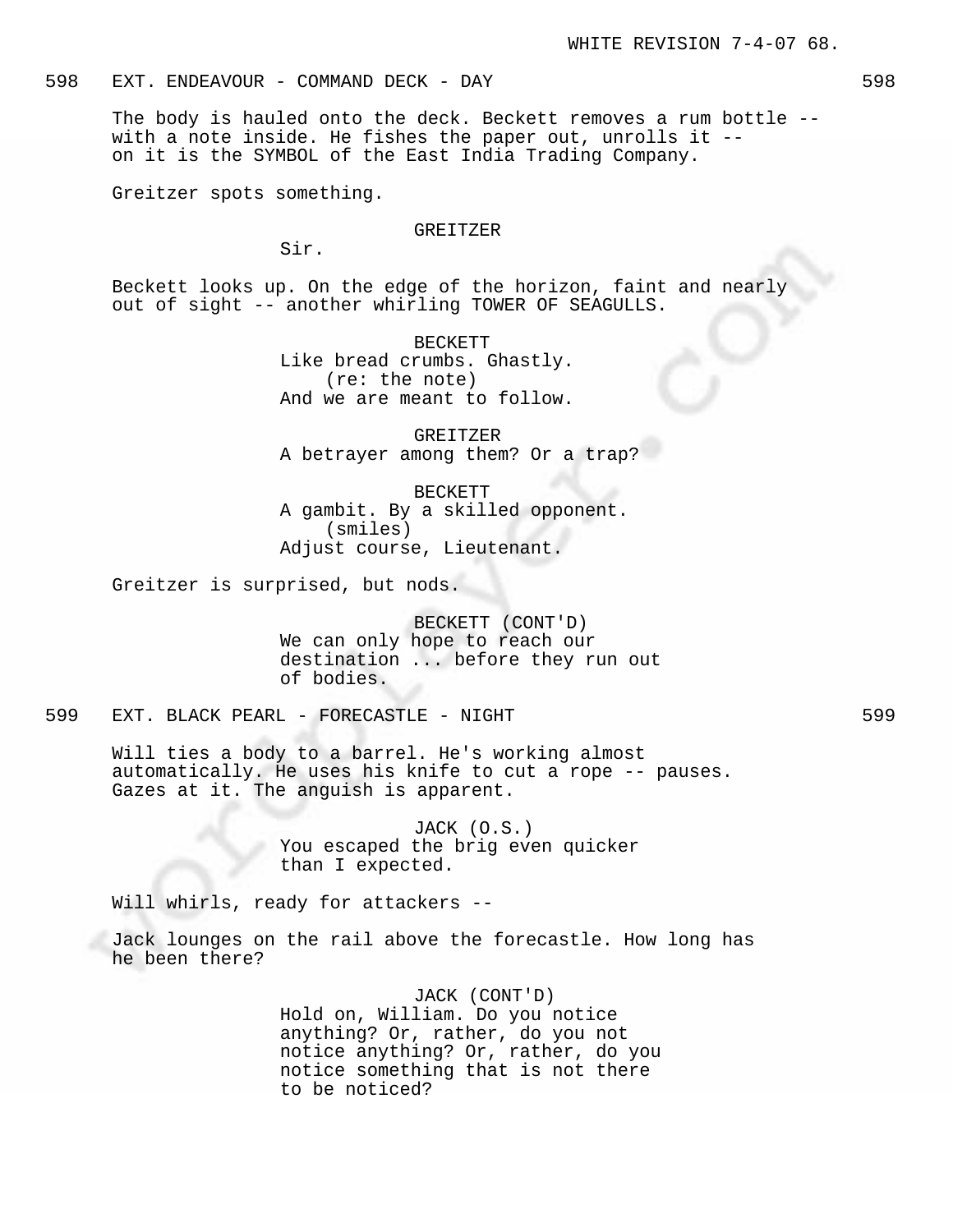598 EXT. ENDEAVOUR - COMMAND DECK - DAY 598

The body is hauled onto the deck. Beckett removes a rum bottle -- with a note inside. He fishes the paper out, unrolls it -- on it is the SYMBOL of the East India Trading Company.

Greitzer spots something.

GREITZER
Sir.

Beckett looks up. On the edge of the horizon, faint and nearly out of sight -- another whirling TOWER OF SEAGULLS.

BECKETT
Like bread crumbs. Ghastly.
(re: the note)
And we are meant to follow.

GREITZER
A betrayer among them? Or a trap?

BECKETT
A gambit. By a skilled opponent.
(smiles)
Adjust course, Lieutenant.

Greitzer is surprised, but nods.

BECKETT (CONT'D)
We can only hope to reach our destination ... before they run out of bodies.

599 EXT. BLACK PEARL - FORECASTLE - NIGHT 599

Will ties a body to a barrel. He's working almost automatically. He uses his knife to cut a rope -- pauses. Gazes at it. The anguish is apparent.

JACK (O.S.)
You escaped the brig even quicker than I expected.

Will whirls, ready for attackers --

Jack lounges on the rail above the forecastle. How long has he been there?

JACK (CONT'D)
Hold on, William. Do you notice anything? Or, rather, do you not notice anything? Or, rather, do you notice something that is not there to be noticed?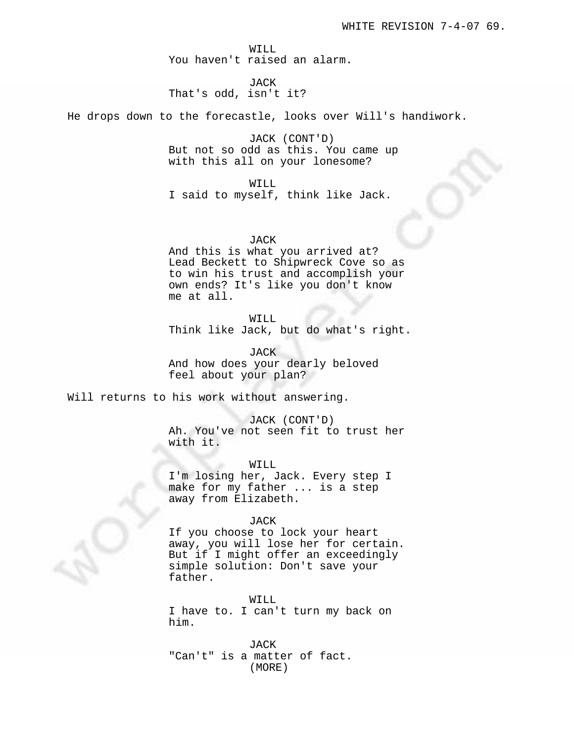WILL
You haven't raised an alarm.

JACK
That's odd, isn't it?

He drops down to the forecastle, looks over Will's handiwork.

JACK (CONT'D)
But not so odd as this. You came up with this all on your lonesome?

WILL
I said to myself, think like Jack.

JACK
And this is what you arrived at? Lead Beckett to Shipwreck Cove so as to win his trust and accomplish your own ends? It's like you don't know me at all.

WILL
Think like Jack, but do what's right.

JACK
And how does your dearly beloved feel about your plan?

Will returns to his work without answering.

JACK (CONT'D)
Ah. You've not seen fit to trust her with it.

WILL
I'm losing her, Jack. Every step I make for my father ... is a step away from Elizabeth.

JACK
If you choose to lock your heart away, you will lose her for certain. But if I might offer an exceedingly simple solution: Don't save your father.

WILL
I have to. I can't turn my back on him.

JACK
"Can't" is a matter of fact.
(MORE)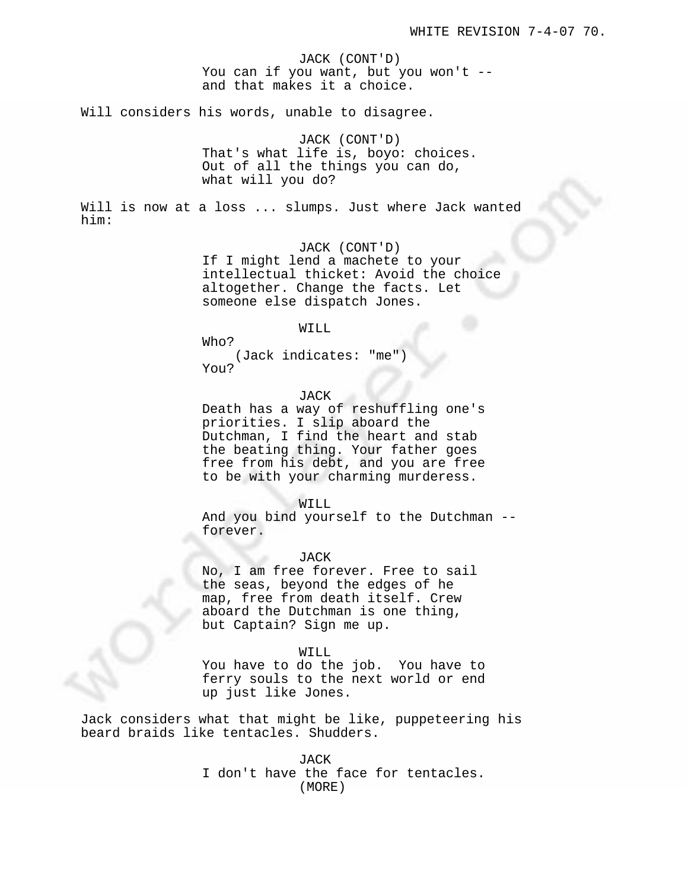JACK (CONT'D)
You can if you want, but you won't -- and that makes it a choice.

Will considers his words, unable to disagree.

JACK (CONT'D)
That's what life is, boyo: choices. Out of all the things you can do, what will you do?

Will is now at a loss ... slumps. Just where Jack wanted him:

JACK (CONT'D)
If I might lend a machete to your intellectual thicket: Avoid the choice altogether. Change the facts. Let someone else dispatch Jones.

WILL
Who?
(Jack indicates: "me")
You?

JACK
Death has a way of reshuffling one's priorities. I slip aboard the Dutchman, I find the heart and stab the beating thing. Your father goes free from his debt, and you are free to be with your charming murderess.

WILL
And you bind yourself to the Dutchman -- forever.

JACK
No, I am free forever. Free to sail the seas, beyond the edges of he map, free from death itself. Crew aboard the Dutchman is one thing, but Captain? Sign me up.

WILL
You have to do the job. You have to ferry souls to the next world or end up just like Jones.

Jack considers what that might be like, puppeteering his beard braids like tentacles. Shudders.

JACK
I don't have the face for tentacles.
(MORE)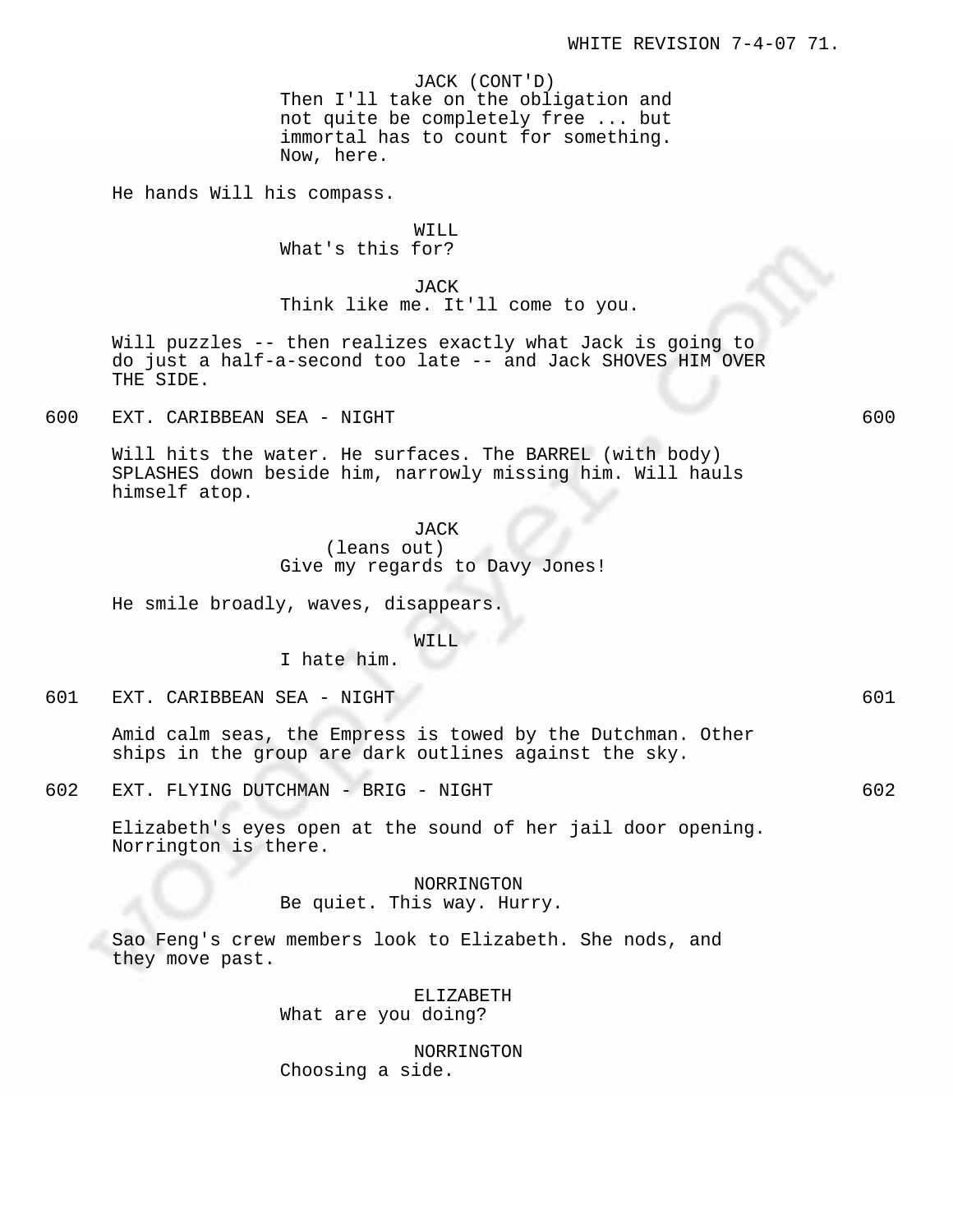JACK (CONT'D)
Then I'll take on the obligation and not quite be completely free ... but immortal has to count for something. Now, here.

He hands Will his compass.

WILL
What's this for?

JACK
Think like me. It'll come to you.

Will puzzles -- then realizes exactly what Jack is going to do just a half-a-second too late -- and Jack SHOVES HIM OVER THE SIDE.

600 EXT. CARIBBEAN SEA - NIGHT 600

Will hits the water. He surfaces. The BARREL (with body) SPLASHES down beside him, narrowly missing him. Will hauls himself atop.

JACK
(leans out)
Give my regards to Davy Jones!

He smile broadly, waves, disappears.

WILL
I hate him.

601 EXT. CARIBBEAN SEA - NIGHT 601

Amid calm seas, the Empress is towed by the Dutchman. Other ships in the group are dark outlines against the sky.

602 EXT. FLYING DUTCHMAN - BRIG - NIGHT 602

Elizabeth's eyes open at the sound of her jail door opening. Norrington is there.

NORRINGTON
Be quiet. This way. Hurry.

Sao Feng's crew members look to Elizabeth. She nods, and they move past.

ELIZABETH
What are you doing?

NORRINGTON
Choosing a side.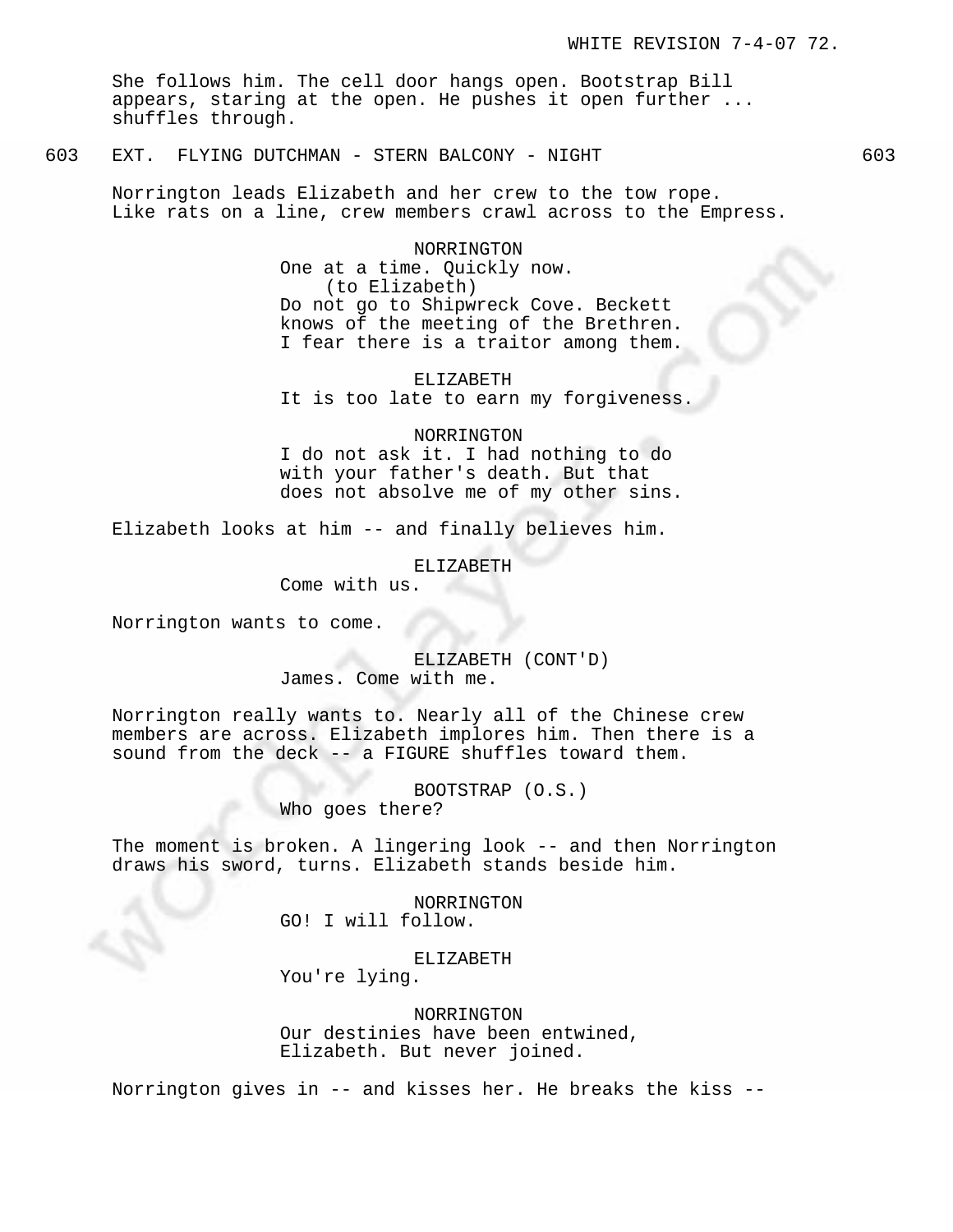She follows him. The cell door hangs open. Bootstrap Bill appears, staring at the open. He pushes it open further ... shuffles through.

603 EXT. FLYING DUTCHMAN - STERN BALCONY - NIGHT 603

Norrington leads Elizabeth and her crew to the tow rope. Like rats on a line, crew members crawl across to the Empress.

NORRINGTON
One at a time. Quickly now.
(to Elizabeth)
Do not go to Shipwreck Cove. Beckett knows of the meeting of the Brethren. I fear there is a traitor among them.

ELIZABETH
It is too late to earn my forgiveness.

NORRINGTON
I do not ask it. I had nothing to do with your father's death. But that does not absolve me of my other sins.

Elizabeth looks at him -- and finally believes him.

ELIZABETH
Come with us.

Norrington wants to come.

ELIZABETH (CONT'D)
James. Come with me.

Norrington really wants to. Nearly all of the Chinese crew members are across. Elizabeth implores him. Then there is a sound from the deck -- a FIGURE shuffles toward them.

BOOTSTRAP (O.S.)
Who goes there?

The moment is broken. A lingering look -- and then Norrington draws his sword, turns. Elizabeth stands beside him.

NORRINGTON
GO! I will follow.

ELIZABETH
You're lying.

NORRINGTON
Our destinies have been entwined, Elizabeth. But never joined.

Norrington gives in -- and kisses her. He breaks the kiss --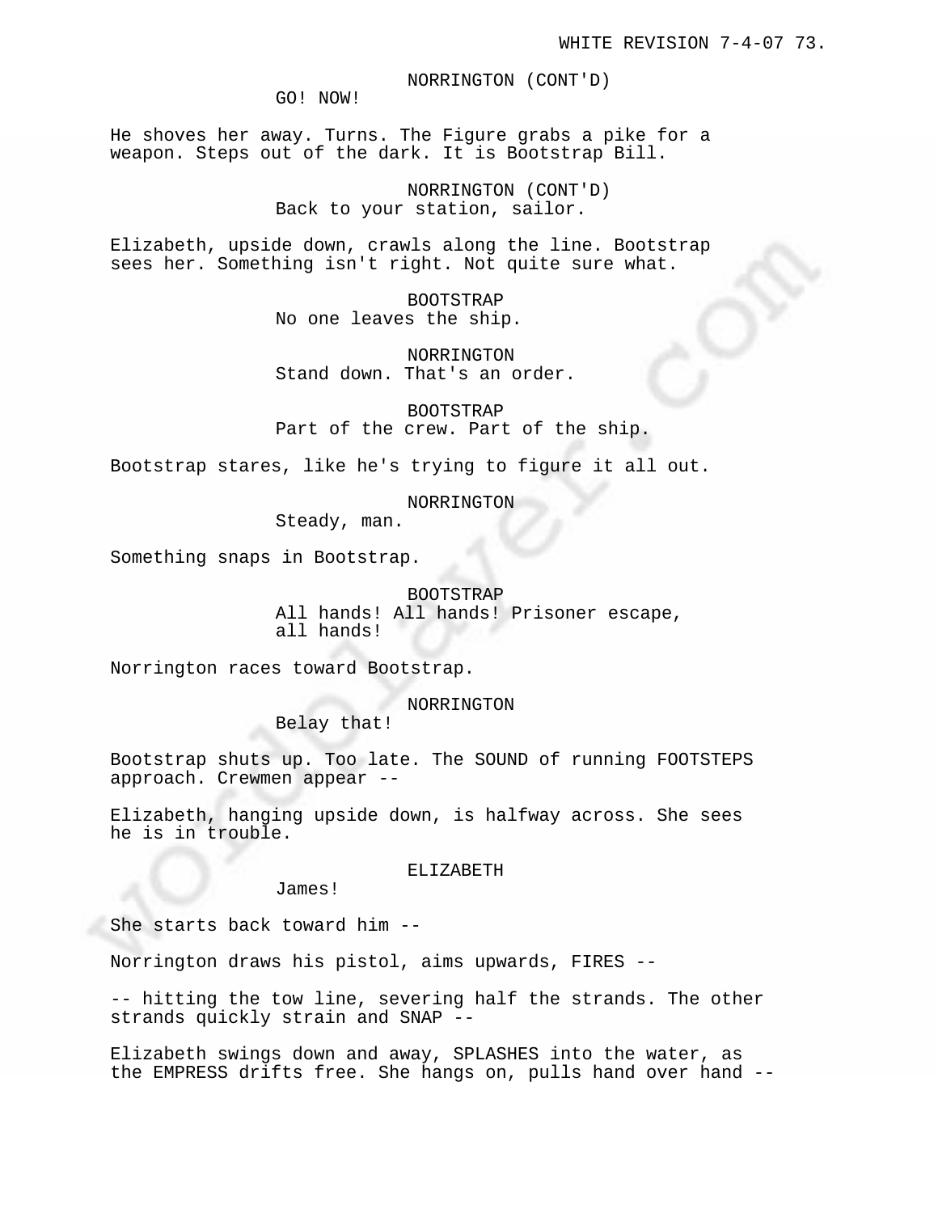NORRINGTON (CONT'D)
GO! NOW!

He shoves her away. Turns. The Figure grabs a pike for a weapon. Steps out of the dark. It is Bootstrap Bill.

NORRINGTON (CONT'D)
Back to your station, sailor.

Elizabeth, upside down, crawls along the line. Bootstrap sees her. Something isn't right. Not quite sure what.

BOOTSTRAP
No one leaves the ship.

NORRINGTON
Stand down. That's an order.

BOOTSTRAP
Part of the crew. Part of the ship.

Bootstrap stares, like he's trying to figure it all out.

NORRINGTON
Steady, man.

Something snaps in Bootstrap.

BOOTSTRAP
All hands! All hands! Prisoner escape, all hands!

Norrington races toward Bootstrap.

NORRINGTON
Belay that!

Bootstrap shuts up. Too late. The SOUND of running FOOTSTEPS approach. Crewmen appear --

Elizabeth, hanging upside down, is halfway across. She sees he is in trouble.

ELIZABETH
James!

She starts back toward him --

Norrington draws his pistol, aims upwards, FIRES --

-- hitting the tow line, severing half the strands. The other strands quickly strain and SNAP --

Elizabeth swings down and away, SPLASHES into the water, as the EMPRESS drifts free. She hangs on, pulls hand over hand --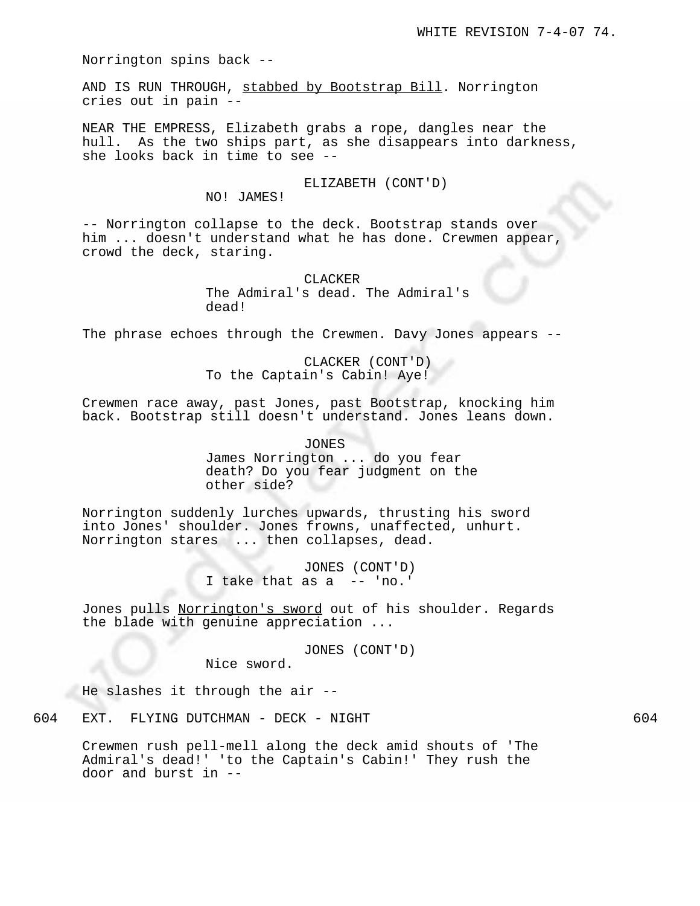Norrington spins back --

AND IS RUN THROUGH, <u>stabbed by Bootstrap Bill</u>. Norrington cries out in pain --

NEAR THE EMPRESS, Elizabeth grabs a rope, dangles near the hull. As the two ships part, as she disappears into darkness, she looks back in time to see --

ELIZABETH (CONT'D)
NO! JAMES!

-- Norrington collapse to the deck. Bootstrap stands over him ... doesn't understand what he has done. Crewmen appear, crowd the deck, staring.

CLACKER
The Admiral's dead. The Admiral's dead!

The phrase echoes through the Crewmen. Davy Jones appears --

CLACKER (CONT'D)
To the Captain's Cabin! Aye!

Crewmen race away, past Jones, past Bootstrap, knocking him back. Bootstrap still doesn't understand. Jones leans down.

JONES
James Norrington ... do you fear death? Do you fear judgment on the other side?

Norrington suddenly lurches upwards, thrusting his sword into Jones' shoulder. Jones frowns, unaffected, unhurt. Norrington stares ... then collapses, dead.

JONES (CONT'D)
I take that as a -- 'no.'

Jones pulls <u>Norrington's sword</u> out of his shoulder. Regards the blade with genuine appreciation ...

JONES (CONT'D)
Nice sword.

He slashes it through the air --

604 EXT. FLYING DUTCHMAN - DECK - NIGHT 604

Crewmen rush pell-mell along the deck amid shouts of 'The Admiral's dead!' 'to the Captain's Cabin!' They rush the door and burst in --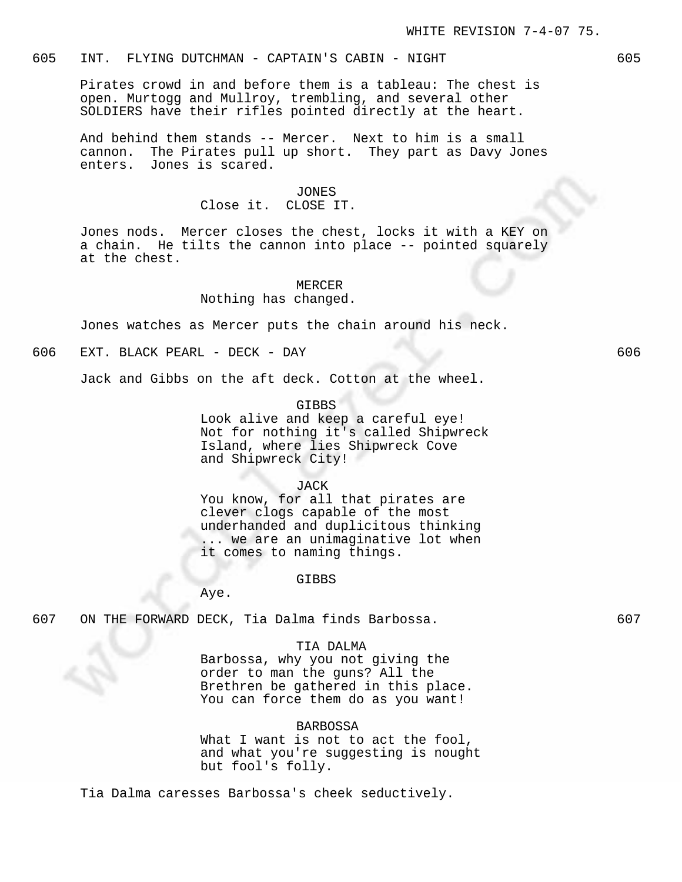605 INT. FLYING DUTCHMAN - CAPTAIN'S CABIN - NIGHT 605

Pirates crowd in and before them is a tableau: The chest is open. Murtogg and Mullroy, trembling, and several other SOLDIERS have their rifles pointed directly at the heart.

And behind them stands -- Mercer. Next to him is a small cannon. The Pirates pull up short. They part as Davy Jones enters. Jones is scared.

JONES
Close it. CLOSE IT.

Jones nods. Mercer closes the chest, locks it with a KEY on a chain. He tilts the cannon into place -- pointed squarely at the chest.

MERCER
Nothing has changed.

Jones watches as Mercer puts the chain around his neck.

606 EXT. BLACK PEARL - DECK - DAY 606

Jack and Gibbs on the aft deck. Cotton at the wheel.

GIBBS
Look alive and keep a careful eye! Not for nothing it's called Shipwreck Island, where lies Shipwreck Cove and Shipwreck City!

JACK
You know, for all that pirates are clever clogs capable of the most underhanded and duplicitous thinking ... we are an unimaginative lot when it comes to naming things.

GIBBS
Aye.

607 ON THE FORWARD DECK, Tia Dalma finds Barbossa. 607

TIA DALMA
Barbossa, why you not giving the order to man the guns? All the Brethren be gathered in this place. You can force them do as you want!

BARBOSSA
What I want is not to act the fool, and what you're suggesting is nought but fool's folly.

Tia Dalma caresses Barbossa's cheek seductively.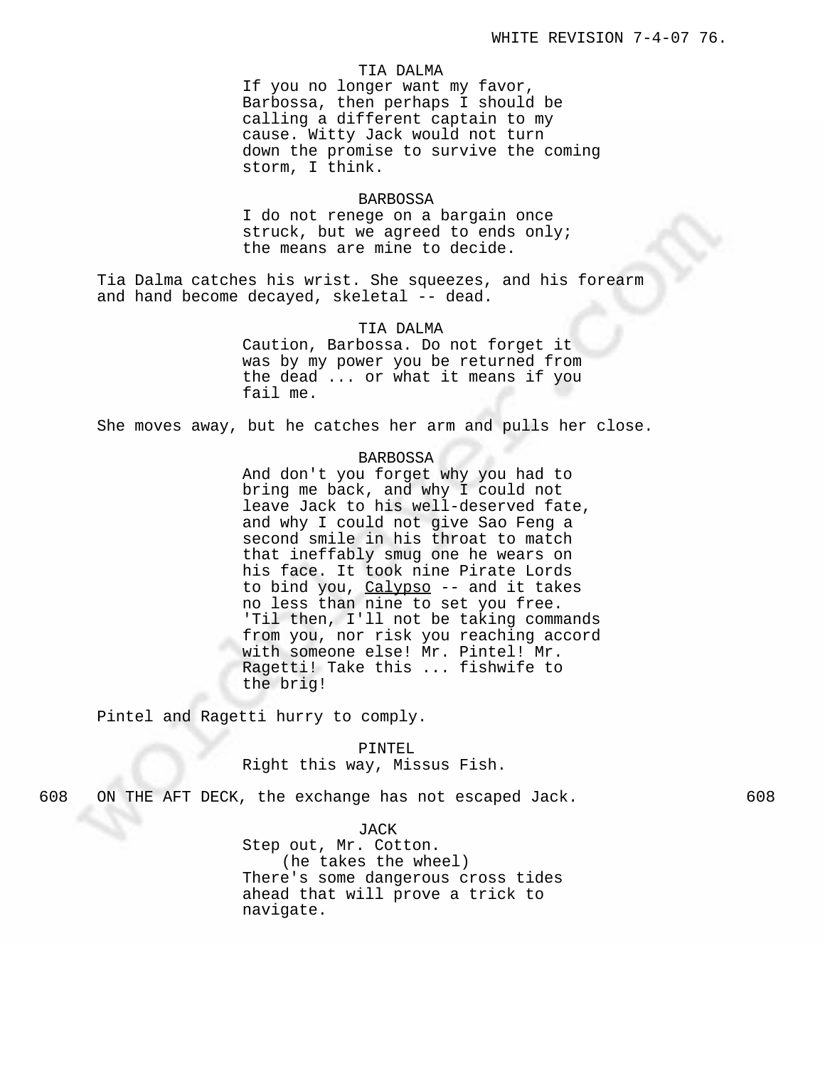TIA DALMA

If you no longer want my favor, Barbossa, then perhaps I should be calling a different captain to my cause. Witty Jack would not turn down the promise to survive the coming storm, I think.

BARBOSSA

I do not renege on a bargain once struck, but we agreed to ends only; the means are mine to decide.

Tia Dalma catches his wrist. She squeezes, and his forearm and hand become decayed, skeletal -- dead.

TIA DALMA

Caution, Barbossa. Do not forget it was by my power you be returned from the dead ... or what it means if you fail me.

She moves away, but he catches her arm and pulls her close.

BARBOSSA

And don't you forget why you had to bring me back, and why I could not leave Jack to his well-deserved fate, and why I could not give Sao Feng a second smile in his throat to match that ineffably smug one he wears on his face. It took nine Pirate Lords to bind you, Calypso -- and it takes no less than nine to set you free. 'Til then, I'll not be taking commands from you, nor risk you reaching accord with someone else! Mr. Pintel! Mr. Ragetti! Take this ... fishwife to the brig!

Pintel and Ragetti hurry to comply.

PINTEL

Right this way, Missus Fish.

608 ON THE AFT DECK, the exchange has not escaped Jack. 608

JACK

Step out, Mr. Cotton.
(he takes the wheel)
There's some dangerous cross tides ahead that will prove a trick to navigate.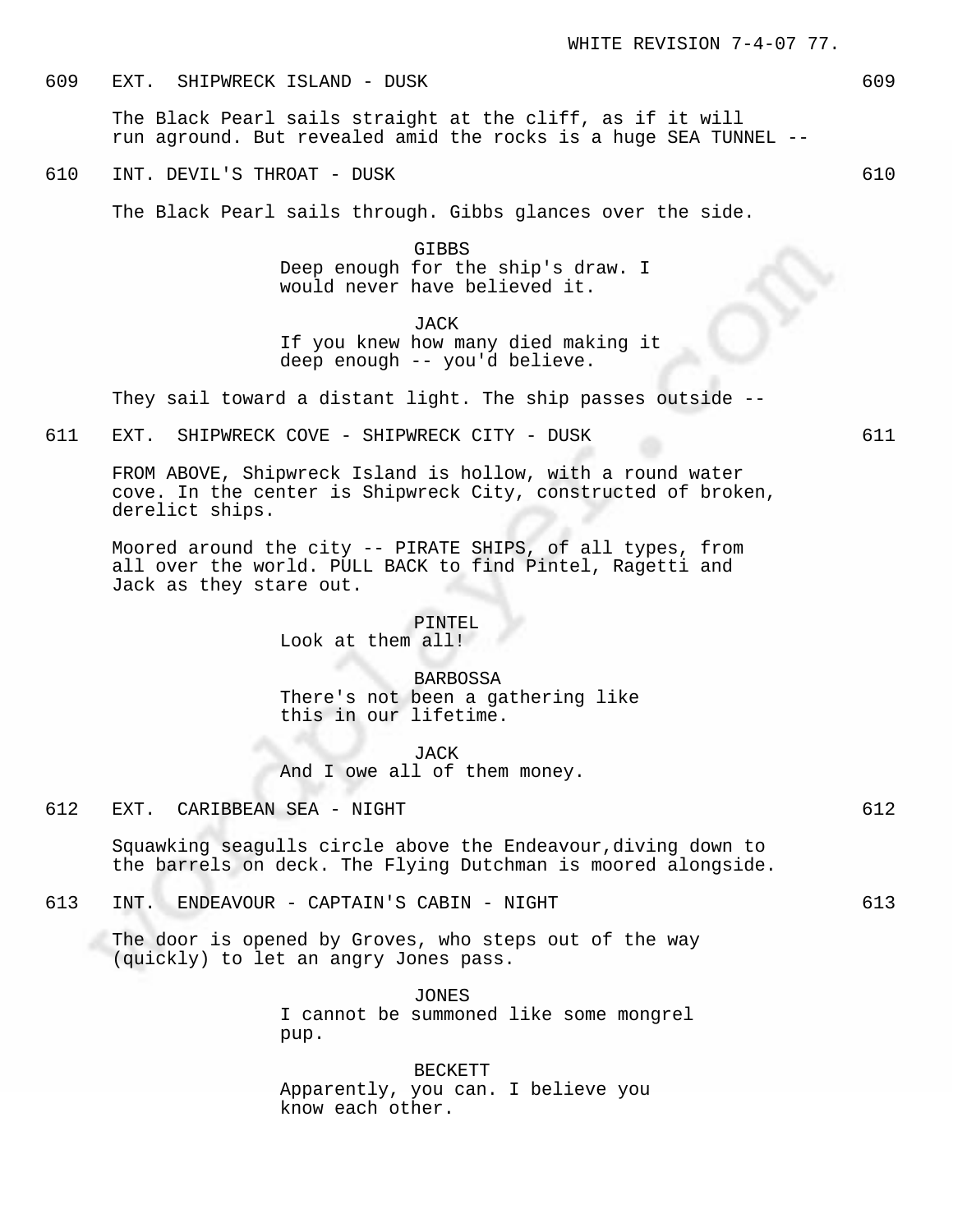609 EXT. SHIPWRECK ISLAND - DUSK 609

The Black Pearl sails straight at the cliff, as if it will run aground. But revealed amid the rocks is a huge SEA TUNNEL --

610 INT. DEVIL'S THROAT - DUSK 610

The Black Pearl sails through. Gibbs glances over the side.

GIBBS
Deep enough for the ship's draw. I would never have believed it.

JACK
If you knew how many died making it deep enough -- you'd believe.

They sail toward a distant light. The ship passes outside --

611 EXT. SHIPWRECK COVE - SHIPWRECK CITY - DUSK 611

FROM ABOVE, Shipwreck Island is hollow, with a round water cove. In the center is Shipwreck City, constructed of broken, derelict ships.

Moored around the city -- PIRATE SHIPS, of all types, from all over the world. PULL BACK to find Pintel, Ragetti and Jack as they stare out.

PINTEL
Look at them all!

BARBOSSA
There's not been a gathering like this in our lifetime.

JACK
And I owe all of them money.

612 EXT. CARIBBEAN SEA - NIGHT 612

Squawking seagulls circle above the Endeavour,diving down to the barrels on deck. The Flying Dutchman is moored alongside.

613 INT. ENDEAVOUR - CAPTAIN'S CABIN - NIGHT 613

The door is opened by Groves, who steps out of the way (quickly) to let an angry Jones pass.

JONES
I cannot be summoned like some mongrel pup.

BECKETT
Apparently, you can. I believe you know each other.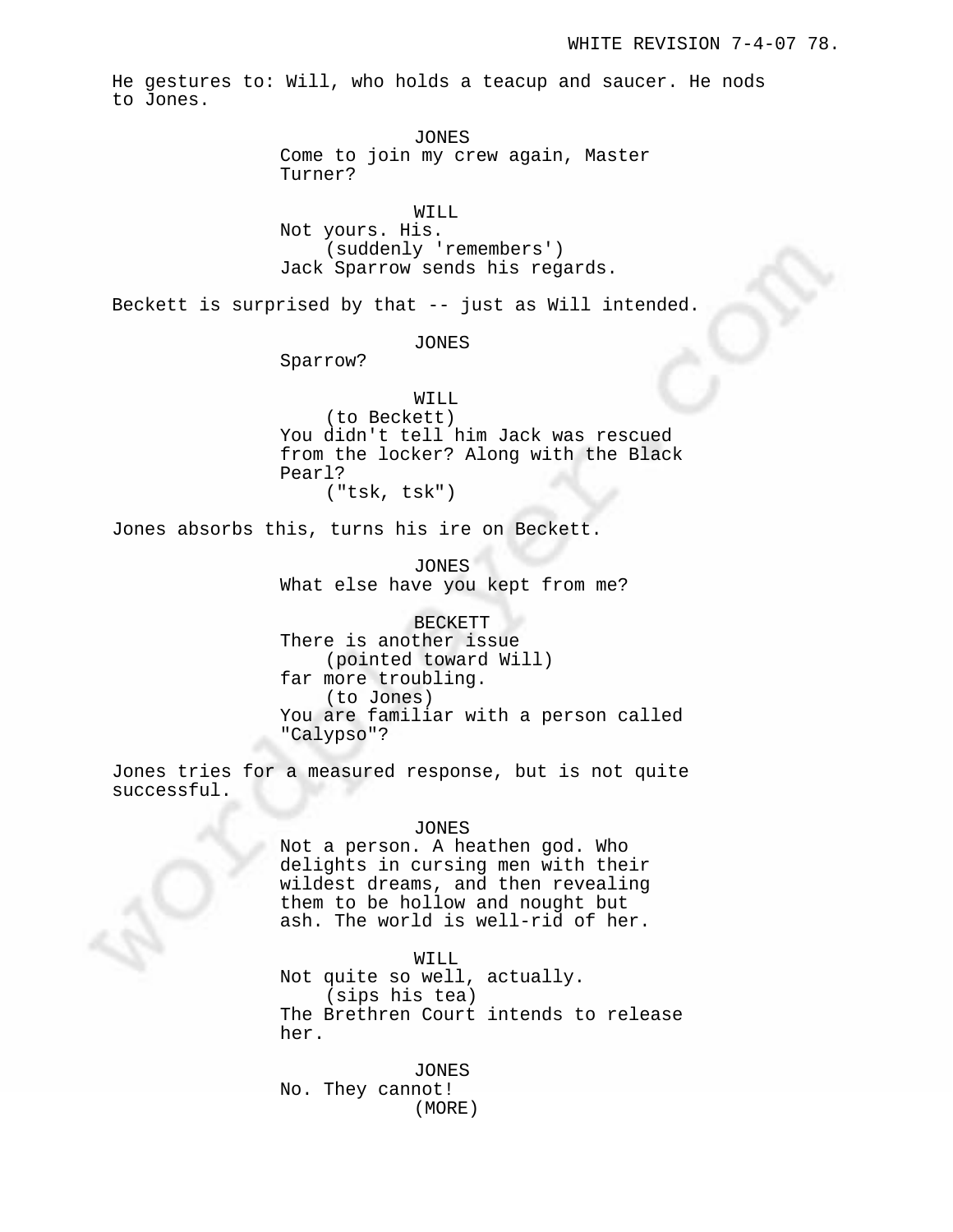He gestures to: Will, who holds a teacup and saucer. He nods to Jones.

JONES
Come to join my crew again, Master Turner?

WILL
Not yours. His.
(suddenly 'remembers')
Jack Sparrow sends his regards.

Beckett is surprised by that -- just as Will intended.

JONES
Sparrow?

WILL
(to Beckett)
You didn't tell him Jack was rescued from the locker? Along with the Black Pearl?
("tsk, tsk")

Jones absorbs this, turns his ire on Beckett.

JONES
What else have you kept from me?

BECKETT
There is another issue
(pointed toward Will)
far more troubling.
(to Jones)
You are familiar with a person called "Calypso"?

Jones tries for a measured response, but is not quite successful.

JONES
Not a person. A heathen god. Who delights in cursing men with their wildest dreams, and then revealing them to be hollow and nought but ash. The world is well-rid of her.

WILL
Not quite so well, actually.
(sips his tea)
The Brethren Court intends to release her.

JONES
No. They cannot!
(MORE)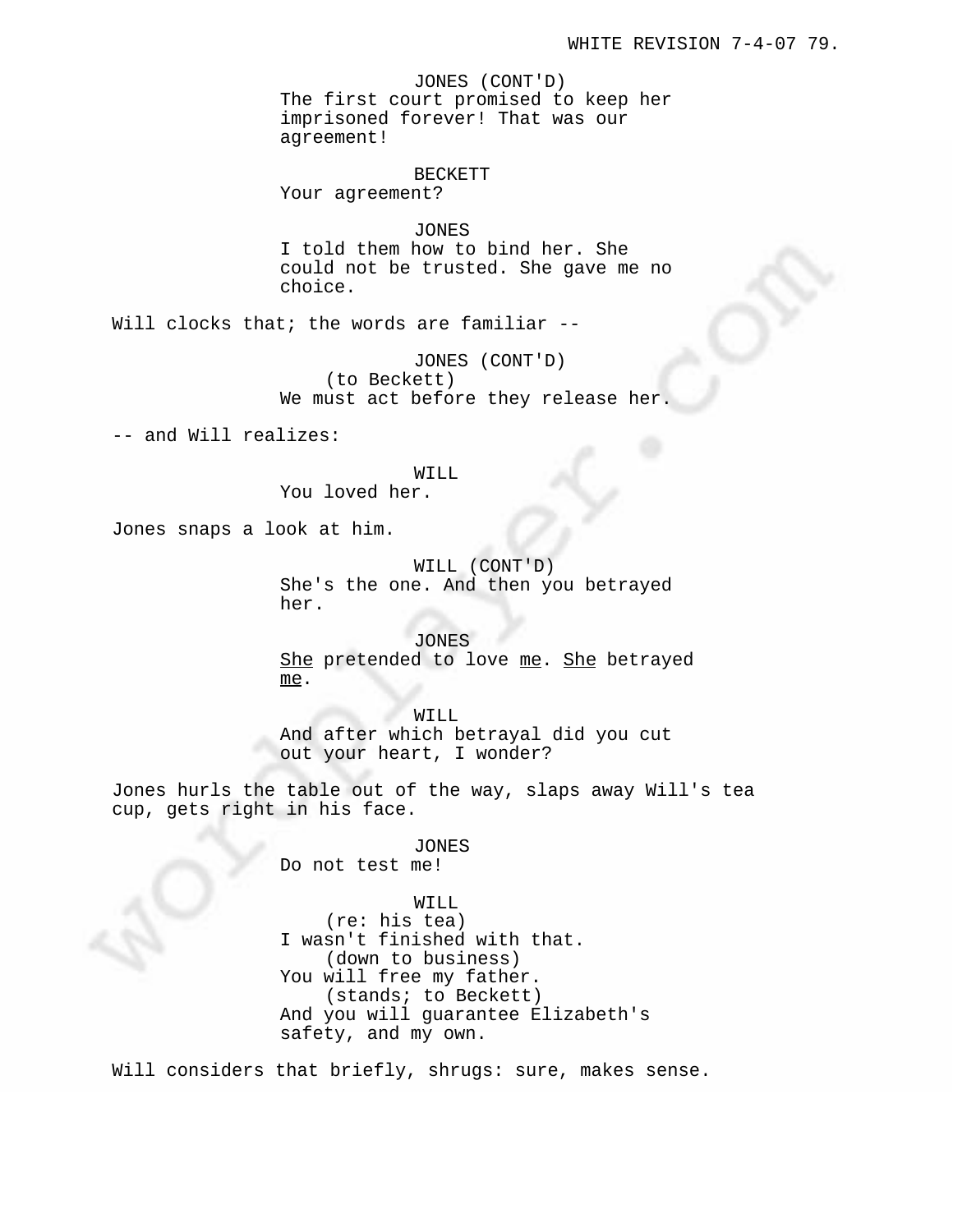JONES (CONT'D)
The first court promised to keep her imprisoned forever! That was our agreement!

BECKETT
Your agreement?

JONES
I told them how to bind her. She could not be trusted. She gave me no choice.

Will clocks that; the words are familiar --

JONES (CONT'D)
(to Beckett)
We must act before they release her.

-- and Will realizes:

WILL
You loved her.

Jones snaps a look at him.

WILL (CONT'D)
She's the one. And then you betrayed her.

JONES
<u>She</u> pretended to love <u>me</u>. <u>She</u> betrayed <u>me</u>.

WILL
And after which betrayal did you cut out your heart, I wonder?

Jones hurls the table out of the way, slaps away Will's tea cup, gets right in his face.

JONES
Do not test me!

WILL
(re: his tea)
I wasn't finished with that.
(down to business)
You will free my father.
(stands; to Beckett)
And you will guarantee Elizabeth's safety, and my own.

Will considers that briefly, shrugs: sure, makes sense.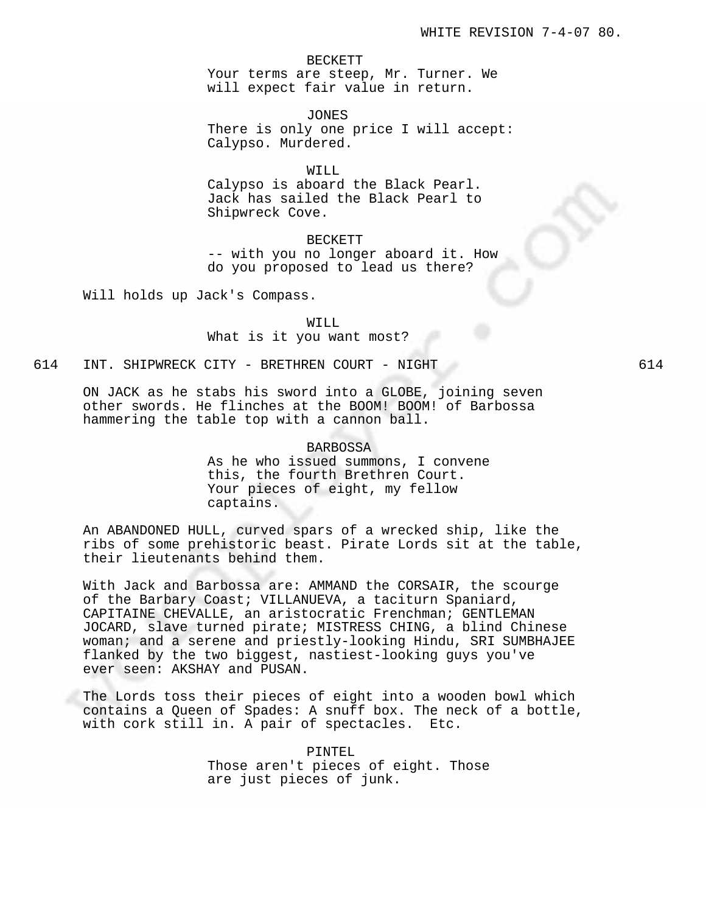BECKETT
Your terms are steep, Mr. Turner. We will expect fair value in return.

JONES
There is only one price I will accept: Calypso. Murdered.

WILL
Calypso is aboard the Black Pearl. Jack has sailed the Black Pearl to Shipwreck Cove.

BECKETT
-- with you no longer aboard it. How do you proposed to lead us there?

Will holds up Jack's Compass.

WILL
What is it you want most?

614 INT. SHIPWRECK CITY - BRETHREN COURT - NIGHT 614

ON JACK as he stabs his sword into a GLOBE, joining seven other swords. He flinches at the BOOM! BOOM! of Barbossa hammering the table top with a cannon ball.

BARBOSSA
As he who issued summons, I convene this, the fourth Brethren Court. Your pieces of eight, my fellow captains.

An ABANDONED HULL, curved spars of a wrecked ship, like the ribs of some prehistoric beast. Pirate Lords sit at the table, their lieutenants behind them.

With Jack and Barbossa are: AMMAND the CORSAIR, the scourge of the Barbary Coast; VILLANUEVA, a taciturn Spaniard, CAPITAINE CHEVALLE, an aristocratic Frenchman; GENTLEMAN JOCARD, slave turned pirate; MISTRESS CHING, a blind Chinese woman; and a serene and priestly-looking Hindu, SRI SUMBHAJEE flanked by the two biggest, nastiest-looking guys you've ever seen: AKSHAY and PUSAN.

The Lords toss their pieces of eight into a wooden bowl which contains a Queen of Spades: A snuff box. The neck of a bottle, with cork still in. A pair of spectacles. Etc.

PINTEL
Those aren't pieces of eight. Those are just pieces of junk.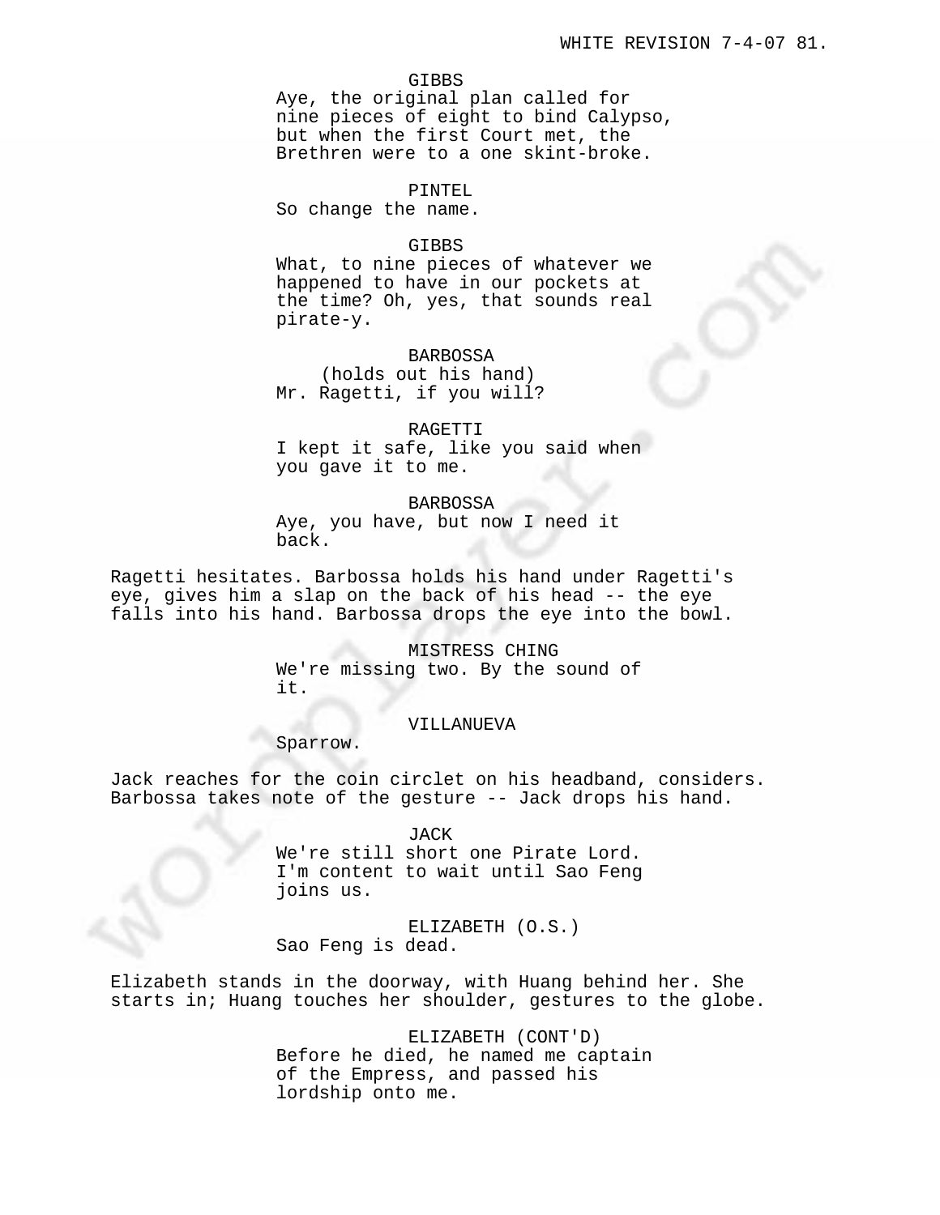GIBBS
Aye, the original plan called for nine pieces of eight to bind Calypso, but when the first Court met, the Brethren were to a one skint-broke.

PINTEL
So change the name.

GIBBS
What, to nine pieces of whatever we happened to have in our pockets at the time? Oh, yes, that sounds real pirate-y.

BARBOSSA
(holds out his hand)
Mr. Ragetti, if you will?

RAGETTI
I kept it safe, like you said when you gave it to me.

BARBOSSA
Aye, you have, but now I need it back.

Ragetti hesitates. Barbossa holds his hand under Ragetti's eye, gives him a slap on the back of his head -- the eye falls into his hand. Barbossa drops the eye into the bowl.

MISTRESS CHING
We're missing two. By the sound of it.

VILLANUEVA
Sparrow.

Jack reaches for the coin circlet on his headband, considers. Barbossa takes note of the gesture -- Jack drops his hand.

JACK
We're still short one Pirate Lord. I'm content to wait until Sao Feng joins us.

ELIZABETH (O.S.)
Sao Feng is dead.

Elizabeth stands in the doorway, with Huang behind her. She starts in; Huang touches her shoulder, gestures to the globe.

ELIZABETH (CONT'D)
Before he died, he named me captain of the Empress, and passed his lordship onto me.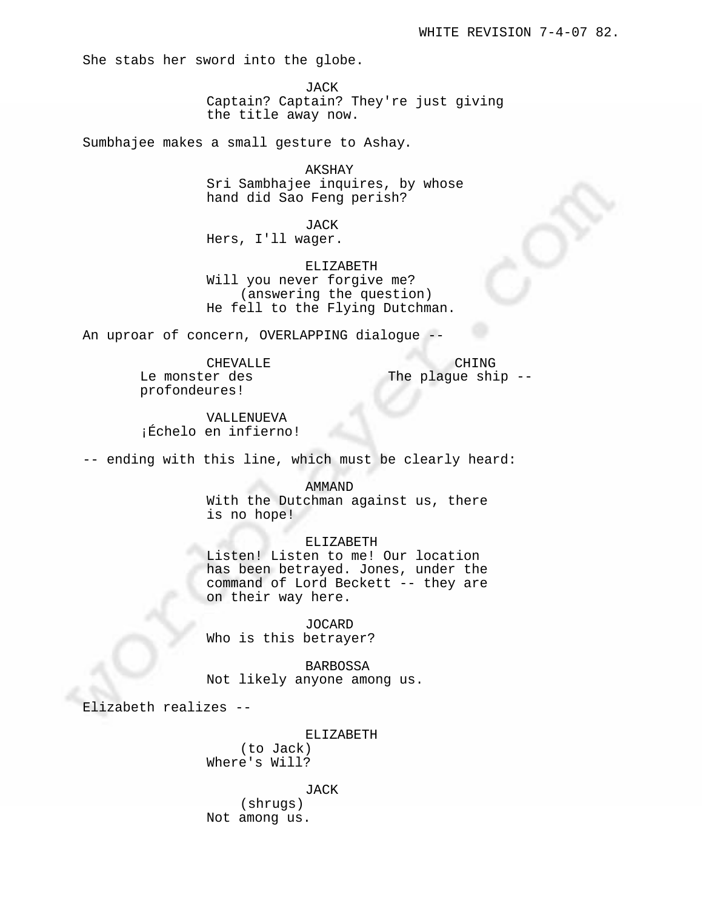She stabs her sword into the globe.

JACK
Captain? Captain? They're just giving the title away now.

Sumbhajee makes a small gesture to Ashay.

AKSHAY
Sri Sambhajee inquires, by whose hand did Sao Feng perish?

JACK
Hers, I'll wager.

ELIZABETH
Will you never forgive me?
(answering the question)
He fell to the Flying Dutchman.

An uproar of concern, OVERLAPPING dialogue --

CHEVALLE
Le monster des profondeures!

CHING
The plague ship --

VALLENUEVA
¡Échelo en infierno!

-- ending with this line, which must be clearly heard:

AMMAND
With the Dutchman against us, there is no hope!

ELIZABETH
Listen! Listen to me! Our location has been betrayed. Jones, under the command of Lord Beckett -- they are on their way here.

JOCARD
Who is this betrayer?

BARBOSSA
Not likely anyone among us.

Elizabeth realizes --

ELIZABETH
(to Jack)
Where's Will?

JACK
(shrugs)
Not among us.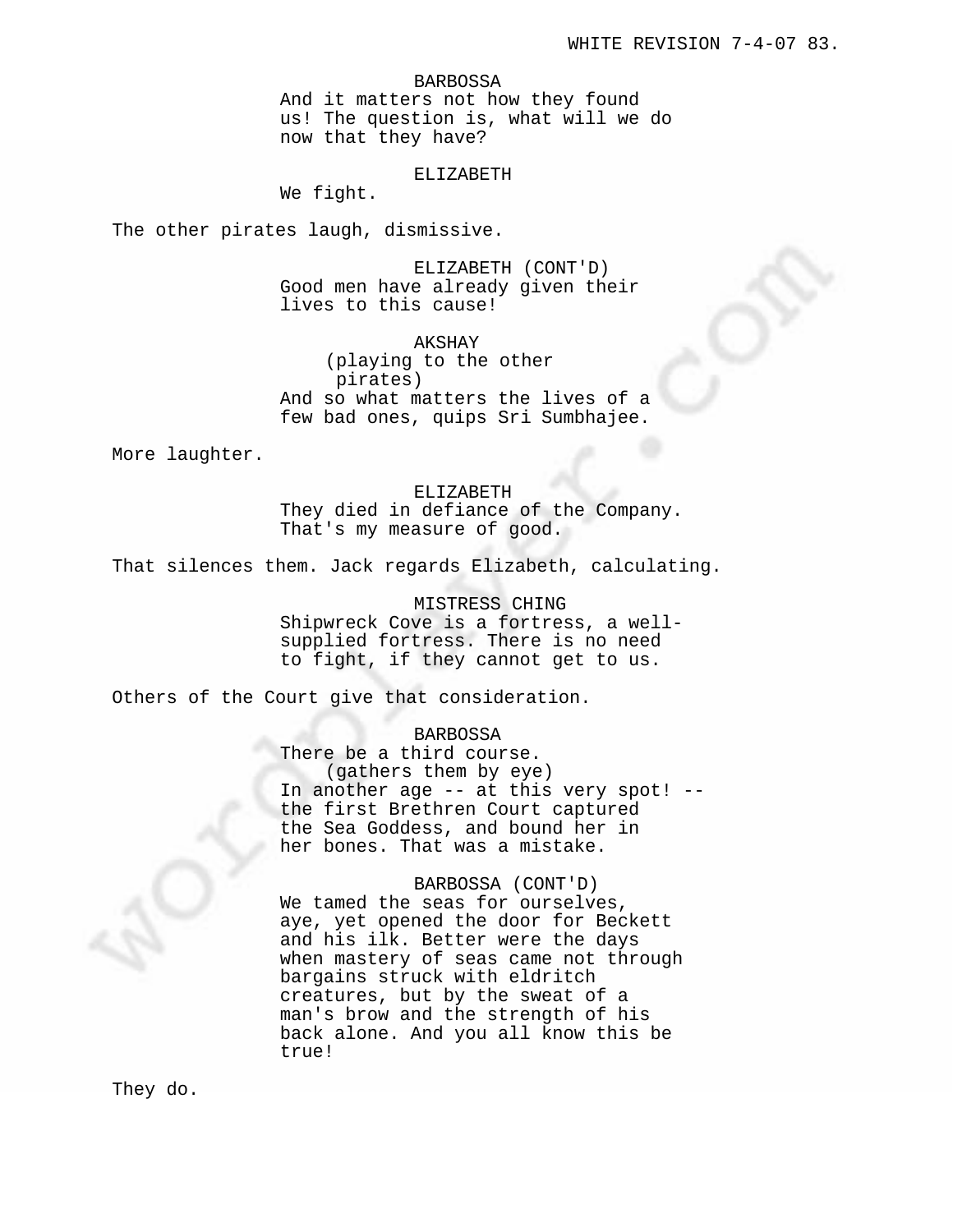BARBOSSA
And it matters not how they found us! The question is, what will we do now that they have?

ELIZABETH
We fight.

The other pirates laugh, dismissive.

ELIZABETH (CONT'D)
Good men have already given their lives to this cause!

AKSHAY
(playing to the other pirates)
And so what matters the lives of a few bad ones, quips Sri Sumbhajee.

More laughter.

ELIZABETH
They died in defiance of the Company. That's my measure of good.

That silences them. Jack regards Elizabeth, calculating.

MISTRESS CHING
Shipwreck Cove is a fortress, a well-supplied fortress. There is no need to fight, if they cannot get to us.

Others of the Court give that consideration.

BARBOSSA
There be a third course.
(gathers them by eye)
In another age -- at this very spot! -- the first Brethren Court captured the Sea Goddess, and bound her in her bones. That was a mistake.

BARBOSSA (CONT'D)
We tamed the seas for ourselves, aye, yet opened the door for Beckett and his ilk. Better were the days when mastery of seas came not through bargains struck with eldritch creatures, but by the sweat of a man's brow and the strength of his back alone. And you all know this be true!

They do.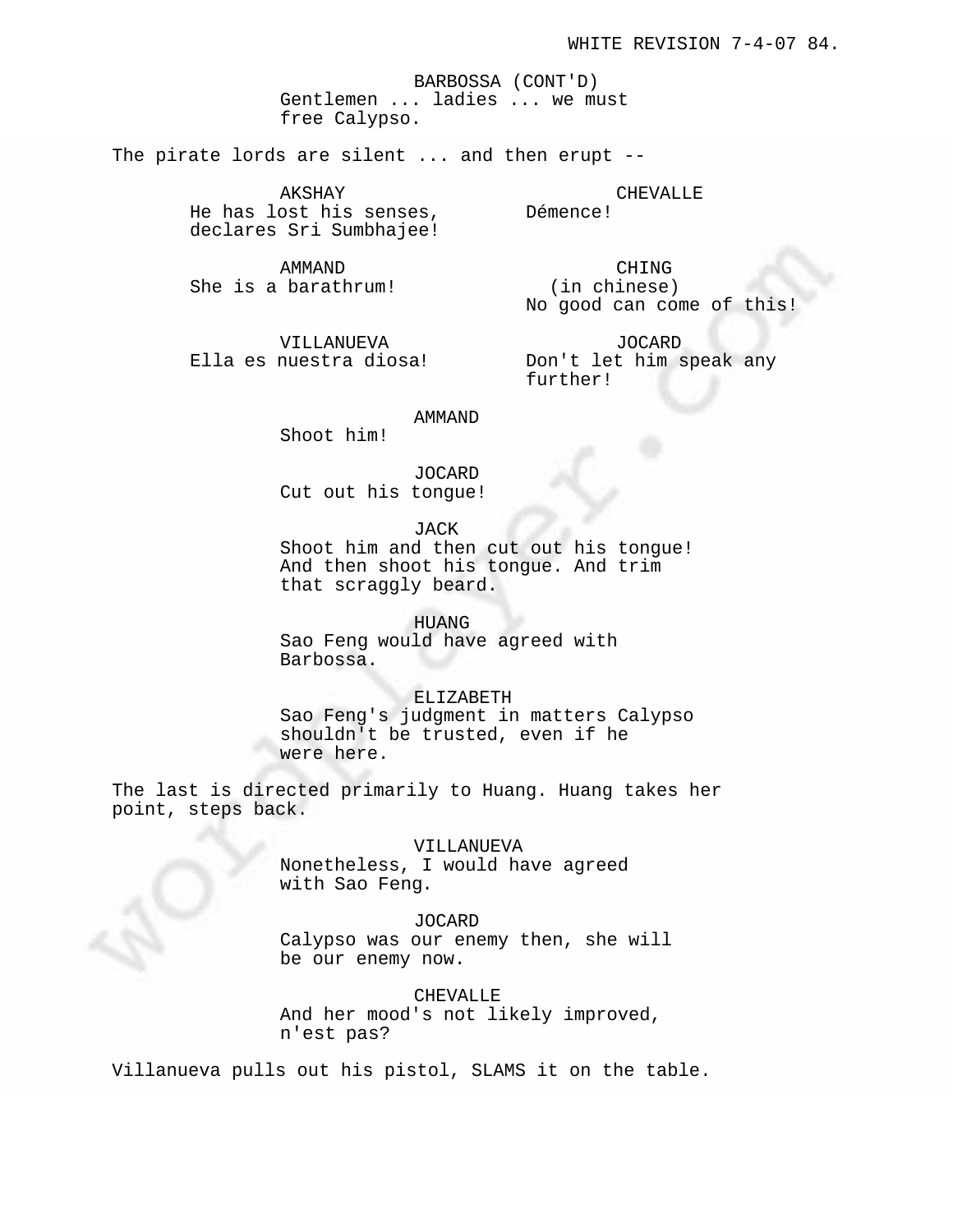BARBOSSA (CONT'D)
Gentlemen ... ladies ... we must free Calypso.

The pirate lords are silent ... and then erupt --

AKSHAY
He has lost his senses, declares Sri Sumbhajee!

CHEVALLE
Démence!

AMMAND
She is a barathrum!

CHING
(in chinese)
No good can come of this!

VILLANUEVA
Ella es nuestra diosa!

JOCARD
Don't let him speak any further!

AMMAND
Shoot him!

JOCARD
Cut out his tongue!

JACK
Shoot him and then cut out his tongue! And then shoot his tongue. And trim that scraggly beard.

HUANG
Sao Feng would have agreed with Barbossa.

ELIZABETH
Sao Feng's judgment in matters Calypso shouldn't be trusted, even if he were here.

The last is directed primarily to Huang. Huang takes her point, steps back.

VILLANUEVA
Nonetheless, I would have agreed with Sao Feng.

JOCARD
Calypso was our enemy then, she will be our enemy now.

CHEVALLE
And her mood's not likely improved, n'est pas?

Villanueva pulls out his pistol, SLAMS it on the table.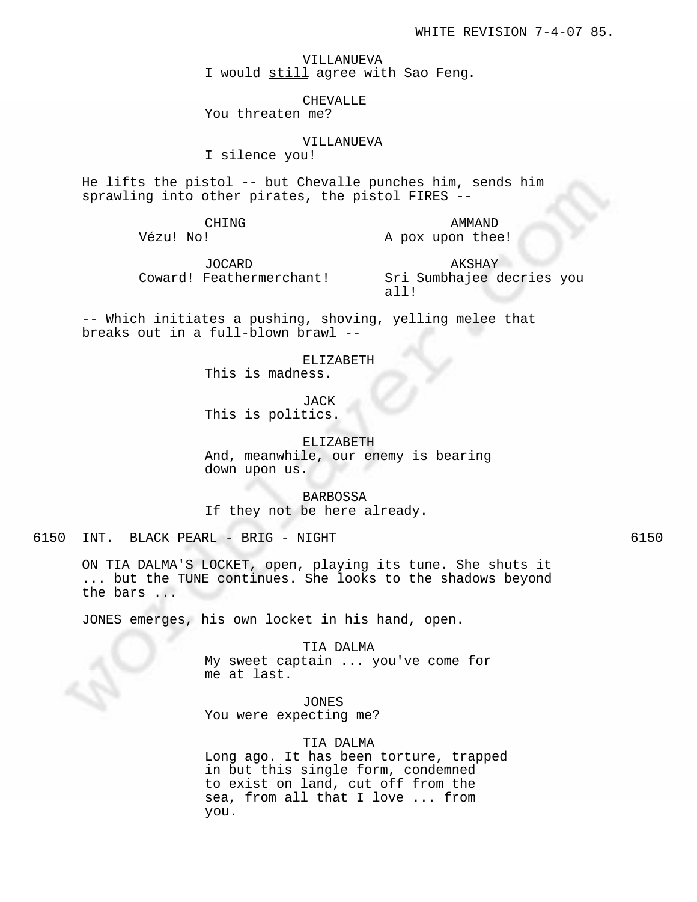VILLANUEVA
I would _still_ agree with Sao Feng.

CHEVALLE
You threaten me?

VILLANUEVA
I silence you!

He lifts the pistol -- but Chevalle punches him, sends him sprawling into other pirates, the pistol FIRES --

CHING
Vézu! No!

AMMAND
A pox upon thee!

JOCARD
Coward! Feathermerchant!

AKSHAY
Sri Sumbhajee decries you all!

-- Which initiates a pushing, shoving, yelling melee that breaks out in a full-blown brawl --

ELIZABETH
This is madness.

JACK
This is politics.

ELIZABETH
And, meanwhile, our enemy is bearing down upon us.

BARBOSSA
If they not be here already.

6150 INT. BLACK PEARL - BRIG - NIGHT 6150

ON TIA DALMA'S LOCKET, open, playing its tune. She shuts it ... but the TUNE continues. She looks to the shadows beyond the bars ...

JONES emerges, his own locket in his hand, open.

TIA DALMA
My sweet captain ... you've come for me at last.

JONES
You were expecting me?

TIA DALMA
Long ago. It has been torture, trapped in but this single form, condemned to exist on land, cut off from the sea, from all that I love ... from you.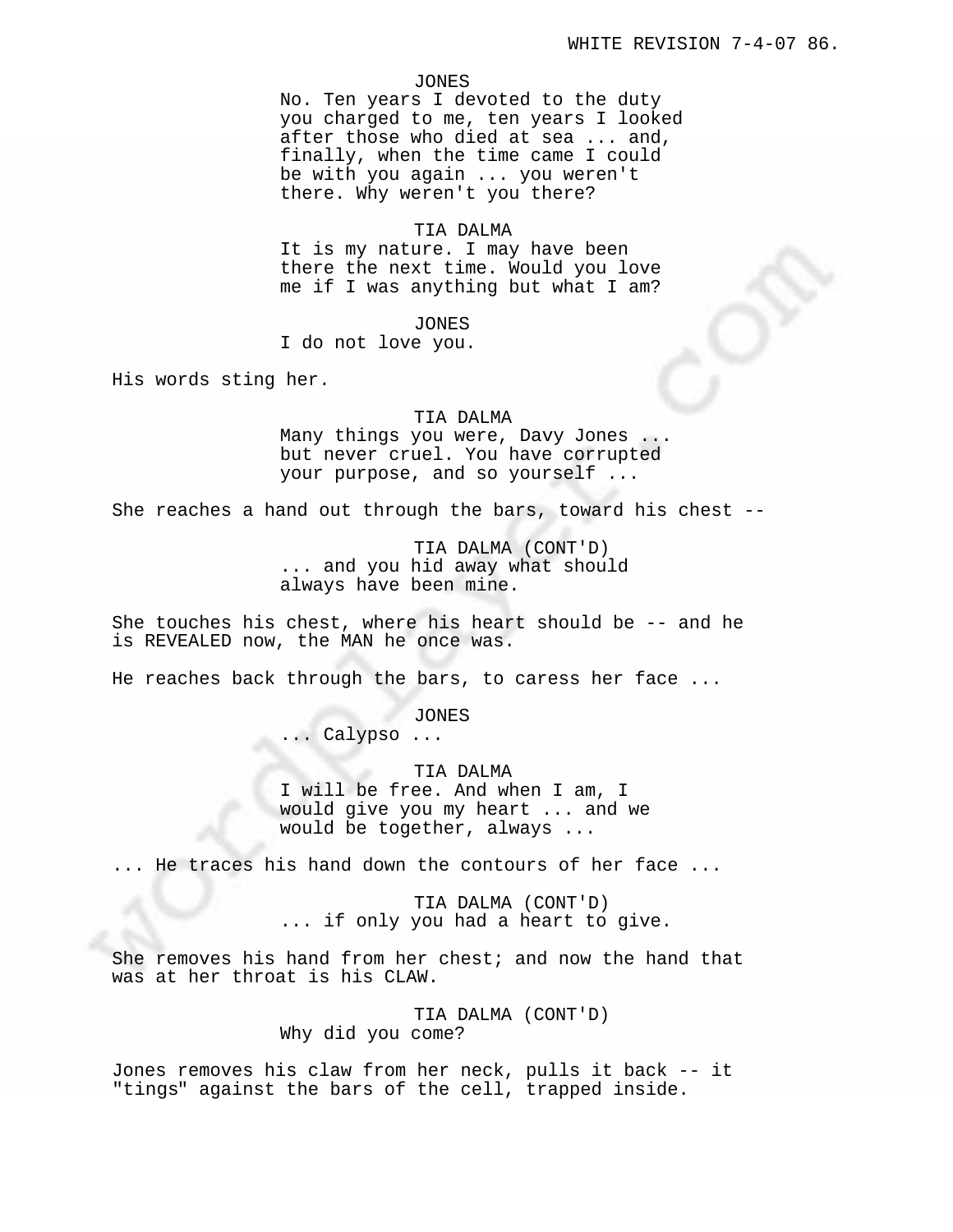JONES

No. Ten years I devoted to the duty you charged to me, ten years I looked after those who died at sea ... and, finally, when the time came I could be with you again ... you weren't there. Why weren't you there?

TIA DALMA

It is my nature. I may have been there the next time. Would you love me if I was anything but what I am?

JONES

I do not love you.

His words sting her.

TIA DALMA

Many things you were, Davy Jones ... but never cruel. You have corrupted your purpose, and so yourself ...

She reaches a hand out through the bars, toward his chest --

TIA DALMA (CONT'D)

... and you hid away what should always have been mine.

She touches his chest, where his heart should be -- and he is REVEALED now, the MAN he once was.

He reaches back through the bars, to caress her face ...

JONES

... Calypso ...

TIA DALMA

I will be free. And when I am, I would give you my heart ... and we would be together, always ...

... He traces his hand down the contours of her face ...

TIA DALMA (CONT'D)

... if only you had a heart to give.

She removes his hand from her chest; and now the hand that was at her throat is his CLAW.

TIA DALMA (CONT'D)

Why did you come?

Jones removes his claw from her neck, pulls it back -- it "tings" against the bars of the cell, trapped inside.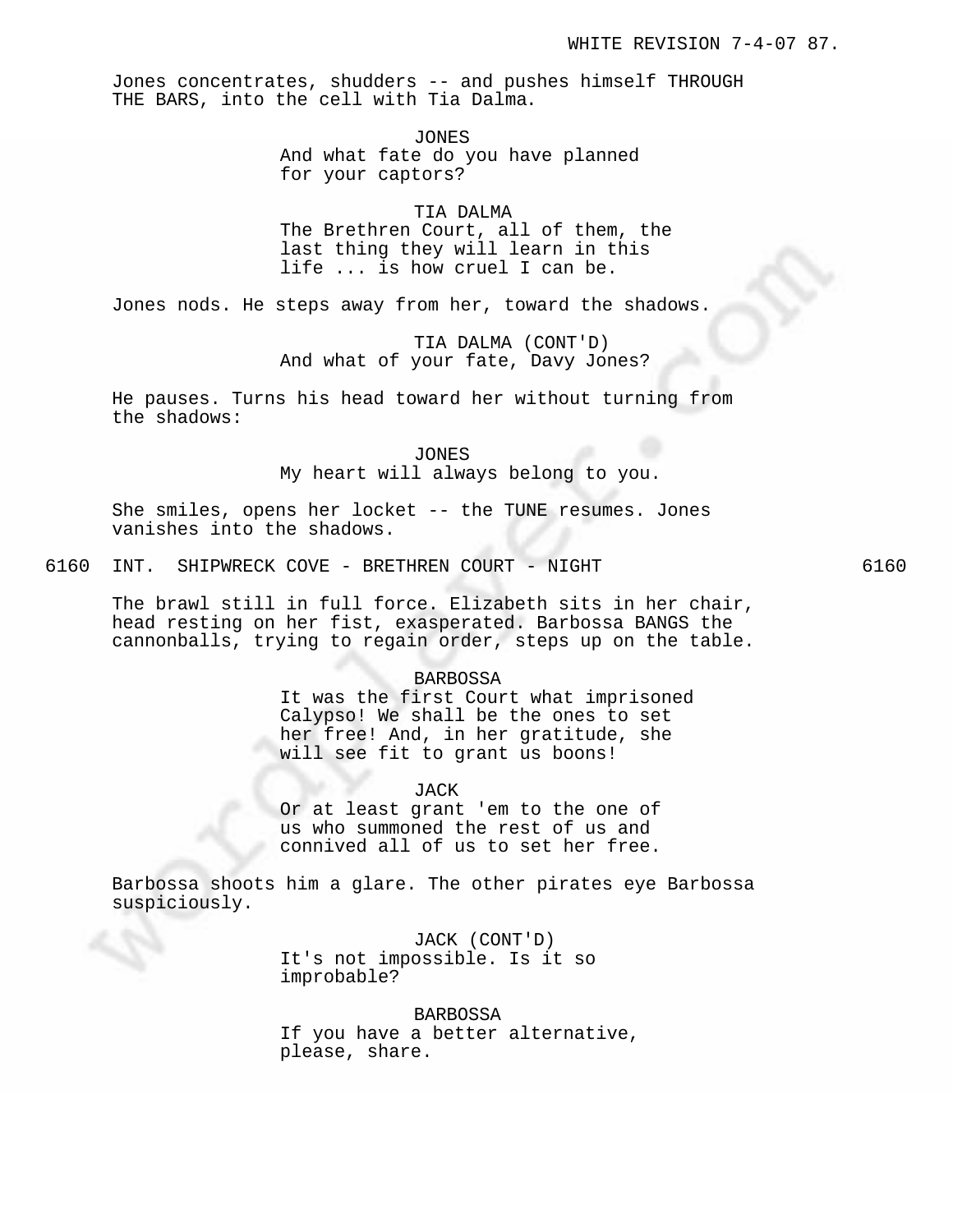Jones concentrates, shudders -- and pushes himself THROUGH THE BARS, into the cell with Tia Dalma.

JONES
And what fate do you have planned for your captors?

TIA DALMA
The Brethren Court, all of them, the last thing they will learn in this life ... is how cruel I can be.

Jones nods. He steps away from her, toward the shadows.

TIA DALMA (CONT'D)
And what of your fate, Davy Jones?

He pauses. Turns his head toward her without turning from the shadows:

JONES
My heart will always belong to you.

She smiles, opens her locket -- the TUNE resumes. Jones vanishes into the shadows.

6160 INT. SHIPWRECK COVE - BRETHREN COURT - NIGHT 6160

The brawl still in full force. Elizabeth sits in her chair, head resting on her fist, exasperated. Barbossa BANGS the cannonballs, trying to regain order, steps up on the table.

BARBOSSA
It was the first Court what imprisoned Calypso! We shall be the ones to set her free! And, in her gratitude, she will see fit to grant us boons!

JACK
Or at least grant 'em to the one of us who summoned the rest of us and connived all of us to set her free.

Barbossa shoots him a glare. The other pirates eye Barbossa suspiciously.

JACK (CONT'D)
It's not impossible. Is it so improbable?

BARBOSSA
If you have a better alternative, please, share.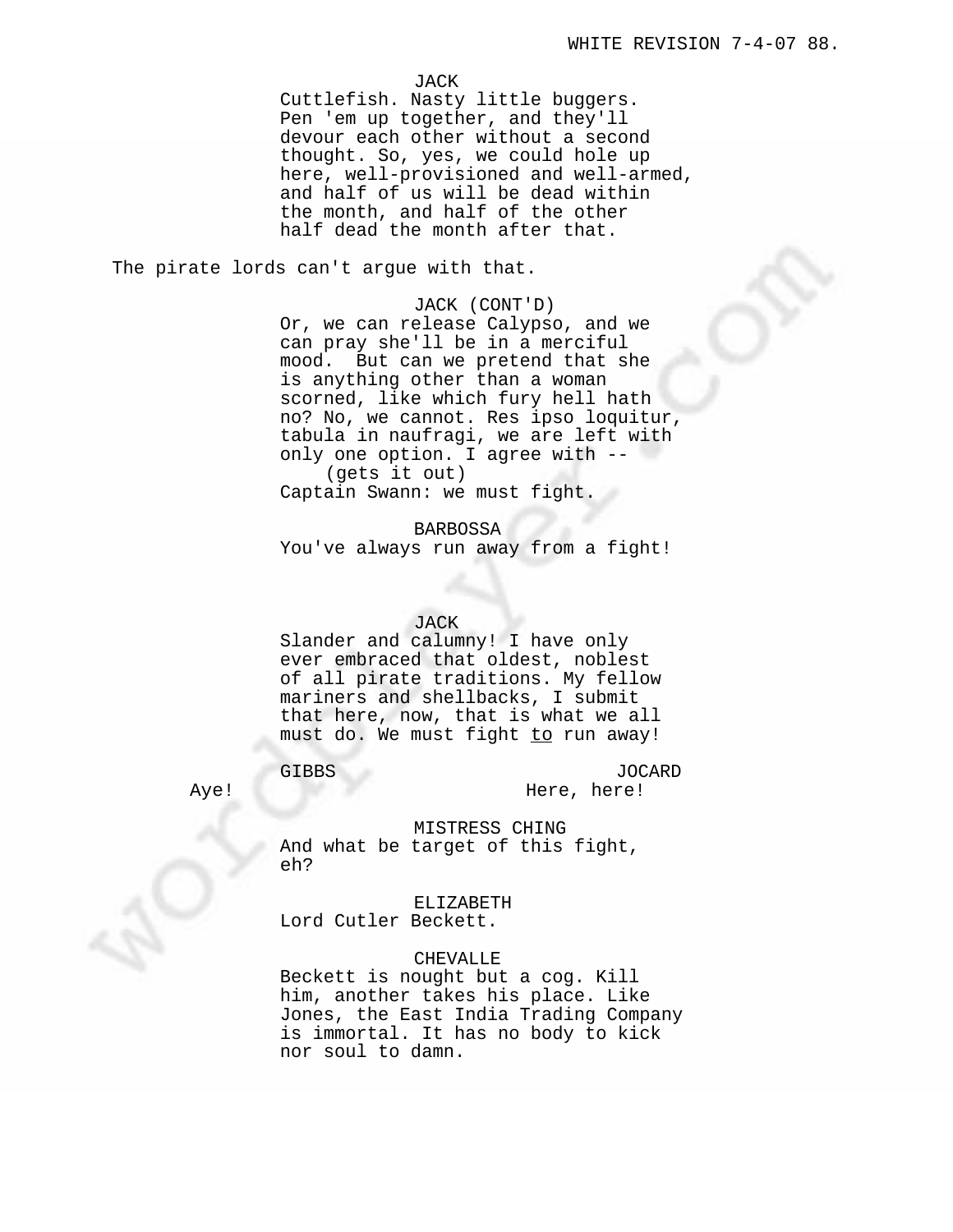JACK
Cuttlefish. Nasty little buggers. Pen 'em up together, and they'll devour each other without a second thought. So, yes, we could hole up here, well-provisioned and well-armed, and half of us will be dead within the month, and half of the other half dead the month after that.

The pirate lords can't argue with that.

JACK (CONT'D)
Or, we can release Calypso, and we can pray she'll be in a merciful mood. But can we pretend that she is anything other than a woman scorned, like which fury hell hath no? No, we cannot. Res ipso loquitur, tabula in naufragi, we are left with only one option. I agree with --
(gets it out)
Captain Swann: we must fight.

BARBOSSA
You've always run away from a fight!

JACK
Slander and calumny! I have only ever embraced that oldest, noblest of all pirate traditions. My fellow mariners and shellbacks, I submit that here, now, that is what we all must do. We must fight <u>to</u> run away!

GIBBS
Aye!

JOCARD
Here, here!

MISTRESS CHING
And what be target of this fight, eh?

ELIZABETH
Lord Cutler Beckett.

CHEVALLE
Beckett is nought but a cog. Kill him, another takes his place. Like Jones, the East India Trading Company is immortal. It has no body to kick nor soul to damn.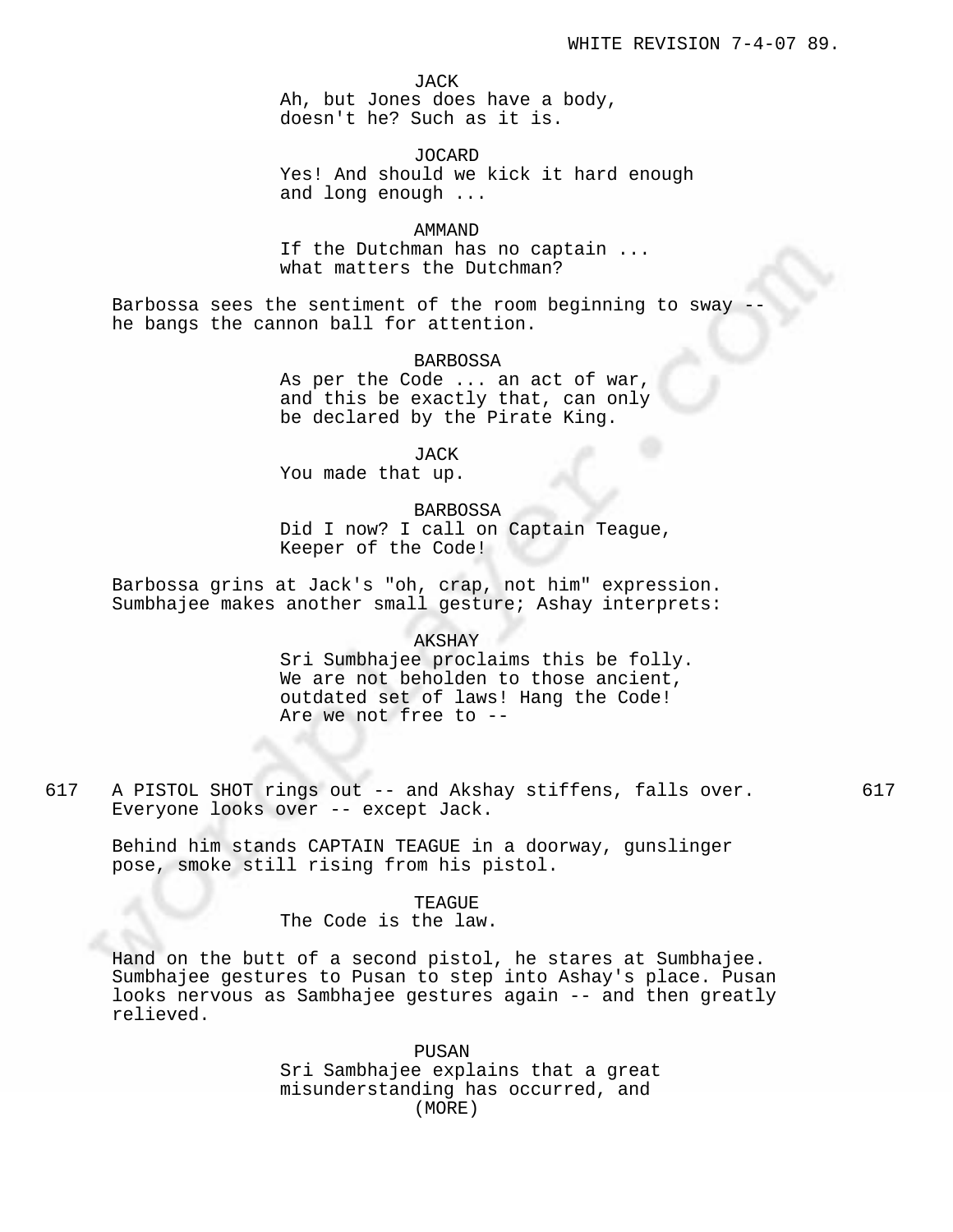JACK
Ah, but Jones does have a body,
doesn't he? Such as it is.

JOCARD
Yes! And should we kick it hard enough
and long enough ...

AMMAND
If the Dutchman has no captain ...
what matters the Dutchman?

Barbossa sees the sentiment of the room beginning to sway --
he bangs the cannon ball for attention.

BARBOSSA
As per the Code ... an act of war,
and this be exactly that, can only
be declared by the Pirate King.

JACK
You made that up.

BARBOSSA
Did I now? I call on Captain Teague,
Keeper of the Code!

Barbossa grins at Jack's "oh, crap, not him" expression.
Sumbhajee makes another small gesture; Ashay interprets:

AKSHAY
Sri Sumbhajee proclaims this be folly.
We are not beholden to those ancient,
outdated set of laws! Hang the Code!
Are we not free to --

617 A PISTOL SHOT rings out -- and Akshay stiffens, falls over. 617
Everyone looks over -- except Jack.

Behind him stands CAPTAIN TEAGUE in a doorway, gunslinger
pose, smoke still rising from his pistol.

TEAGUE
The Code is the law.

Hand on the butt of a second pistol, he stares at Sumbhajee.
Sumbhajee gestures to Pusan to step into Ashay's place. Pusan
looks nervous as Sambhajee gestures again -- and then greatly
relieved.

PUSAN
Sri Sambhajee explains that a great
misunderstanding has occurred, and
(MORE)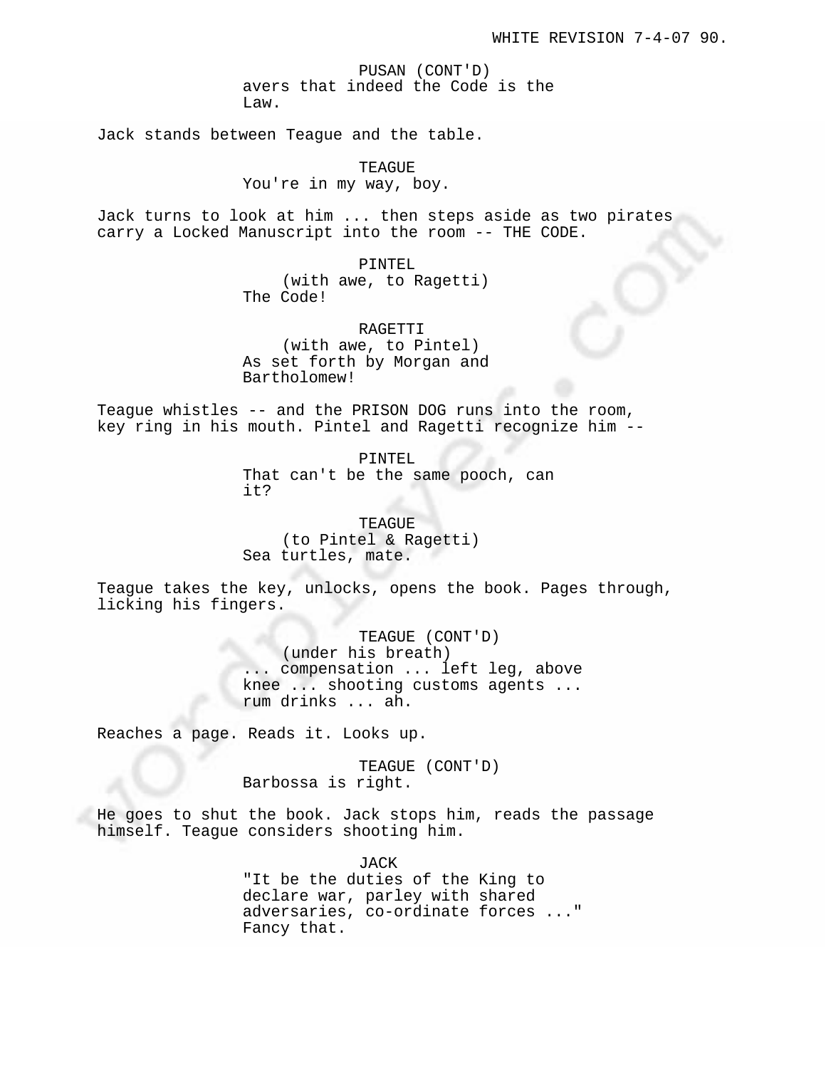PUSAN (CONT'D)
avers that indeed the Code is the Law.

Jack stands between Teague and the table.

TEAGUE
You're in my way, boy.

Jack turns to look at him ... then steps aside as two pirates carry a Locked Manuscript into the room -- THE CODE.

PINTEL
(with awe, to Ragetti)
The Code!

RAGETTI
(with awe, to Pintel)
As set forth by Morgan and Bartholomew!

Teague whistles -- and the PRISON DOG runs into the room, key ring in his mouth. Pintel and Ragetti recognize him --

PINTEL
That can't be the same pooch, can it?

TEAGUE
(to Pintel & Ragetti)
Sea turtles, mate.

Teague takes the key, unlocks, opens the book. Pages through, licking his fingers.

TEAGUE (CONT'D)
(under his breath)
... compensation ... left leg, above knee ... shooting customs agents ... rum drinks ... ah.

Reaches a page. Reads it. Looks up.

TEAGUE (CONT'D)
Barbossa is right.

He goes to shut the book. Jack stops him, reads the passage himself. Teague considers shooting him.

JACK
"It be the duties of the King to declare war, parley with shared adversaries, co-ordinate forces ..."
Fancy that.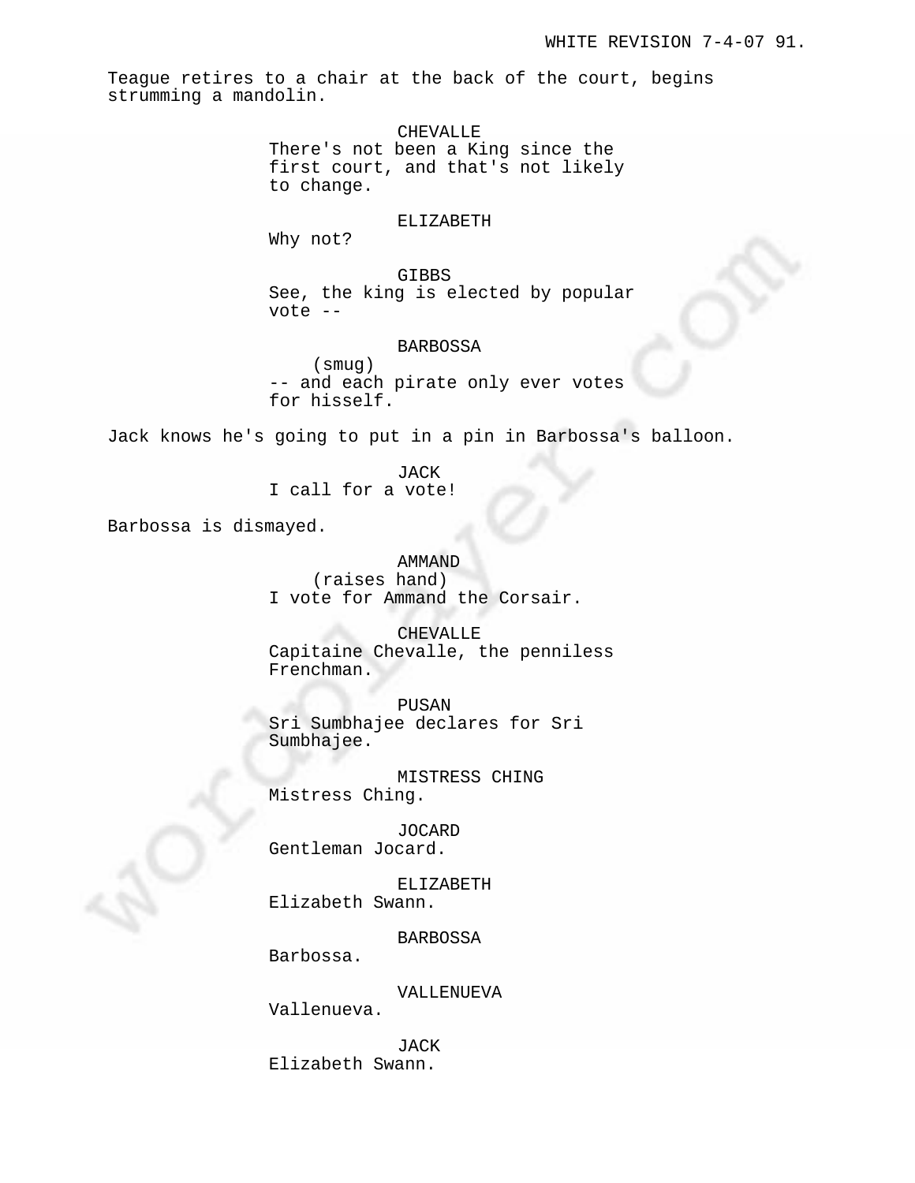Teague retires to a chair at the back of the court, begins strumming a mandolin.

CHEVALLE
There's not been a King since the first court, and that's not likely to change.

ELIZABETH
Why not?

GIBBS
See, the king is elected by popular vote --

BARBOSSA
(smug)
-- and each pirate only ever votes for hisself.

Jack knows he's going to put in a pin in Barbossa's balloon.

JACK
I call for a vote!

Barbossa is dismayed.

AMMAND
(raises hand)
I vote for Ammand the Corsair.

CHEVALLE
Capitaine Chevalle, the penniless Frenchman.

PUSAN
Sri Sumbhajee declares for Sri Sumbhajee.

MISTRESS CHING
Mistress Ching.

JOCARD
Gentleman Jocard.

ELIZABETH
Elizabeth Swann.

BARBOSSA
Barbossa.

VALLENUEVA
Vallenueva.

JACK
Elizabeth Swann.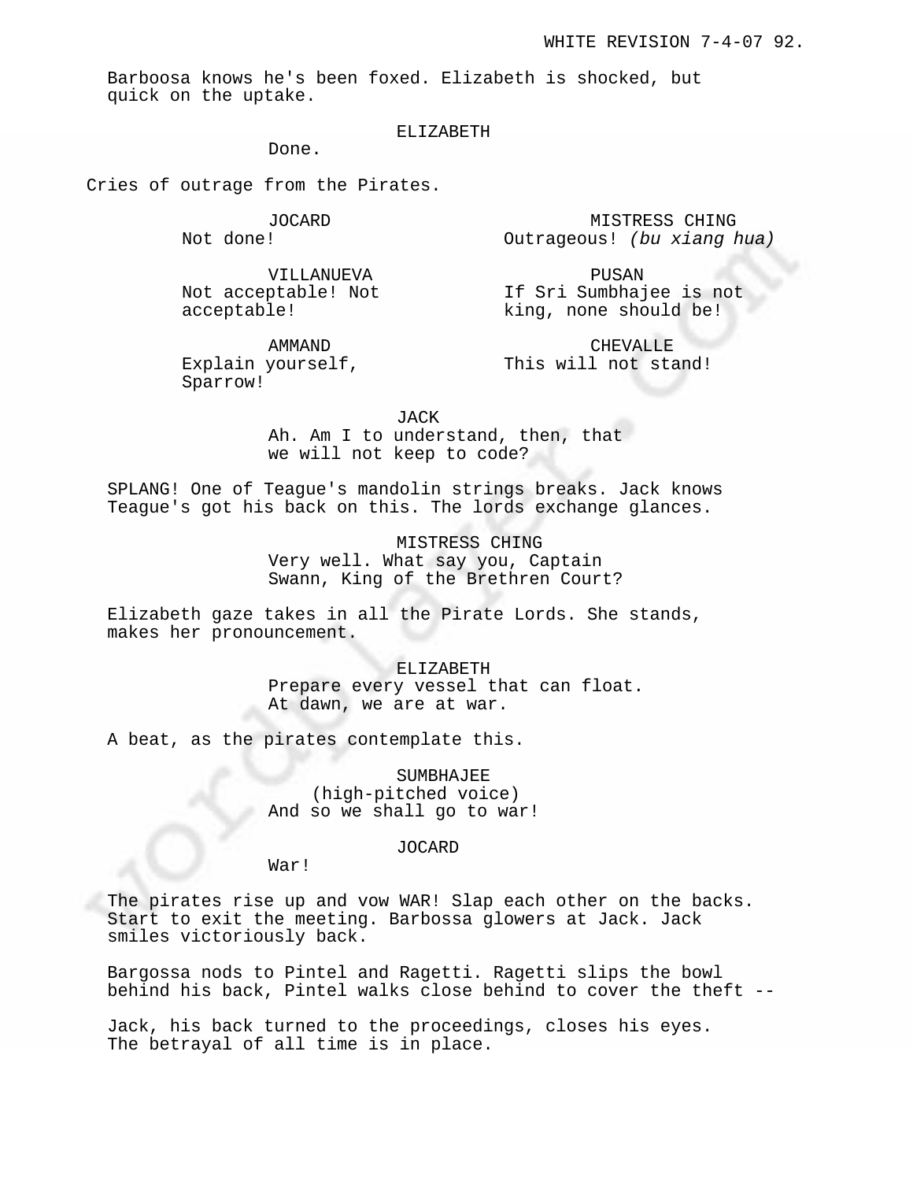Barboosa knows he's been foxed. Elizabeth is shocked, but quick on the uptake.

ELIZABETH
Done.

Cries of outrage from the Pirates.

JOCARD
Not done!

MISTRESS CHING
Outrageous! *(bu xiang hua)*

VILLANUEVA
Not acceptable! Not acceptable!

PUSAN
If Sri Sumbhajee is not king, none should be!

AMMAND
Explain yourself, Sparrow!

CHEVALLE
This will not stand!

JACK
Ah. Am I to understand, then, that we will not keep to code?

SPLANG! One of Teague's mandolin strings breaks. Jack knows Teague's got his back on this. The lords exchange glances.

MISTRESS CHING
Very well. What say you, Captain Swann, King of the Brethren Court?

Elizabeth gaze takes in all the Pirate Lords. She stands, makes her pronouncement.

ELIZABETH
Prepare every vessel that can float. At dawn, we are at war.

A beat, as the pirates contemplate this.

SUMBHAJEE
(high-pitched voice)
And so we shall go to war!

JOCARD
War!

The pirates rise up and vow WAR! Slap each other on the backs. Start to exit the meeting. Barbossa glowers at Jack. Jack smiles victoriously back.

Bargossa nods to Pintel and Ragetti. Ragetti slips the bowl behind his back, Pintel walks close behind to cover the theft --

Jack, his back turned to the proceedings, closes his eyes. The betrayal of all time is in place.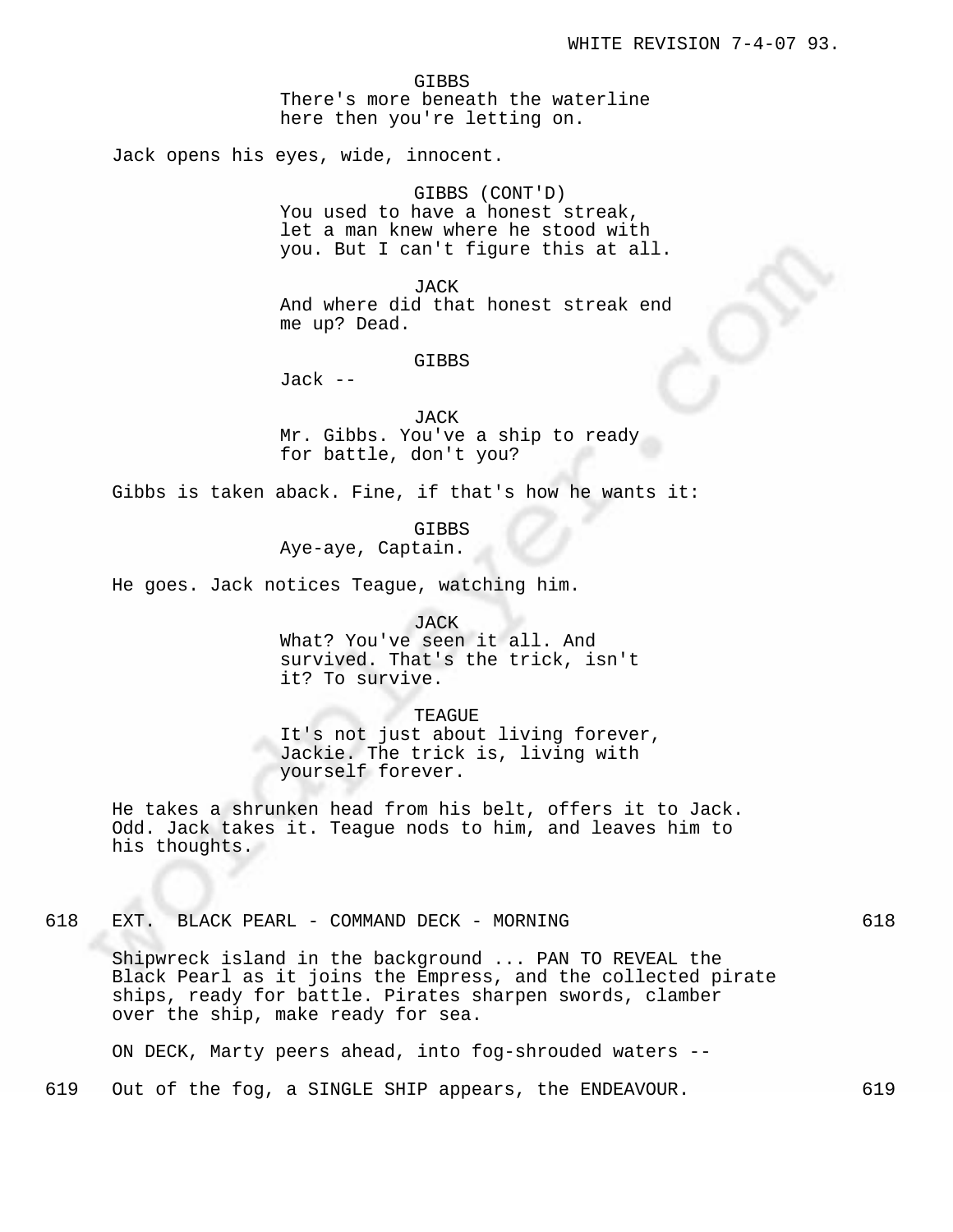GIBBS
There's more beneath the waterline here then you're letting on.

Jack opens his eyes, wide, innocent.

GIBBS (CONT'D)
You used to have a honest streak, let a man knew where he stood with you. But I can't figure this at all.

JACK
And where did that honest streak end me up? Dead.

GIBBS
Jack --

JACK
Mr. Gibbs. You've a ship to ready for battle, don't you?

Gibbs is taken aback. Fine, if that's how he wants it:

GIBBS
Aye-aye, Captain.

He goes. Jack notices Teague, watching him.

JACK
What? You've seen it all. And survived. That's the trick, isn't it? To survive.

TEAGUE
It's not just about living forever, Jackie. The trick is, living with yourself forever.

He takes a shrunken head from his belt, offers it to Jack. Odd. Jack takes it. Teague nods to him, and leaves him to his thoughts.

618 EXT. BLACK PEARL - COMMAND DECK - MORNING 618

Shipwreck island in the background ... PAN TO REVEAL the Black Pearl as it joins the Empress, and the collected pirate ships, ready for battle. Pirates sharpen swords, clamber over the ship, make ready for sea.

ON DECK, Marty peers ahead, into fog-shrouded waters --

619 Out of the fog, a SINGLE SHIP appears, the ENDEAVOUR. 619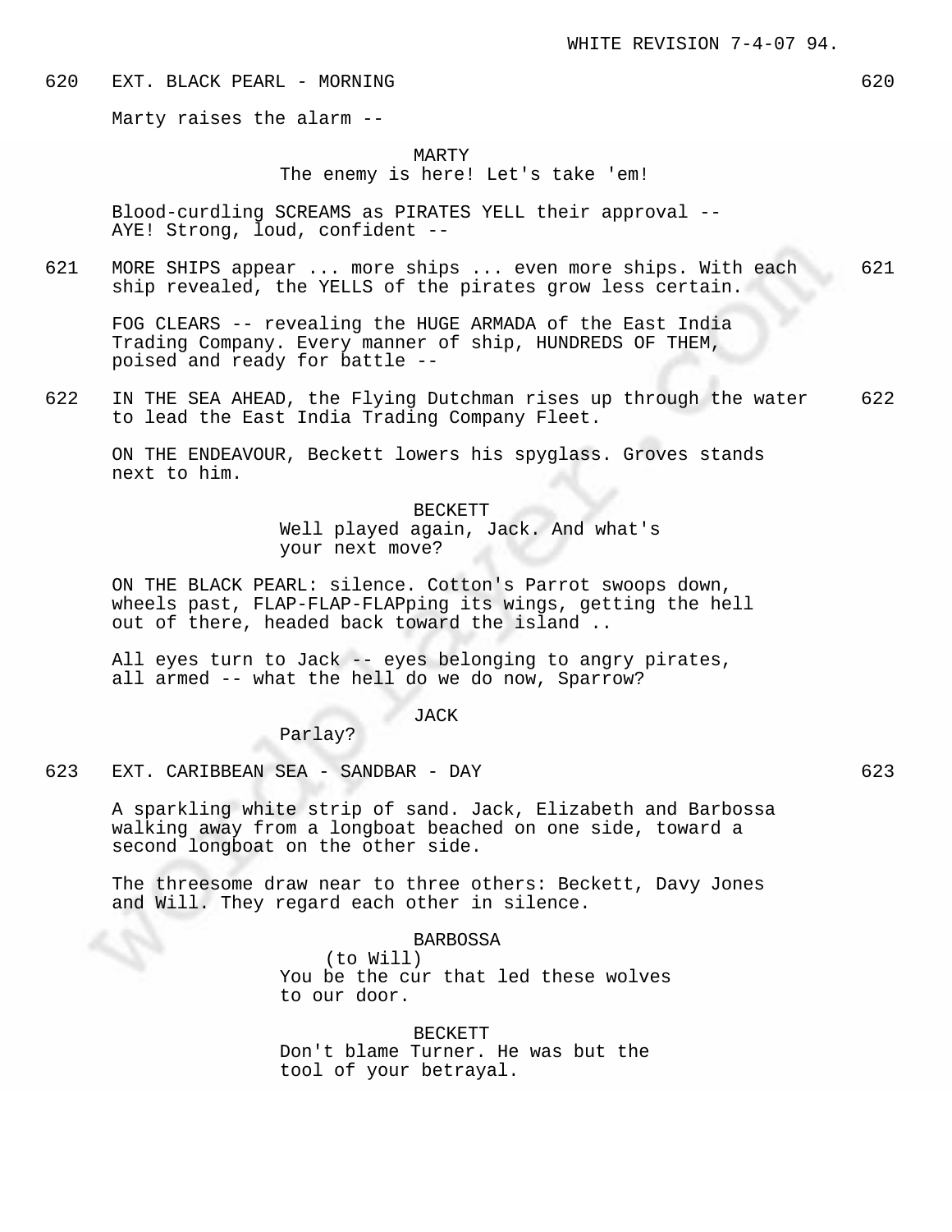620 EXT. BLACK PEARL - MORNING 620

Marty raises the alarm --

MARTY
The enemy is here! Let's take 'em!

Blood-curdling SCREAMS as PIRATES YELL their approval -- AYE! Strong, loud, confident --

621 MORE SHIPS appear ... more ships ... even more ships. With each ship revealed, the YELLS of the pirates grow less certain. 621

FOG CLEARS -- revealing the HUGE ARMADA of the East India Trading Company. Every manner of ship, HUNDREDS OF THEM, poised and ready for battle --

622 IN THE SEA AHEAD, the Flying Dutchman rises up through the water to lead the East India Trading Company Fleet. 622

ON THE ENDEAVOUR, Beckett lowers his spyglass. Groves stands next to him.

BECKETT
Well played again, Jack. And what's your next move?

ON THE BLACK PEARL: silence. Cotton's Parrot swoops down, wheels past, FLAP-FLAP-FLAPping its wings, getting the hell out of there, headed back toward the island ..

All eyes turn to Jack -- eyes belonging to angry pirates, all armed -- what the hell do we do now, Sparrow?

JACK
Parlay?

623 EXT. CARIBBEAN SEA - SANDBAR - DAY 623

A sparkling white strip of sand. Jack, Elizabeth and Barbossa walking away from a longboat beached on one side, toward a second longboat on the other side.

The threesome draw near to three others: Beckett, Davy Jones and Will. They regard each other in silence.

BARBOSSA
(to Will)
You be the cur that led these wolves to our door.

BECKETT
Don't blame Turner. He was but the tool of your betrayal.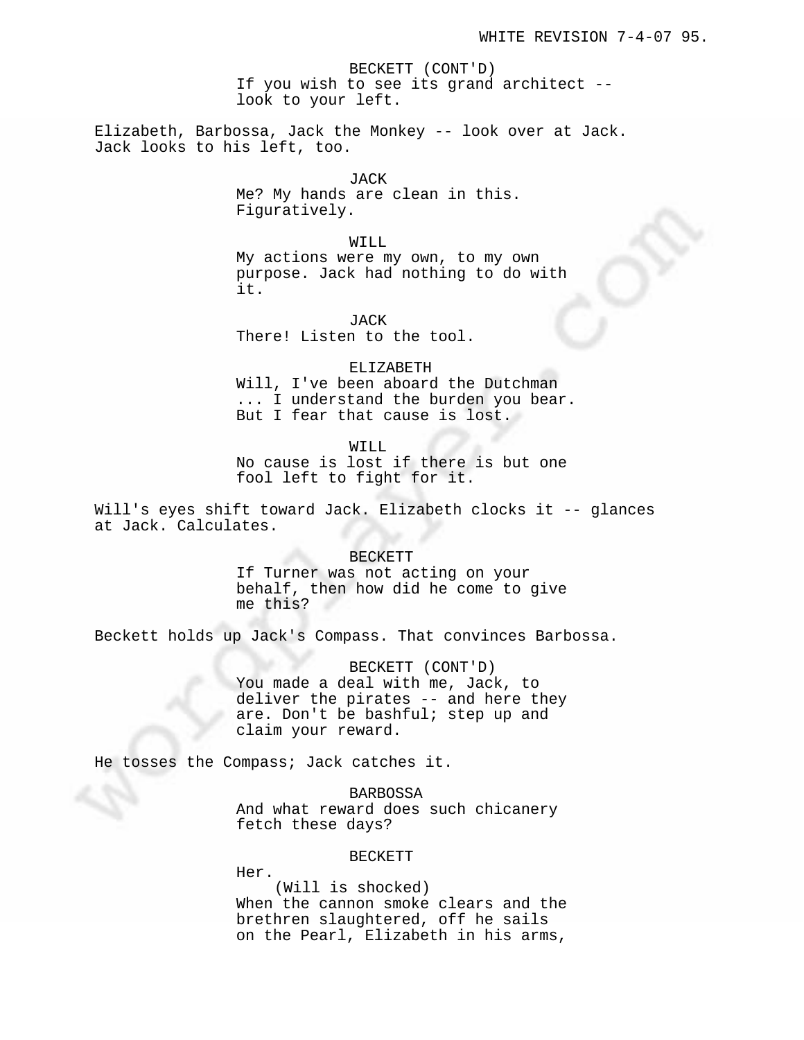BECKETT (CONT'D)
If you wish to see its grand architect -- look to your left.

Elizabeth, Barbossa, Jack the Monkey -- look over at Jack. Jack looks to his left, too.

JACK
Me? My hands are clean in this. Figuratively.

WILL
My actions were my own, to my own purpose. Jack had nothing to do with it.

JACK
There! Listen to the tool.

ELIZABETH
Will, I've been aboard the Dutchman ... I understand the burden you bear. But I fear that cause is lost.

WILL
No cause is lost if there is but one fool left to fight for it.

Will's eyes shift toward Jack. Elizabeth clocks it -- glances at Jack. Calculates.

BECKETT
If Turner was not acting on your behalf, then how did he come to give me this?

Beckett holds up Jack's Compass. That convinces Barbossa.

BECKETT (CONT'D)
You made a deal with me, Jack, to deliver the pirates -- and here they are. Don't be bashful; step up and claim your reward.

He tosses the Compass; Jack catches it.

BARBOSSA
And what reward does such chicanery fetch these days?

BECKETT
Her.
(Will is shocked)
When the cannon smoke clears and the brethren slaughtered, off he sails on the Pearl, Elizabeth in his arms,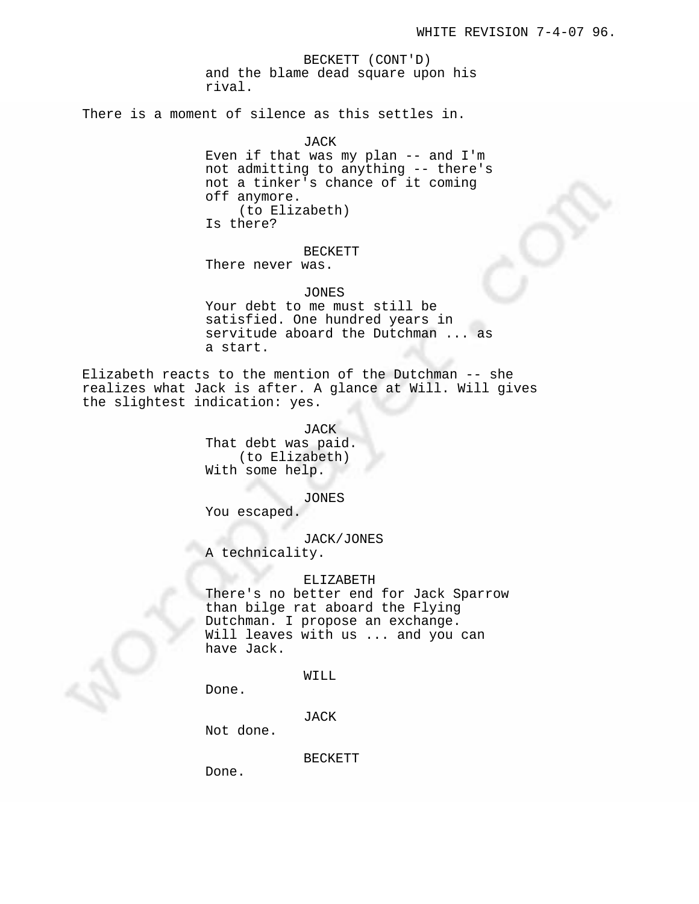BECKETT (CONT'D)
and the blame dead square upon his rival.

There is a moment of silence as this settles in.

JACK
Even if that was my plan -- and I'm not admitting to anything -- there's not a tinker's chance of it coming off anymore.
(to Elizabeth)
Is there?

BECKETT
There never was.

JONES
Your debt to me must still be satisfied. One hundred years in servitude aboard the Dutchman ... as a start.

Elizabeth reacts to the mention of the Dutchman -- she realizes what Jack is after. A glance at Will. Will gives the slightest indication: yes.

JACK
That debt was paid.
(to Elizabeth)
With some help.

JONES
You escaped.

JACK/JONES
A technicality.

ELIZABETH
There's no better end for Jack Sparrow than bilge rat aboard the Flying Dutchman. I propose an exchange. Will leaves with us ... and you can have Jack.

WILL
Done.

JACK
Not done.

BECKETT
Done.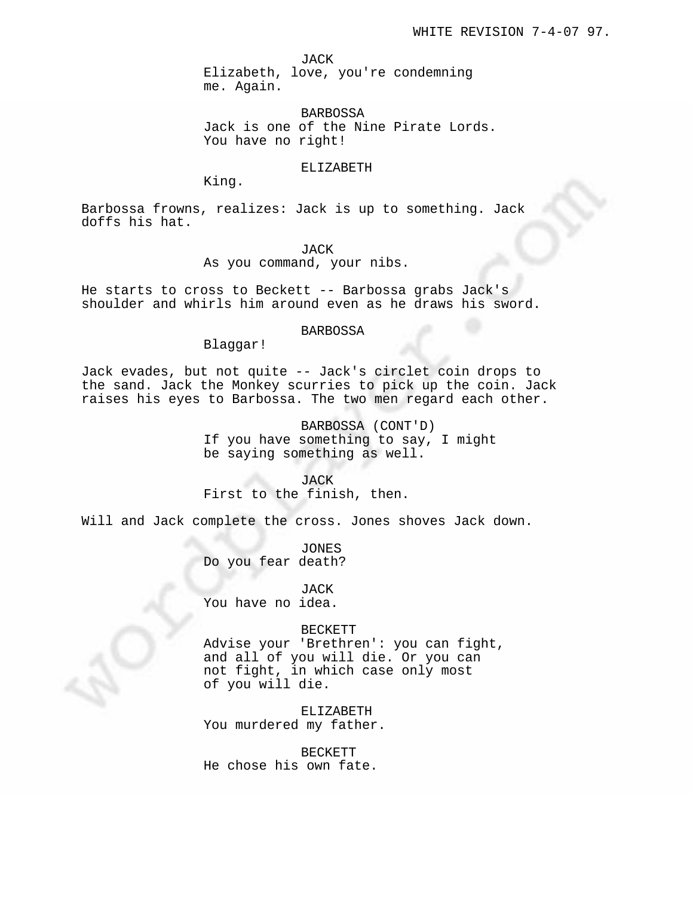JACK
Elizabeth, love, you're condemning me. Again.

BARBOSSA
Jack is one of the Nine Pirate Lords. You have no right!

ELIZABETH
King.

Barbossa frowns, realizes: Jack is up to something. Jack doffs his hat.

JACK
As you command, your nibs.

He starts to cross to Beckett -- Barbossa grabs Jack's shoulder and whirls him around even as he draws his sword.

BARBOSSA
Blaggar!

Jack evades, but not quite -- Jack's circlet coin drops to the sand. Jack the Monkey scurries to pick up the coin. Jack raises his eyes to Barbossa. The two men regard each other.

BARBOSSA (CONT'D)
If you have something to say, I might be saying something as well.

JACK
First to the finish, then.

Will and Jack complete the cross. Jones shoves Jack down.

JONES
Do you fear death?

JACK
You have no idea.

BECKETT
Advise your 'Brethren': you can fight, and all of you will die. Or you can not fight, in which case only most of you will die.

ELIZABETH
You murdered my father.

BECKETT
He chose his own fate.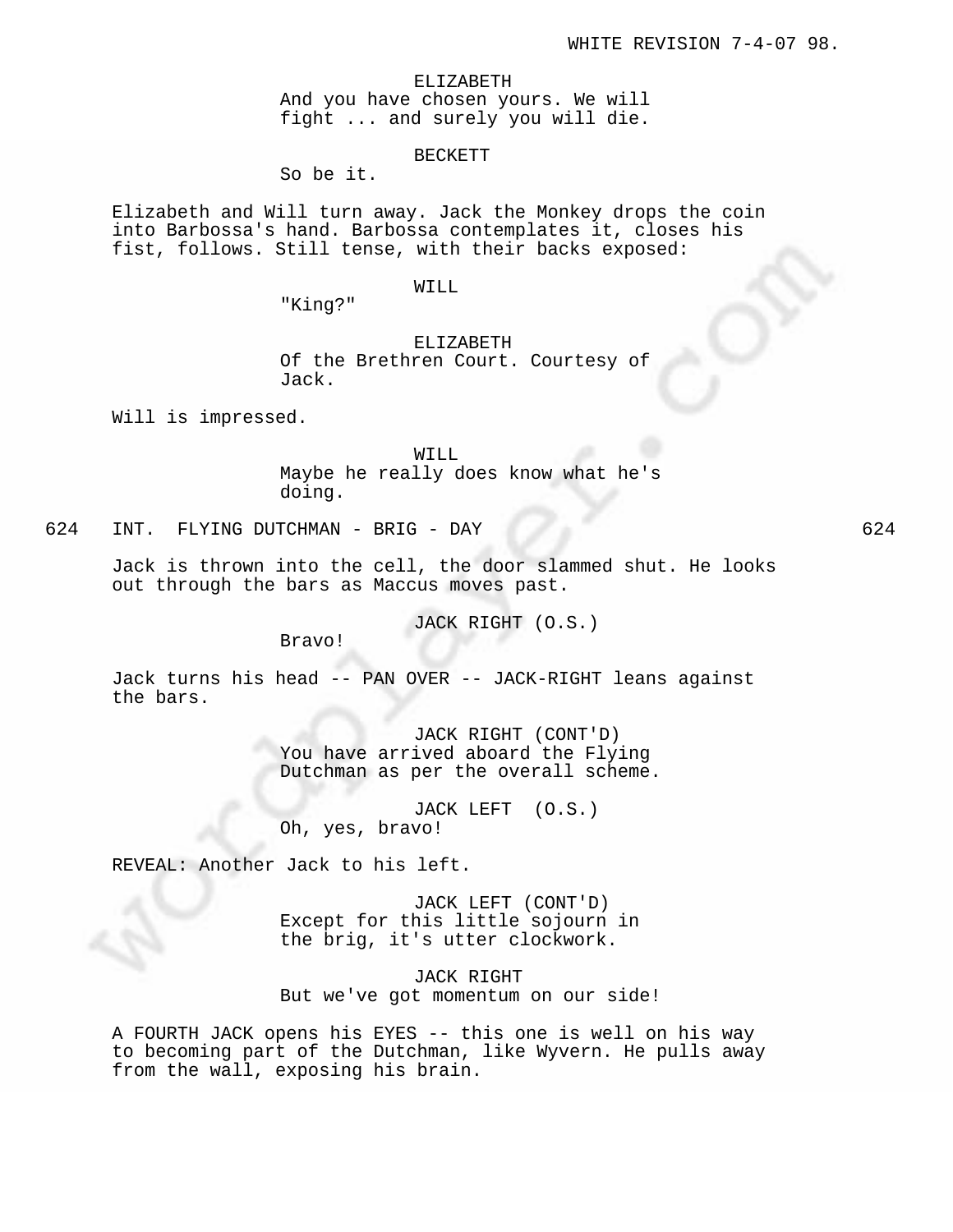ELIZABETH
And you have chosen yours. We will fight ... and surely you will die.

BECKETT
So be it.

Elizabeth and Will turn away. Jack the Monkey drops the coin into Barbossa's hand. Barbossa contemplates it, closes his fist, follows. Still tense, with their backs exposed:

WILL
"King?"

ELIZABETH
Of the Brethren Court. Courtesy of Jack.

Will is impressed.

WILL
Maybe he really does know what he's doing.

624 INT. FLYING DUTCHMAN - BRIG - DAY 624

Jack is thrown into the cell, the door slammed shut. He looks out through the bars as Maccus moves past.

JACK RIGHT (O.S.)
Bravo!

Jack turns his head -- PAN OVER -- JACK-RIGHT leans against the bars.

JACK RIGHT (CONT'D)
You have arrived aboard the Flying Dutchman as per the overall scheme.

JACK LEFT (O.S.)
Oh, yes, bravo!

REVEAL: Another Jack to his left.

JACK LEFT (CONT'D)
Except for this little sojourn in the brig, it's utter clockwork.

JACK RIGHT
But we've got momentum on our side!

A FOURTH JACK opens his EYES -- this one is well on his way to becoming part of the Dutchman, like Wyvern. He pulls away from the wall, exposing his brain.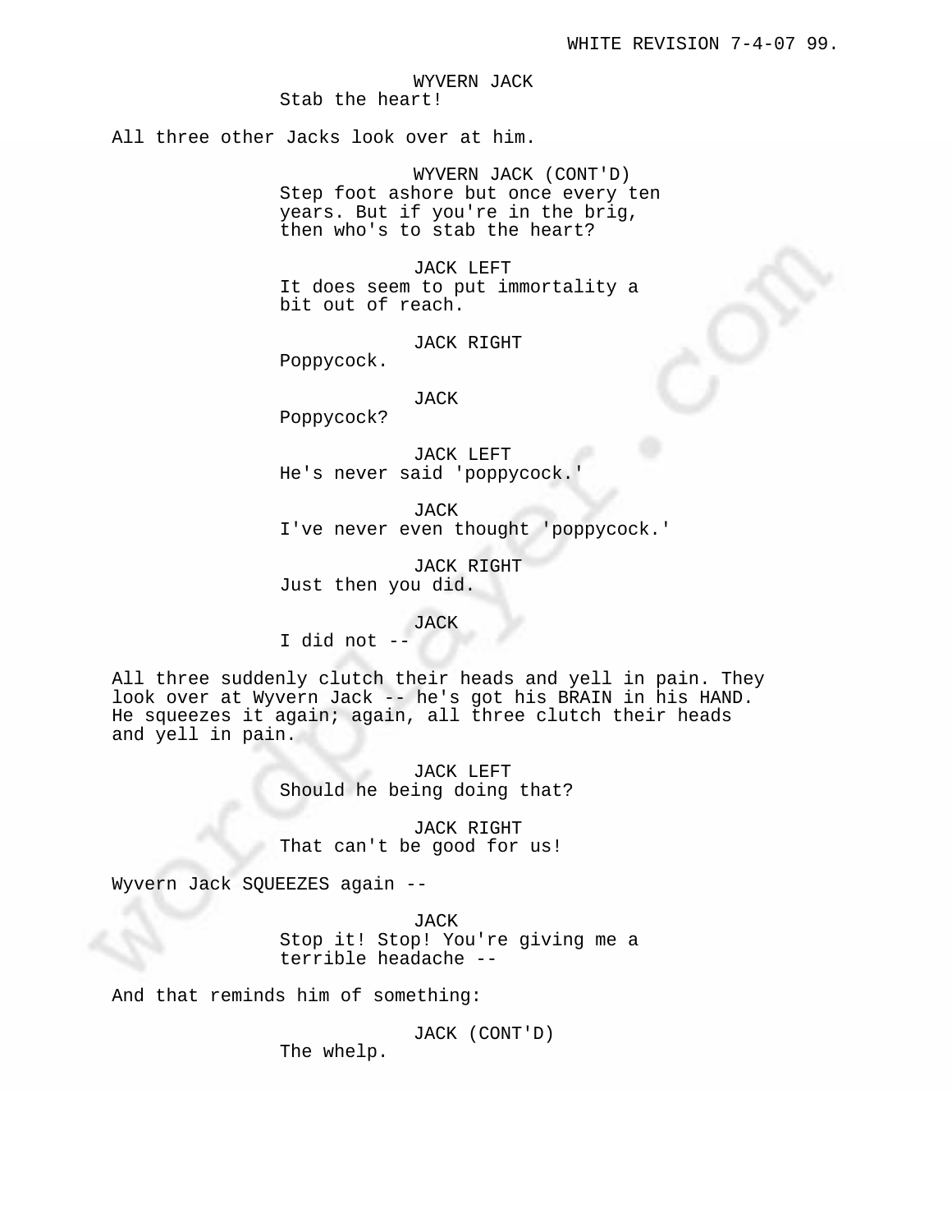WYVERN JACK
Stab the heart!

All three other Jacks look over at him.

WYVERN JACK (CONT'D)
Step foot ashore but once every ten years. But if you're in the brig, then who's to stab the heart?

JACK LEFT
It does seem to put immortality a bit out of reach.

JACK RIGHT
Poppycock.

JACK
Poppycock?

JACK LEFT
He's never said 'poppycock.'

JACK
I've never even thought 'poppycock.'

JACK RIGHT
Just then you did.

JACK
I did not --

All three suddenly clutch their heads and yell in pain. They look over at Wyvern Jack -- he's got his BRAIN in his HAND. He squeezes it again; again, all three clutch their heads and yell in pain.

JACK LEFT
Should he being doing that?

JACK RIGHT
That can't be good for us!

Wyvern Jack SQUEEZES again --

JACK
Stop it! Stop! You're giving me a terrible headache --

And that reminds him of something:

JACK (CONT'D)
The whelp.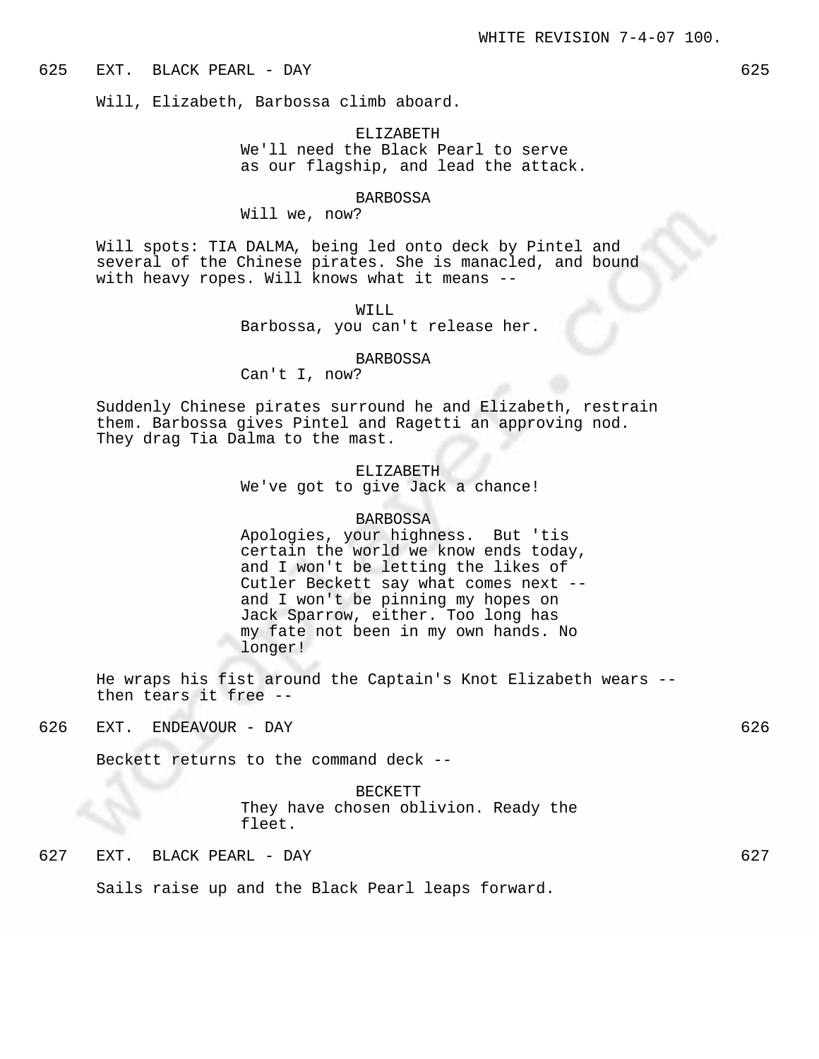625 EXT. BLACK PEARL - DAY 625

Will, Elizabeth, Barbossa climb aboard.

ELIZABETH
We'll need the Black Pearl to serve as our flagship, and lead the attack.

BARBOSSA
Will we, now?

Will spots: TIA DALMA, being led onto deck by Pintel and several of the Chinese pirates. She is manacled, and bound with heavy ropes. Will knows what it means --

WILL
Barbossa, you can't release her.

BARBOSSA
Can't I, now?

Suddenly Chinese pirates surround he and Elizabeth, restrain them. Barbossa gives Pintel and Ragetti an approving nod. They drag Tia Dalma to the mast.

ELIZABETH
We've got to give Jack a chance!

BARBOSSA
Apologies, your highness. But 'tis certain the world we know ends today, and I won't be letting the likes of Cutler Beckett say what comes next -- and I won't be pinning my hopes on Jack Sparrow, either. Too long has my fate not been in my own hands. No longer!

He wraps his fist around the Captain's Knot Elizabeth wears -- then tears it free --

626 EXT. ENDEAVOUR - DAY 626

Beckett returns to the command deck --

BECKETT
They have chosen oblivion. Ready the fleet.

627 EXT. BLACK PEARL - DAY 627

Sails raise up and the Black Pearl leaps forward.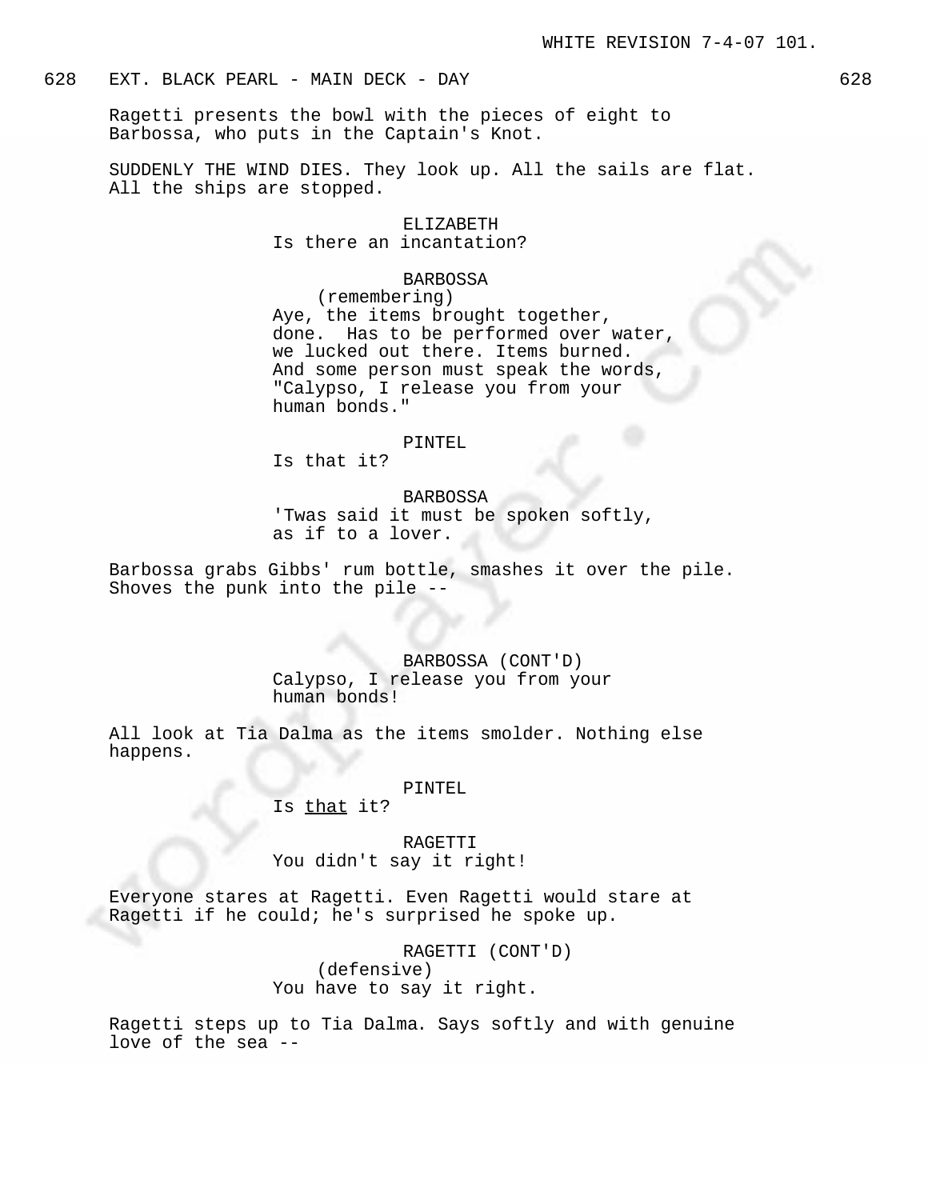628 EXT. BLACK PEARL - MAIN DECK - DAY 628

Ragetti presents the bowl with the pieces of eight to Barbossa, who puts in the Captain's Knot.

SUDDENLY THE WIND DIES. They look up. All the sails are flat. All the ships are stopped.

ELIZABETH
Is there an incantation?

BARBOSSA
(remembering)
Aye, the items brought together, done. Has to be performed over water, we lucked out there. Items burned. And some person must speak the words, "Calypso, I release you from your human bonds."

PINTEL
Is that it?

BARBOSSA
'Twas said it must be spoken softly, as if to a lover.

Barbossa grabs Gibbs' rum bottle, smashes it over the pile. Shoves the punk into the pile --

BARBOSSA (CONT'D)
Calypso, I release you from your human bonds!

All look at Tia Dalma as the items smolder. Nothing else happens.

PINTEL
Is that it?

RAGETTI
You didn't say it right!

Everyone stares at Ragetti. Even Ragetti would stare at Ragetti if he could; he's surprised he spoke up.

RAGETTI (CONT'D)
(defensive)
You have to say it right.

Ragetti steps up to Tia Dalma. Says softly and with genuine love of the sea --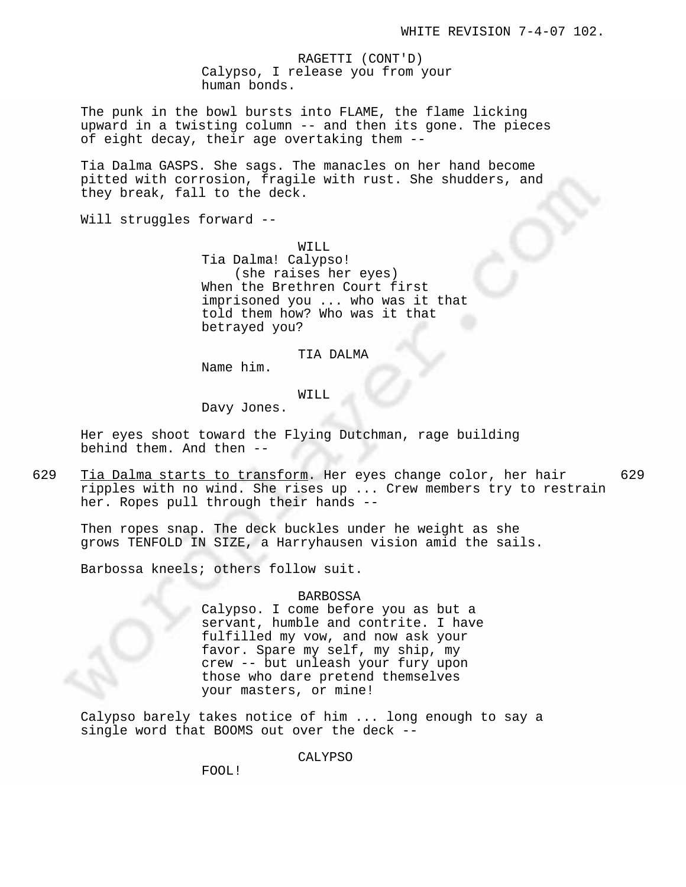RAGETTI (CONT'D)
Calypso, I release you from your human bonds.

The punk in the bowl bursts into FLAME, the flame licking upward in a twisting column -- and then its gone. The pieces of eight decay, their age overtaking them --

Tia Dalma GASPS. She sags. The manacles on her hand become pitted with corrosion, fragile with rust. She shudders, and they break, fall to the deck.

Will struggles forward --

WILL
Tia Dalma! Calypso!
(she raises her eyes)
When the Brethren Court first imprisoned you ... who was it that told them how? Who was it that betrayed you?

TIA DALMA
Name him.

WILL
Davy Jones.

Her eyes shoot toward the Flying Dutchman, rage building behind them. And then --

629 Tia Dalma starts to transform. Her eyes change color, her hair ripples with no wind. She rises up ... Crew members try to restrain her. Ropes pull through their hands -- 629

Then ropes snap. The deck buckles under he weight as she grows TENFOLD IN SIZE, a Harryhausen vision amid the sails.

Barbossa kneels; others follow suit.

BARBOSSA
Calypso. I come before you as but a servant, humble and contrite. I have fulfilled my vow, and now ask your favor. Spare my self, my ship, my crew -- but unleash your fury upon those who dare pretend themselves your masters, or mine!

Calypso barely takes notice of him ... long enough to say a single word that BOOMS out over the deck --

CALYPSO
FOOL!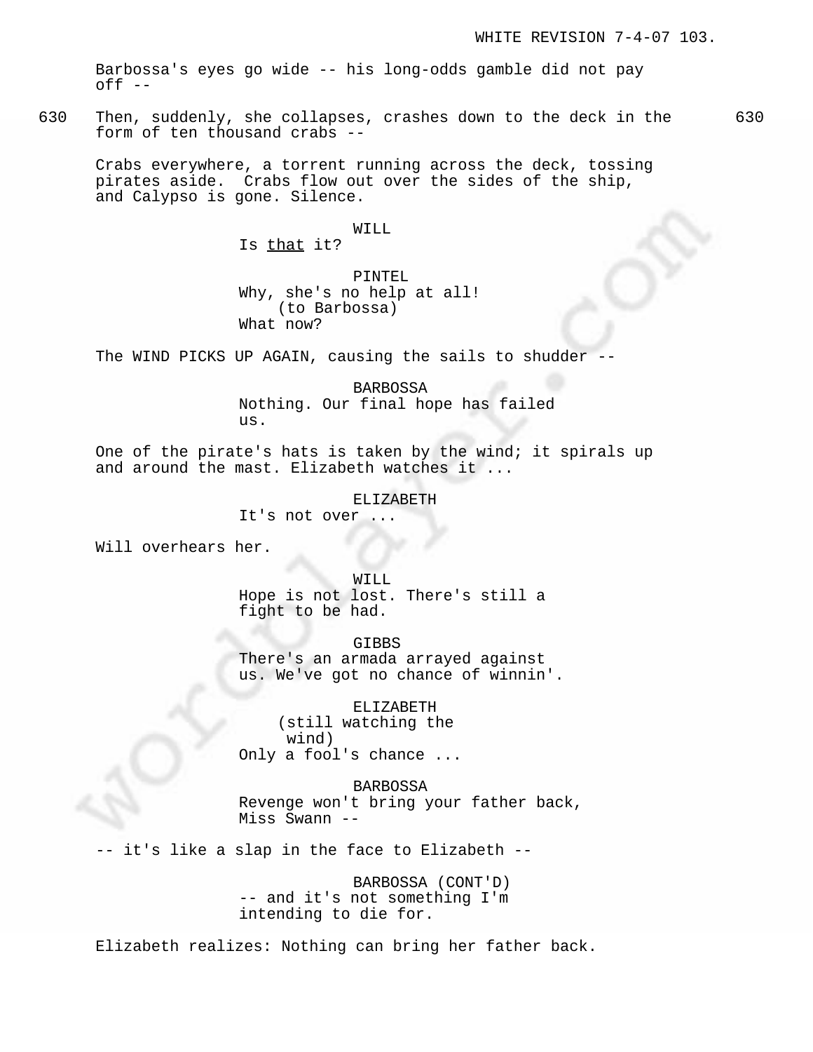Barbossa's eyes go wide -- his long-odds gamble did not pay off --

630 Then, suddenly, she collapses, crashes down to the deck in the form of ten thousand crabs -- 630

Crabs everywhere, a torrent running across the deck, tossing pirates aside. Crabs flow out over the sides of the ship, and Calypso is gone. Silence.

WILL
Is <u>that</u> it?

PINTEL
Why, she's no help at all!
(to Barbossa)
What now?

The WIND PICKS UP AGAIN, causing the sails to shudder --

BARBOSSA
Nothing. Our final hope has failed us.

One of the pirate's hats is taken by the wind; it spirals up and around the mast. Elizabeth watches it ...

ELIZABETH
It's not over ...

Will overhears her.

WILL
Hope is not lost. There's still a fight to be had.

GIBBS
There's an armada arrayed against us. We've got no chance of winnin'.

ELIZABETH
(still watching the wind)
Only a fool's chance ...

BARBOSSA
Revenge won't bring your father back, Miss Swann --

-- it's like a slap in the face to Elizabeth --

BARBOSSA (CONT'D)
-- and it's not something I'm intending to die for.

Elizabeth realizes: Nothing can bring her father back.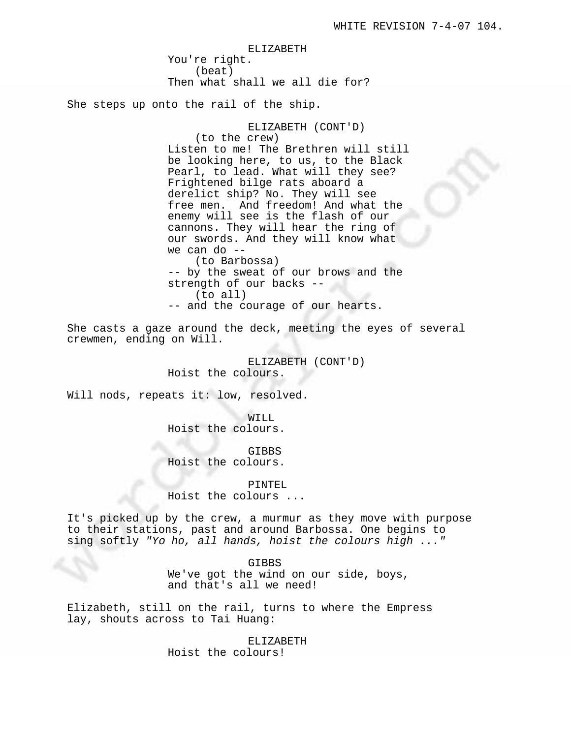ELIZABETH
You're right.
(beat)
Then what shall we all die for?

She steps up onto the rail of the ship.

ELIZABETH (CONT'D)
(to the crew)
Listen to me! The Brethren will still be looking here, to us, to the Black Pearl, to lead. What will they see? Frightened bilge rats aboard a derelict ship? No. They will see free men. And freedom! And what the enemy will see is the flash of our cannons. They will hear the ring of our swords. And they will know what we can do --
(to Barbossa)
-- by the sweat of our brows and the strength of our backs --
(to all)
-- and the courage of our hearts.

She casts a gaze around the deck, meeting the eyes of several crewmen, ending on Will.

ELIZABETH (CONT'D)
Hoist the colours.

Will nods, repeats it: low, resolved.

WILL
Hoist the colours.

GIBBS
Hoist the colours.

PINTEL
Hoist the colours ...

It's picked up by the crew, a murmur as they move with purpose to their stations, past and around Barbossa. One begins to sing softly *"Yo ho, all hands, hoist the colours high ..."*

GIBBS
We've got the wind on our side, boys, and that's all we need!

Elizabeth, still on the rail, turns to where the Empress lay, shouts across to Tai Huang:

ELIZABETH
Hoist the colours!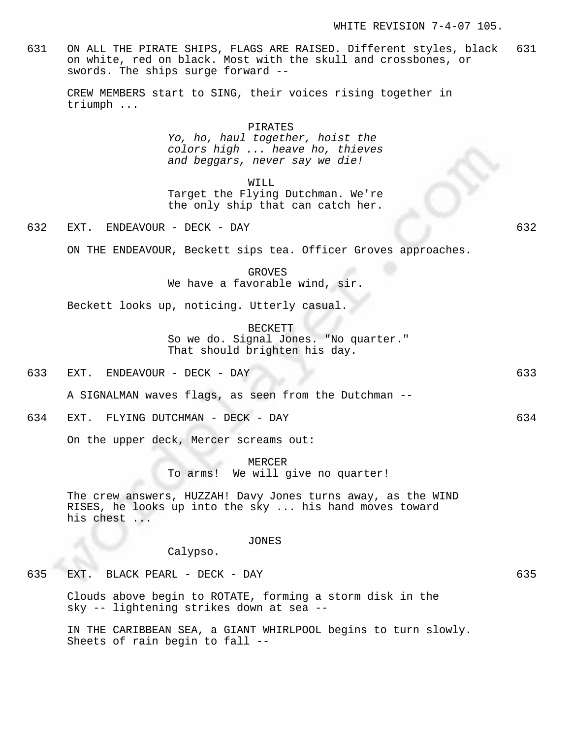631 ON ALL THE PIRATE SHIPS, FLAGS ARE RAISED. Different styles, black on white, red on black. Most with the skull and crossbones, or swords. The ships surge forward -- 631

CREW MEMBERS start to SING, their voices rising together in triumph ...

PIRATES
*Yo, ho, haul together, hoist the colors high ... heave ho, thieves and beggars, never say we die!*

WILL
Target the Flying Dutchman. We're the only ship that can catch her.

632 EXT. ENDEAVOUR - DECK - DAY 632

ON THE ENDEAVOUR, Beckett sips tea. Officer Groves approaches.

GROVES
We have a favorable wind, sir.

Beckett looks up, noticing. Utterly casual.

BECKETT
So we do. Signal Jones. "No quarter." That should brighten his day.

633 EXT. ENDEAVOUR - DECK - DAY 633

A SIGNALMAN waves flags, as seen from the Dutchman --

634 EXT. FLYING DUTCHMAN - DECK - DAY 634

On the upper deck, Mercer screams out:

MERCER
To arms! We will give no quarter!

The crew answers, HUZZAH! Davy Jones turns away, as the WIND RISES, he looks up into the sky ... his hand moves toward his chest ...

JONES
Calypso.

635 EXT. BLACK PEARL - DECK - DAY 635

Clouds above begin to ROTATE, forming a storm disk in the sky -- lightening strikes down at sea --

IN THE CARIBBEAN SEA, a GIANT WHIRLPOOL begins to turn slowly. Sheets of rain begin to fall --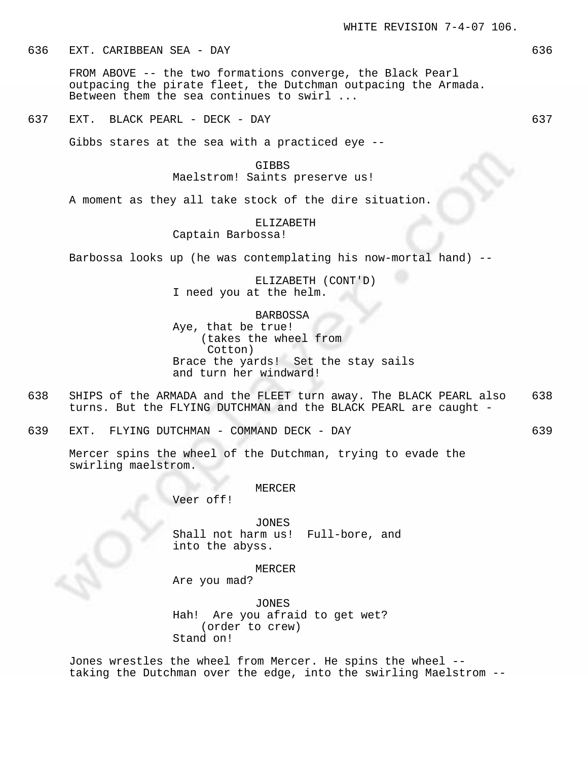636 EXT. CARIBBEAN SEA - DAY 636

FROM ABOVE -- the two formations converge, the Black Pearl outpacing the pirate fleet, the Dutchman outpacing the Armada. Between them the sea continues to swirl ...

637 EXT. BLACK PEARL - DECK - DAY 637

Gibbs stares at the sea with a practiced eye --

GIBBS
Maelstrom! Saints preserve us!

A moment as they all take stock of the dire situation.

ELIZABETH
Captain Barbossa!

Barbossa looks up (he was contemplating his now-mortal hand) --

ELIZABETH (CONT'D)
I need you at the helm.

BARBOSSA
Aye, that be true!
(takes the wheel from Cotton)
Brace the yards! Set the stay sails and turn her windward!

638 SHIPS of the ARMADA and the FLEET turn away. The BLACK PEARL also turns. But the FLYING DUTCHMAN and the BLACK PEARL are caught - 638

639 EXT. FLYING DUTCHMAN - COMMAND DECK - DAY 639

Mercer spins the wheel of the Dutchman, trying to evade the swirling maelstrom.

MERCER
Veer off!

JONES
Shall not harm us! Full-bore, and into the abyss.

MERCER
Are you mad?

JONES
Hah! Are you afraid to get wet?
(order to crew)
Stand on!

Jones wrestles the wheel from Mercer. He spins the wheel -- taking the Dutchman over the edge, into the swirling Maelstrom --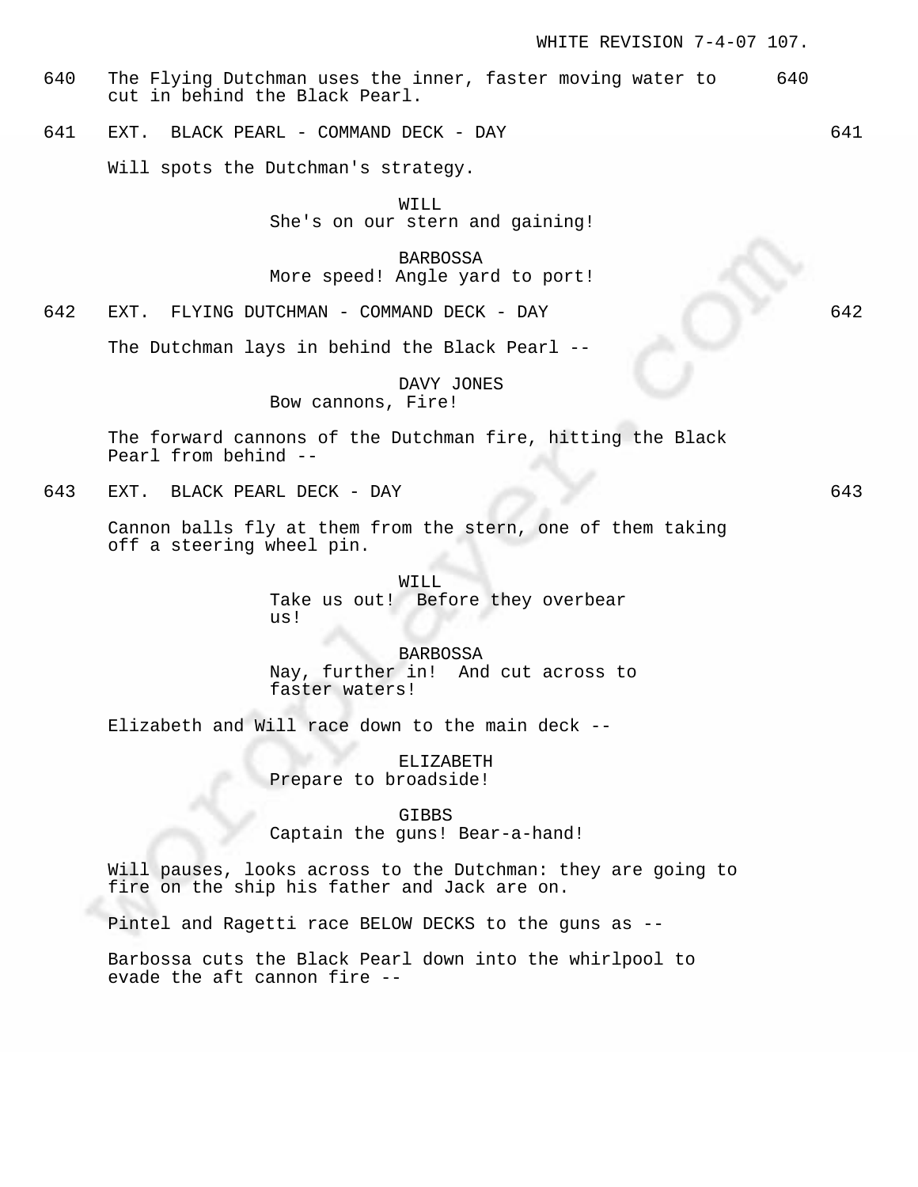640 The Flying Dutchman uses the inner, faster moving water to cut in behind the Black Pearl. 640

641 EXT. BLACK PEARL - COMMAND DECK - DAY 641

Will spots the Dutchman's strategy.

WILL
She's on our stern and gaining!

BARBOSSA
More speed! Angle yard to port!

642 EXT. FLYING DUTCHMAN - COMMAND DECK - DAY 642

The Dutchman lays in behind the Black Pearl --

DAVY JONES
Bow cannons, Fire!

The forward cannons of the Dutchman fire, hitting the Black Pearl from behind --

643 EXT. BLACK PEARL DECK - DAY 643

Cannon balls fly at them from the stern, one of them taking off a steering wheel pin.

WILL
Take us out! Before they overbear us!

BARBOSSA
Nay, further in! And cut across to faster waters!

Elizabeth and Will race down to the main deck --

ELIZABETH
Prepare to broadside!

GIBBS
Captain the guns! Bear-a-hand!

Will pauses, looks across to the Dutchman: they are going to fire on the ship his father and Jack are on.

Pintel and Ragetti race BELOW DECKS to the guns as --

Barbossa cuts the Black Pearl down into the whirlpool to evade the aft cannon fire --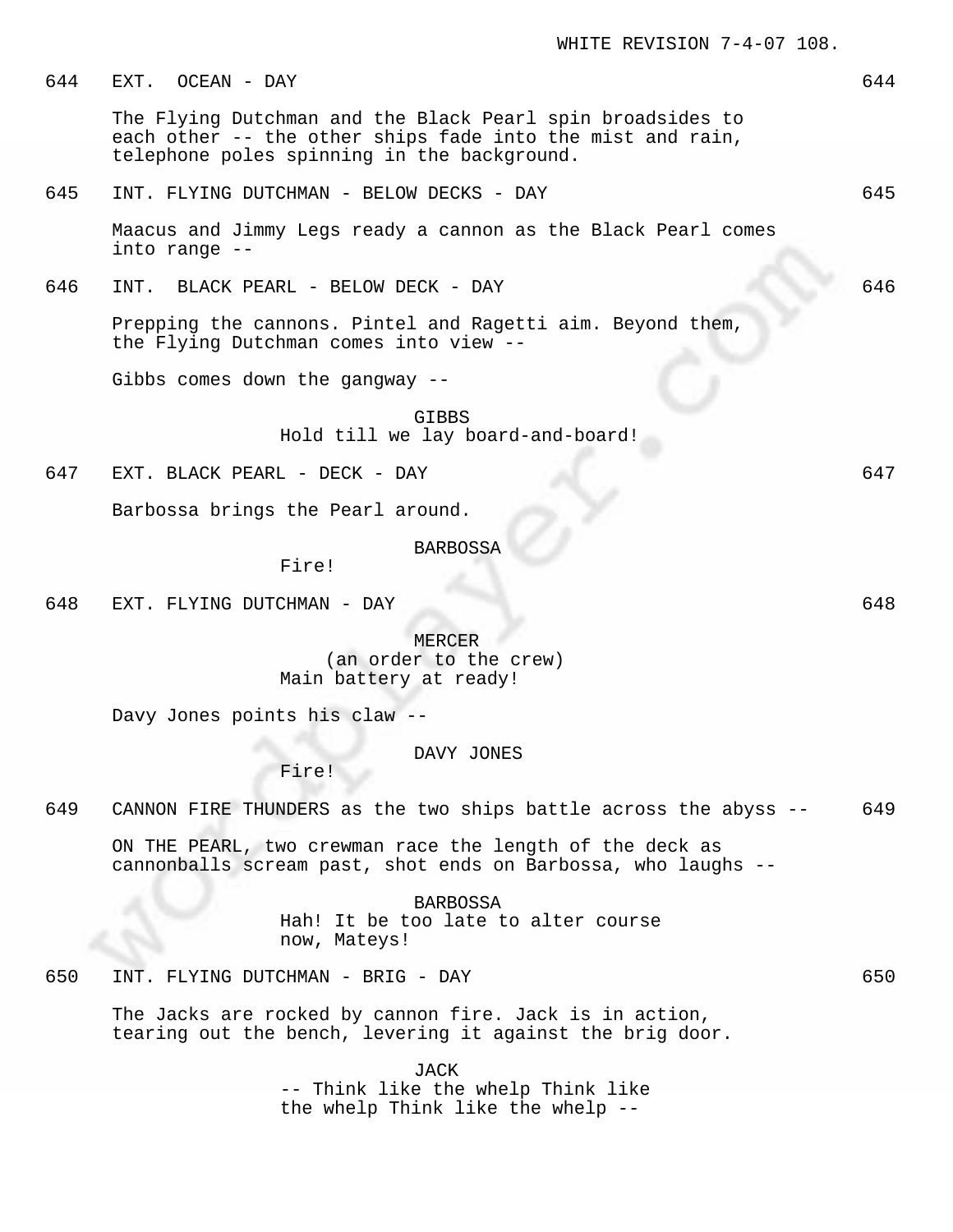644 EXT. OCEAN - DAY 644

The Flying Dutchman and the Black Pearl spin broadsides to each other -- the other ships fade into the mist and rain, telephone poles spinning in the background.

645 INT. FLYING DUTCHMAN - BELOW DECKS - DAY 645

Maacus and Jimmy Legs ready a cannon as the Black Pearl comes into range --

646 INT. BLACK PEARL - BELOW DECK - DAY 646

Prepping the cannons. Pintel and Ragetti aim. Beyond them, the Flying Dutchman comes into view --

Gibbs comes down the gangway --

GIBBS
Hold till we lay board-and-board!

647 EXT. BLACK PEARL - DECK - DAY 647

Barbossa brings the Pearl around.

BARBOSSA
Fire!

648 EXT. FLYING DUTCHMAN - DAY 648

MERCER
(an order to the crew)
Main battery at ready!

Davy Jones points his claw --

DAVY JONES
Fire!

649 CANNON FIRE THUNDERS as the two ships battle across the abyss -- 649

ON THE PEARL, two crewman race the length of the deck as cannonballs scream past, shot ends on Barbossa, who laughs --

BARBOSSA
Hah! It be too late to alter course now, Mateys!

650 INT. FLYING DUTCHMAN - BRIG - DAY 650

The Jacks are rocked by cannon fire. Jack is in action, tearing out the bench, levering it against the brig door.

JACK
-- Think like the whelp Think like the whelp Think like the whelp --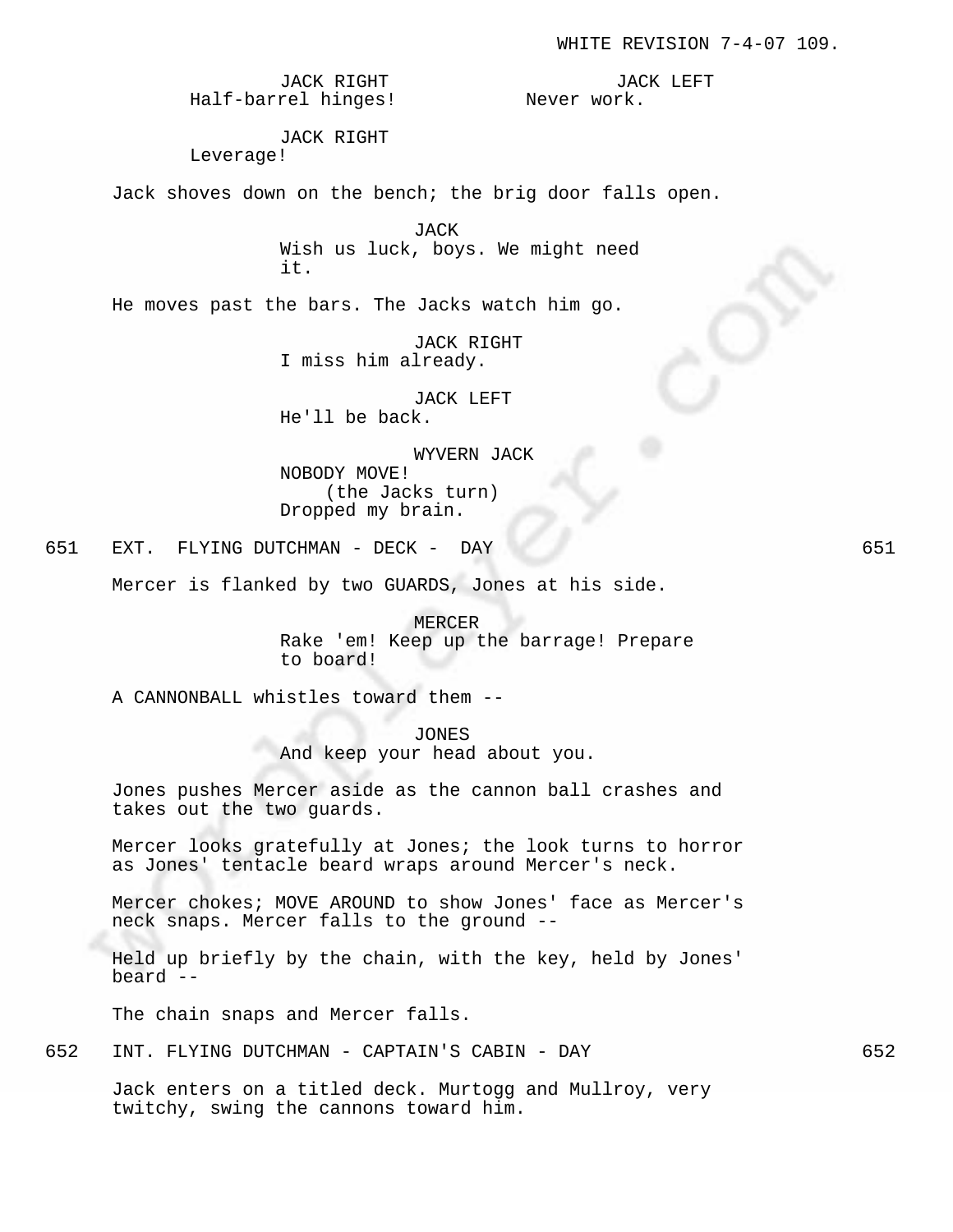JACK RIGHT
Half-barrel hinges!

JACK LEFT
Never work.

JACK RIGHT
Leverage!

Jack shoves down on the bench; the brig door falls open.

JACK
Wish us luck, boys. We might need it.

He moves past the bars. The Jacks watch him go.

JACK RIGHT
I miss him already.

JACK LEFT
He'll be back.

WYVERN JACK
NOBODY MOVE!
(the Jacks turn)
Dropped my brain.

651 EXT. FLYING DUTCHMAN - DECK - DAY 651

Mercer is flanked by two GUARDS, Jones at his side.

MERCER
Rake 'em! Keep up the barrage! Prepare to board!

A CANNONBALL whistles toward them --

JONES
And keep your head about you.

Jones pushes Mercer aside as the cannon ball crashes and takes out the two guards.

Mercer looks gratefully at Jones; the look turns to horror as Jones' tentacle beard wraps around Mercer's neck.

Mercer chokes; MOVE AROUND to show Jones' face as Mercer's neck snaps. Mercer falls to the ground --

Held up briefly by the chain, with the key, held by Jones' beard --

The chain snaps and Mercer falls.

652 INT. FLYING DUTCHMAN - CAPTAIN'S CABIN - DAY 652

Jack enters on a titled deck. Murtogg and Mullroy, very twitchy, swing the cannons toward him.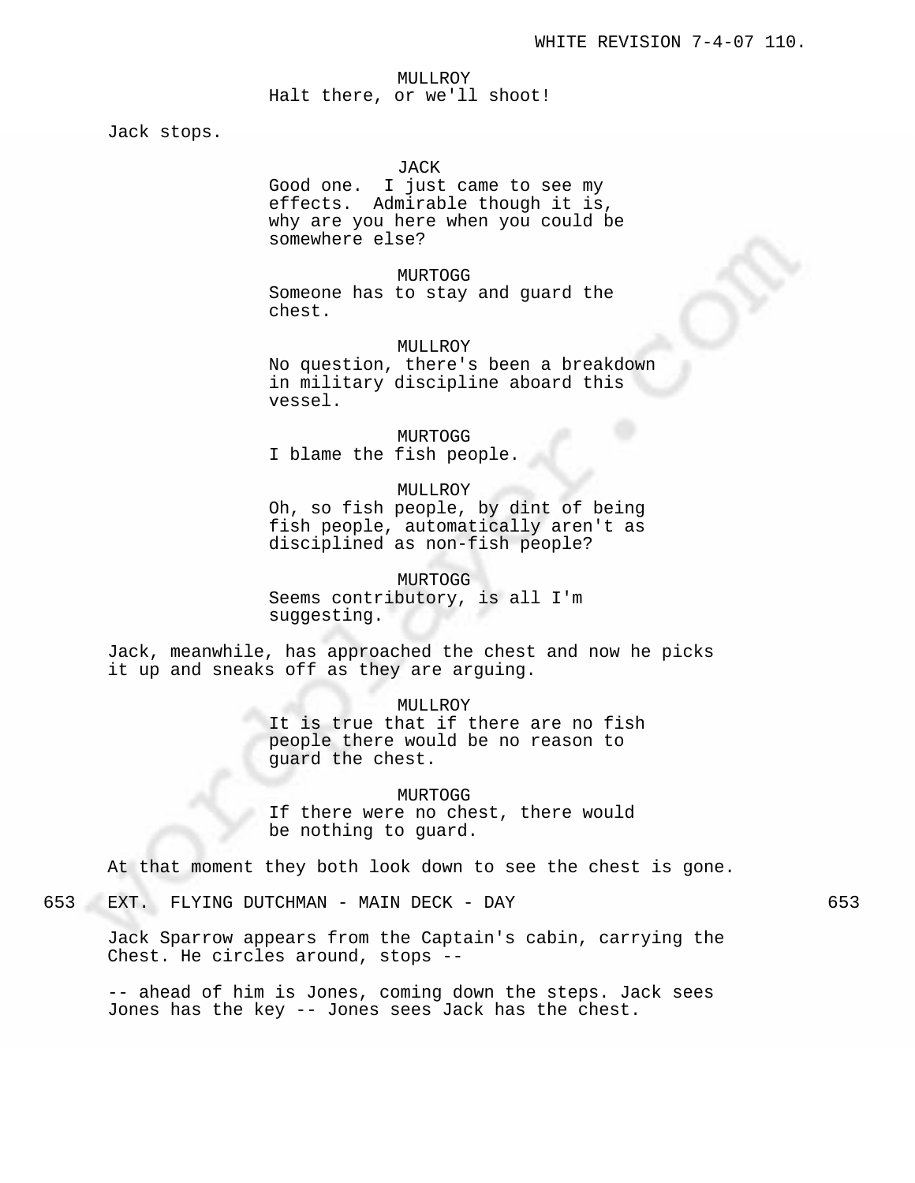MULLROY
Halt there, or we'll shoot!

Jack stops.

JACK
Good one. I just came to see my effects. Admirable though it is, why are you here when you could be somewhere else?

MURTOGG
Someone has to stay and guard the chest.

MULLROY
No question, there's been a breakdown in military discipline aboard this vessel.

MURTOGG
I blame the fish people.

MULLROY
Oh, so fish people, by dint of being fish people, automatically aren't as disciplined as non-fish people?

MURTOGG
Seems contributory, is all I'm suggesting.

Jack, meanwhile, has approached the chest and now he picks it up and sneaks off as they are arguing.

MULLROY
It is true that if there are no fish people there would be no reason to guard the chest.

MURTOGG
If there were no chest, there would be nothing to guard.

At that moment they both look down to see the chest is gone.

653 EXT. FLYING DUTCHMAN - MAIN DECK - DAY 653

Jack Sparrow appears from the Captain's cabin, carrying the Chest. He circles around, stops --

-- ahead of him is Jones, coming down the steps. Jack sees Jones has the key -- Jones sees Jack has the chest.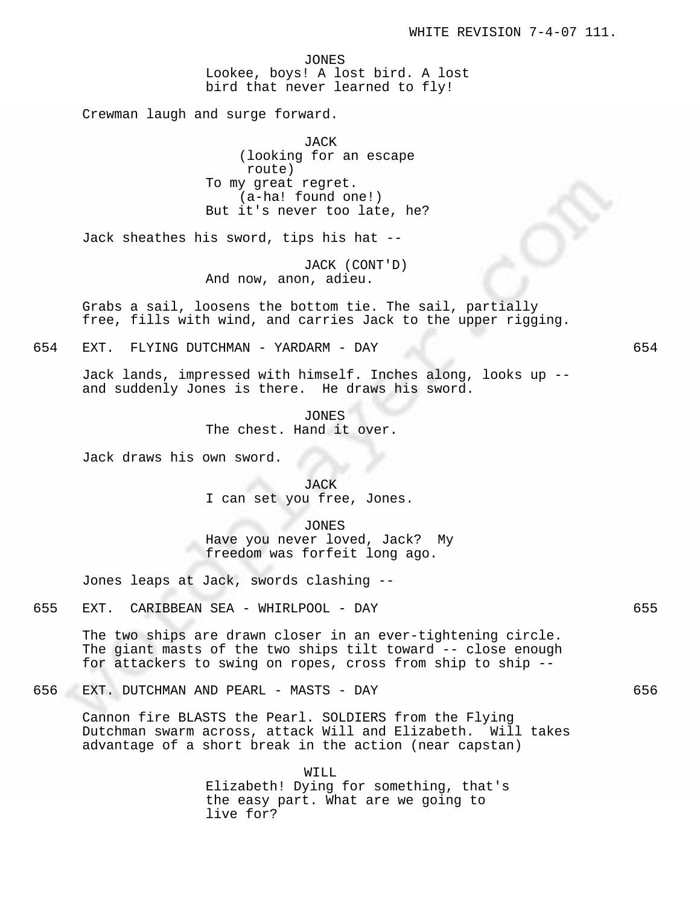JONES
Lookee, boys! A lost bird. A lost bird that never learned to fly!

Crewman laugh and surge forward.

JACK
(looking for an escape route)
To my great regret.
(a-ha! found one!)
But it's never too late, he?

Jack sheathes his sword, tips his hat --

JACK (CONT'D)
And now, anon, adieu.

Grabs a sail, loosens the bottom tie. The sail, partially free, fills with wind, and carries Jack to the upper rigging.

654 EXT. FLYING DUTCHMAN - YARDARM - DAY 654

Jack lands, impressed with himself. Inches along, looks up -- and suddenly Jones is there. He draws his sword.

JONES
The chest. Hand it over.

Jack draws his own sword.

JACK
I can set you free, Jones.

JONES
Have you never loved, Jack? My freedom was forfeit long ago.

Jones leaps at Jack, swords clashing --

655 EXT. CARIBBEAN SEA - WHIRLPOOL - DAY 655

The two ships are drawn closer in an ever-tightening circle. The giant masts of the two ships tilt toward -- close enough for attackers to swing on ropes, cross from ship to ship --

656 EXT. DUTCHMAN AND PEARL - MASTS - DAY 656

Cannon fire BLASTS the Pearl. SOLDIERS from the Flying Dutchman swarm across, attack Will and Elizabeth. Will takes advantage of a short break in the action (near capstan)

WILL
Elizabeth! Dying for something, that's the easy part. What are we going to live for?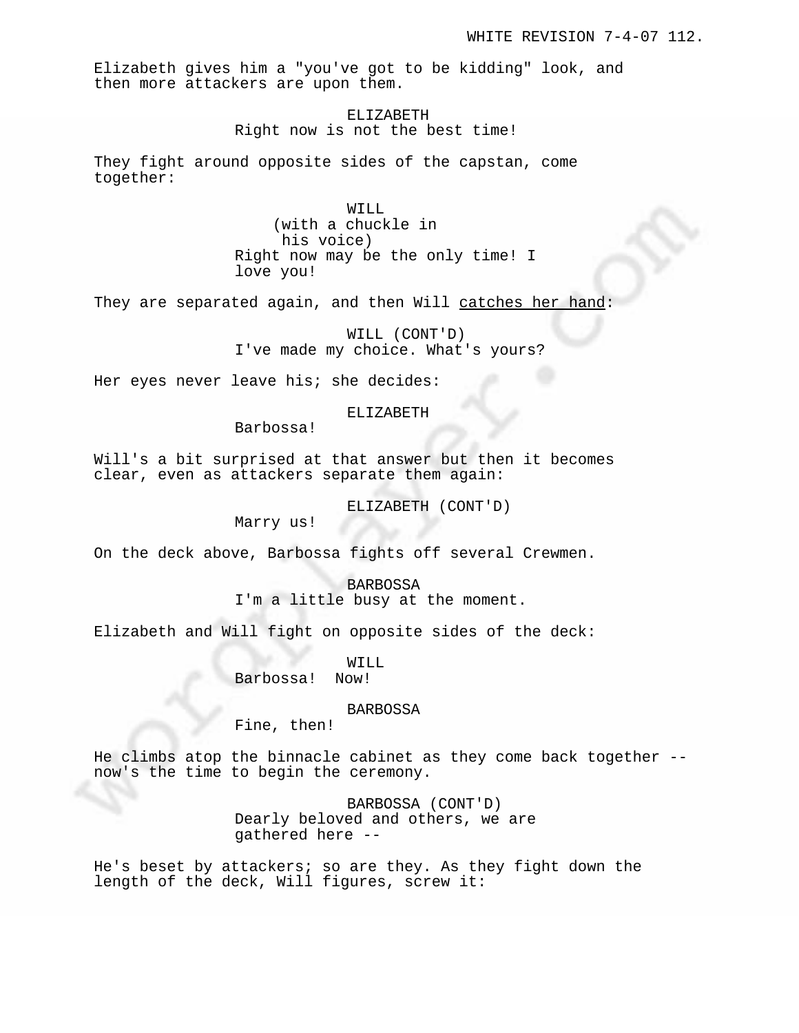Elizabeth gives him a "you've got to be kidding" look, and then more attackers are upon them.

ELIZABETH
Right now is not the best time!

They fight around opposite sides of the capstan, come together:

WILL
(with a chuckle in his voice)
Right now may be the only time! I love you!

They are separated again, and then Will catches her hand:

WILL (CONT'D)
I've made my choice. What's yours?

Her eyes never leave his; she decides:

ELIZABETH
Barbossa!

Will's a bit surprised at that answer but then it becomes clear, even as attackers separate them again:

ELIZABETH (CONT'D)
Marry us!

On the deck above, Barbossa fights off several Crewmen.

BARBOSSA
I'm a little busy at the moment.

Elizabeth and Will fight on opposite sides of the deck:

WILL
Barbossa! Now!

BARBOSSA
Fine, then!

He climbs atop the binnacle cabinet as they come back together -- now's the time to begin the ceremony.

BARBOSSA (CONT'D)
Dearly beloved and others, we are gathered here --

He's beset by attackers; so are they. As they fight down the length of the deck, Will figures, screw it: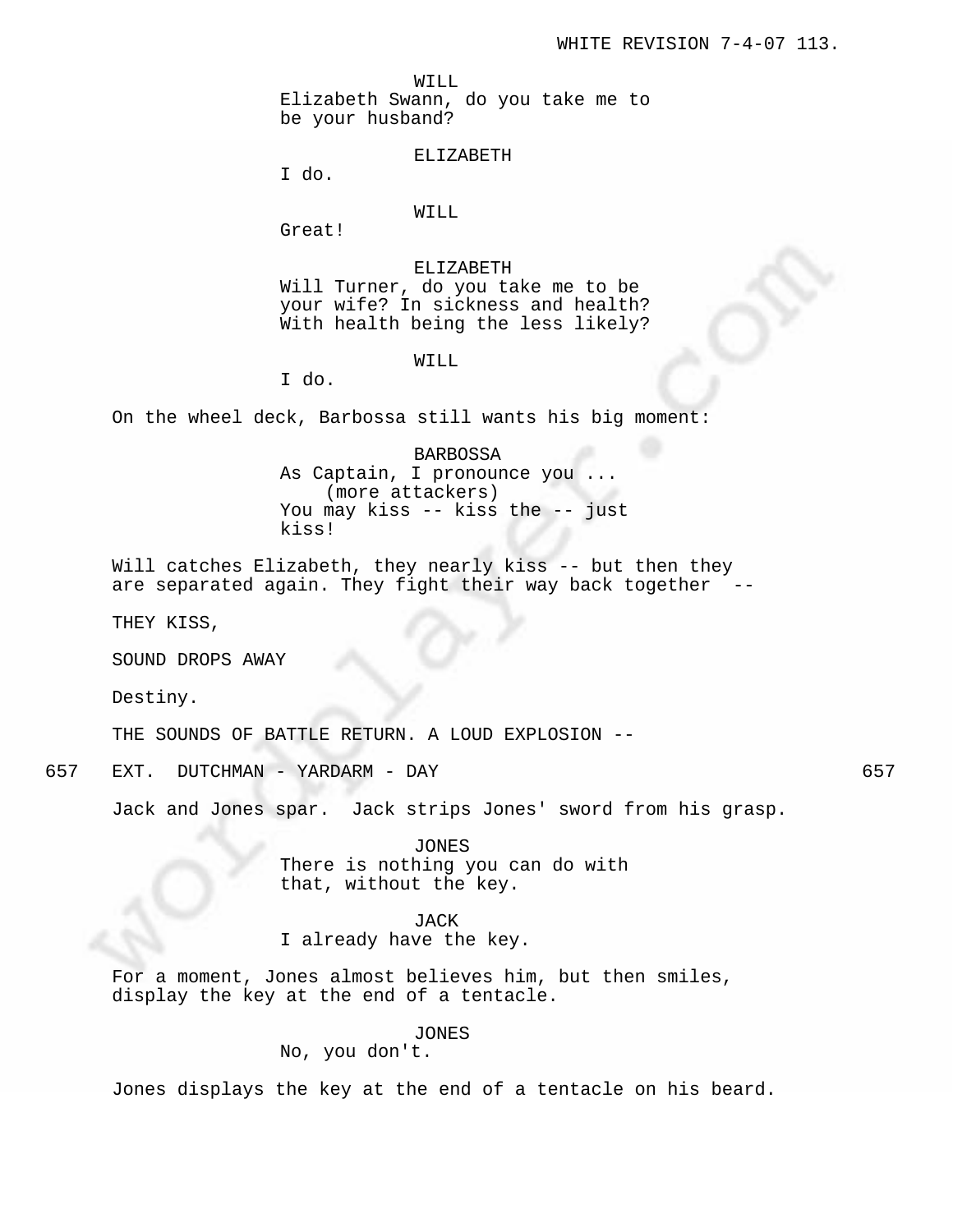WILL
Elizabeth Swann, do you take me to be your husband?

ELIZABETH
I do.

WILL
Great!

ELIZABETH
Will Turner, do you take me to be your wife? In sickness and health? With health being the less likely?

WILL
I do.

On the wheel deck, Barbossa still wants his big moment:

BARBOSSA
As Captain, I pronounce you ...
(more attackers)
You may kiss -- kiss the -- just kiss!

Will catches Elizabeth, they nearly kiss -- but then they are separated again. They fight their way back together --

THEY KISS,

SOUND DROPS AWAY

Destiny.

THE SOUNDS OF BATTLE RETURN. A LOUD EXPLOSION --

657 EXT. DUTCHMAN - YARDARM - DAY 657

Jack and Jones spar. Jack strips Jones' sword from his grasp.

JONES
There is nothing you can do with that, without the key.

JACK
I already have the key.

For a moment, Jones almost believes him, but then smiles, display the key at the end of a tentacle.

JONES
No, you don't.

Jones displays the key at the end of a tentacle on his beard.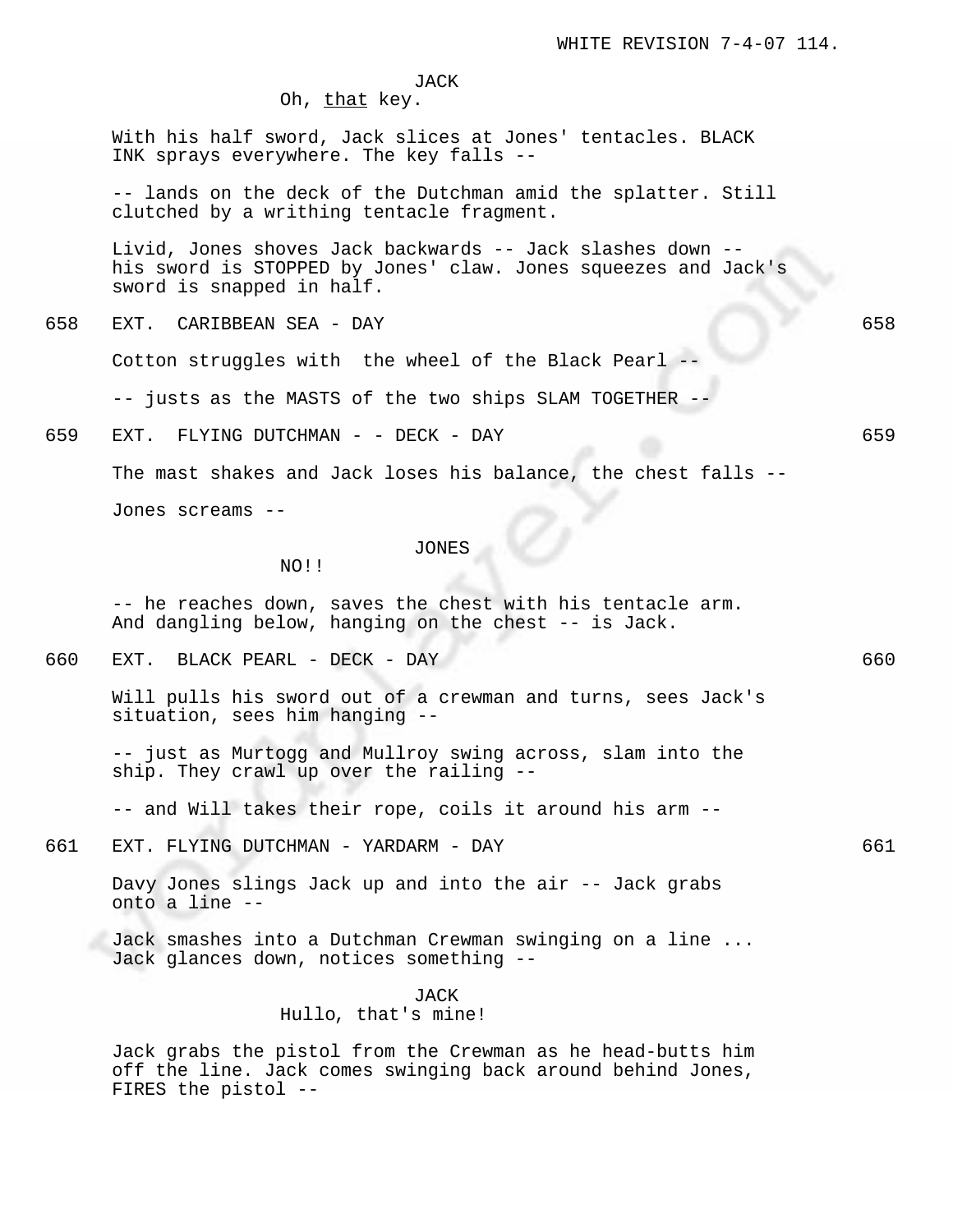JACK
Oh, _that_ key.

With his half sword, Jack slices at Jones' tentacles. BLACK INK sprays everywhere. The key falls --

-- lands on the deck of the Dutchman amid the splatter. Still clutched by a writhing tentacle fragment.

Livid, Jones shoves Jack backwards -- Jack slashes down -- his sword is STOPPED by Jones' claw. Jones squeezes and Jack's sword is snapped in half.

658 EXT. CARIBBEAN SEA - DAY 658

Cotton struggles with the wheel of the Black Pearl --

-- justs as the MASTS of the two ships SLAM TOGETHER --

659 EXT. FLYING DUTCHMAN - - DECK - DAY 659

The mast shakes and Jack loses his balance, the chest falls --

Jones screams --

JONES
NO!!

-- he reaches down, saves the chest with his tentacle arm. And dangling below, hanging on the chest -- is Jack.

660 EXT. BLACK PEARL - DECK - DAY 660

Will pulls his sword out of a crewman and turns, sees Jack's situation, sees him hanging --

-- just as Murtogg and Mullroy swing across, slam into the ship. They crawl up over the railing --

-- and Will takes their rope, coils it around his arm --

661 EXT. FLYING DUTCHMAN - YARDARM - DAY 661

Davy Jones slings Jack up and into the air -- Jack grabs onto a line --

Jack smashes into a Dutchman Crewman swinging on a line ... Jack glances down, notices something --

JACK
Hullo, that's mine!

Jack grabs the pistol from the Crewman as he head-butts him off the line. Jack comes swinging back around behind Jones, FIRES the pistol --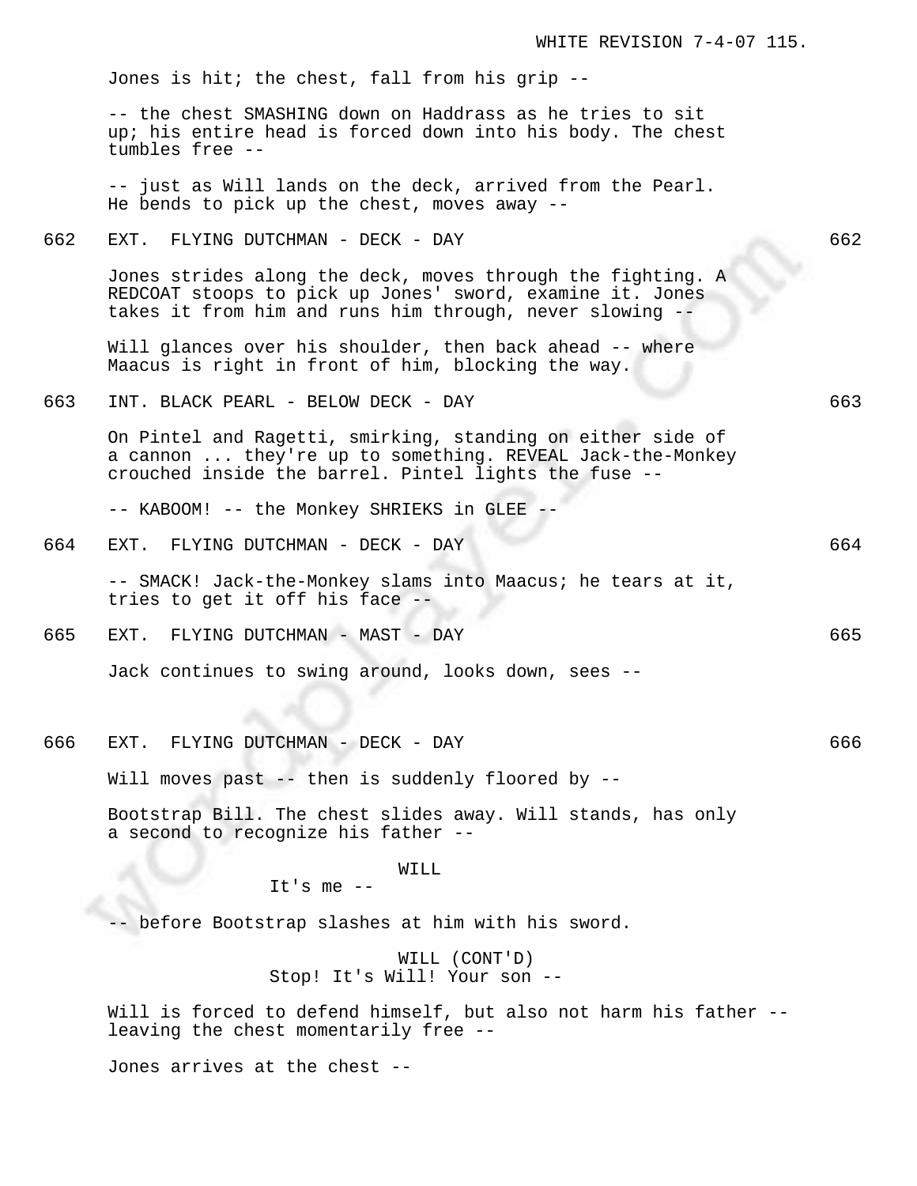Jones is hit; the chest, fall from his grip --

-- the chest SMASHING down on Haddrass as he tries to sit up; his entire head is forced down into his body. The chest tumbles free --

-- just as Will lands on the deck, arrived from the Pearl. He bends to pick up the chest, moves away --

662 EXT. FLYING DUTCHMAN - DECK - DAY 662

Jones strides along the deck, moves through the fighting. A REDCOAT stoops to pick up Jones' sword, examine it. Jones takes it from him and runs him through, never slowing --

Will glances over his shoulder, then back ahead -- where Maacus is right in front of him, blocking the way.

663 INT. BLACK PEARL - BELOW DECK - DAY 663

On Pintel and Ragetti, smirking, standing on either side of a cannon ... they're up to something. REVEAL Jack-the-Monkey crouched inside the barrel. Pintel lights the fuse --

-- KABOOM! -- the Monkey SHRIEKS in GLEE --

664 EXT. FLYING DUTCHMAN - DECK - DAY 664

-- SMACK! Jack-the-Monkey slams into Maacus; he tears at it, tries to get it off his face --

665 EXT. FLYING DUTCHMAN - MAST - DAY 665

Jack continues to swing around, looks down, sees --

666 EXT. FLYING DUTCHMAN - DECK - DAY 666

Will moves past -- then is suddenly floored by --

Bootstrap Bill. The chest slides away. Will stands, has only a second to recognize his father --

WILL
It's me --

-- before Bootstrap slashes at him with his sword.

WILL (CONT'D)
Stop! It's Will! Your son --

Will is forced to defend himself, but also not harm his father -- leaving the chest momentarily free --

Jones arrives at the chest --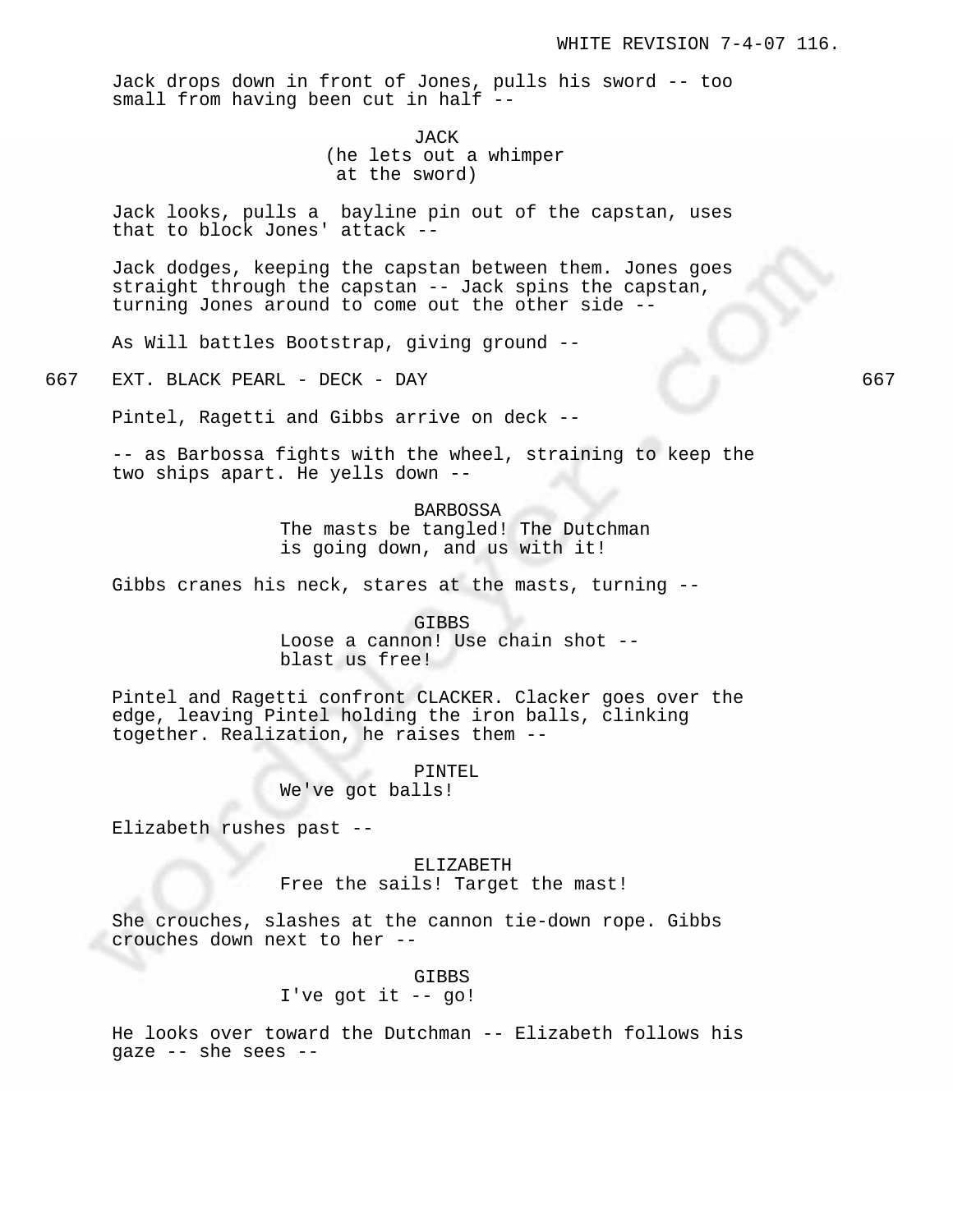Jack drops down in front of Jones, pulls his sword -- too small from having been cut in half --

JACK
(he lets out a whimper at the sword)

Jack looks, pulls a bayline pin out of the capstan, uses that to block Jones' attack --

Jack dodges, keeping the capstan between them. Jones goes straight through the capstan -- Jack spins the capstan, turning Jones around to come out the other side --

As Will battles Bootstrap, giving ground --

667 EXT. BLACK PEARL - DECK - DAY 667

Pintel, Ragetti and Gibbs arrive on deck --

-- as Barbossa fights with the wheel, straining to keep the two ships apart. He yells down --

BARBOSSA
The masts be tangled! The Dutchman is going down, and us with it!

Gibbs cranes his neck, stares at the masts, turning --

GIBBS
Loose a cannon! Use chain shot -- blast us free!

Pintel and Ragetti confront CLACKER. Clacker goes over the edge, leaving Pintel holding the iron balls, clinking together. Realization, he raises them --

PINTEL
We've got balls!

Elizabeth rushes past --

ELIZABETH
Free the sails! Target the mast!

She crouches, slashes at the cannon tie-down rope. Gibbs crouches down next to her --

GIBBS
I've got it -- go!

He looks over toward the Dutchman -- Elizabeth follows his gaze -- she sees --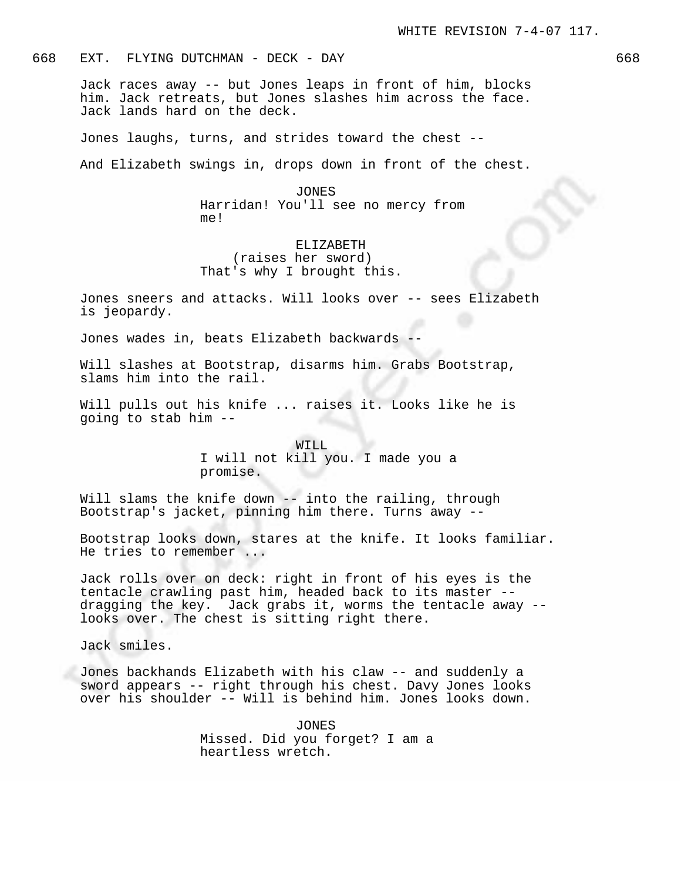668 EXT. FLYING DUTCHMAN - DECK - DAY 668

Jack races away -- but Jones leaps in front of him, blocks him. Jack retreats, but Jones slashes him across the face. Jack lands hard on the deck.

Jones laughs, turns, and strides toward the chest --

And Elizabeth swings in, drops down in front of the chest.

JONES
Harridan! You'll see no mercy from me!

ELIZABETH
(raises her sword)
That's why I brought this.

Jones sneers and attacks. Will looks over -- sees Elizabeth is jeopardy.

Jones wades in, beats Elizabeth backwards --

Will slashes at Bootstrap, disarms him. Grabs Bootstrap, slams him into the rail.

Will pulls out his knife ... raises it. Looks like he is going to stab him --

WILL
I will not kill you. I made you a promise.

Will slams the knife down -- into the railing, through Bootstrap's jacket, pinning him there. Turns away --

Bootstrap looks down, stares at the knife. It looks familiar. He tries to remember ...

Jack rolls over on deck: right in front of his eyes is the tentacle crawling past him, headed back to its master -- dragging the key. Jack grabs it, worms the tentacle away -- looks over. The chest is sitting right there.

Jack smiles.

Jones backhands Elizabeth with his claw -- and suddenly a sword appears -- right through his chest. Davy Jones looks over his shoulder -- Will is behind him. Jones looks down.

JONES
Missed. Did you forget? I am a heartless wretch.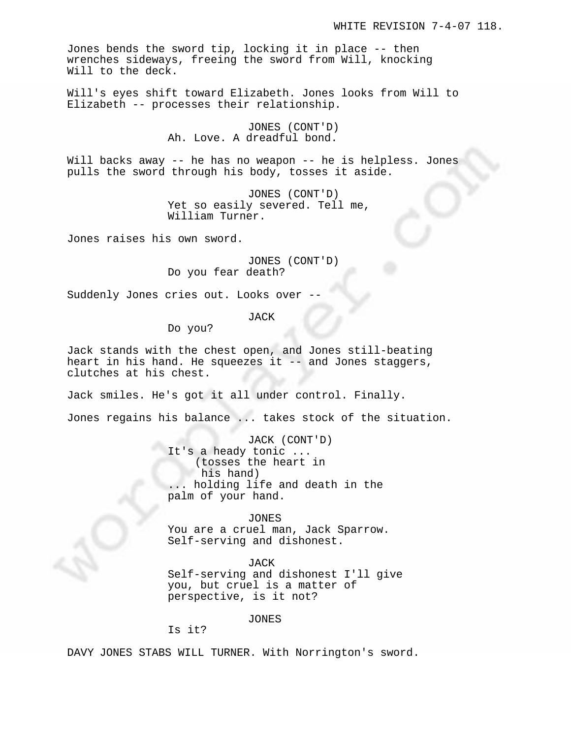Jones bends the sword tip, locking it in place -- then wrenches sideways, freeing the sword from Will, knocking Will to the deck.

Will's eyes shift toward Elizabeth. Jones looks from Will to Elizabeth -- processes their relationship.

JONES (CONT'D)
Ah. Love. A dreadful bond.

Will backs away -- he has no weapon -- he is helpless. Jones pulls the sword through his body, tosses it aside.

JONES (CONT'D)
Yet so easily severed. Tell me, William Turner.

Jones raises his own sword.

JONES (CONT'D)
Do you fear death?

Suddenly Jones cries out. Looks over --

JACK
Do you?

Jack stands with the chest open, and Jones still-beating heart in his hand. He squeezes it -- and Jones staggers, clutches at his chest.

Jack smiles. He's got it all under control. Finally.

Jones regains his balance ... takes stock of the situation.

JACK (CONT'D)
It's a heady tonic ...
(tosses the heart in his hand)
... holding life and death in the palm of your hand.

JONES
You are a cruel man, Jack Sparrow. Self-serving and dishonest.

JACK
Self-serving and dishonest I'll give you, but cruel is a matter of perspective, is it not?

JONES
Is it?

DAVY JONES STABS WILL TURNER. With Norrington's sword.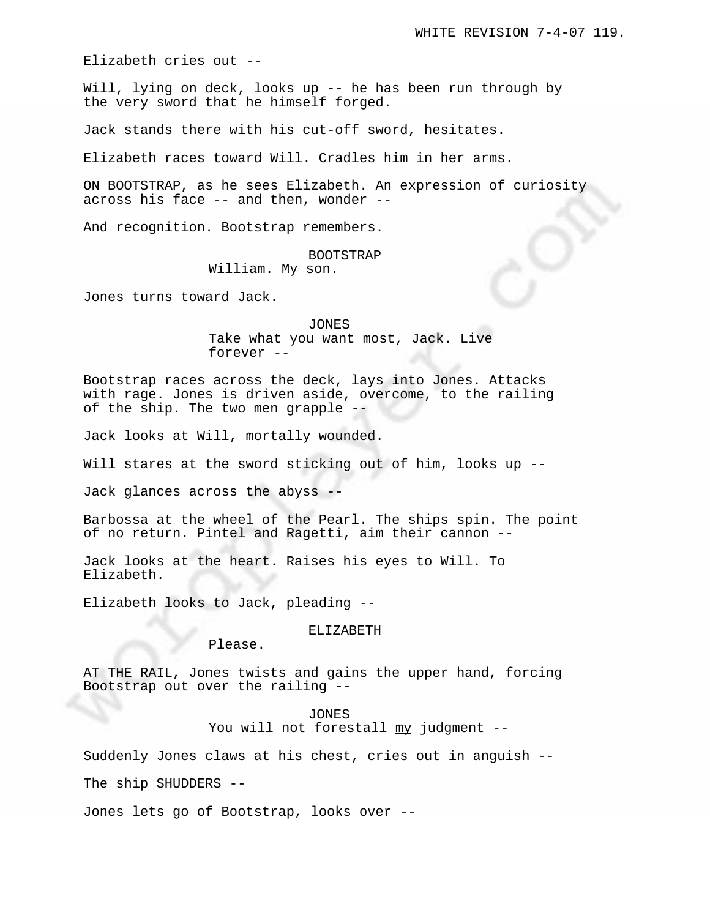Elizabeth cries out --

Will, lying on deck, looks up -- he has been run through by the very sword that he himself forged.

Jack stands there with his cut-off sword, hesitates.

Elizabeth races toward Will. Cradles him in her arms.

ON BOOTSTRAP, as he sees Elizabeth. An expression of curiosity across his face -- and then, wonder --

And recognition. Bootstrap remembers.

BOOTSTRAP
William. My son.

Jones turns toward Jack.

JONES
Take what you want most, Jack. Live forever --

Bootstrap races across the deck, lays into Jones. Attacks with rage. Jones is driven aside, overcome, to the railing of the ship. The two men grapple --

Jack looks at Will, mortally wounded.

Will stares at the sword sticking out of him, looks up --

Jack glances across the abyss --

Barbossa at the wheel of the Pearl. The ships spin. The point of no return. Pintel and Ragetti, aim their cannon --

Jack looks at the heart. Raises his eyes to Will. To Elizabeth.

Elizabeth looks to Jack, pleading --

ELIZABETH
Please.

AT THE RAIL, Jones twists and gains the upper hand, forcing Bootstrap out over the railing --

JONES
You will not forestall _my_ judgment --

Suddenly Jones claws at his chest, cries out in anguish --

The ship SHUDDERS --

Jones lets go of Bootstrap, looks over --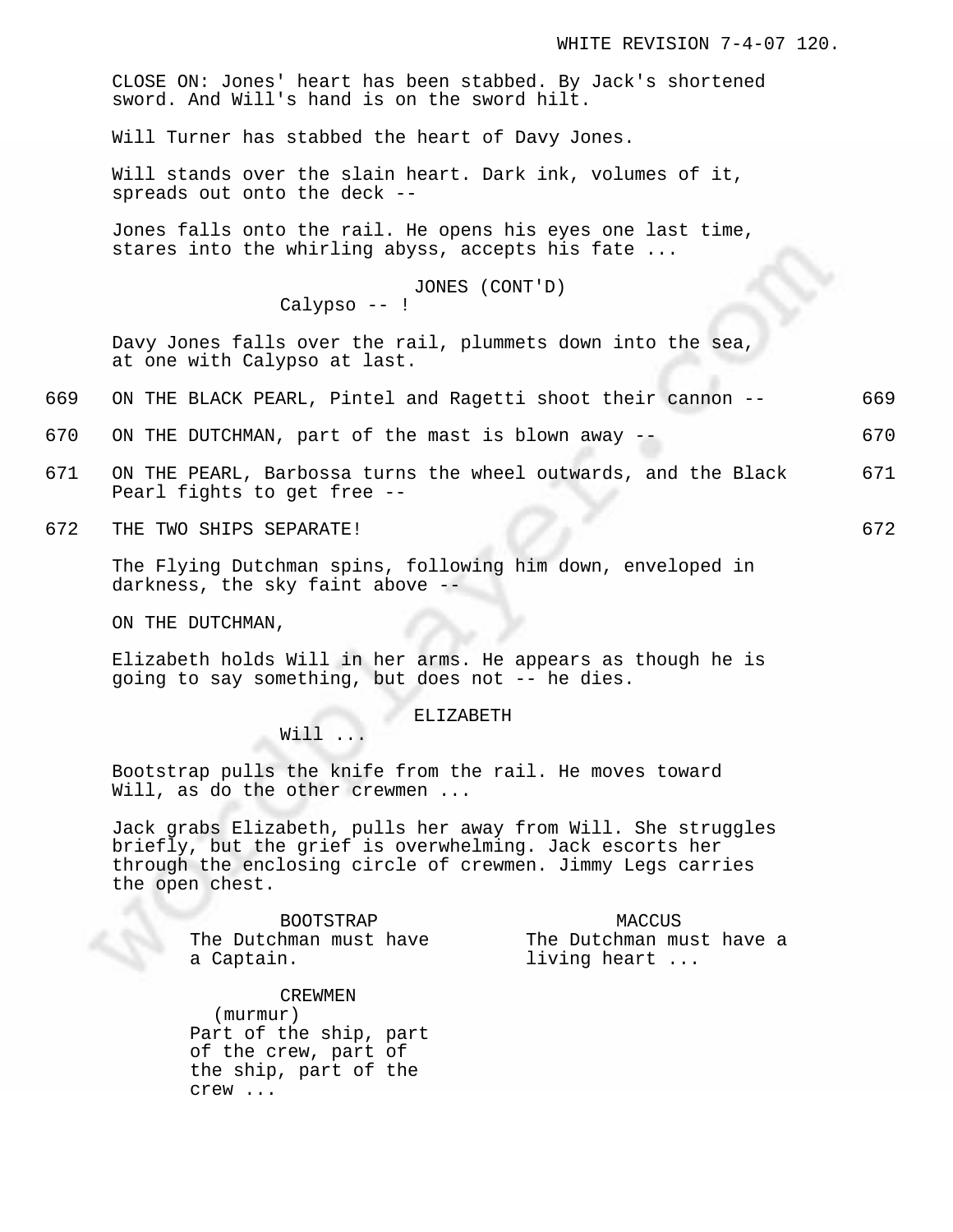CLOSE ON: Jones' heart has been stabbed. By Jack's shortened sword. And Will's hand is on the sword hilt.

Will Turner has stabbed the heart of Davy Jones.

Will stands over the slain heart. Dark ink, volumes of it, spreads out onto the deck --

Jones falls onto the rail. He opens his eyes one last time, stares into the whirling abyss, accepts his fate ...

JONES (CONT'D)
Calypso -- !

Davy Jones falls over the rail, plummets down into the sea, at one with Calypso at last.

669 ON THE BLACK PEARL, Pintel and Ragetti shoot their cannon -- 669

670 ON THE DUTCHMAN, part of the mast is blown away -- 670

671 ON THE PEARL, Barbossa turns the wheel outwards, and the Black Pearl fights to get free -- 671

672 THE TWO SHIPS SEPARATE! 672

The Flying Dutchman spins, following him down, enveloped in darkness, the sky faint above --

ON THE DUTCHMAN,

Elizabeth holds Will in her arms. He appears as though he is going to say something, but does not -- he dies.

ELIZABETH
Will ...

Bootstrap pulls the knife from the rail. He moves toward Will, as do the other crewmen ...

Jack grabs Elizabeth, pulls her away from Will. She struggles briefly, but the grief is overwhelming. Jack escorts her through the enclosing circle of crewmen. Jimmy Legs carries the open chest.

BOOTSTRAP
The Dutchman must have a Captain.

MACCUS
The Dutchman must have a living heart ...

CREWMEN
(murmur)
Part of the ship, part of the crew, part of the ship, part of the crew ...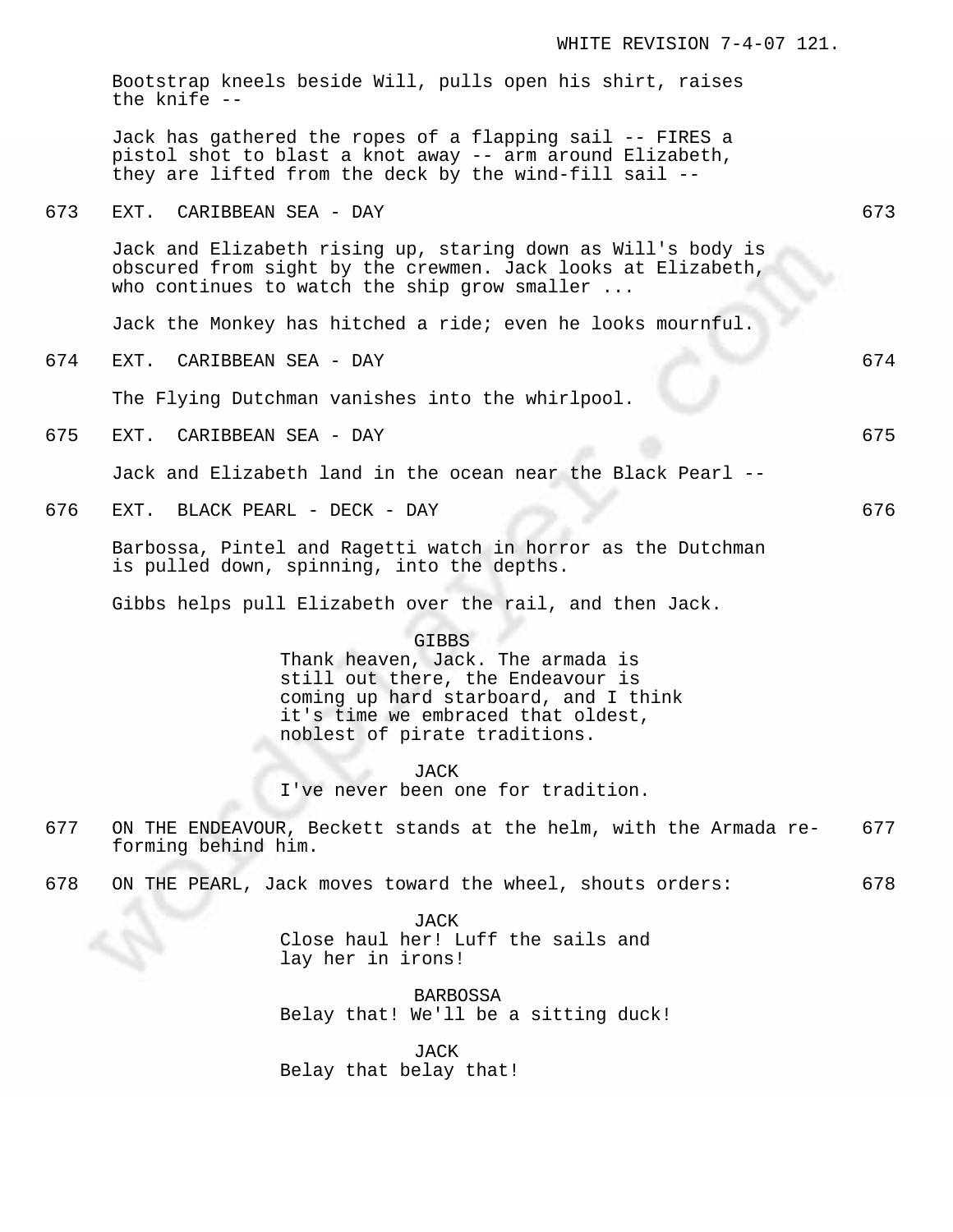Bootstrap kneels beside Will, pulls open his shirt, raises the knife --

Jack has gathered the ropes of a flapping sail -- FIRES a pistol shot to blast a knot away -- arm around Elizabeth, they are lifted from the deck by the wind-fill sail --

673 EXT. CARIBBEAN SEA - DAY 673

Jack and Elizabeth rising up, staring down as Will's body is obscured from sight by the crewmen. Jack looks at Elizabeth, who continues to watch the ship grow smaller ...

Jack the Monkey has hitched a ride; even he looks mournful.

674 EXT. CARIBBEAN SEA - DAY 674

The Flying Dutchman vanishes into the whirlpool.

675 EXT. CARIBBEAN SEA - DAY 675

Jack and Elizabeth land in the ocean near the Black Pearl --

676 EXT. BLACK PEARL - DECK - DAY 676

Barbossa, Pintel and Ragetti watch in horror as the Dutchman is pulled down, spinning, into the depths.

Gibbs helps pull Elizabeth over the rail, and then Jack.

GIBBS
Thank heaven, Jack. The armada is still out there, the Endeavour is coming up hard starboard, and I think it's time we embraced that oldest, noblest of pirate traditions.

JACK
I've never been one for tradition.

677 ON THE ENDEAVOUR, Beckett stands at the helm, with the Armada re-forming behind him. 677

678 ON THE PEARL, Jack moves toward the wheel, shouts orders: 678

JACK
Close haul her! Luff the sails and lay her in irons!

BARBOSSA
Belay that! We'll be a sitting duck!

JACK
Belay that belay that!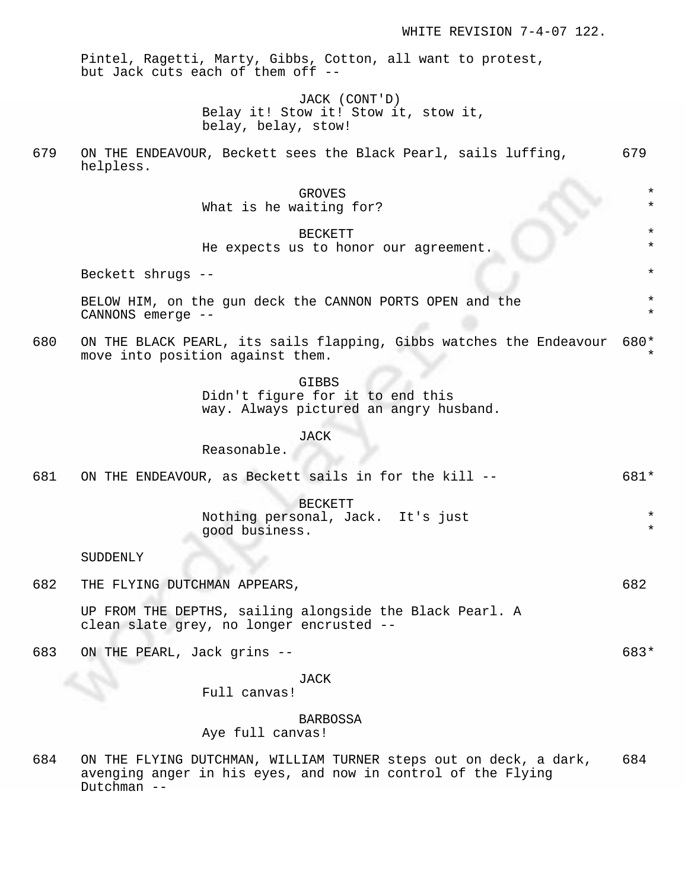Pintel, Ragetti, Marty, Gibbs, Cotton, all want to protest, but Jack cuts each of them off --

JACK (CONT'D)
Belay it! Stow it! Stow it, stow it, belay, belay, stow!

679 ON THE ENDEAVOUR, Beckett sees the Black Pearl, sails luffing, helpless. 679

GROVES
What is he waiting for?

BECKETT
He expects us to honor our agreement.

Beckett shrugs --

BELOW HIM, on the gun deck the CANNON PORTS OPEN and the CANNONS emerge --

680 ON THE BLACK PEARL, its sails flapping, Gibbs watches the Endeavour move into position against them. 680*

GIBBS
Didn't figure for it to end this way. Always pictured an angry husband.

JACK
Reasonable.

681 ON THE ENDEAVOUR, as Beckett sails in for the kill -- 681*

BECKETT
Nothing personal, Jack. It's just good business.

SUDDENLY

682 THE FLYING DUTCHMAN APPEARS, 682

UP FROM THE DEPTHS, sailing alongside the Black Pearl. A clean slate grey, no longer encrusted --

683 ON THE PEARL, Jack grins -- 683*

JACK
Full canvas!

BARBOSSA
Aye full canvas!

684 ON THE FLYING DUTCHMAN, WILLIAM TURNER steps out on deck, a dark, avenging anger in his eyes, and now in control of the Flying Dutchman -- 684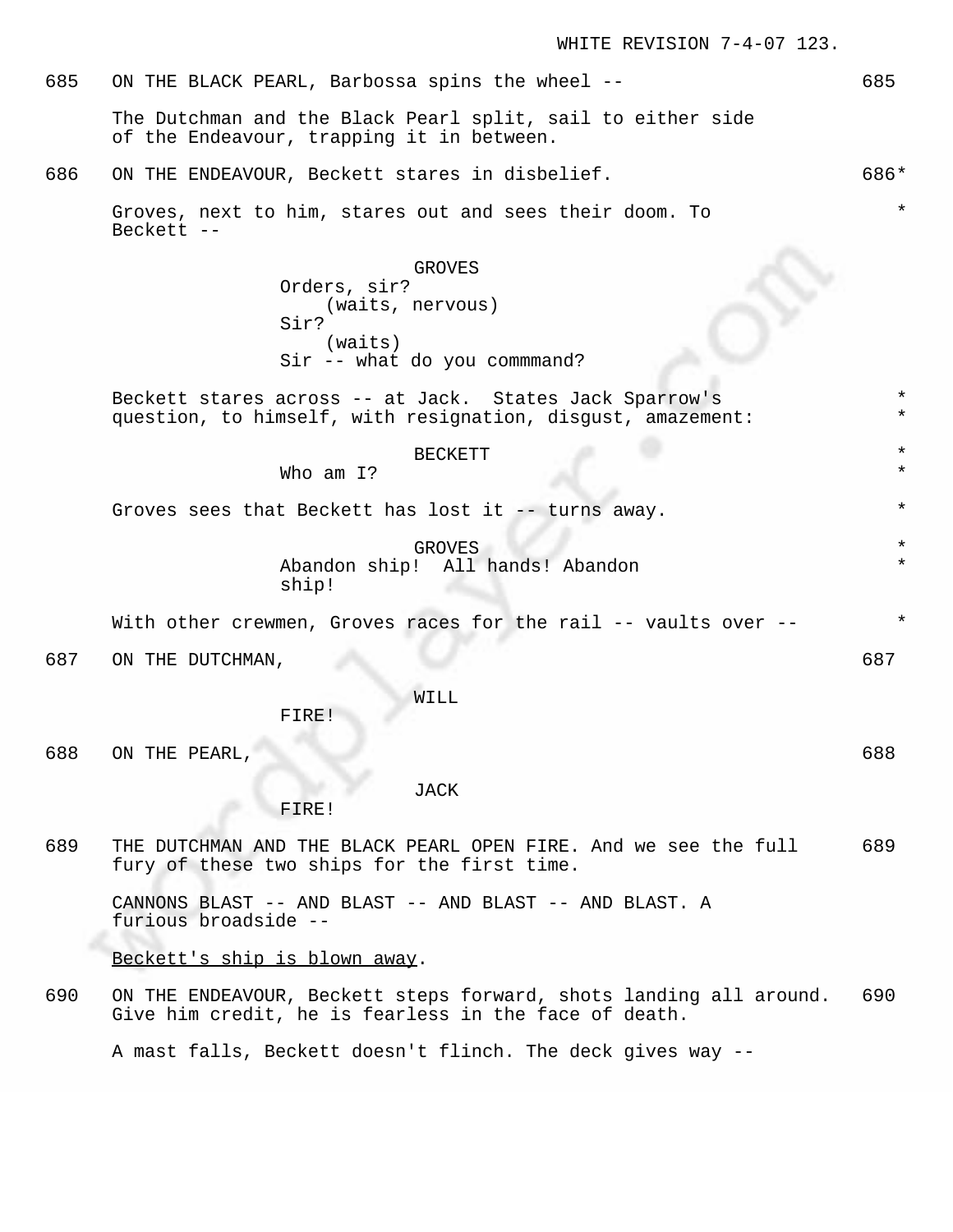685 ON THE BLACK PEARL, Barbossa spins the wheel -- 685

The Dutchman and the Black Pearl split, sail to either side of the Endeavour, trapping it in between.

686 ON THE ENDEAVOUR, Beckett stares in disbelief. 686*

Groves, next to him, stares out and sees their doom. To Beckett -- *

GROVES
Orders, sir?
(waits, nervous)
Sir?
(waits)
Sir -- what do you commmand?

Beckett stares across -- at Jack. States Jack Sparrow's question, to himself, with resignation, disgust, amazement: * *

BECKETT *
Who am I? *

Groves sees that Beckett has lost it -- turns away. *

GROVES *
Abandon ship! All hands! Abandon ship! *

With other crewmen, Groves races for the rail -- vaults over -- *

687 ON THE DUTCHMAN, 687

WILL
FIRE!

688 ON THE PEARL, 688

JACK
FIRE!

689 THE DUTCHMAN AND THE BLACK PEARL OPEN FIRE. And we see the full fury of these two ships for the first time. 689

CANNONS BLAST -- AND BLAST -- AND BLAST -- AND BLAST. A furious broadside --

Beckett's ship is blown away.

690 ON THE ENDEAVOUR, Beckett steps forward, shots landing all around. Give him credit, he is fearless in the face of death. 690

A mast falls, Beckett doesn't flinch. The deck gives way --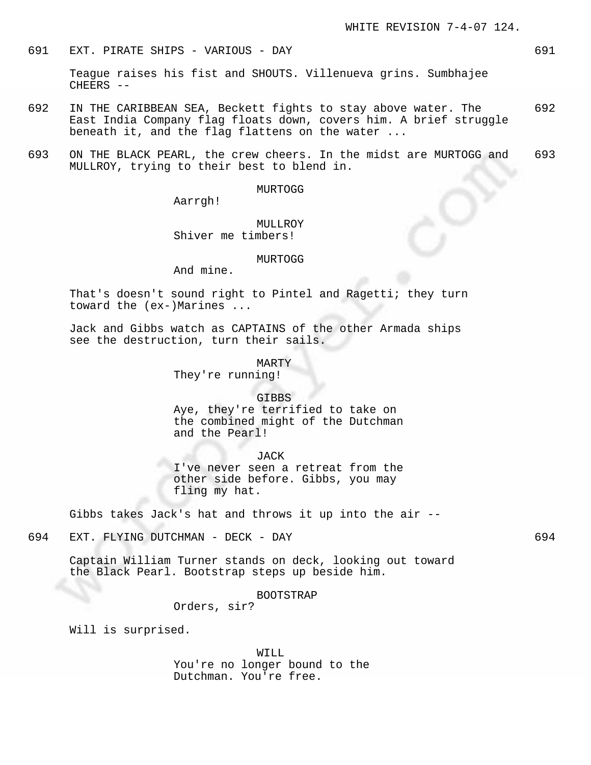691 EXT. PIRATE SHIPS - VARIOUS - DAY 691

Teague raises his fist and SHOUTS. Villenueva grins. Sumbhajee CHEERS --

692 IN THE CARIBBEAN SEA, Beckett fights to stay above water. The East India Company flag floats down, covers him. A brief struggle beneath it, and the flag flattens on the water ... 692

693 ON THE BLACK PEARL, the crew cheers. In the midst are MURTOGG and MULLROY, trying to their best to blend in. 693

MURTOGG
Aarrgh!

MULLROY
Shiver me timbers!

MURTOGG
And mine.

That's doesn't sound right to Pintel and Ragetti; they turn toward the (ex-)Marines ...

Jack and Gibbs watch as CAPTAINS of the other Armada ships see the destruction, turn their sails.

MARTY
They're running!

GIBBS
Aye, they're terrified to take on the combined might of the Dutchman and the Pearl!

JACK
I've never seen a retreat from the other side before. Gibbs, you may fling my hat.

Gibbs takes Jack's hat and throws it up into the air --

694 EXT. FLYING DUTCHMAN - DECK - DAY 694

Captain William Turner stands on deck, looking out toward the Black Pearl. Bootstrap steps up beside him.

BOOTSTRAP
Orders, sir?

Will is surprised.

WILL
You're no longer bound to the Dutchman. You're free.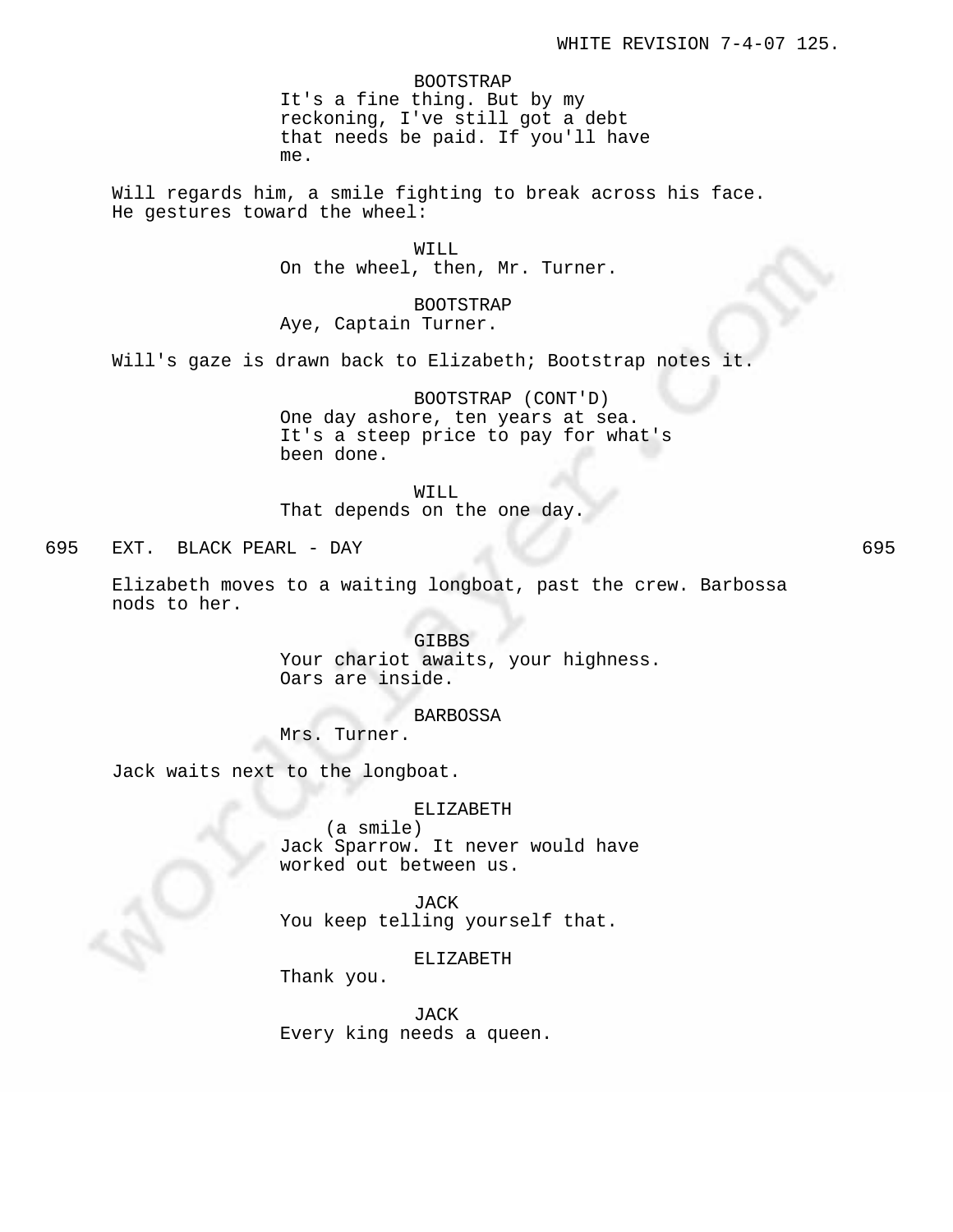BOOTSTRAP

It's a fine thing. But by my reckoning, I've still got a debt that needs be paid. If you'll have me.

Will regards him, a smile fighting to break across his face. He gestures toward the wheel:

WILL

On the wheel, then, Mr. Turner.

BOOTSTRAP

Aye, Captain Turner.

Will's gaze is drawn back to Elizabeth; Bootstrap notes it.

BOOTSTRAP (CONT'D)

One day ashore, ten years at sea. It's a steep price to pay for what's been done.

WILL

That depends on the one day.

695 EXT. BLACK PEARL - DAY 695

Elizabeth moves to a waiting longboat, past the crew. Barbossa nods to her.

GIBBS

Your chariot awaits, your highness. Oars are inside.

BARBOSSA

Mrs. Turner.

Jack waits next to the longboat.

ELIZABETH

(a smile)

Jack Sparrow. It never would have worked out between us.

JACK

You keep telling yourself that.

ELIZABETH

Thank you.

JACK

Every king needs a queen.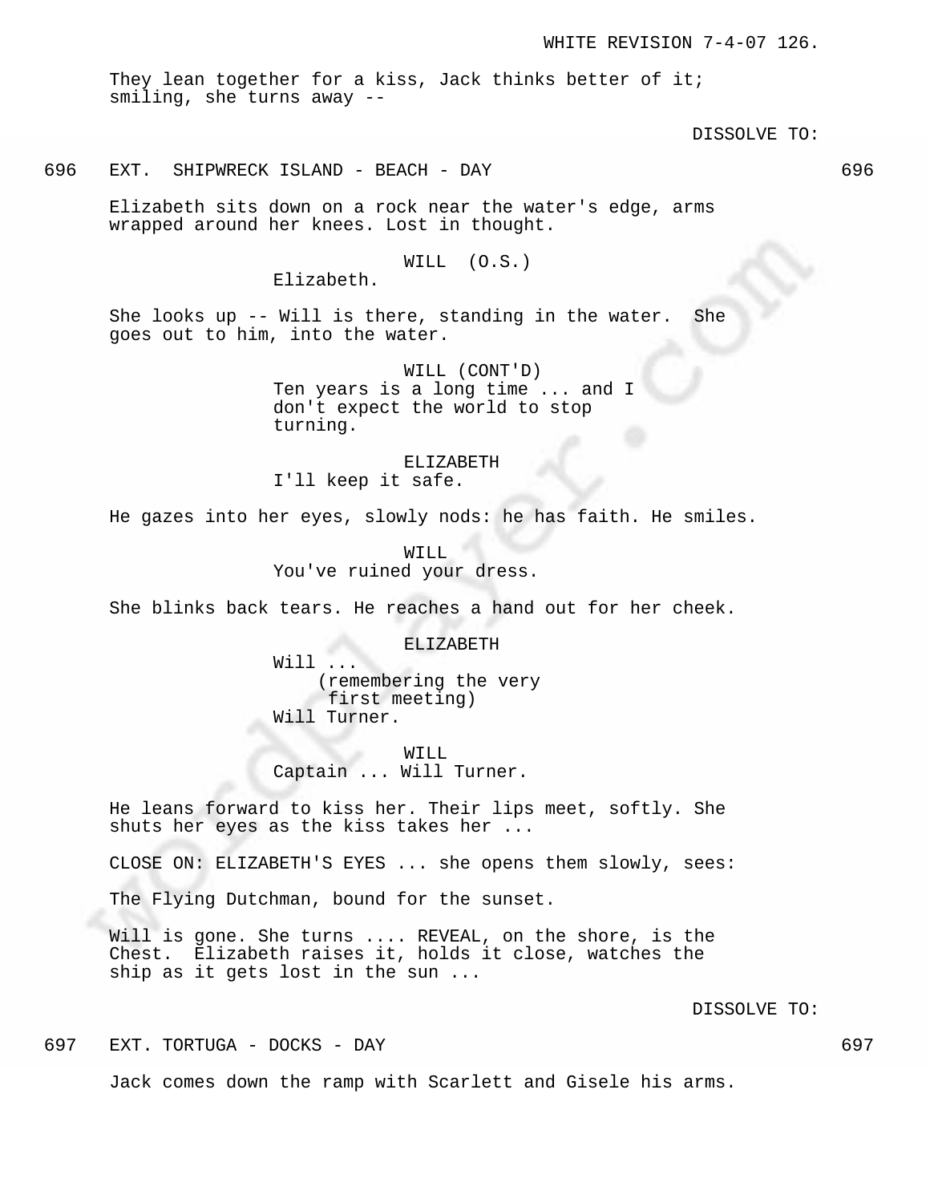They lean together for a kiss, Jack thinks better of it; smiling, she turns away --

DISSOLVE TO:

696 EXT. SHIPWRECK ISLAND - BEACH - DAY 696

Elizabeth sits down on a rock near the water's edge, arms wrapped around her knees. Lost in thought.

WILL (O.S.)
Elizabeth.

She looks up -- Will is there, standing in the water. She goes out to him, into the water.

WILL (CONT'D)
Ten years is a long time ... and I don't expect the world to stop turning.

ELIZABETH
I'll keep it safe.

He gazes into her eyes, slowly nods: he has faith. He smiles.

WILL
You've ruined your dress.

She blinks back tears. He reaches a hand out for her cheek.

ELIZABETH
Will ...
(remembering the very first meeting)
Will Turner.

WILL
Captain ... Will Turner.

He leans forward to kiss her. Their lips meet, softly. She shuts her eyes as the kiss takes her ...

CLOSE ON: ELIZABETH'S EYES ... she opens them slowly, sees:

The Flying Dutchman, bound for the sunset.

Will is gone. She turns .... REVEAL, on the shore, is the Chest. Elizabeth raises it, holds it close, watches the ship as it gets lost in the sun ...

DISSOLVE TO:

697 EXT. TORTUGA - DOCKS - DAY 697

Jack comes down the ramp with Scarlett and Gisele his arms.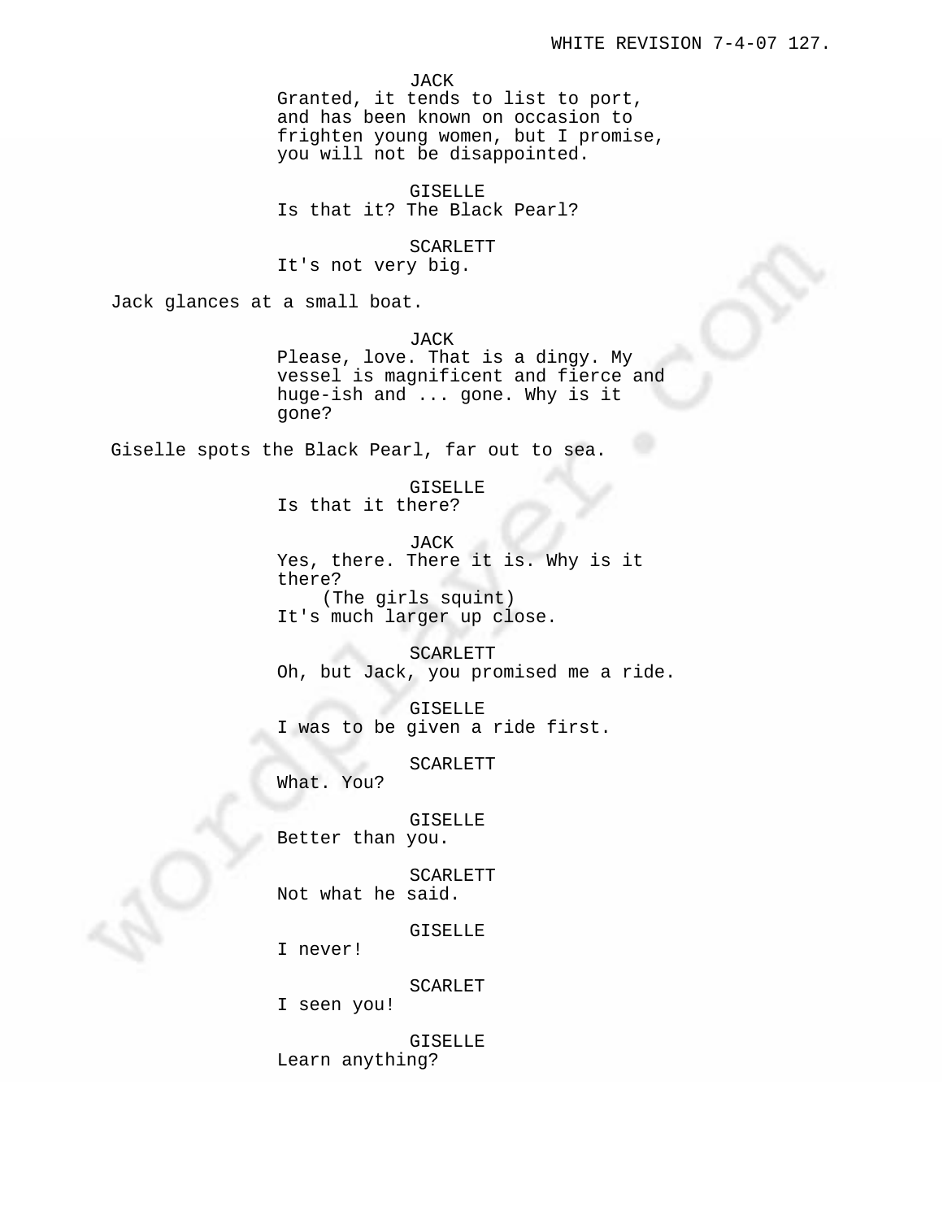JACK
Granted, it tends to list to port, and has been known on occasion to frighten young women, but I promise, you will not be disappointed.

GISELLE
Is that it? The Black Pearl?

SCARLETT
It's not very big.

Jack glances at a small boat.

JACK
Please, love. That is a dingy. My vessel is magnificent and fierce and huge-ish and ... gone. Why is it gone?

Giselle spots the Black Pearl, far out to sea.

GISELLE
Is that it there?

JACK
Yes, there. There it is. Why is it there?
(The girls squint)
It's much larger up close.

SCARLETT
Oh, but Jack, you promised me a ride.

GISELLE
I was to be given a ride first.

SCARLETT
What. You?

GISELLE
Better than you.

SCARLETT
Not what he said.

GISELLE
I never!

SCARLET
I seen you!

GISELLE
Learn anything?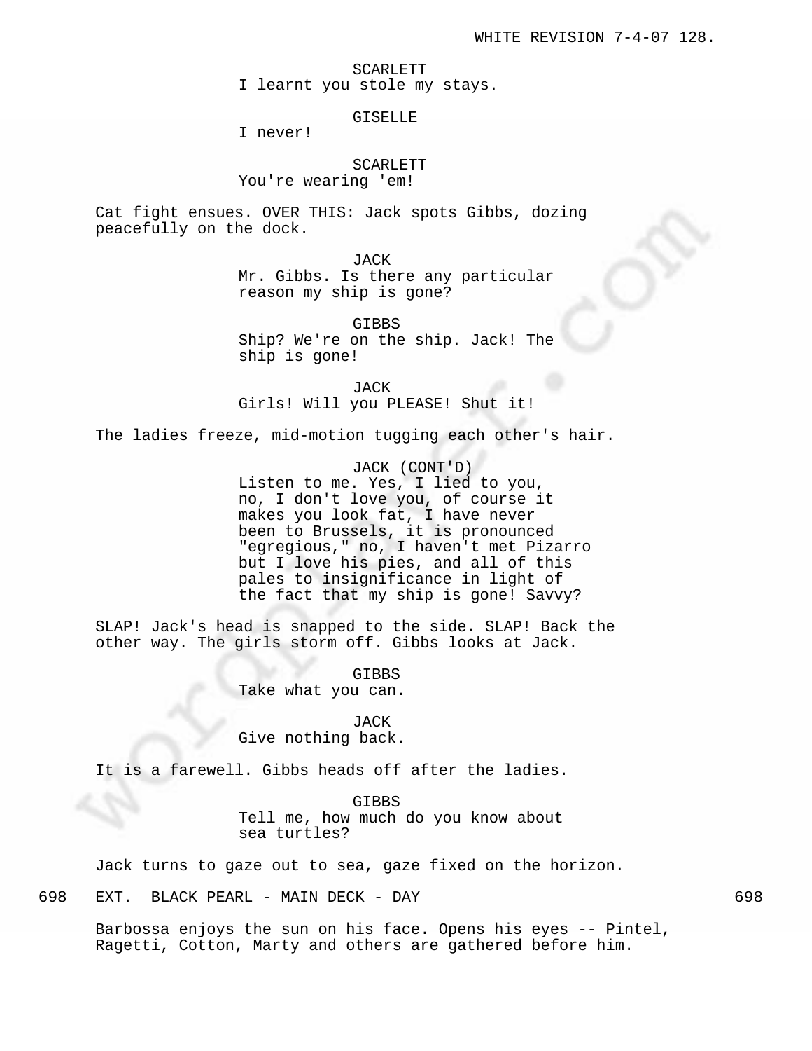SCARLETT
I learnt you stole my stays.

GISELLE
I never!

SCARLETT
You're wearing 'em!

Cat fight ensues. OVER THIS: Jack spots Gibbs, dozing peacefully on the dock.

JACK
Mr. Gibbs. Is there any particular reason my ship is gone?

GIBBS
Ship? We're on the ship. Jack! The ship is gone!

JACK
Girls! Will you PLEASE! Shut it!

The ladies freeze, mid-motion tugging each other's hair.

JACK (CONT'D)
Listen to me. Yes, I lied to you, no, I don't love you, of course it makes you look fat, I have never been to Brussels, it is pronounced "egregious," no, I haven't met Pizarro but I love his pies, and all of this pales to insignificance in light of the fact that my ship is gone! Savvy?

SLAP! Jack's head is snapped to the side. SLAP! Back the other way. The girls storm off. Gibbs looks at Jack.

GIBBS
Take what you can.

JACK
Give nothing back.

It is a farewell. Gibbs heads off after the ladies.

GIBBS
Tell me, how much do you know about sea turtles?

Jack turns to gaze out to sea, gaze fixed on the horizon.

698 EXT. BLACK PEARL - MAIN DECK - DAY 698

Barbossa enjoys the sun on his face. Opens his eyes -- Pintel, Ragetti, Cotton, Marty and others are gathered before him.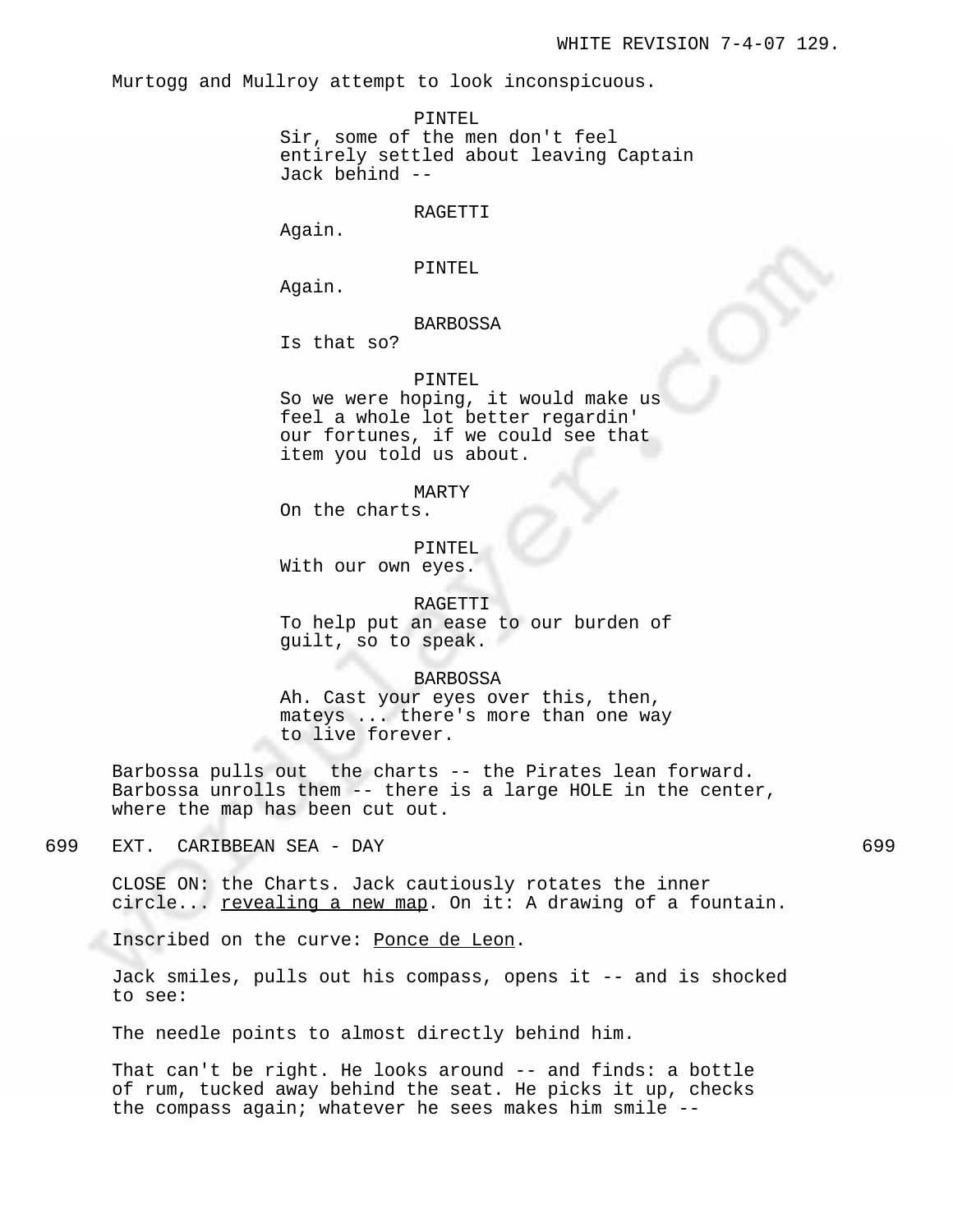Murtogg and Mullroy attempt to look inconspicuous.

PINTEL
Sir, some of the men don't feel entirely settled about leaving Captain Jack behind --

RAGETTI
Again.

PINTEL
Again.

BARBOSSA
Is that so?

PINTEL
So we were hoping, it would make us feel a whole lot better regardin' our fortunes, if we could see that item you told us about.

MARTY
On the charts.

PINTEL
With our own eyes.

RAGETTI
To help put an ease to our burden of guilt, so to speak.

BARBOSSA
Ah. Cast your eyes over this, then, mateys ... there's more than one way to live forever.

Barbossa pulls out  the charts -- the Pirates lean forward. Barbossa unrolls them -- there is a large HOLE in the center, where the map has been cut out.

699 EXT. CARIBBEAN SEA - DAY 699

CLOSE ON: the Charts. Jack cautiously rotates the inner circle... revealing a new map. On it: A drawing of a fountain.

Inscribed on the curve: Ponce de Leon.

Jack smiles, pulls out his compass, opens it -- and is shocked to see:

The needle points to almost directly behind him.

That can't be right. He looks around -- and finds: a bottle of rum, tucked away behind the seat. He picks it up, checks the compass again; whatever he sees makes him smile --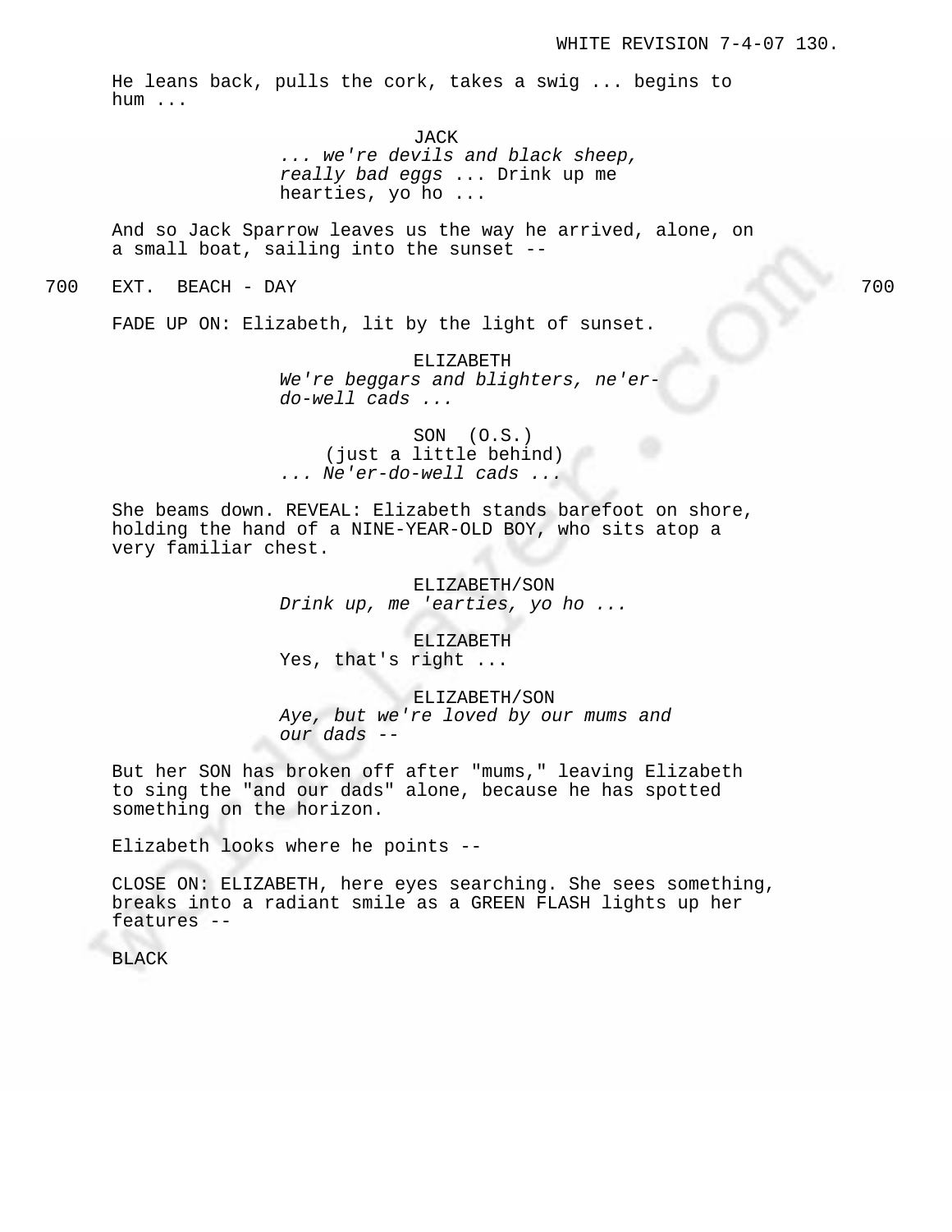He leans back, pulls the cork, takes a swig ... begins to hum ...

JACK
*... we're devils and black sheep, really bad eggs* ... Drink up me hearties, yo ho ...

And so Jack Sparrow leaves us the way he arrived, alone, on a small boat, sailing into the sunset --

700 EXT. BEACH - DAY 700

FADE UP ON: Elizabeth, lit by the light of sunset.

ELIZABETH
*We're beggars and blighters, ne'er-do-well cads ...*

SON (O.S.)
(just a little behind)
*... Ne'er-do-well cads ...*

She beams down. REVEAL: Elizabeth stands barefoot on shore, holding the hand of a NINE-YEAR-OLD BOY, who sits atop a very familiar chest.

ELIZABETH/SON
*Drink up, me 'earties, yo ho ...*

ELIZABETH
Yes, that's right ...

ELIZABETH/SON
*Aye, but we're loved by our mums and our dads --*

But her SON has broken off after "mums," leaving Elizabeth to sing the "and our dads" alone, because he has spotted something on the horizon.

Elizabeth looks where he points --

CLOSE ON: ELIZABETH, here eyes searching. She sees something, breaks into a radiant smile as a GREEN FLASH lights up her features --

BLACK